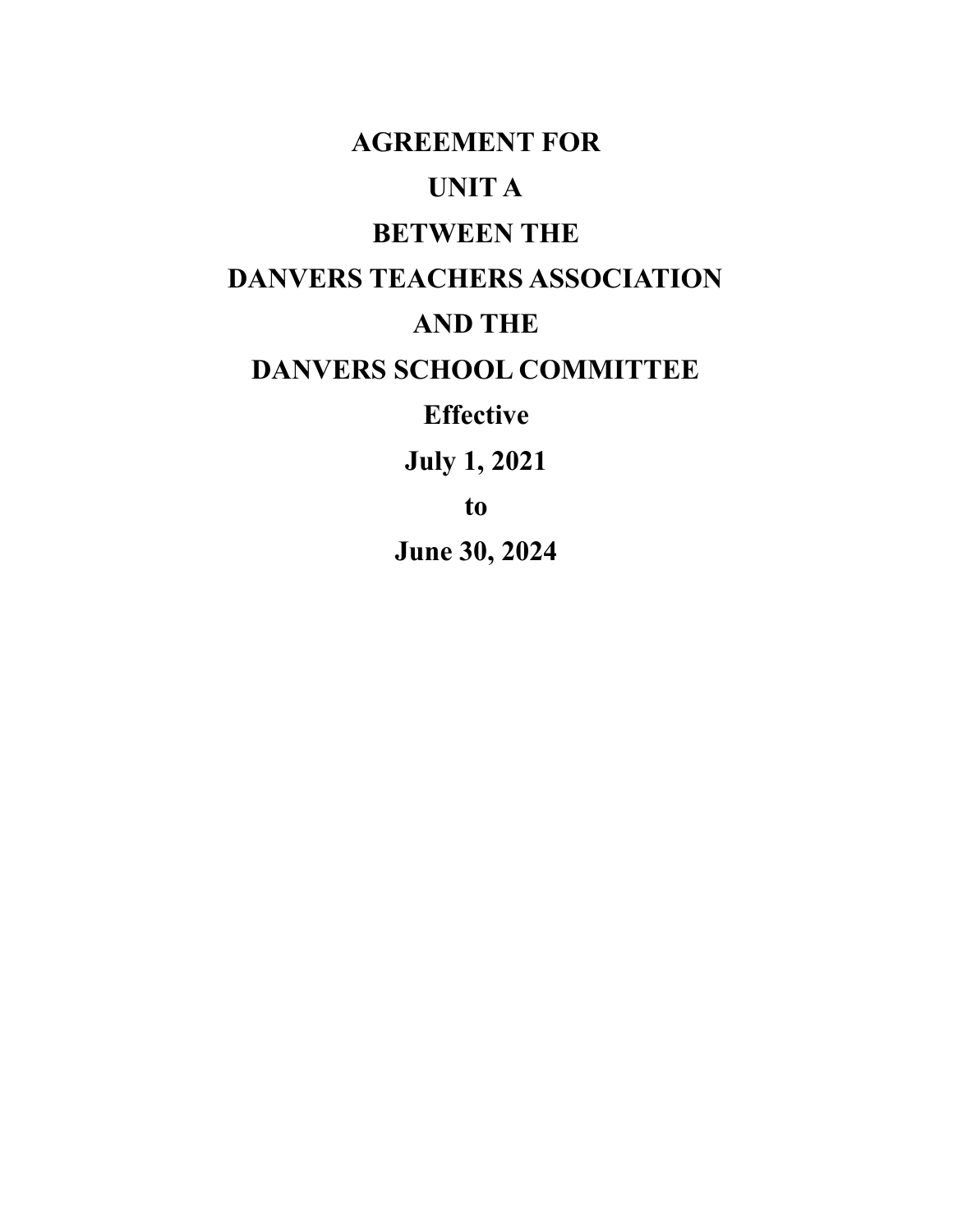# AGREEMENT FOR

# UNIT A

# BETWEEN THE

# DANVERS TEACHERS ASSOCIATION

# AND THE

# DANVERS SCHOOL COMMITTEE

**Effective**

**July 1, 2021**

**to**

**June 30, 2024**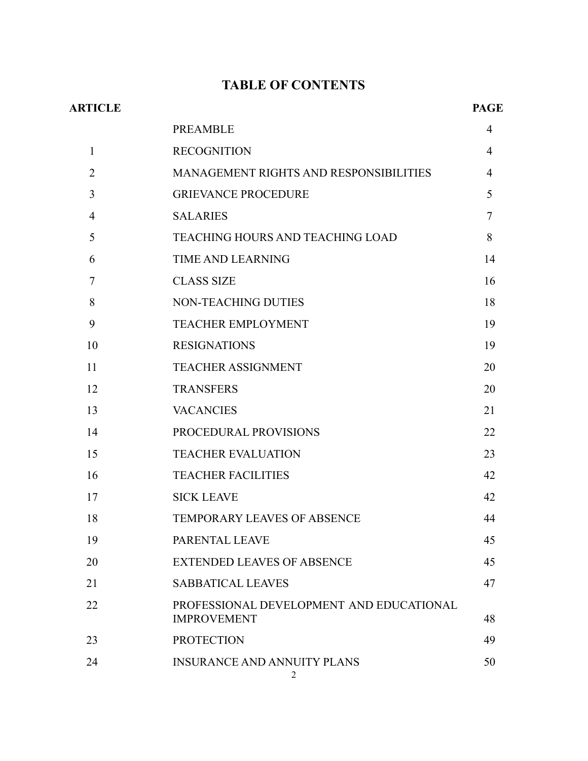# TABLE OF CONTENTS

| ARTICLE | | PAGE |
|---|---|---|
| | PREAMBLE | 4 |
| 1 | RECOGNITION | 4 |
| 2 | MANAGEMENT RIGHTS AND RESPONSIBILITIES | 4 |
| 3 | GRIEVANCE PROCEDURE | 5 |
| 4 | SALARIES | 7 |
| 5 | TEACHING HOURS AND TEACHING LOAD | 8 |
| 6 | TIME AND LEARNING | 14 |
| 7 | CLASS SIZE | 16 |
| 8 | NON-TEACHING DUTIES | 18 |
| 9 | TEACHER EMPLOYMENT | 19 |
| 10 | RESIGNATIONS | 19 |
| 11 | TEACHER ASSIGNMENT | 20 |
| 12 | TRANSFERS | 20 |
| 13 | VACANCIES | 21 |
| 14 | PROCEDURAL PROVISIONS | 22 |
| 15 | TEACHER EVALUATION | 23 |
| 16 | TEACHER FACILITIES | 42 |
| 17 | SICK LEAVE | 42 |
| 18 | TEMPORARY LEAVES OF ABSENCE | 44 |
| 19 | PARENTAL LEAVE | 45 |
| 20 | EXTENDED LEAVES OF ABSENCE | 45 |
| 21 | SABBATICAL LEAVES | 47 |
| 22 | PROFESSIONAL DEVELOPMENT AND EDUCATIONAL IMPROVEMENT | 48 |
| 23 | PROTECTION | 49 |
| 24 | INSURANCE AND ANNUITY PLANS | 50 |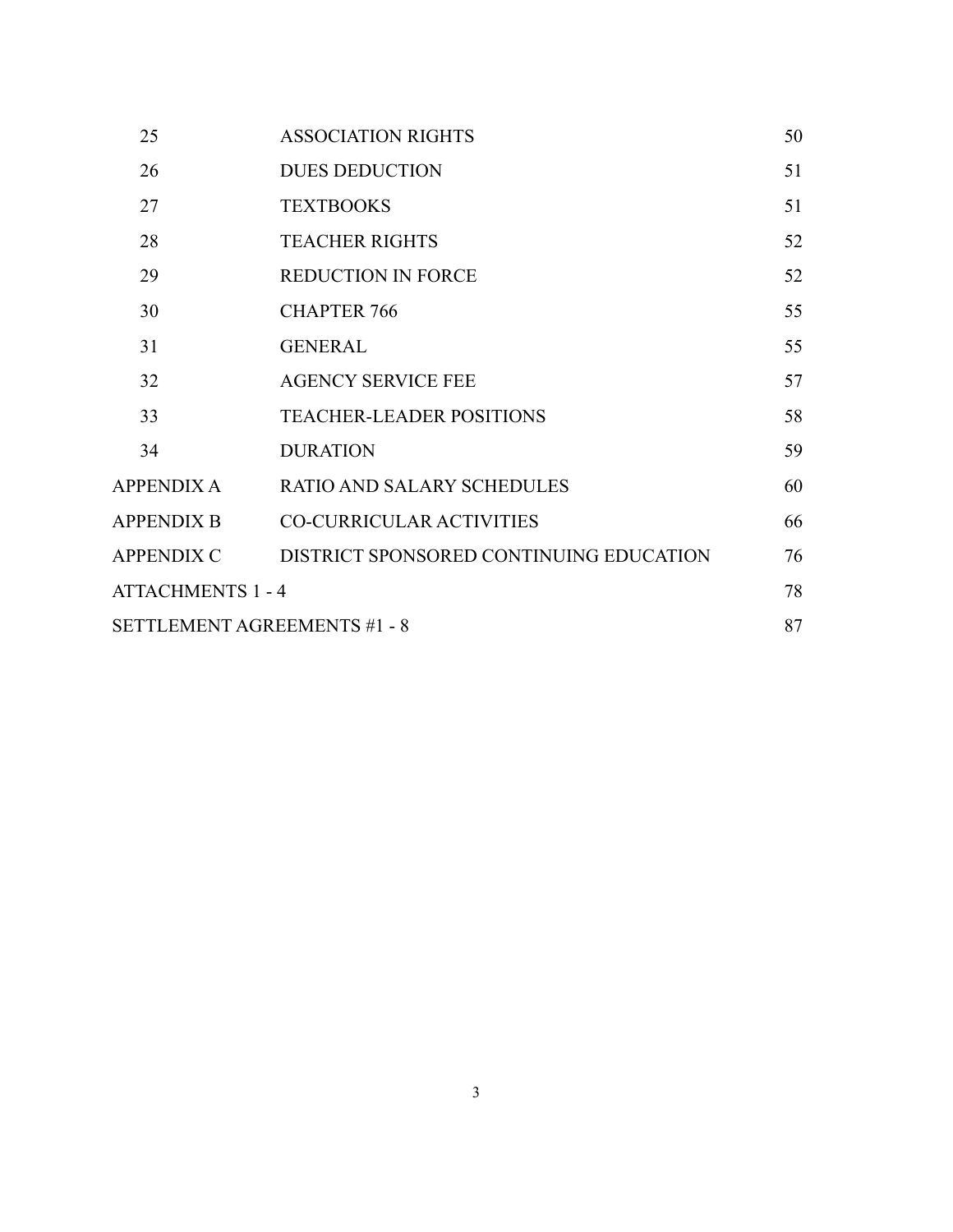| | | |
|---|---|---|
| 25 | ASSOCIATION RIGHTS | 50 |
| 26 | DUES DEDUCTION | 51 |
| 27 | TEXTBOOKS | 51 |
| 28 | TEACHER RIGHTS | 52 |
| 29 | REDUCTION IN FORCE | 52 |
| 30 | CHAPTER 766 | 55 |
| 31 | GENERAL | 55 |
| 32 | AGENCY SERVICE FEE | 57 |
| 33 | TEACHER-LEADER POSITIONS | 58 |
| 34 | DURATION | 59 |
| APPENDIX A | RATIO AND SALARY SCHEDULES | 60 |
| APPENDIX B | CO-CURRICULAR ACTIVITIES | 66 |
| APPENDIX C | DISTRICT SPONSORED CONTINUING EDUCATION | 76 |
| ATTACHMENTS 1 - 4 | | 78 |
| SETTLEMENT AGREEMENTS #1 - 8 | | 87 |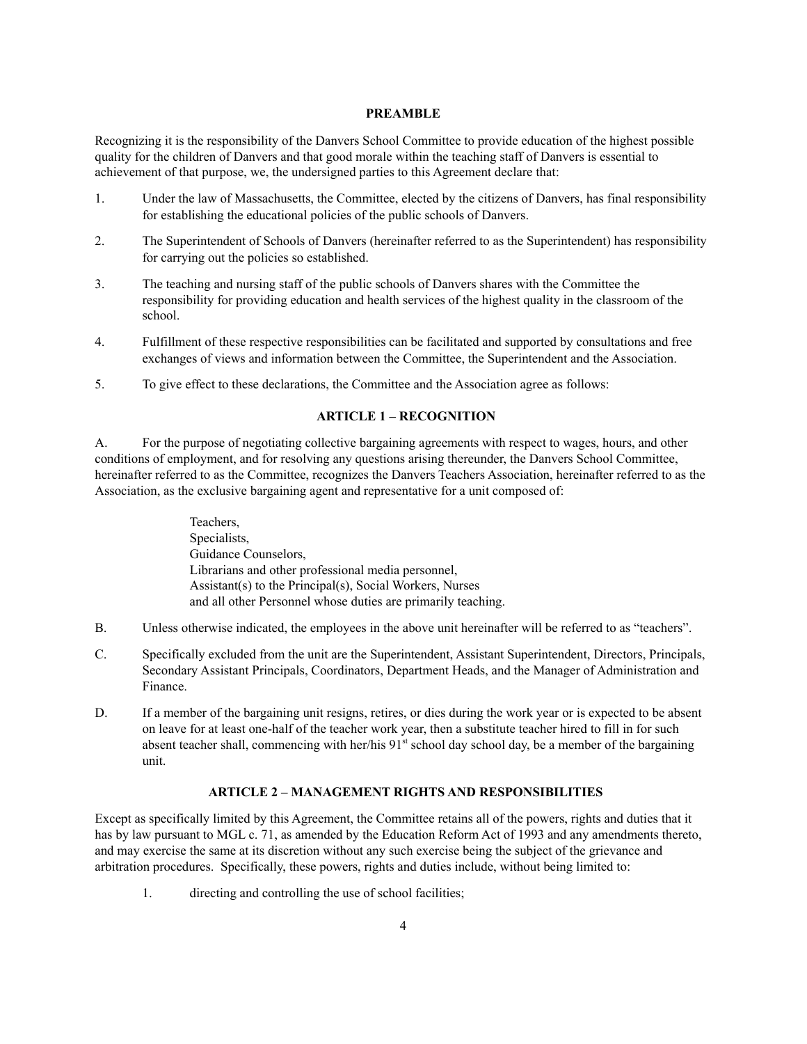## PREAMBLE

Recognizing it is the responsibility of the Danvers School Committee to provide education of the highest possible quality for the children of Danvers and that good morale within the teaching staff of Danvers is essential to achievement of that purpose, we, the undersigned parties to this Agreement declare that:

1. Under the law of Massachusetts, the Committee, elected by the citizens of Danvers, has final responsibility for establishing the educational policies of the public schools of Danvers.
2. The Superintendent of Schools of Danvers (hereinafter referred to as the Superintendent) has responsibility for carrying out the policies so established.
3. The teaching and nursing staff of the public schools of Danvers shares with the Committee the responsibility for providing education and health services of the highest quality in the classroom of the school.
4. Fulfillment of these respective responsibilities can be facilitated and supported by consultations and free exchanges of views and information between the Committee, the Superintendent and the Association.
5. To give effect to these declarations, the Committee and the Association agree as follows:

## ARTICLE 1 – RECOGNITION

A. For the purpose of negotiating collective bargaining agreements with respect to wages, hours, and other conditions of employment, and for resolving any questions arising thereunder, the Danvers School Committee, hereinafter referred to as the Committee, recognizes the Danvers Teachers Association, hereinafter referred to as the Association, as the exclusive bargaining agent and representative for a unit composed of:

> Teachers,
> Specialists,
> Guidance Counselors,
> Librarians and other professional media personnel,
> Assistant(s) to the Principal(s), Social Workers, Nurses
> and all other Personnel whose duties are primarily teaching.

B. Unless otherwise indicated, the employees in the above unit hereinafter will be referred to as "teachers".

C. Specifically excluded from the unit are the Superintendent, Assistant Superintendent, Directors, Principals, Secondary Assistant Principals, Coordinators, Department Heads, and the Manager of Administration and Finance.

D. If a member of the bargaining unit resigns, retires, or dies during the work year or is expected to be absent on leave for at least one-half of the teacher work year, then a substitute teacher hired to fill in for such absent teacher shall, commencing with her/his 91st school day school day, be a member of the bargaining unit.

## ARTICLE 2 – MANAGEMENT RIGHTS AND RESPONSIBILITIES

Except as specifically limited by this Agreement, the Committee retains all of the powers, rights and duties that it has by law pursuant to MGL c. 71, as amended by the Education Reform Act of 1993 and any amendments thereto, and may exercise the same at its discretion without any such exercise being the subject of the grievance and arbitration procedures. Specifically, these powers, rights and duties include, without being limited to:

1. directing and controlling the use of school facilities;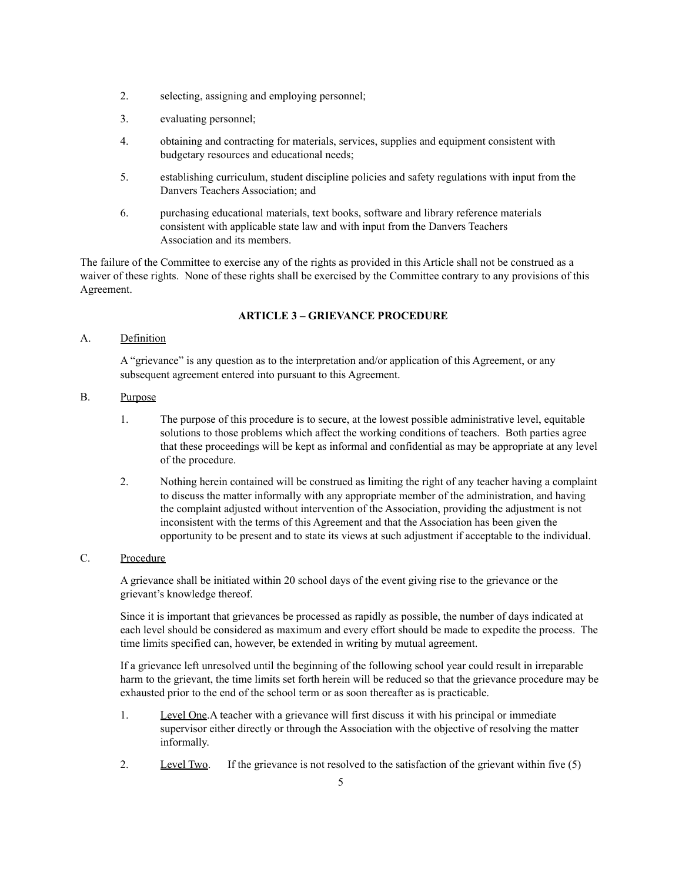2. selecting, assigning and employing personnel;

3. evaluating personnel;

4. obtaining and contracting for materials, services, supplies and equipment consistent with budgetary resources and educational needs;

5. establishing curriculum, student discipline policies and safety regulations with input from the Danvers Teachers Association; and

6. purchasing educational materials, text books, software and library reference materials consistent with applicable state law and with input from the Danvers Teachers Association and its members.

The failure of the Committee to exercise any of the rights as provided in this Article shall not be construed as a waiver of these rights. None of these rights shall be exercised by the Committee contrary to any provisions of this Agreement.

## ARTICLE 3 – GRIEVANCE PROCEDURE

A. Definition

A "grievance" is any question as to the interpretation and/or application of this Agreement, or any subsequent agreement entered into pursuant to this Agreement.

B. Purpose

1. The purpose of this procedure is to secure, at the lowest possible administrative level, equitable solutions to those problems which affect the working conditions of teachers. Both parties agree that these proceedings will be kept as informal and confidential as may be appropriate at any level of the procedure.

2. Nothing herein contained will be construed as limiting the right of any teacher having a complaint to discuss the matter informally with any appropriate member of the administration, and having the complaint adjusted without intervention of the Association, providing the adjustment is not inconsistent with the terms of this Agreement and that the Association has been given the opportunity to be present and to state its views at such adjustment if acceptable to the individual.

C. Procedure

A grievance shall be initiated within 20 school days of the event giving rise to the grievance or the grievant's knowledge thereof.

Since it is important that grievances be processed as rapidly as possible, the number of days indicated at each level should be considered as maximum and every effort should be made to expedite the process. The time limits specified can, however, be extended in writing by mutual agreement.

If a grievance left unresolved until the beginning of the following school year could result in irreparable harm to the grievant, the time limits set forth herein will be reduced so that the grievance procedure may be exhausted prior to the end of the school term or as soon thereafter as is practicable.

1. Level One. A teacher with a grievance will first discuss it with his principal or immediate supervisor either directly or through the Association with the objective of resolving the matter informally.

2. Level Two. If the grievance is not resolved to the satisfaction of the grievant within five (5)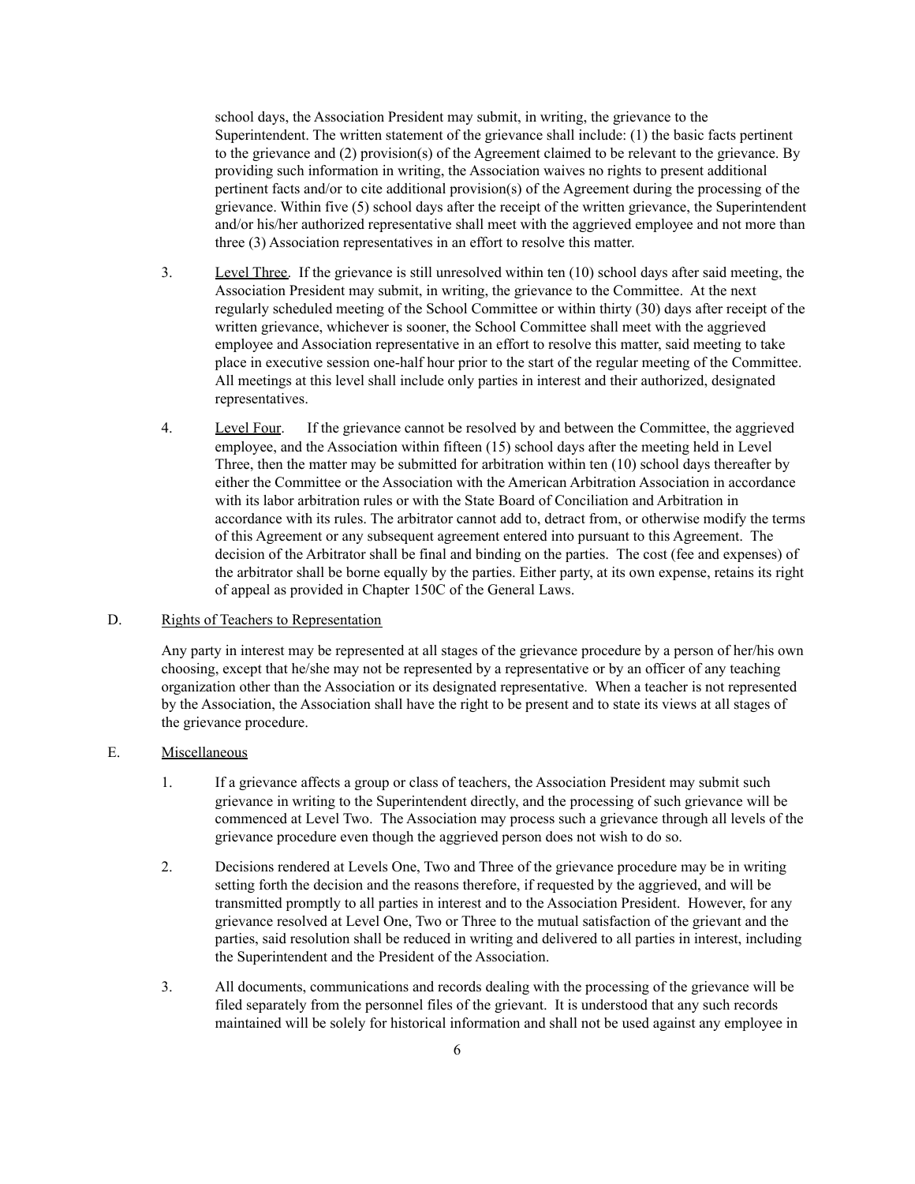school days, the Association President may submit, in writing, the grievance to the Superintendent. The written statement of the grievance shall include: (1) the basic facts pertinent to the grievance and (2) provision(s) of the Agreement claimed to be relevant to the grievance. By providing such information in writing, the Association waives no rights to present additional pertinent facts and/or to cite additional provision(s) of the Agreement during the processing of the grievance. Within five (5) school days after the receipt of the written grievance, the Superintendent and/or his/her authorized representative shall meet with the aggrieved employee and not more than three (3) Association representatives in an effort to resolve this matter.

3. Level Three. If the grievance is still unresolved within ten (10) school days after said meeting, the Association President may submit, in writing, the grievance to the Committee. At the next regularly scheduled meeting of the School Committee or within thirty (30) days after receipt of the written grievance, whichever is sooner, the School Committee shall meet with the aggrieved employee and Association representative in an effort to resolve this matter, said meeting to take place in executive session one-half hour prior to the start of the regular meeting of the Committee. All meetings at this level shall include only parties in interest and their authorized, designated representatives.

4. Level Four. If the grievance cannot be resolved by and between the Committee, the aggrieved employee, and the Association within fifteen (15) school days after the meeting held in Level Three, then the matter may be submitted for arbitration within ten (10) school days thereafter by either the Committee or the Association with the American Arbitration Association in accordance with its labor arbitration rules or with the State Board of Conciliation and Arbitration in accordance with its rules. The arbitrator cannot add to, detract from, or otherwise modify the terms of this Agreement or any subsequent agreement entered into pursuant to this Agreement. The decision of the Arbitrator shall be final and binding on the parties. The cost (fee and expenses) of the arbitrator shall be borne equally by the parties. Either party, at its own expense, retains its right of appeal as provided in Chapter 150C of the General Laws.

D. Rights of Teachers to Representation

Any party in interest may be represented at all stages of the grievance procedure by a person of her/his own choosing, except that he/she may not be represented by a representative or by an officer of any teaching organization other than the Association or its designated representative. When a teacher is not represented by the Association, the Association shall have the right to be present and to state its views at all stages of the grievance procedure.

E. Miscellaneous

1. If a grievance affects a group or class of teachers, the Association President may submit such grievance in writing to the Superintendent directly, and the processing of such grievance will be commenced at Level Two. The Association may process such a grievance through all levels of the grievance procedure even though the aggrieved person does not wish to do so.

2. Decisions rendered at Levels One, Two and Three of the grievance procedure may be in writing setting forth the decision and the reasons therefore, if requested by the aggrieved, and will be transmitted promptly to all parties in interest and to the Association President. However, for any grievance resolved at Level One, Two or Three to the mutual satisfaction of the grievant and the parties, said resolution shall be reduced in writing and delivered to all parties in interest, including the Superintendent and the President of the Association.

3. All documents, communications and records dealing with the processing of the grievance will be filed separately from the personnel files of the grievant. It is understood that any such records maintained will be solely for historical information and shall not be used against any employee in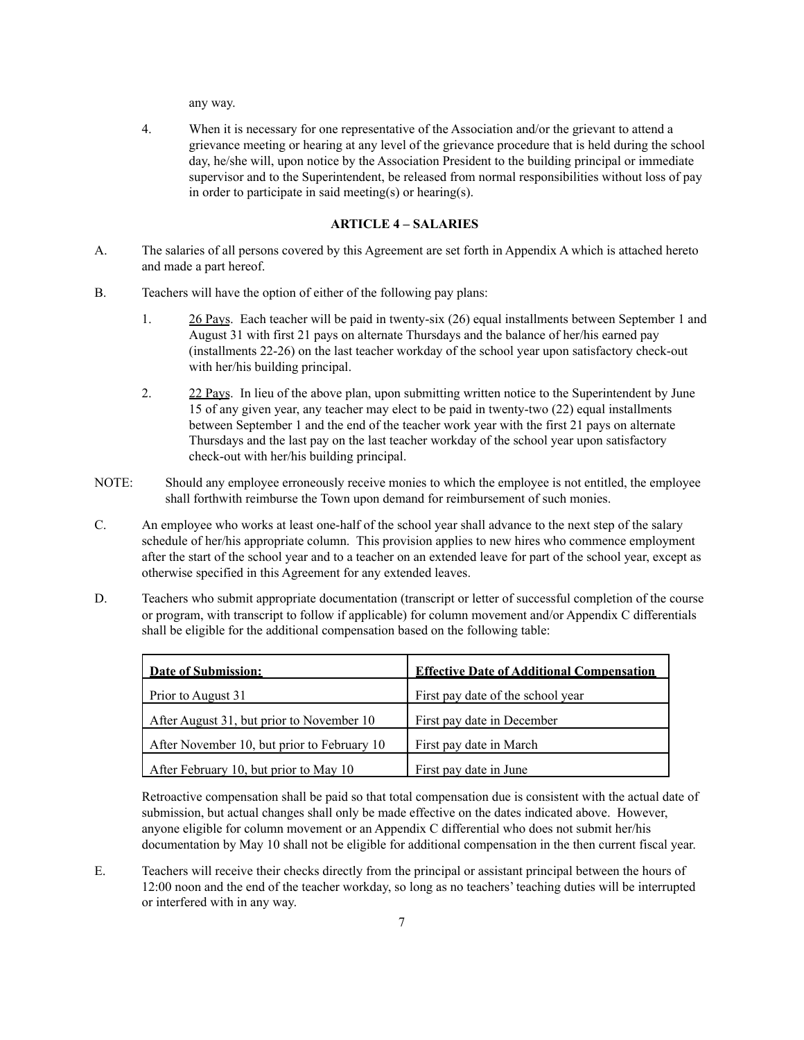any way.

4. When it is necessary for one representative of the Association and/or the grievant to attend a grievance meeting or hearing at any level of the grievance procedure that is held during the school day, he/she will, upon notice by the Association President to the building principal or immediate supervisor and to the Superintendent, be released from normal responsibilities without loss of pay in order to participate in said meeting(s) or hearing(s).

## ARTICLE 4 – SALARIES

A. The salaries of all persons covered by this Agreement are set forth in Appendix A which is attached hereto and made a part hereof.

B. Teachers will have the option of either of the following pay plans:

1. 26 Pays. Each teacher will be paid in twenty-six (26) equal installments between September 1 and August 31 with first 21 pays on alternate Thursdays and the balance of her/his earned pay (installments 22-26) on the last teacher workday of the school year upon satisfactory check-out with her/his building principal.

2. 22 Pays. In lieu of the above plan, upon submitting written notice to the Superintendent by June 15 of any given year, any teacher may elect to be paid in twenty-two (22) equal installments between September 1 and the end of the teacher work year with the first 21 pays on alternate Thursdays and the last pay on the last teacher workday of the school year upon satisfactory check-out with her/his building principal.

NOTE: Should any employee erroneously receive monies to which the employee is not entitled, the employee shall forthwith reimburse the Town upon demand for reimbursement of such monies.

C. An employee who works at least one-half of the school year shall advance to the next step of the salary schedule of her/his appropriate column. This provision applies to new hires who commence employment after the start of the school year and to a teacher on an extended leave for part of the school year, except as otherwise specified in this Agreement for any extended leaves.

D. Teachers who submit appropriate documentation (transcript or letter of successful completion of the course or program, with transcript to follow if applicable) for column movement and/or Appendix C differentials shall be eligible for the additional compensation based on the following table:

| Date of Submission: | Effective Date of Additional Compensation |
|---|---|
| Prior to August 31 | First pay date of the school year |
| After August 31, but prior to November 10 | First pay date in December |
| After November 10, but prior to February 10 | First pay date in March |
| After February 10, but prior to May 10 | First pay date in June |

Retroactive compensation shall be paid so that total compensation due is consistent with the actual date of submission, but actual changes shall only be made effective on the dates indicated above. However, anyone eligible for column movement or an Appendix C differential who does not submit her/his documentation by May 10 shall not be eligible for additional compensation in the then current fiscal year.

E. Teachers will receive their checks directly from the principal or assistant principal between the hours of 12:00 noon and the end of the teacher workday, so long as no teachers' teaching duties will be interrupted or interfered with in any way.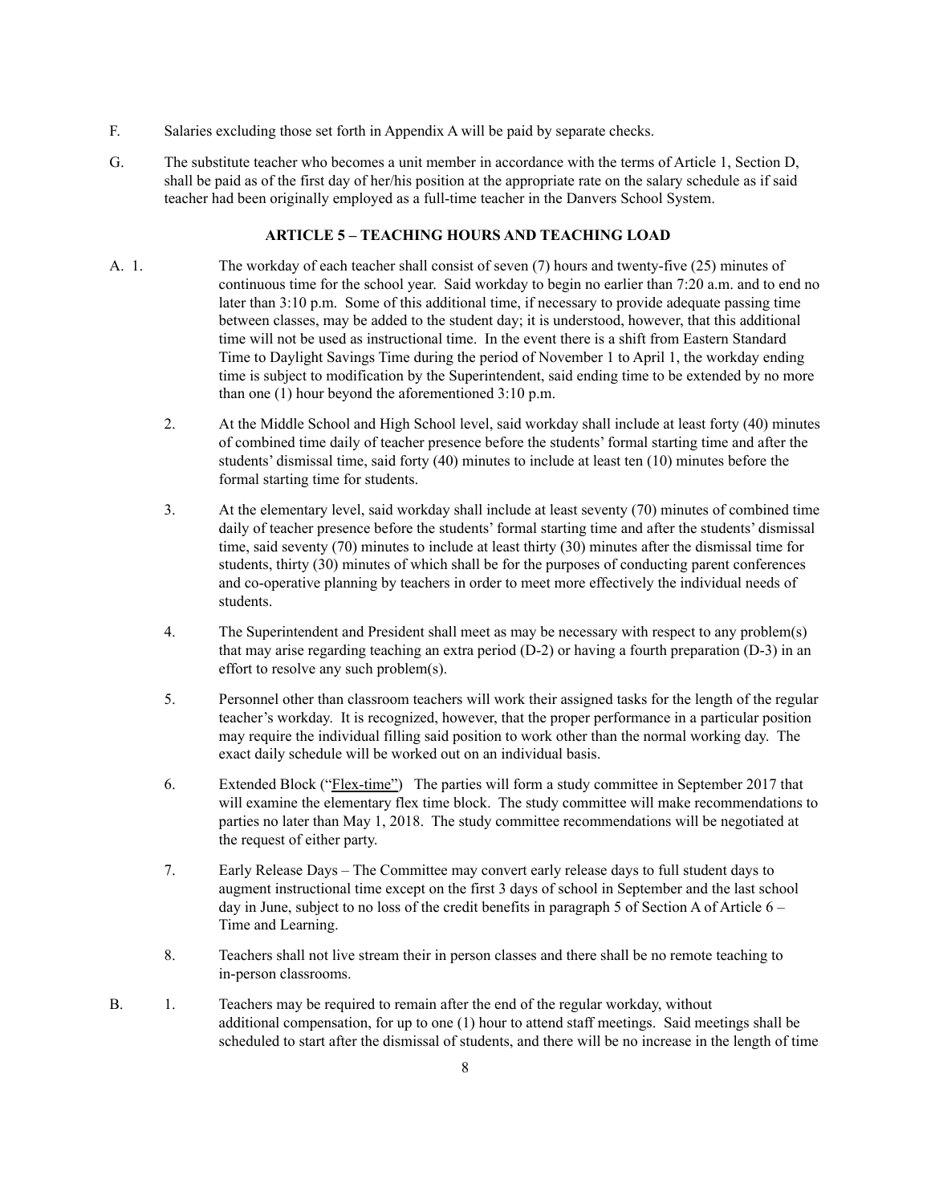F. Salaries excluding those set forth in Appendix A will be paid by separate checks.

G. The substitute teacher who becomes a unit member in accordance with the terms of Article 1, Section D, shall be paid as of the first day of her/his position at the appropriate rate on the salary schedule as if said teacher had been originally employed as a full-time teacher in the Danvers School System.

## ARTICLE 5 – TEACHING HOURS AND TEACHING LOAD

A. 1. The workday of each teacher shall consist of seven (7) hours and twenty-five (25) minutes of continuous time for the school year. Said workday to begin no earlier than 7:20 a.m. and to end no later than 3:10 p.m. Some of this additional time, if necessary to provide adequate passing time between classes, may be added to the student day; it is understood, however, that this additional time will not be used as instructional time. In the event there is a shift from Eastern Standard Time to Daylight Savings Time during the period of November 1 to April 1, the workday ending time is subject to modification by the Superintendent, said ending time to be extended by no more than one (1) hour beyond the aforementioned 3:10 p.m.

2. At the Middle School and High School level, said workday shall include at least forty (40) minutes of combined time daily of teacher presence before the students' formal starting time and after the students' dismissal time, said forty (40) minutes to include at least ten (10) minutes before the formal starting time for students.

3. At the elementary level, said workday shall include at least seventy (70) minutes of combined time daily of teacher presence before the students' formal starting time and after the students' dismissal time, said seventy (70) minutes to include at least thirty (30) minutes after the dismissal time for students, thirty (30) minutes of which shall be for the purposes of conducting parent conferences and co-operative planning by teachers in order to meet more effectively the individual needs of students.

4. The Superintendent and President shall meet as may be necessary with respect to any problem(s) that may arise regarding teaching an extra period (D-2) or having a fourth preparation (D-3) in an effort to resolve any such problem(s).

5. Personnel other than classroom teachers will work their assigned tasks for the length of the regular teacher's workday. It is recognized, however, that the proper performance in a particular position may require the individual filling said position to work other than the normal working day. The exact daily schedule will be worked out on an individual basis.

6. Extended Block ("Flex-time") The parties will form a study committee in September 2017 that will examine the elementary flex time block. The study committee will make recommendations to parties no later than May 1, 2018. The study committee recommendations will be negotiated at the request of either party.

7. Early Release Days – The Committee may convert early release days to full student days to augment instructional time except on the first 3 days of school in September and the last school day in June, subject to no loss of the credit benefits in paragraph 5 of Section A of Article 6 – Time and Learning.

8. Teachers shall not live stream their in person classes and there shall be no remote teaching to in-person classrooms.

B. 1. Teachers may be required to remain after the end of the regular workday, without additional compensation, for up to one (1) hour to attend staff meetings. Said meetings shall be scheduled to start after the dismissal of students, and there will be no increase in the length of time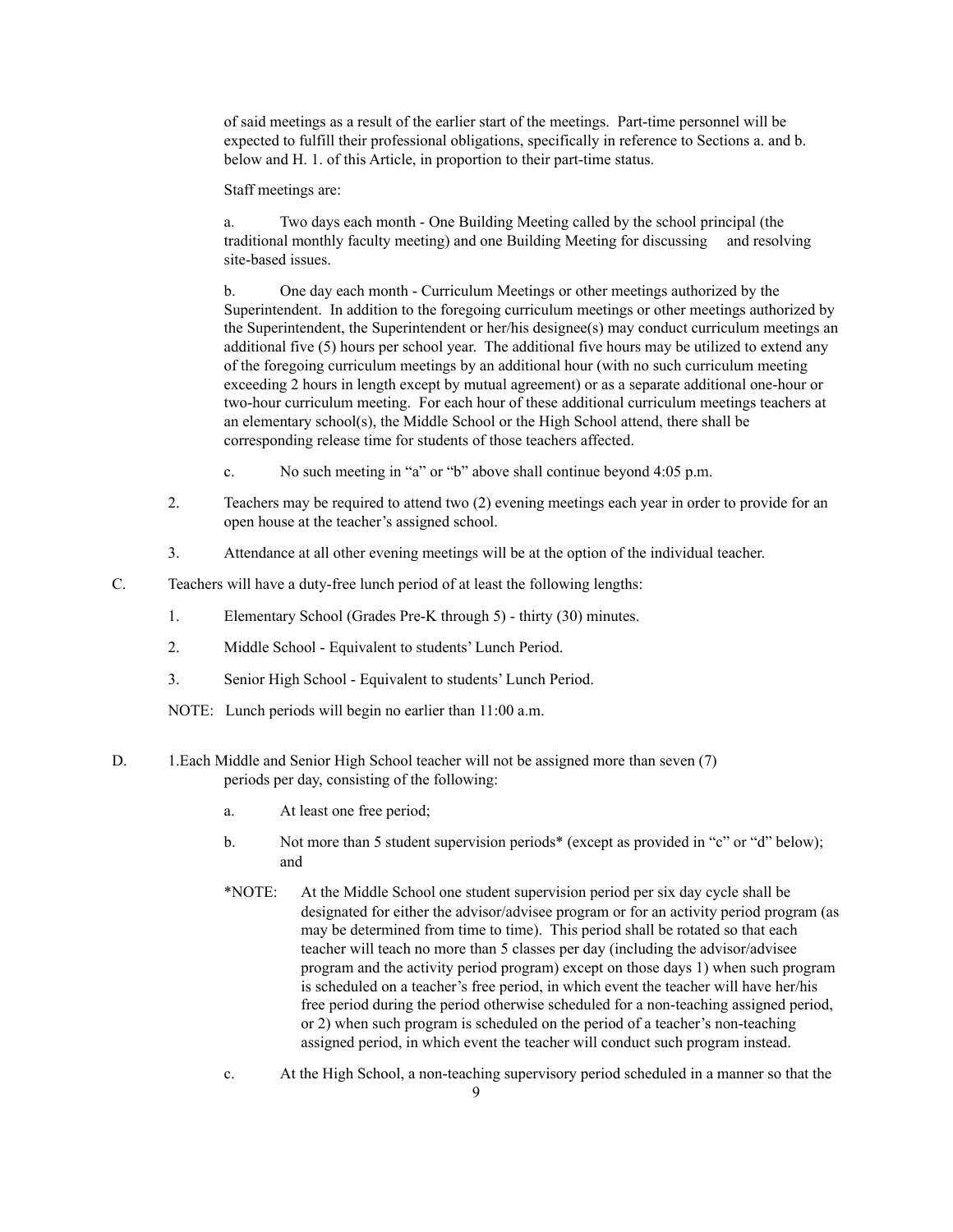of said meetings as a result of the earlier start of the meetings. Part-time personnel will be expected to fulfill their professional obligations, specifically in reference to Sections a. and b. below and H. 1. of this Article, in proportion to their part-time status.

Staff meetings are:

a. Two days each month - One Building Meeting called by the school principal (the traditional monthly faculty meeting) and one Building Meeting for discussing and resolving site-based issues.

b. One day each month - Curriculum Meetings or other meetings authorized by the Superintendent. In addition to the foregoing curriculum meetings or other meetings authorized by the Superintendent, the Superintendent or her/his designee(s) may conduct curriculum meetings an additional five (5) hours per school year. The additional five hours may be utilized to extend any of the foregoing curriculum meetings by an additional hour (with no such curriculum meeting exceeding 2 hours in length except by mutual agreement) or as a separate additional one-hour or two-hour curriculum meeting. For each hour of these additional curriculum meetings teachers at an elementary school(s), the Middle School or the High School attend, there shall be corresponding release time for students of those teachers affected.

c. No such meeting in "a" or "b" above shall continue beyond 4:05 p.m.

2. Teachers may be required to attend two (2) evening meetings each year in order to provide for an open house at the teacher's assigned school.

3. Attendance at all other evening meetings will be at the option of the individual teacher.

C. Teachers will have a duty-free lunch period of at least the following lengths:

1. Elementary School (Grades Pre-K through 5) - thirty (30) minutes.

2. Middle School - Equivalent to students' Lunch Period.

3. Senior High School - Equivalent to students' Lunch Period.

NOTE: Lunch periods will begin no earlier than 11:00 a.m.

D. 1.Each Middle and Senior High School teacher will not be assigned more than seven (7) periods per day, consisting of the following:

a. At least one free period;

b. Not more than 5 student supervision periods* (except as provided in "c" or "d" below); and

*NOTE: At the Middle School one student supervision period per six day cycle shall be designated for either the advisor/advisee program or for an activity period program (as may be determined from time to time). This period shall be rotated so that each teacher will teach no more than 5 classes per day (including the advisor/advisee program and the activity period program) except on those days 1) when such program is scheduled on a teacher's free period, in which event the teacher will have her/his free period during the period otherwise scheduled for a non-teaching assigned period, or 2) when such program is scheduled on the period of a teacher's non-teaching assigned period, in which event the teacher will conduct such program instead.

c. At the High School, a non-teaching supervisory period scheduled in a manner so that the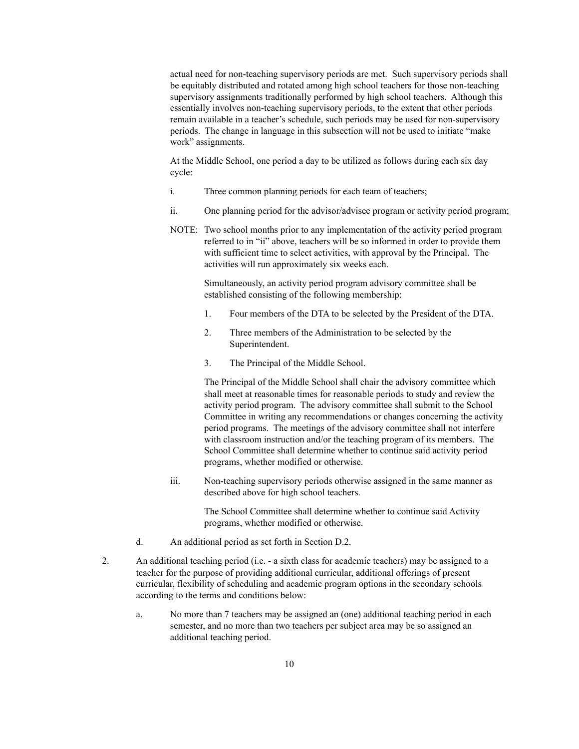actual need for non-teaching supervisory periods are met. Such supervisory periods shall be equitably distributed and rotated among high school teachers for those non-teaching supervisory assignments traditionally performed by high school teachers. Although this essentially involves non-teaching supervisory periods, to the extent that other periods remain available in a teacher's schedule, such periods may be used for non-supervisory periods. The change in language in this subsection will not be used to initiate "make work" assignments.

At the Middle School, one period a day to be utilized as follows during each six day cycle:

i. Three common planning periods for each team of teachers;

ii. One planning period for the advisor/advisee program or activity period program;

NOTE: Two school months prior to any implementation of the activity period program referred to in "ii" above, teachers will be so informed in order to provide them with sufficient time to select activities, with approval by the Principal. The activities will run approximately six weeks each.

Simultaneously, an activity period program advisory committee shall be established consisting of the following membership:

1. Four members of the DTA to be selected by the President of the DTA.
2. Three members of the Administration to be selected by the Superintendent.
3. The Principal of the Middle School.

The Principal of the Middle School shall chair the advisory committee which shall meet at reasonable times for reasonable periods to study and review the activity period program. The advisory committee shall submit to the School Committee in writing any recommendations or changes concerning the activity period programs. The meetings of the advisory committee shall not interfere with classroom instruction and/or the teaching program of its members. The School Committee shall determine whether to continue said activity period programs, whether modified or otherwise.

iii. Non-teaching supervisory periods otherwise assigned in the same manner as described above for high school teachers.

The School Committee shall determine whether to continue said Activity programs, whether modified or otherwise.

d. An additional period as set forth in Section D.2.

2. An additional teaching period (i.e. - a sixth class for academic teachers) may be assigned to a teacher for the purpose of providing additional curricular, additional offerings of present curricular, flexibility of scheduling and academic program options in the secondary schools according to the terms and conditions below:

   a. No more than 7 teachers may be assigned an (one) additional teaching period in each semester, and no more than two teachers per subject area may be so assigned an additional teaching period.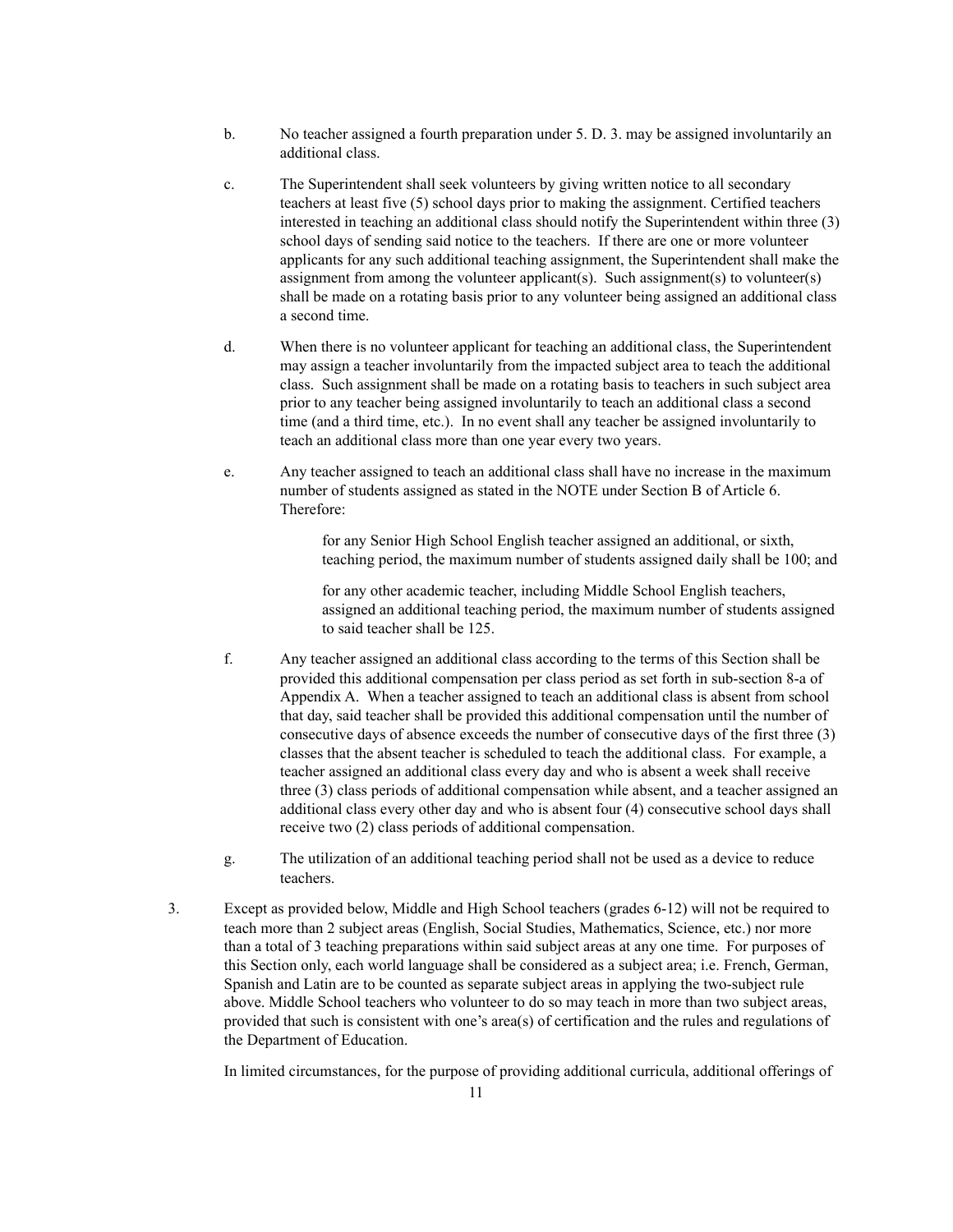b. No teacher assigned a fourth preparation under 5. D. 3. may be assigned involuntarily an additional class.

c. The Superintendent shall seek volunteers by giving written notice to all secondary teachers at least five (5) school days prior to making the assignment. Certified teachers interested in teaching an additional class should notify the Superintendent within three (3) school days of sending said notice to the teachers. If there are one or more volunteer applicants for any such additional teaching assignment, the Superintendent shall make the assignment from among the volunteer applicant(s). Such assignment(s) to volunteer(s) shall be made on a rotating basis prior to any volunteer being assigned an additional class a second time.

d. When there is no volunteer applicant for teaching an additional class, the Superintendent may assign a teacher involuntarily from the impacted subject area to teach the additional class. Such assignment shall be made on a rotating basis to teachers in such subject area prior to any teacher being assigned involuntarily to teach an additional class a second time (and a third time, etc.). In no event shall any teacher be assigned involuntarily to teach an additional class more than one year every two years.

e. Any teacher assigned to teach an additional class shall have no increase in the maximum number of students assigned as stated in the NOTE under Section B of Article 6. Therefore:

   for any Senior High School English teacher assigned an additional, or sixth, teaching period, the maximum number of students assigned daily shall be 100; and

   for any other academic teacher, including Middle School English teachers, assigned an additional teaching period, the maximum number of students assigned to said teacher shall be 125.

f. Any teacher assigned an additional class according to the terms of this Section shall be provided this additional compensation per class period as set forth in sub-section 8-a of Appendix A. When a teacher assigned to teach an additional class is absent from school that day, said teacher shall be provided this additional compensation until the number of consecutive days of absence exceeds the number of consecutive days of the first three (3) classes that the absent teacher is scheduled to teach the additional class. For example, a teacher assigned an additional class every day and who is absent a week shall receive three (3) class periods of additional compensation while absent, and a teacher assigned an additional class every other day and who is absent four (4) consecutive school days shall receive two (2) class periods of additional compensation.

g. The utilization of an additional teaching period shall not be used as a device to reduce teachers.

3. Except as provided below, Middle and High School teachers (grades 6-12) will not be required to teach more than 2 subject areas (English, Social Studies, Mathematics, Science, etc.) nor more than a total of 3 teaching preparations within said subject areas at any one time. For purposes of this Section only, each world language shall be considered as a subject area; i.e. French, German, Spanish and Latin are to be counted as separate subject areas in applying the two-subject rule above. Middle School teachers who volunteer to do so may teach in more than two subject areas, provided that such is consistent with one's area(s) of certification and the rules and regulations of the Department of Education.

   In limited circumstances, for the purpose of providing additional curricula, additional offerings of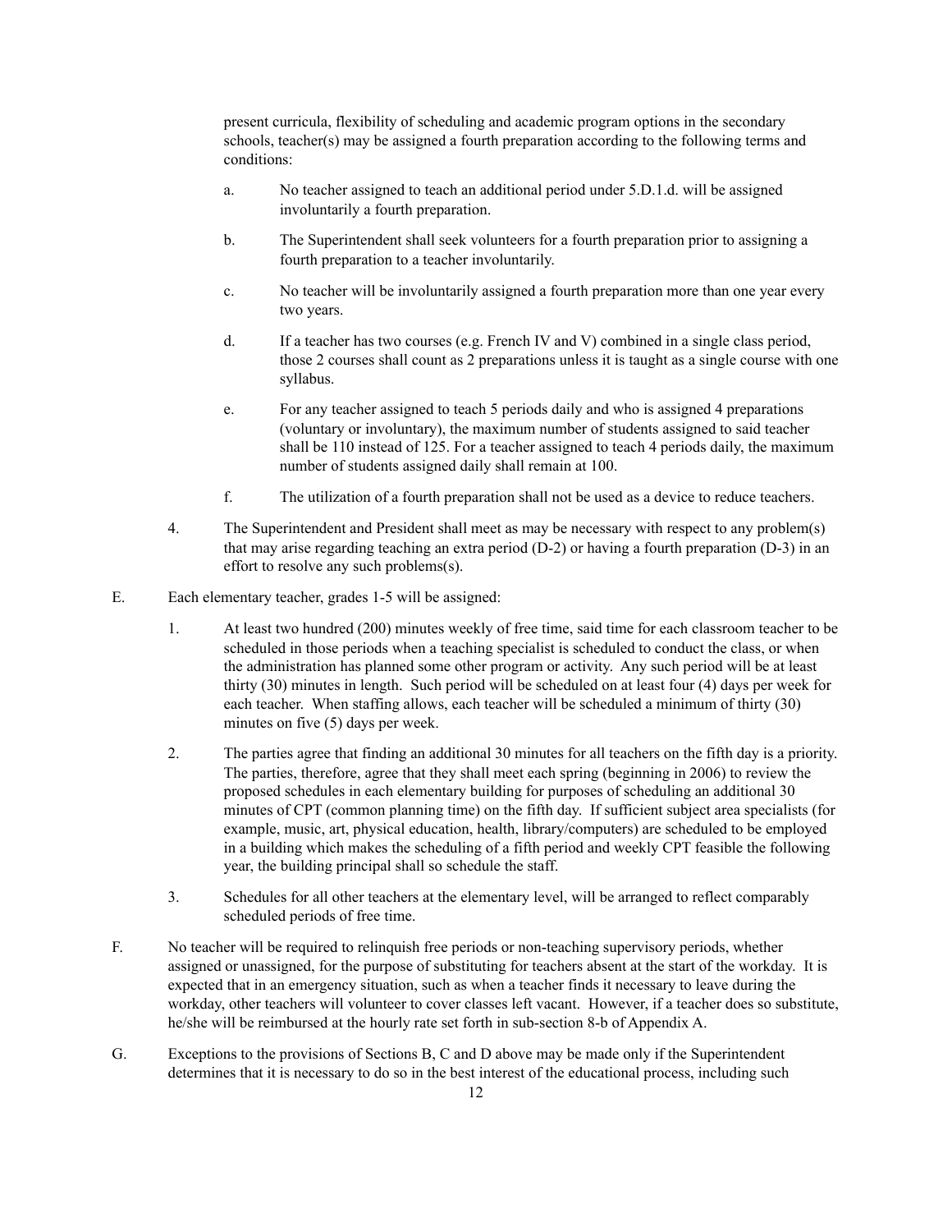present curricula, flexibility of scheduling and academic program options in the secondary schools, teacher(s) may be assigned a fourth preparation according to the following terms and conditions:

a. No teacher assigned to teach an additional period under 5.D.1.d. will be assigned involuntarily a fourth preparation.

b. The Superintendent shall seek volunteers for a fourth preparation prior to assigning a fourth preparation to a teacher involuntarily.

c. No teacher will be involuntarily assigned a fourth preparation more than one year every two years.

d. If a teacher has two courses (e.g. French IV and V) combined in a single class period, those 2 courses shall count as 2 preparations unless it is taught as a single course with one syllabus.

e. For any teacher assigned to teach 5 periods daily and who is assigned 4 preparations (voluntary or involuntary), the maximum number of students assigned to said teacher shall be 110 instead of 125. For a teacher assigned to teach 4 periods daily, the maximum number of students assigned daily shall remain at 100.

f. The utilization of a fourth preparation shall not be used as a device to reduce teachers.

4. The Superintendent and President shall meet as may be necessary with respect to any problem(s) that may arise regarding teaching an extra period (D-2) or having a fourth preparation (D-3) in an effort to resolve any such problems(s).

E. Each elementary teacher, grades 1-5 will be assigned:

1. At least two hundred (200) minutes weekly of free time, said time for each classroom teacher to be scheduled in those periods when a teaching specialist is scheduled to conduct the class, or when the administration has planned some other program or activity. Any such period will be at least thirty (30) minutes in length. Such period will be scheduled on at least four (4) days per week for each teacher. When staffing allows, each teacher will be scheduled a minimum of thirty (30) minutes on five (5) days per week.

2. The parties agree that finding an additional 30 minutes for all teachers on the fifth day is a priority. The parties, therefore, agree that they shall meet each spring (beginning in 2006) to review the proposed schedules in each elementary building for purposes of scheduling an additional 30 minutes of CPT (common planning time) on the fifth day. If sufficient subject area specialists (for example, music, art, physical education, health, library/computers) are scheduled to be employed in a building which makes the scheduling of a fifth period and weekly CPT feasible the following year, the building principal shall so schedule the staff.

3. Schedules for all other teachers at the elementary level, will be arranged to reflect comparably scheduled periods of free time.

F. No teacher will be required to relinquish free periods or non-teaching supervisory periods, whether assigned or unassigned, for the purpose of substituting for teachers absent at the start of the workday. It is expected that in an emergency situation, such as when a teacher finds it necessary to leave during the workday, other teachers will volunteer to cover classes left vacant. However, if a teacher does so substitute, he/she will be reimbursed at the hourly rate set forth in sub-section 8-b of Appendix A.

G. Exceptions to the provisions of Sections B, C and D above may be made only if the Superintendent determines that it is necessary to do so in the best interest of the educational process, including such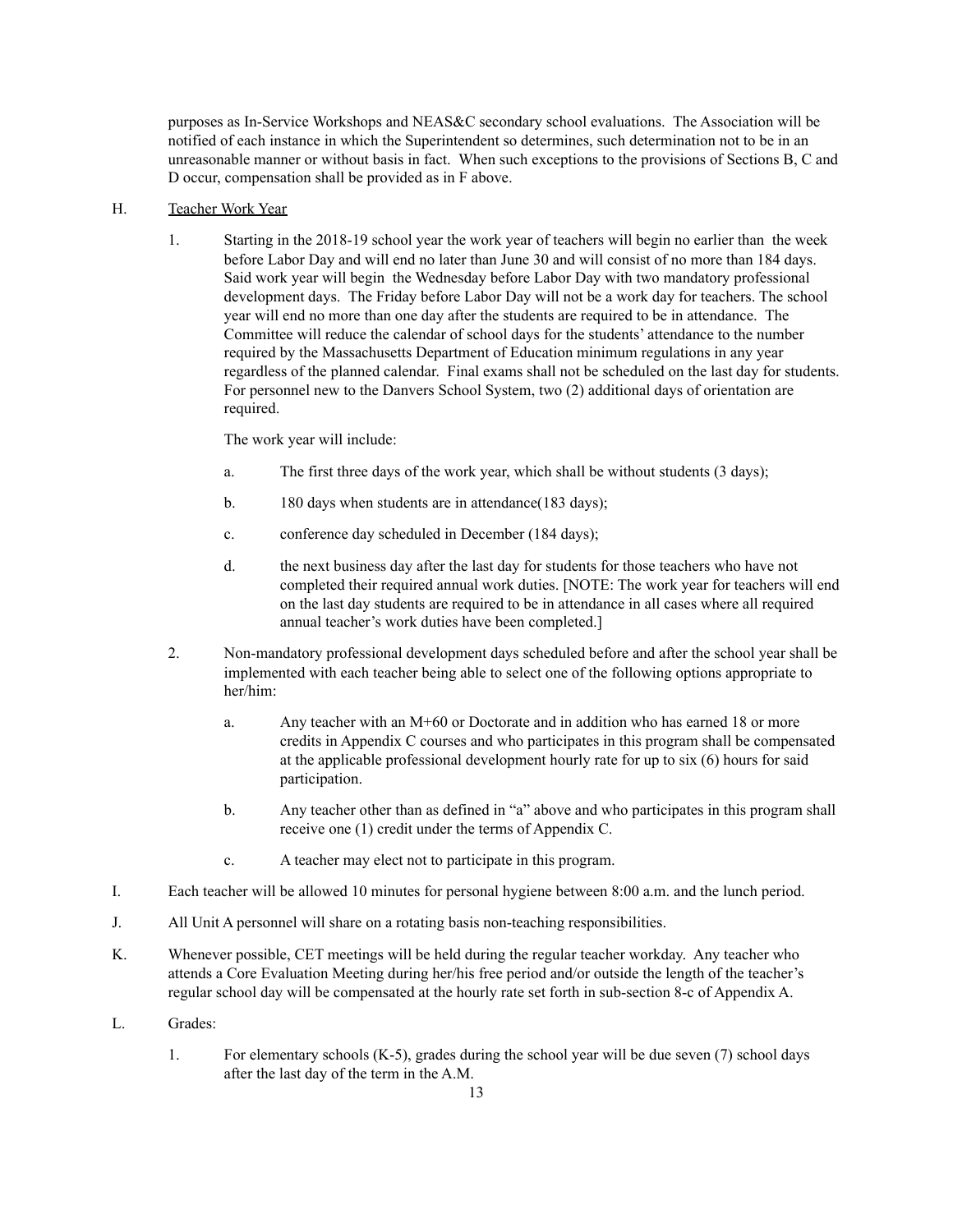purposes as In-Service Workshops and NEAS&C secondary school evaluations. The Association will be notified of each instance in which the Superintendent so determines, such determination not to be in an unreasonable manner or without basis in fact. When such exceptions to the provisions of Sections B, C and D occur, compensation shall be provided as in F above.

H. Teacher Work Year

1. Starting in the 2018-19 school year the work year of teachers will begin no earlier than the week before Labor Day and will end no later than June 30 and will consist of no more than 184 days. Said work year will begin the Wednesday before Labor Day with two mandatory professional development days. The Friday before Labor Day will not be a work day for teachers. The school year will end no more than one day after the students are required to be in attendance. The Committee will reduce the calendar of school days for the students' attendance to the number required by the Massachusetts Department of Education minimum regulations in any year regardless of the planned calendar. Final exams shall not be scheduled on the last day for students. For personnel new to the Danvers School System, two (2) additional days of orientation are required.

   The work year will include:

   a. The first three days of the work year, which shall be without students (3 days);

   b. 180 days when students are in attendance(183 days);

   c. conference day scheduled in December (184 days);

   d. the next business day after the last day for students for those teachers who have not completed their required annual work duties. [NOTE: The work year for teachers will end on the last day students are required to be in attendance in all cases where all required annual teacher's work duties have been completed.]

2. Non-mandatory professional development days scheduled before and after the school year shall be implemented with each teacher being able to select one of the following options appropriate to her/him:

   a. Any teacher with an M+60 or Doctorate and in addition who has earned 18 or more credits in Appendix C courses and who participates in this program shall be compensated at the applicable professional development hourly rate for up to six (6) hours for said participation.

   b. Any teacher other than as defined in "a" above and who participates in this program shall receive one (1) credit under the terms of Appendix C.

   c. A teacher may elect not to participate in this program.

I. Each teacher will be allowed 10 minutes for personal hygiene between 8:00 a.m. and the lunch period.

J. All Unit A personnel will share on a rotating basis non-teaching responsibilities.

K. Whenever possible, CET meetings will be held during the regular teacher workday. Any teacher who attends a Core Evaluation Meeting during her/his free period and/or outside the length of the teacher's regular school day will be compensated at the hourly rate set forth in sub-section 8-c of Appendix A.

L. Grades:

1. For elementary schools (K-5), grades during the school year will be due seven (7) school days after the last day of the term in the A.M.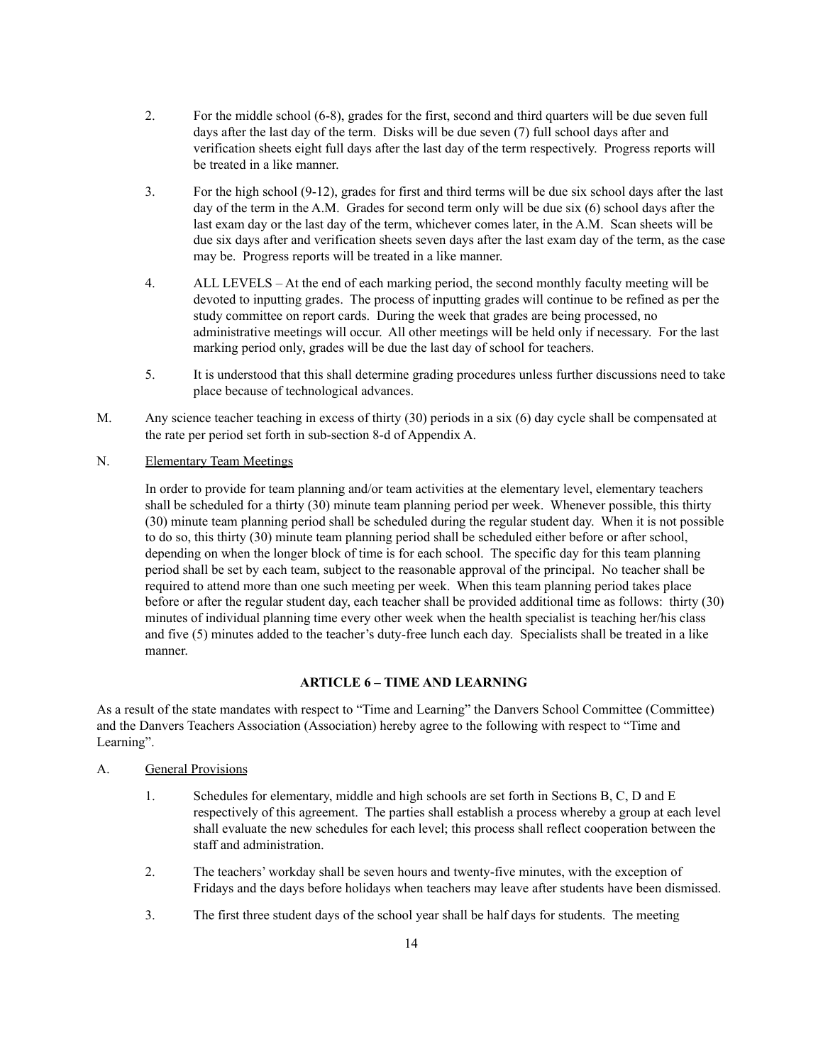2. For the middle school (6-8), grades for the first, second and third quarters will be due seven full days after the last day of the term. Disks will be due seven (7) full school days after and verification sheets eight full days after the last day of the term respectively. Progress reports will be treated in a like manner.

3. For the high school (9-12), grades for first and third terms will be due six school days after the last day of the term in the A.M. Grades for second term only will be due six (6) school days after the last exam day or the last day of the term, whichever comes later, in the A.M. Scan sheets will be due six days after and verification sheets seven days after the last exam day of the term, as the case may be. Progress reports will be treated in a like manner.

4. ALL LEVELS – At the end of each marking period, the second monthly faculty meeting will be devoted to inputting grades. The process of inputting grades will continue to be refined as per the study committee on report cards. During the week that grades are being processed, no administrative meetings will occur. All other meetings will be held only if necessary. For the last marking period only, grades will be due the last day of school for teachers.

5. It is understood that this shall determine grading procedures unless further discussions need to take place because of technological advances.

M. Any science teacher teaching in excess of thirty (30) periods in a six (6) day cycle shall be compensated at the rate per period set forth in sub-section 8-d of Appendix A.

N. Elementary Team Meetings

In order to provide for team planning and/or team activities at the elementary level, elementary teachers shall be scheduled for a thirty (30) minute team planning period per week. Whenever possible, this thirty (30) minute team planning period shall be scheduled during the regular student day. When it is not possible to do so, this thirty (30) minute team planning period shall be scheduled either before or after school, depending on when the longer block of time is for each school. The specific day for this team planning period shall be set by each team, subject to the reasonable approval of the principal. No teacher shall be required to attend more than one such meeting per week. When this team planning period takes place before or after the regular student day, each teacher shall be provided additional time as follows: thirty (30) minutes of individual planning time every other week when the health specialist is teaching her/his class and five (5) minutes added to the teacher's duty-free lunch each day. Specialists shall be treated in a like manner.

## ARTICLE 6 – TIME AND LEARNING

As a result of the state mandates with respect to "Time and Learning" the Danvers School Committee (Committee) and the Danvers Teachers Association (Association) hereby agree to the following with respect to "Time and Learning".

A. General Provisions

1. Schedules for elementary, middle and high schools are set forth in Sections B, C, D and E respectively of this agreement. The parties shall establish a process whereby a group at each level shall evaluate the new schedules for each level; this process shall reflect cooperation between the staff and administration.

2. The teachers' workday shall be seven hours and twenty-five minutes, with the exception of Fridays and the days before holidays when teachers may leave after students have been dismissed.

3. The first three student days of the school year shall be half days for students. The meeting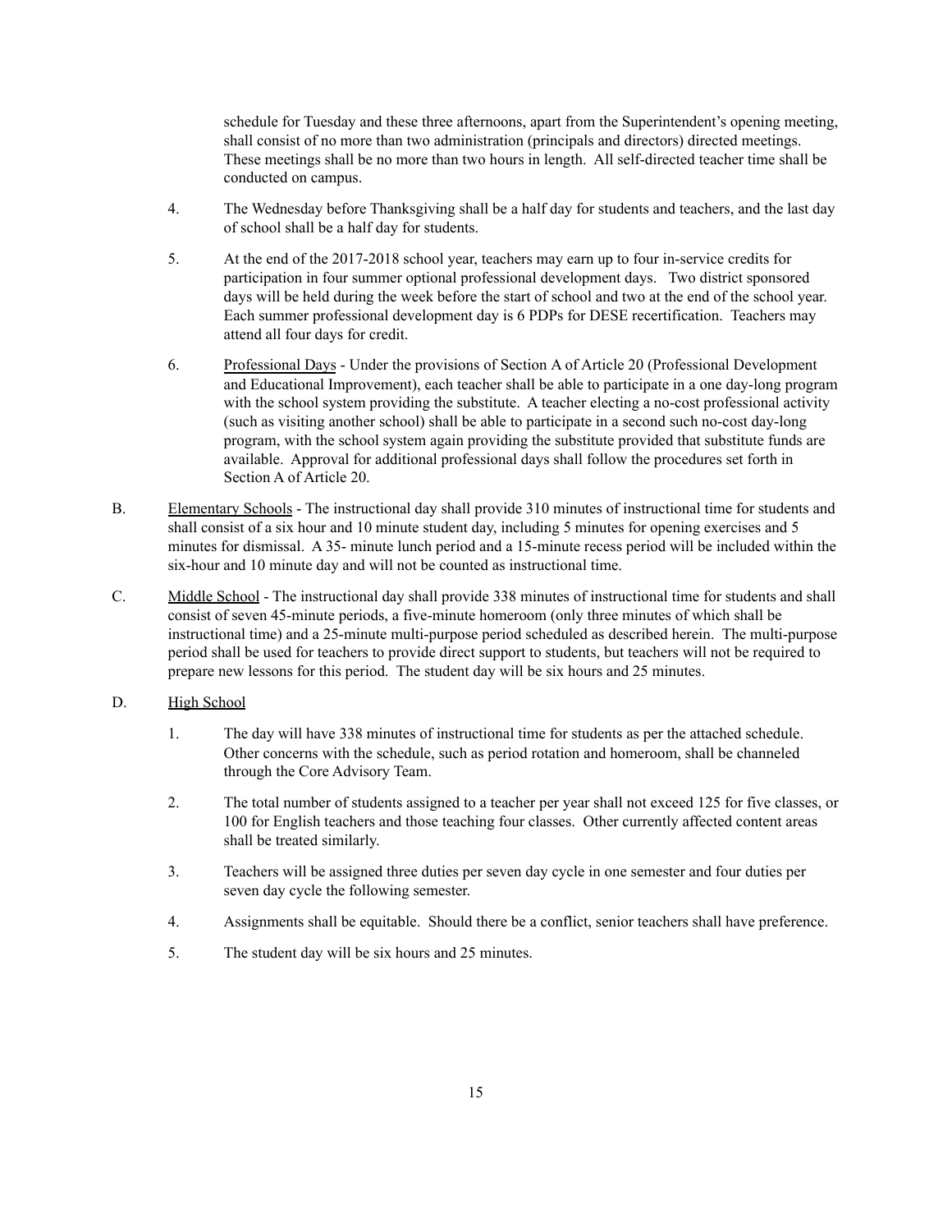schedule for Tuesday and these three afternoons, apart from the Superintendent's opening meeting, shall consist of no more than two administration (principals and directors) directed meetings. These meetings shall be no more than two hours in length. All self-directed teacher time shall be conducted on campus.

4. The Wednesday before Thanksgiving shall be a half day for students and teachers, and the last day of school shall be a half day for students.

5. At the end of the 2017-2018 school year, teachers may earn up to four in-service credits for participation in four summer optional professional development days. Two district sponsored days will be held during the week before the start of school and two at the end of the school year. Each summer professional development day is 6 PDPs for DESE recertification. Teachers may attend all four days for credit.

6. Professional Days - Under the provisions of Section A of Article 20 (Professional Development and Educational Improvement), each teacher shall be able to participate in a one day-long program with the school system providing the substitute. A teacher electing a no-cost professional activity (such as visiting another school) shall be able to participate in a second such no-cost day-long program, with the school system again providing the substitute provided that substitute funds are available. Approval for additional professional days shall follow the procedures set forth in Section A of Article 20.

B. Elementary Schools - The instructional day shall provide 310 minutes of instructional time for students and shall consist of a six hour and 10 minute student day, including 5 minutes for opening exercises and 5 minutes for dismissal. A 35- minute lunch period and a 15-minute recess period will be included within the six-hour and 10 minute day and will not be counted as instructional time.

C. Middle School - The instructional day shall provide 338 minutes of instructional time for students and shall consist of seven 45-minute periods, a five-minute homeroom (only three minutes of which shall be instructional time) and a 25-minute multi-purpose period scheduled as described herein. The multi-purpose period shall be used for teachers to provide direct support to students, but teachers will not be required to prepare new lessons for this period. The student day will be six hours and 25 minutes.

D. High School

1. The day will have 338 minutes of instructional time for students as per the attached schedule. Other concerns with the schedule, such as period rotation and homeroom, shall be channeled through the Core Advisory Team.

2. The total number of students assigned to a teacher per year shall not exceed 125 for five classes, or 100 for English teachers and those teaching four classes. Other currently affected content areas shall be treated similarly.

3. Teachers will be assigned three duties per seven day cycle in one semester and four duties per seven day cycle the following semester.

4. Assignments shall be equitable. Should there be a conflict, senior teachers shall have preference.

5. The student day will be six hours and 25 minutes.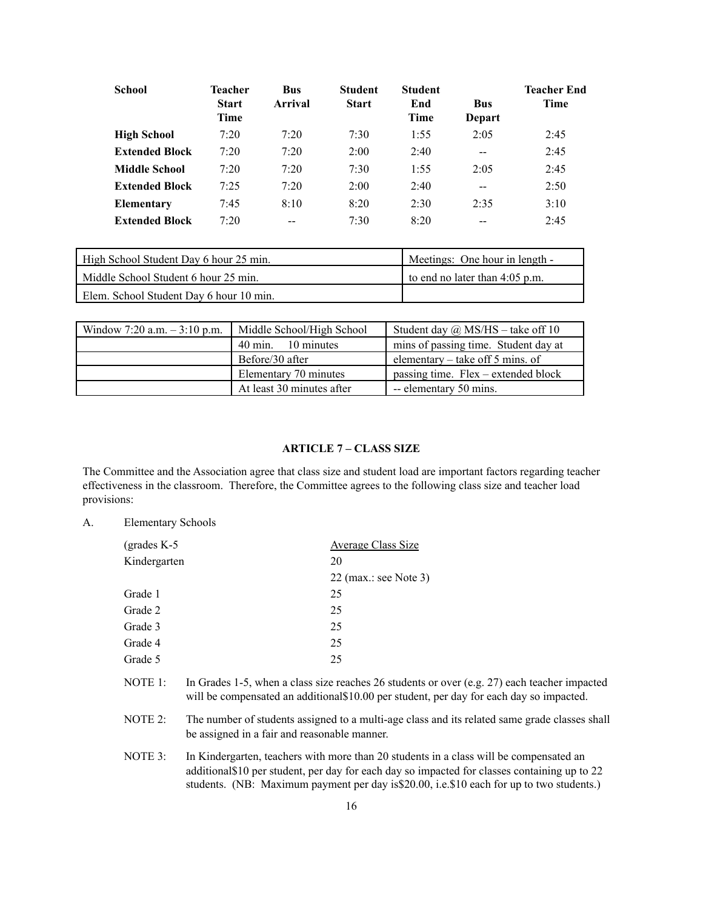| School | Teacher Start Time | Bus Arrival | Student Start | Student End Time | Bus Depart | Teacher End Time |
|---|---|---|---|---|---|---|
| **High School** | 7:20 | 7:20 | 7:30 | 1:55 | 2:05 | 2:45 |
| **Extended Block** | 7:20 | 7:20 | 2:00 | 2:40 | -- | 2:45 |
| **Middle School** | 7:20 | 7:20 | 7:30 | 1:55 | 2:05 | 2:45 |
| **Extended Block** | 7:25 | 7:20 | 2:00 | 2:40 | -- | 2:50 |
| **Elementary** | 7:45 | 8:10 | 8:20 | 2:30 | 2:35 | 3:10 |
| **Extended Block** | 7:20 | -- | 7:30 | 8:20 | -- | 2:45 |

| | |
|---|---|
| High School Student Day 6 hour 25 min. | Meetings: One hour in length - |
| Middle School Student 6 hour 25 min. | to end no later than 4:05 p.m. |
| Elem. School Student Day 6 hour 10 min. | |

| | | |
|---|---|---|
| Window 7:20 a.m. – 3:10 p.m. | Middle School/High School | Student day @ MS/HS – take off 10 |
| | 40 min. 10 minutes | mins of passing time. Student day at |
| | Before/30 after | elementary – take off 5 mins. of |
| | Elementary 70 minutes | passing time. Flex – extended block |
| | At least 30 minutes after | -- elementary 50 mins. |

## ARTICLE 7 – CLASS SIZE

The Committee and the Association agree that class size and student load are important factors regarding teacher effectiveness in the classroom. Therefore, the Committee agrees to the following class size and teacher load provisions:

A. Elementary Schools

| (grades K-5 | <u>Average Class Size</u> |
|---|---|
| Kindergarten | 20 |
| | 22 (max.: see Note 3) |
| Grade 1 | 25 |
| Grade 2 | 25 |
| Grade 3 | 25 |
| Grade 4 | 25 |
| Grade 5 | 25 |

NOTE 1: In Grades 1-5, when a class size reaches 26 students or over (e.g. 27) each teacher impacted will be compensated an additional$10.00 per student, per day for each day so impacted.

NOTE 2: The number of students assigned to a multi-age class and its related same grade classes shall be assigned in a fair and reasonable manner.

NOTE 3: In Kindergarten, teachers with more than 20 students in a class will be compensated an additional$10 per student, per day for each day so impacted for classes containing up to 22 students. (NB: Maximum payment per day is$20.00, i.e.$10 each for up to two students.)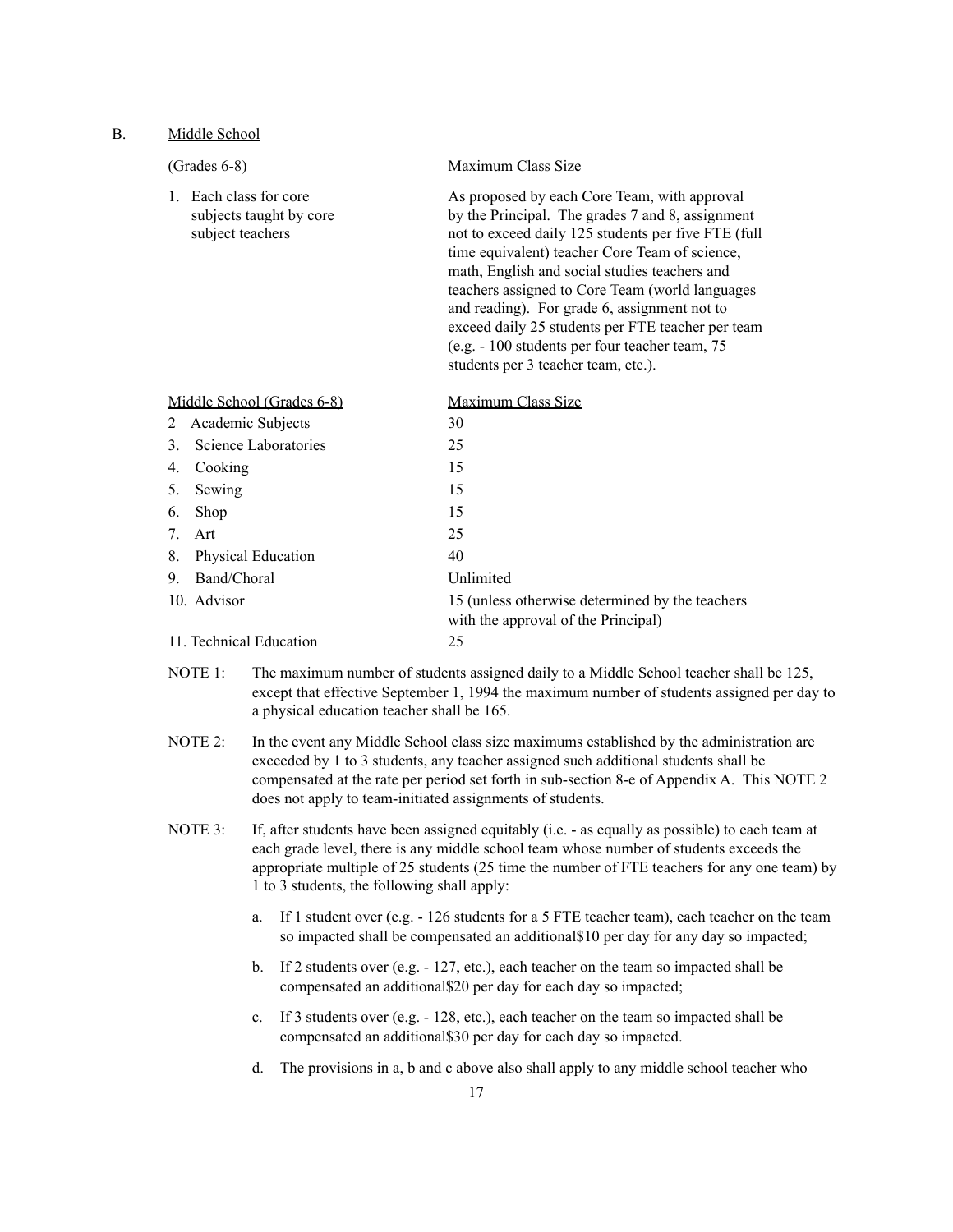B. Middle School

| (Grades 6-8) | Maximum Class Size |
|---|---|
| 1. Each class for core subjects taught by core subject teachers | As proposed by each Core Team, with approval by the Principal. The grades 7 and 8, assignment not to exceed daily 125 students per five FTE (full time equivalent) teacher Core Team of science, math, English and social studies teachers and teachers assigned to Core Team (world languages and reading). For grade 6, assignment not to exceed daily 25 students per FTE teacher per team (e.g. - 100 students per four teacher team, 75 students per 3 teacher team, etc.). |

| Middle School (Grades 6-8) | Maximum Class Size |
|---|---|
| 2 Academic Subjects | 30 |
| 3. Science Laboratories | 25 |
| 4. Cooking | 15 |
| 5. Sewing | 15 |
| 6. Shop | 15 |
| 7. Art | 25 |
| 8. Physical Education | 40 |
| 9. Band/Choral | Unlimited |
| 10. Advisor | 15 (unless otherwise determined by the teachers with the approval of the Principal) |
| 11. Technical Education | 25 |

NOTE 1: The maximum number of students assigned daily to a Middle School teacher shall be 125, except that effective September 1, 1994 the maximum number of students assigned per day to a physical education teacher shall be 165.

NOTE 2: In the event any Middle School class size maximums established by the administration are exceeded by 1 to 3 students, any teacher assigned such additional students shall be compensated at the rate per period set forth in sub-section 8-e of Appendix A. This NOTE 2 does not apply to team-initiated assignments of students.

NOTE 3: If, after students have been assigned equitably (i.e. - as equally as possible) to each team at each grade level, there is any middle school team whose number of students exceeds the appropriate multiple of 25 students (25 time the number of FTE teachers for any one team) by 1 to 3 students, the following shall apply:

a. If 1 student over (e.g. - 126 students for a 5 FTE teacher team), each teacher on the team so impacted shall be compensated an additional$10 per day for any day so impacted;

b. If 2 students over (e.g. - 127, etc.), each teacher on the team so impacted shall be compensated an additional$20 per day for each day so impacted;

c. If 3 students over (e.g. - 128, etc.), each teacher on the team so impacted shall be compensated an additional$30 per day for each day so impacted.

d. The provisions in a, b and c above also shall apply to any middle school teacher who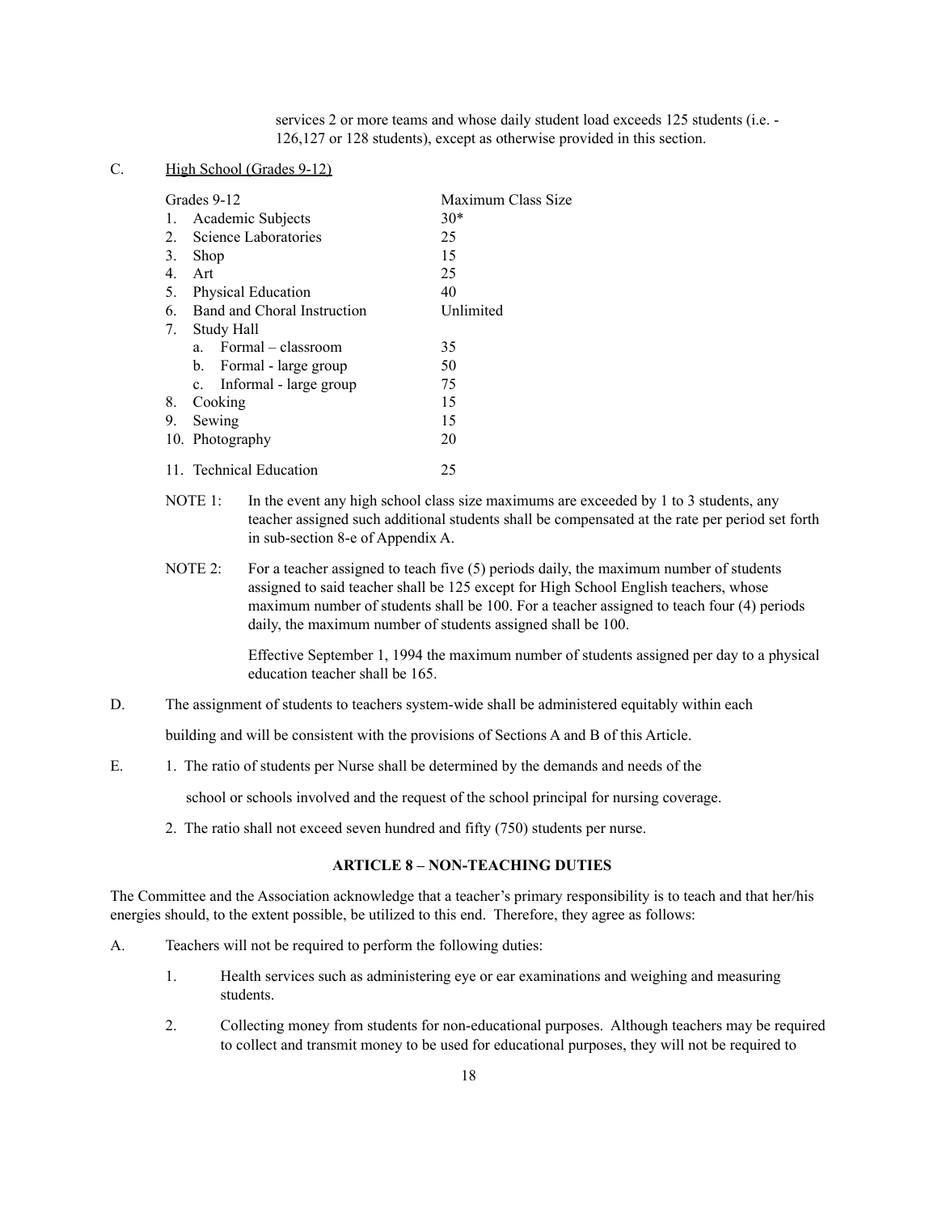services 2 or more teams and whose daily student load exceeds 125 students (i.e. - 126,127 or 128 students), except as otherwise provided in this section.

C. High School (Grades 9-12)

| Grades 9-12 | Maximum Class Size |
|---|---|
| 1. Academic Subjects | 30* |
| 2. Science Laboratories | 25 |
| 3. Shop | 15 |
| 4. Art | 25 |
| 5. Physical Education | 40 |
| 6. Band and Choral Instruction | Unlimited |
| 7. Study Hall | |
| a. Formal – classroom | 35 |
| b. Formal - large group | 50 |
| c. Informal - large group | 75 |
| 8. Cooking | 15 |
| 9. Sewing | 15 |
| 10. Photography | 20 |
| 11. Technical Education | 25 |

NOTE 1: In the event any high school class size maximums are exceeded by 1 to 3 students, any teacher assigned such additional students shall be compensated at the rate per period set forth in sub-section 8-e of Appendix A.

NOTE 2: For a teacher assigned to teach five (5) periods daily, the maximum number of students assigned to said teacher shall be 125 except for High School English teachers, whose maximum number of students shall be 100. For a teacher assigned to teach four (4) periods daily, the maximum number of students assigned shall be 100.

Effective September 1, 1994 the maximum number of students assigned per day to a physical education teacher shall be 165.

D. The assignment of students to teachers system-wide shall be administered equitably within each building and will be consistent with the provisions of Sections A and B of this Article.

E. 1. The ratio of students per Nurse shall be determined by the demands and needs of the school or schools involved and the request of the school principal for nursing coverage.

2. The ratio shall not exceed seven hundred and fifty (750) students per nurse.

## ARTICLE 8 – NON-TEACHING DUTIES

The Committee and the Association acknowledge that a teacher's primary responsibility is to teach and that her/his energies should, to the extent possible, be utilized to this end. Therefore, they agree as follows:

A. Teachers will not be required to perform the following duties:

1. Health services such as administering eye or ear examinations and weighing and measuring students.

2. Collecting money from students for non-educational purposes. Although teachers may be required to collect and transmit money to be used for educational purposes, they will not be required to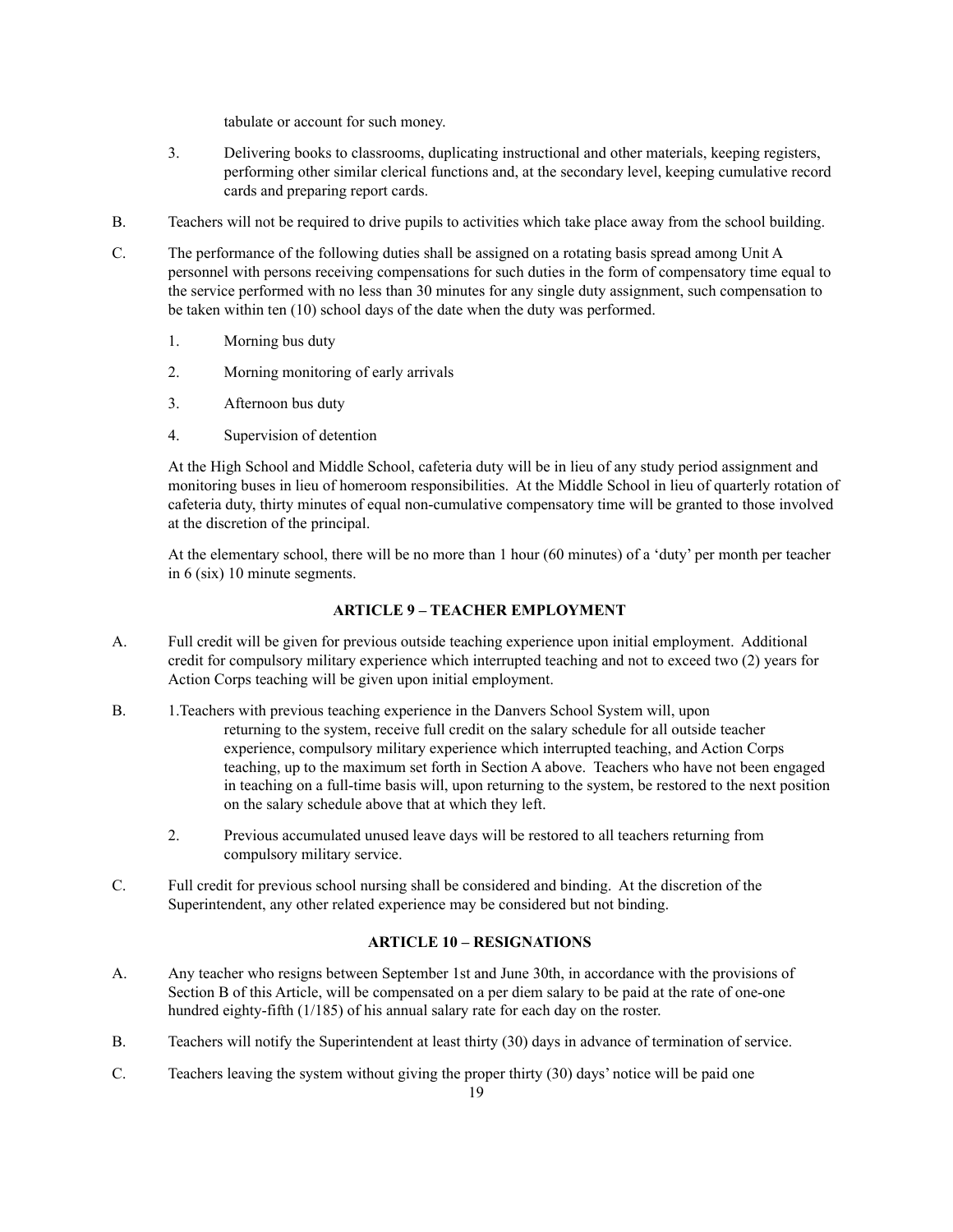tabulate or account for such money.

3. Delivering books to classrooms, duplicating instructional and other materials, keeping registers, performing other similar clerical functions and, at the secondary level, keeping cumulative record cards and preparing report cards.

B. Teachers will not be required to drive pupils to activities which take place away from the school building.

C. The performance of the following duties shall be assigned on a rotating basis spread among Unit A personnel with persons receiving compensations for such duties in the form of compensatory time equal to the service performed with no less than 30 minutes for any single duty assignment, such compensation to be taken within ten (10) school days of the date when the duty was performed.

1. Morning bus duty

2. Morning monitoring of early arrivals

3. Afternoon bus duty

4. Supervision of detention

At the High School and Middle School, cafeteria duty will be in lieu of any study period assignment and monitoring buses in lieu of homeroom responsibilities. At the Middle School in lieu of quarterly rotation of cafeteria duty, thirty minutes of equal non-cumulative compensatory time will be granted to those involved at the discretion of the principal.

At the elementary school, there will be no more than 1 hour (60 minutes) of a 'duty' per month per teacher in 6 (six) 10 minute segments.

## ARTICLE 9 – TEACHER EMPLOYMENT

A. Full credit will be given for previous outside teaching experience upon initial employment. Additional credit for compulsory military experience which interrupted teaching and not to exceed two (2) years for Action Corps teaching will be given upon initial employment.

B. 1. Teachers with previous teaching experience in the Danvers School System will, upon returning to the system, receive full credit on the salary schedule for all outside teacher experience, compulsory military experience which interrupted teaching, and Action Corps teaching, up to the maximum set forth in Section A above. Teachers who have not been engaged in teaching on a full-time basis will, upon returning to the system, be restored to the next position on the salary schedule above that at which they left.

2. Previous accumulated unused leave days will be restored to all teachers returning from compulsory military service.

C. Full credit for previous school nursing shall be considered and binding. At the discretion of the Superintendent, any other related experience may be considered but not binding.

## ARTICLE 10 – RESIGNATIONS

A. Any teacher who resigns between September 1st and June 30th, in accordance with the provisions of Section B of this Article, will be compensated on a per diem salary to be paid at the rate of one-one hundred eighty-fifth (1/185) of his annual salary rate for each day on the roster.

B. Teachers will notify the Superintendent at least thirty (30) days in advance of termination of service.

C. Teachers leaving the system without giving the proper thirty (30) days' notice will be paid one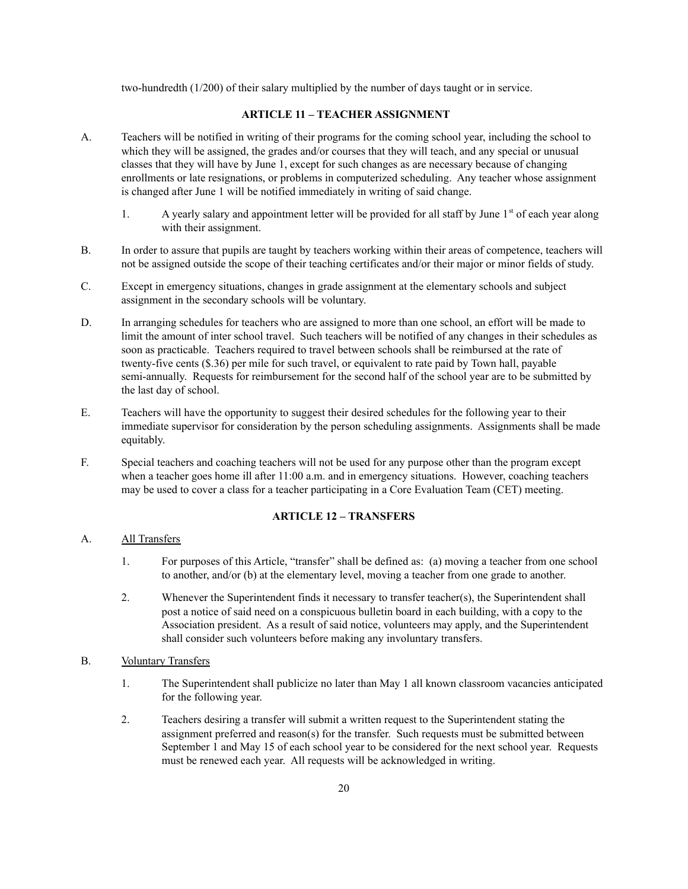two-hundredth (1/200) of their salary multiplied by the number of days taught or in service.

## ARTICLE 11 – TEACHER ASSIGNMENT

A. Teachers will be notified in writing of their programs for the coming school year, including the school to which they will be assigned, the grades and/or courses that they will teach, and any special or unusual classes that they will have by June 1, except for such changes as are necessary because of changing enrollments or late resignations, or problems in computerized scheduling. Any teacher whose assignment is changed after June 1 will be notified immediately in writing of said change.

   1. A yearly salary and appointment letter will be provided for all staff by June 1st of each year along with their assignment.

B. In order to assure that pupils are taught by teachers working within their areas of competence, teachers will not be assigned outside the scope of their teaching certificates and/or their major or minor fields of study.

C. Except in emergency situations, changes in grade assignment at the elementary schools and subject assignment in the secondary schools will be voluntary.

D. In arranging schedules for teachers who are assigned to more than one school, an effort will be made to limit the amount of inter school travel. Such teachers will be notified of any changes in their schedules as soon as practicable. Teachers required to travel between schools shall be reimbursed at the rate of twenty-five cents ($.36) per mile for such travel, or equivalent to rate paid by Town hall, payable semi-annually. Requests for reimbursement for the second half of the school year are to be submitted by the last day of school.

E. Teachers will have the opportunity to suggest their desired schedules for the following year to their immediate supervisor for consideration by the person scheduling assignments. Assignments shall be made equitably.

F. Special teachers and coaching teachers will not be used for any purpose other than the program except when a teacher goes home ill after 11:00 a.m. and in emergency situations. However, coaching teachers may be used to cover a class for a teacher participating in a Core Evaluation Team (CET) meeting.

## ARTICLE 12 – TRANSFERS

A. <u>All Transfers</u>

   1. For purposes of this Article, "transfer" shall be defined as: (a) moving a teacher from one school to another, and/or (b) at the elementary level, moving a teacher from one grade to another.

   2. Whenever the Superintendent finds it necessary to transfer teacher(s), the Superintendent shall post a notice of said need on a conspicuous bulletin board in each building, with a copy to the Association president. As a result of said notice, volunteers may apply, and the Superintendent shall consider such volunteers before making any involuntary transfers.

B. <u>Voluntary Transfers</u>

   1. The Superintendent shall publicize no later than May 1 all known classroom vacancies anticipated for the following year.

   2. Teachers desiring a transfer will submit a written request to the Superintendent stating the assignment preferred and reason(s) for the transfer. Such requests must be submitted between September 1 and May 15 of each school year to be considered for the next school year. Requests must be renewed each year. All requests will be acknowledged in writing.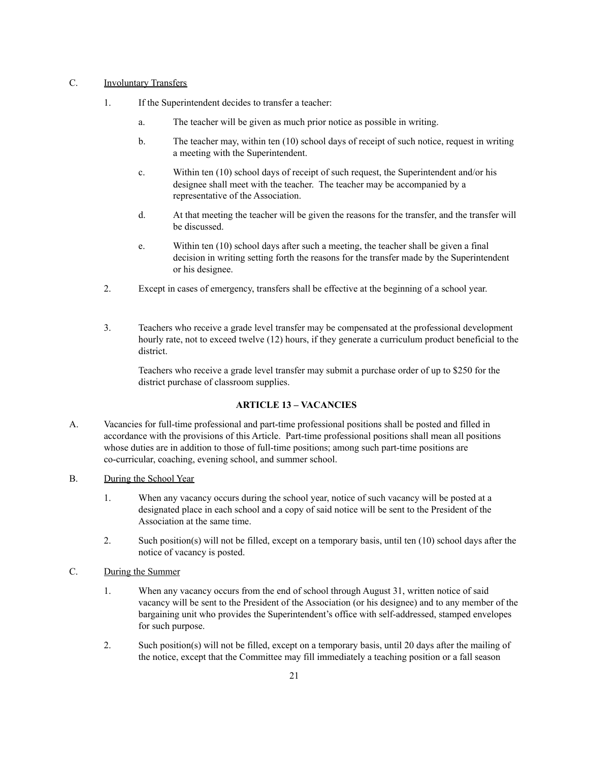C. Involuntary Transfers

1. If the Superintendent decides to transfer a teacher:

   a. The teacher will be given as much prior notice as possible in writing.

   b. The teacher may, within ten (10) school days of receipt of such notice, request in writing a meeting with the Superintendent.

   c. Within ten (10) school days of receipt of such request, the Superintendent and/or his designee shall meet with the teacher. The teacher may be accompanied by a representative of the Association.

   d. At that meeting the teacher will be given the reasons for the transfer, and the transfer will be discussed.

   e. Within ten (10) school days after such a meeting, the teacher shall be given a final decision in writing setting forth the reasons for the transfer made by the Superintendent or his designee.

2. Except in cases of emergency, transfers shall be effective at the beginning of a school year.

3. Teachers who receive a grade level transfer may be compensated at the professional development hourly rate, not to exceed twelve (12) hours, if they generate a curriculum product beneficial to the district.

   Teachers who receive a grade level transfer may submit a purchase order of up to $250 for the district purchase of classroom supplies.

## ARTICLE 13 – VACANCIES

A. Vacancies for full-time professional and part-time professional positions shall be posted and filled in accordance with the provisions of this Article. Part-time professional positions shall mean all positions whose duties are in addition to those of full-time positions; among such part-time positions are co-curricular, coaching, evening school, and summer school.

B. During the School Year

1. When any vacancy occurs during the school year, notice of such vacancy will be posted at a designated place in each school and a copy of said notice will be sent to the President of the Association at the same time.

2. Such position(s) will not be filled, except on a temporary basis, until ten (10) school days after the notice of vacancy is posted.

C. During the Summer

1. When any vacancy occurs from the end of school through August 31, written notice of said vacancy will be sent to the President of the Association (or his designee) and to any member of the bargaining unit who provides the Superintendent's office with self-addressed, stamped envelopes for such purpose.

2. Such position(s) will not be filled, except on a temporary basis, until 20 days after the mailing of the notice, except that the Committee may fill immediately a teaching position or a fall season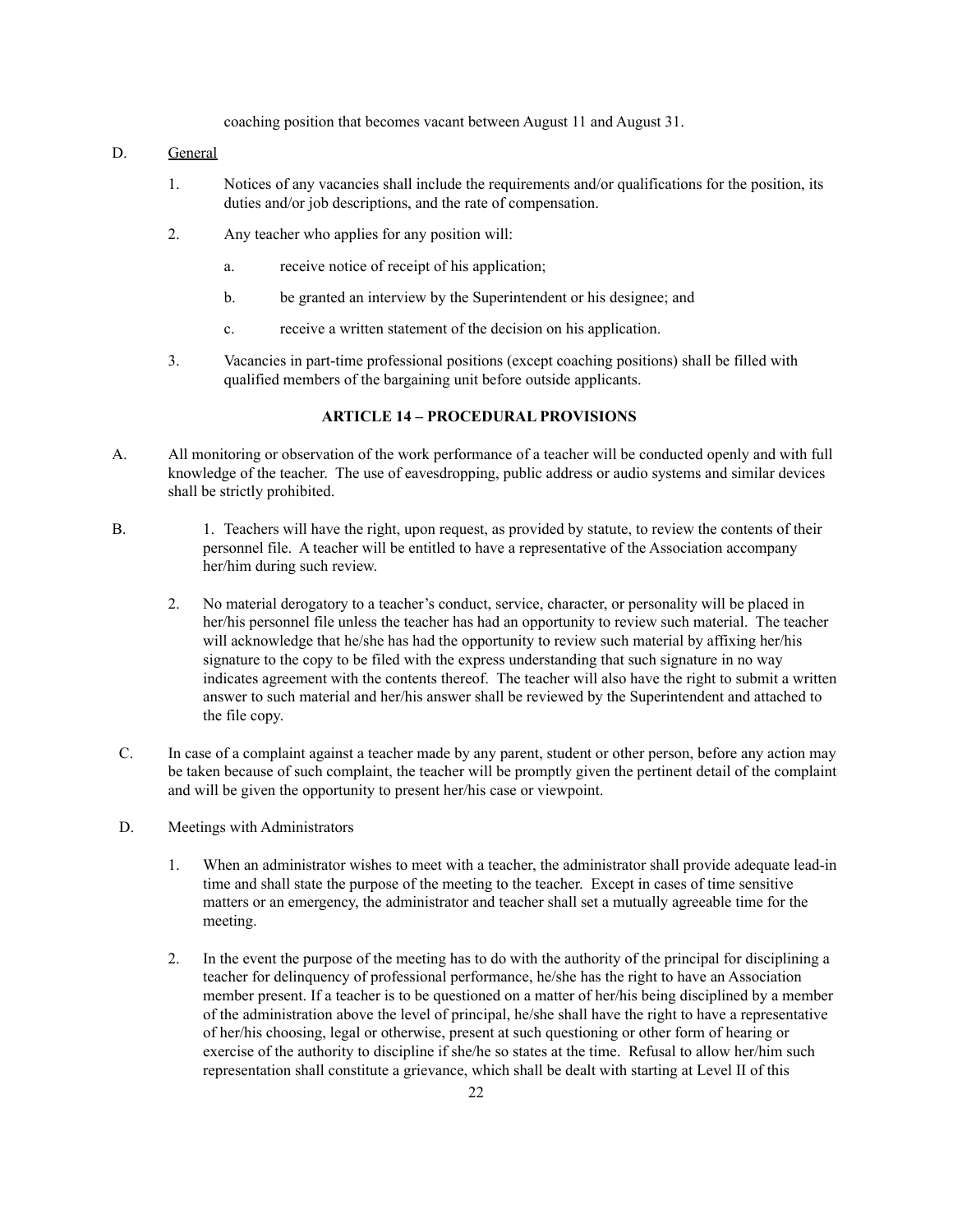coaching position that becomes vacant between August 11 and August 31.

D. General

1. Notices of any vacancies shall include the requirements and/or qualifications for the position, its duties and/or job descriptions, and the rate of compensation.

2. Any teacher who applies for any position will:

   a. receive notice of receipt of his application;

   b. be granted an interview by the Superintendent or his designee; and

   c. receive a written statement of the decision on his application.

3. Vacancies in part-time professional positions (except coaching positions) shall be filled with qualified members of the bargaining unit before outside applicants.

## ARTICLE 14 – PROCEDURAL PROVISIONS

A. All monitoring or observation of the work performance of a teacher will be conducted openly and with full knowledge of the teacher. The use of eavesdropping, public address or audio systems and similar devices shall be strictly prohibited.

B. 1. Teachers will have the right, upon request, as provided by statute, to review the contents of their personnel file. A teacher will be entitled to have a representative of the Association accompany her/him during such review.

2. No material derogatory to a teacher's conduct, service, character, or personality will be placed in her/his personnel file unless the teacher has had an opportunity to review such material. The teacher will acknowledge that he/she has had the opportunity to review such material by affixing her/his signature to the copy to be filed with the express understanding that such signature in no way indicates agreement with the contents thereof. The teacher will also have the right to submit a written answer to such material and her/his answer shall be reviewed by the Superintendent and attached to the file copy.

C. In case of a complaint against a teacher made by any parent, student or other person, before any action may be taken because of such complaint, the teacher will be promptly given the pertinent detail of the complaint and will be given the opportunity to present her/his case or viewpoint.

D. Meetings with Administrators

1. When an administrator wishes to meet with a teacher, the administrator shall provide adequate lead-in time and shall state the purpose of the meeting to the teacher. Except in cases of time sensitive matters or an emergency, the administrator and teacher shall set a mutually agreeable time for the meeting.

2. In the event the purpose of the meeting has to do with the authority of the principal for disciplining a teacher for delinquency of professional performance, he/she has the right to have an Association member present. If a teacher is to be questioned on a matter of her/his being disciplined by a member of the administration above the level of principal, he/she shall have the right to have a representative of her/his choosing, legal or otherwise, present at such questioning or other form of hearing or exercise of the authority to discipline if she/he so states at the time. Refusal to allow her/him such representation shall constitute a grievance, which shall be dealt with starting at Level II of this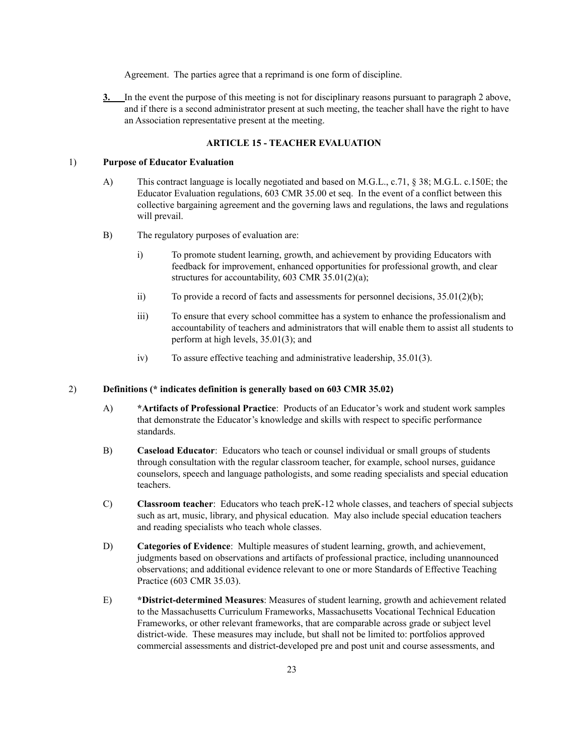Agreement. The parties agree that a reprimand is one form of discipline.

**3.** In the event the purpose of this meeting is not for disciplinary reasons pursuant to paragraph 2 above, and if there is a second administrator present at such meeting, the teacher shall have the right to have an Association representative present at the meeting.

## ARTICLE 15 - TEACHER EVALUATION

1) **Purpose of Educator Evaluation**

A) This contract language is locally negotiated and based on M.G.L., c.71, § 38; M.G.L. c.150E; the Educator Evaluation regulations, 603 CMR 35.00 et seq. In the event of a conflict between this collective bargaining agreement and the governing laws and regulations, the laws and regulations will prevail.

B) The regulatory purposes of evaluation are:

i) To promote student learning, growth, and achievement by providing Educators with feedback for improvement, enhanced opportunities for professional growth, and clear structures for accountability, 603 CMR 35.01(2)(a);

ii) To provide a record of facts and assessments for personnel decisions, 35.01(2)(b);

iii) To ensure that every school committee has a system to enhance the professionalism and accountability of teachers and administrators that will enable them to assist all students to perform at high levels, 35.01(3); and

iv) To assure effective teaching and administrative leadership, 35.01(3).

2) **Definitions (* indicates definition is generally based on 603 CMR 35.02)**

A) ***Artifacts of Professional Practice**: Products of an Educator's work and student work samples that demonstrate the Educator's knowledge and skills with respect to specific performance standards.

B) **Caseload Educator**: Educators who teach or counsel individual or small groups of students through consultation with the regular classroom teacher, for example, school nurses, guidance counselors, speech and language pathologists, and some reading specialists and special education teachers.

C) **Classroom teacher**: Educators who teach preK-12 whole classes, and teachers of special subjects such as art, music, library, and physical education. May also include special education teachers and reading specialists who teach whole classes.

D) **Categories of Evidence**: Multiple measures of student learning, growth, and achievement, judgments based on observations and artifacts of professional practice, including unannounced observations; and additional evidence relevant to one or more Standards of Effective Teaching Practice (603 CMR 35.03).

E) ***District-determined Measures**: Measures of student learning, growth and achievement related to the Massachusetts Curriculum Frameworks, Massachusetts Vocational Technical Education Frameworks, or other relevant frameworks, that are comparable across grade or subject level district-wide. These measures may include, but shall not be limited to: portfolios approved commercial assessments and district-developed pre and post unit and course assessments, and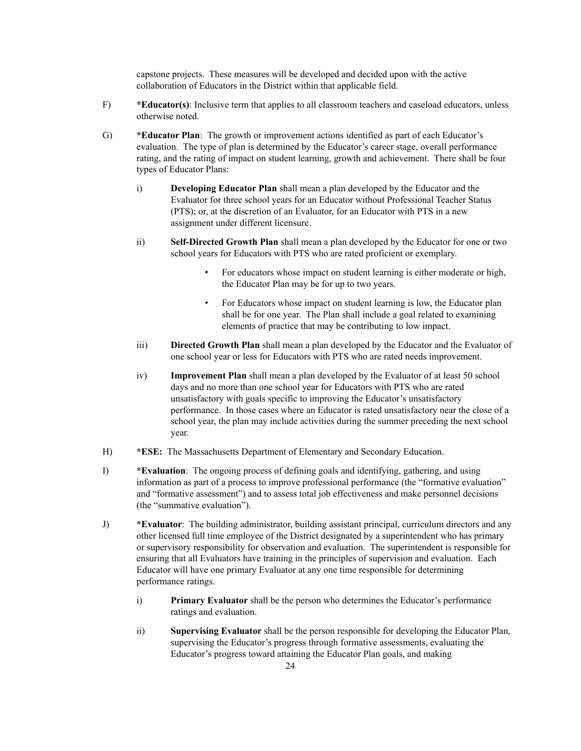capstone projects. These measures will be developed and decided upon with the active collaboration of Educators in the District within that applicable field.

F) ***Educator(s)**: Inclusive term that applies to all classroom teachers and caseload educators, unless otherwise noted.

G) ***Educator Plan**: The growth or improvement actions identified as part of each Educator's evaluation. The type of plan is determined by the Educator's career stage, overall performance rating, and the rating of impact on student learning, growth and achievement. There shall be four types of Educator Plans:

   i) **Developing Educator Plan** shall mean a plan developed by the Educator and the Evaluator for three school years for an Educator without Professional Teacher Status (PTS); or, at the discretion of an Evaluator, for an Educator with PTS in a new assignment under different licensure.

   ii) **Self-Directed Growth Plan** shall mean a plan developed by the Educator for one or two school years for Educators with PTS who are rated proficient or exemplary.

      - For educators whose impact on student learning is either moderate or high, the Educator Plan may be for up to two years.
      - For Educators whose impact on student learning is low, the Educator plan shall be for one year. The Plan shall include a goal related to examining elements of practice that may be contributing to low impact.

   iii) **Directed Growth Plan** shall mean a plan developed by the Educator and the Evaluator of one school year or less for Educators with PTS who are rated needs improvement.

   iv) **Improvement Plan** shall mean a plan developed by the Evaluator of at least 50 school days and no more than one school year for Educators with PTS who are rated unsatisfactory with goals specific to improving the Educator's unsatisfactory performance. In those cases where an Educator is rated unsatisfactory near the close of a school year, the plan may include activities during the summer preceding the next school year.

H) ***ESE:** The Massachusetts Department of Elementary and Secondary Education.

I) ***Evaluation**: The ongoing process of defining goals and identifying, gathering, and using information as part of a process to improve professional performance (the "formative evaluation" and "formative assessment") and to assess total job effectiveness and make personnel decisions (the "summative evaluation").

J) ***Evaluator**: The building administrator, building assistant principal, curriculum directors and any other licensed full time employee of the District designated by a superintendent who has primary or supervisory responsibility for observation and evaluation. The superintendent is responsible for ensuring that all Evaluators have training in the principles of supervision and evaluation. Each Educator will have one primary Evaluator at any one time responsible for determining performance ratings.

   i) **Primary Evaluator** shall be the person who determines the Educator's performance ratings and evaluation.

   ii) **Supervising Evaluator** shall be the person responsible for developing the Educator Plan, supervising the Educator's progress through formative assessments, evaluating the Educator's progress toward attaining the Educator Plan goals, and making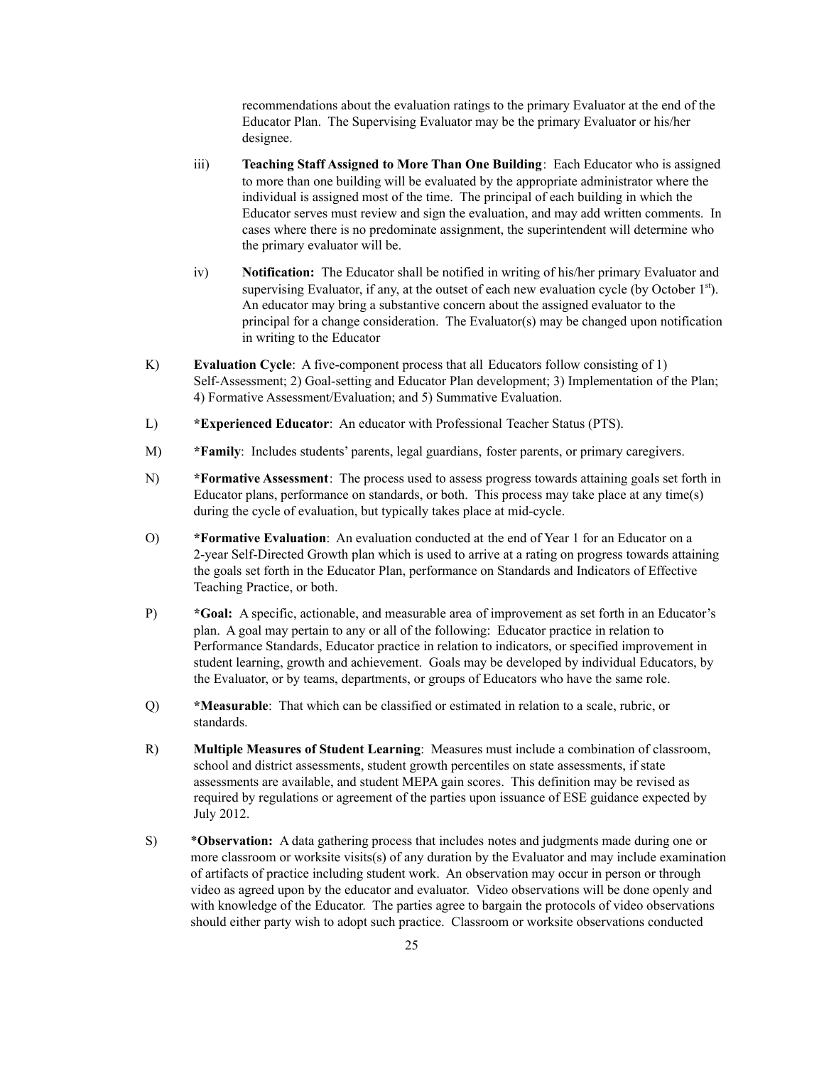recommendations about the evaluation ratings to the primary Evaluator at the end of the Educator Plan. The Supervising Evaluator may be the primary Evaluator or his/her designee.

iii) **Teaching Staff Assigned to More Than One Building**: Each Educator who is assigned to more than one building will be evaluated by the appropriate administrator where the individual is assigned most of the time. The principal of each building in which the Educator serves must review and sign the evaluation, and may add written comments. In cases where there is no predominate assignment, the superintendent will determine who the primary evaluator will be.

iv) **Notification:** The Educator shall be notified in writing of his/her primary Evaluator and supervising Evaluator, if any, at the outset of each new evaluation cycle (by October 1st). An educator may bring a substantive concern about the assigned evaluator to the principal for a change consideration. The Evaluator(s) may be changed upon notification in writing to the Educator

K) **Evaluation Cycle**: A five-component process that all Educators follow consisting of 1) Self-Assessment; 2) Goal-setting and Educator Plan development; 3) Implementation of the Plan; 4) Formative Assessment/Evaluation; and 5) Summative Evaluation.

L) ***Experienced Educator**: An educator with Professional Teacher Status (PTS).

M) ***Family**: Includes students' parents, legal guardians, foster parents, or primary caregivers.

N) ***Formative Assessment**: The process used to assess progress towards attaining goals set forth in Educator plans, performance on standards, or both. This process may take place at any time(s) during the cycle of evaluation, but typically takes place at mid-cycle.

O) ***Formative Evaluation**: An evaluation conducted at the end of Year 1 for an Educator on a 2-year Self-Directed Growth plan which is used to arrive at a rating on progress towards attaining the goals set forth in the Educator Plan, performance on Standards and Indicators of Effective Teaching Practice, or both.

P) ***Goal:** A specific, actionable, and measurable area of improvement as set forth in an Educator's plan. A goal may pertain to any or all of the following: Educator practice in relation to Performance Standards, Educator practice in relation to indicators, or specified improvement in student learning, growth and achievement. Goals may be developed by individual Educators, by the Evaluator, or by teams, departments, or groups of Educators who have the same role.

Q) ***Measurable**: That which can be classified or estimated in relation to a scale, rubric, or standards.

R) **Multiple Measures of Student Learning**: Measures must include a combination of classroom, school and district assessments, student growth percentiles on state assessments, if state assessments are available, and student MEPA gain scores. This definition may be revised as required by regulations or agreement of the parties upon issuance of ESE guidance expected by July 2012.

S) ***Observation:** A data gathering process that includes notes and judgments made during one or more classroom or worksite visits(s) of any duration by the Evaluator and may include examination of artifacts of practice including student work. An observation may occur in person or through video as agreed upon by the educator and evaluator. Video observations will be done openly and with knowledge of the Educator. The parties agree to bargain the protocols of video observations should either party wish to adopt such practice. Classroom or worksite observations conducted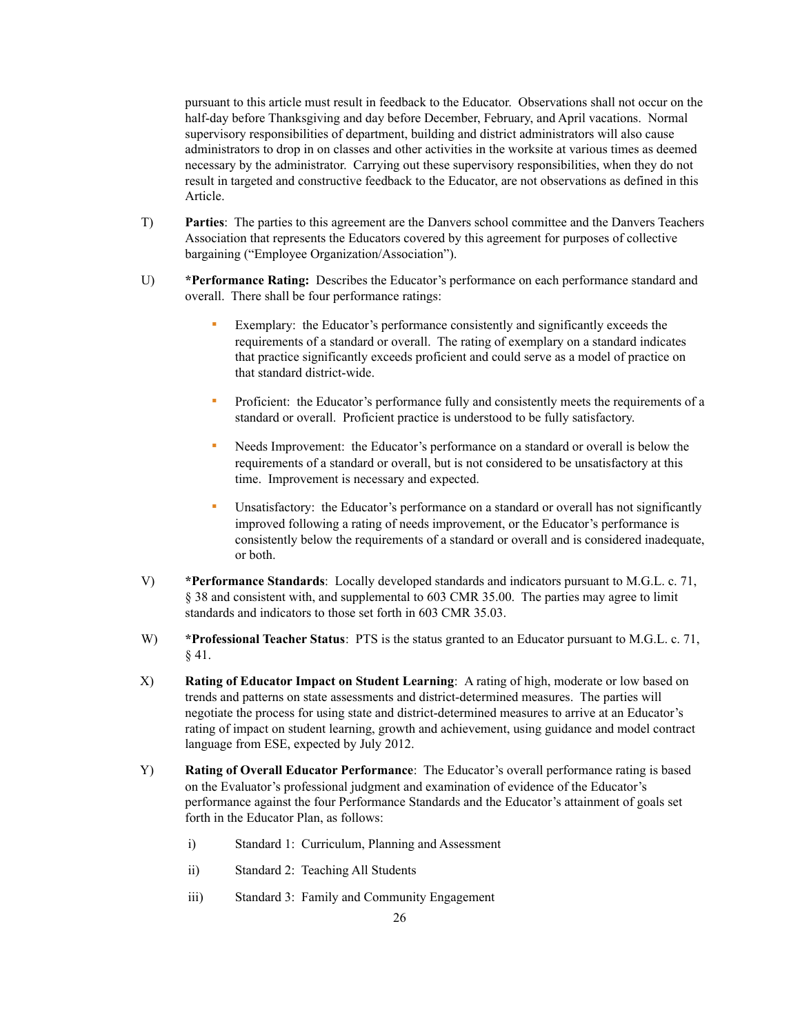pursuant to this article must result in feedback to the Educator. Observations shall not occur on the half-day before Thanksgiving and day before December, February, and April vacations. Normal supervisory responsibilities of department, building and district administrators will also cause administrators to drop in on classes and other activities in the worksite at various times as deemed necessary by the administrator. Carrying out these supervisory responsibilities, when they do not result in targeted and constructive feedback to the Educator, are not observations as defined in this Article.

T) **Parties**: The parties to this agreement are the Danvers school committee and the Danvers Teachers Association that represents the Educators covered by this agreement for purposes of collective bargaining ("Employee Organization/Association").

U) ***Performance Rating:** Describes the Educator's performance on each performance standard and overall. There shall be four performance ratings:

- Exemplary: the Educator's performance consistently and significantly exceeds the requirements of a standard or overall. The rating of exemplary on a standard indicates that practice significantly exceeds proficient and could serve as a model of practice on that standard district-wide.
- Proficient: the Educator's performance fully and consistently meets the requirements of a standard or overall. Proficient practice is understood to be fully satisfactory.
- Needs Improvement: the Educator's performance on a standard or overall is below the requirements of a standard or overall, but is not considered to be unsatisfactory at this time. Improvement is necessary and expected.
- Unsatisfactory: the Educator's performance on a standard or overall has not significantly improved following a rating of needs improvement, or the Educator's performance is consistently below the requirements of a standard or overall and is considered inadequate, or both.

V) ***Performance Standards**: Locally developed standards and indicators pursuant to M.G.L. c. 71, § 38 and consistent with, and supplemental to 603 CMR 35.00. The parties may agree to limit standards and indicators to those set forth in 603 CMR 35.03.

W) ***Professional Teacher Status**: PTS is the status granted to an Educator pursuant to M.G.L. c. 71, § 41.

X) **Rating of Educator Impact on Student Learning**: A rating of high, moderate or low based on trends and patterns on state assessments and district-determined measures. The parties will negotiate the process for using state and district-determined measures to arrive at an Educator's rating of impact on student learning, growth and achievement, using guidance and model contract language from ESE, expected by July 2012.

Y) **Rating of Overall Educator Performance**: The Educator's overall performance rating is based on the Evaluator's professional judgment and examination of evidence of the Educator's performance against the four Performance Standards and the Educator's attainment of goals set forth in the Educator Plan, as follows:

i) Standard 1: Curriculum, Planning and Assessment

ii) Standard 2: Teaching All Students

iii) Standard 3: Family and Community Engagement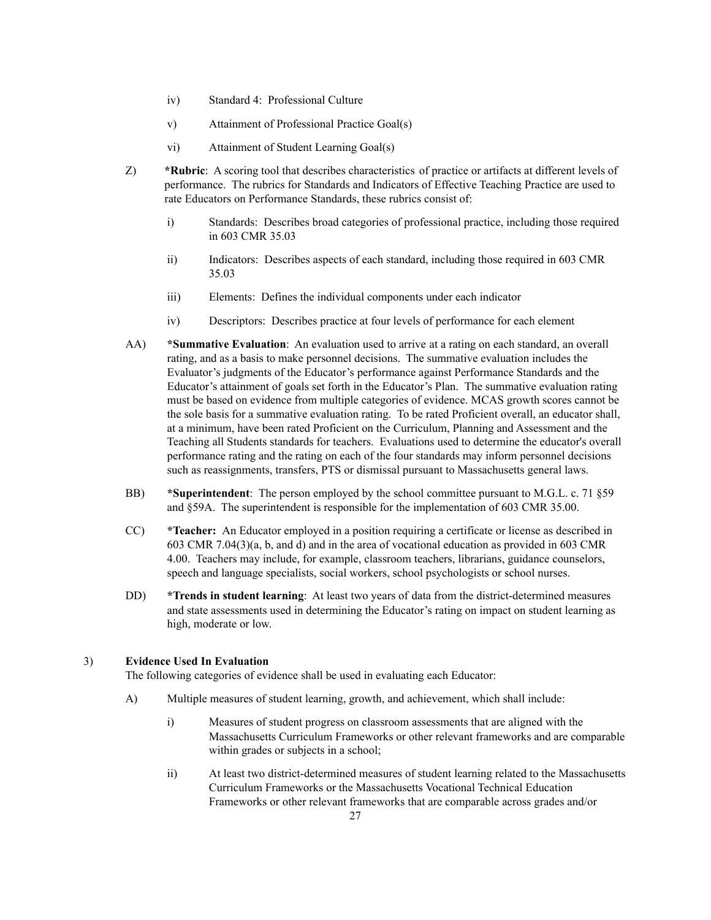- iv) Standard 4: Professional Culture
- v) Attainment of Professional Practice Goal(s)
- vi) Attainment of Student Learning Goal(s)

Z) ***Rubric**: A scoring tool that describes characteristics of practice or artifacts at different levels of performance. The rubrics for Standards and Indicators of Effective Teaching Practice are used to rate Educators on Performance Standards, these rubrics consist of:

- i) Standards: Describes broad categories of professional practice, including those required in 603 CMR 35.03
- ii) Indicators: Describes aspects of each standard, including those required in 603 CMR 35.03
- iii) Elements: Defines the individual components under each indicator
- iv) Descriptors: Describes practice at four levels of performance for each element

AA) ***Summative Evaluation**: An evaluation used to arrive at a rating on each standard, an overall rating, and as a basis to make personnel decisions. The summative evaluation includes the Evaluator's judgments of the Educator's performance against Performance Standards and the Educator's attainment of goals set forth in the Educator's Plan. The summative evaluation rating must be based on evidence from multiple categories of evidence. MCAS growth scores cannot be the sole basis for a summative evaluation rating. To be rated Proficient overall, an educator shall, at a minimum, have been rated Proficient on the Curriculum, Planning and Assessment and the Teaching all Students standards for teachers. Evaluations used to determine the educator's overall performance rating and the rating on each of the four standards may inform personnel decisions such as reassignments, transfers, PTS or dismissal pursuant to Massachusetts general laws.

BB) ***Superintendent**: The person employed by the school committee pursuant to M.G.L. c. 71 §59 and §59A. The superintendent is responsible for the implementation of 603 CMR 35.00.

CC) ***Teacher:** An Educator employed in a position requiring a certificate or license as described in 603 CMR 7.04(3)(a, b, and d) and in the area of vocational education as provided in 603 CMR 4.00. Teachers may include, for example, classroom teachers, librarians, guidance counselors, speech and language specialists, social workers, school psychologists or school nurses.

DD) ***Trends in student learning**: At least two years of data from the district-determined measures and state assessments used in determining the Educator's rating on impact on student learning as high, moderate or low.

3) **Evidence Used In Evaluation**

The following categories of evidence shall be used in evaluating each Educator:

A) Multiple measures of student learning, growth, and achievement, which shall include:

- i) Measures of student progress on classroom assessments that are aligned with the Massachusetts Curriculum Frameworks or other relevant frameworks and are comparable within grades or subjects in a school;
- ii) At least two district-determined measures of student learning related to the Massachusetts Curriculum Frameworks or the Massachusetts Vocational Technical Education Frameworks or other relevant frameworks that are comparable across grades and/or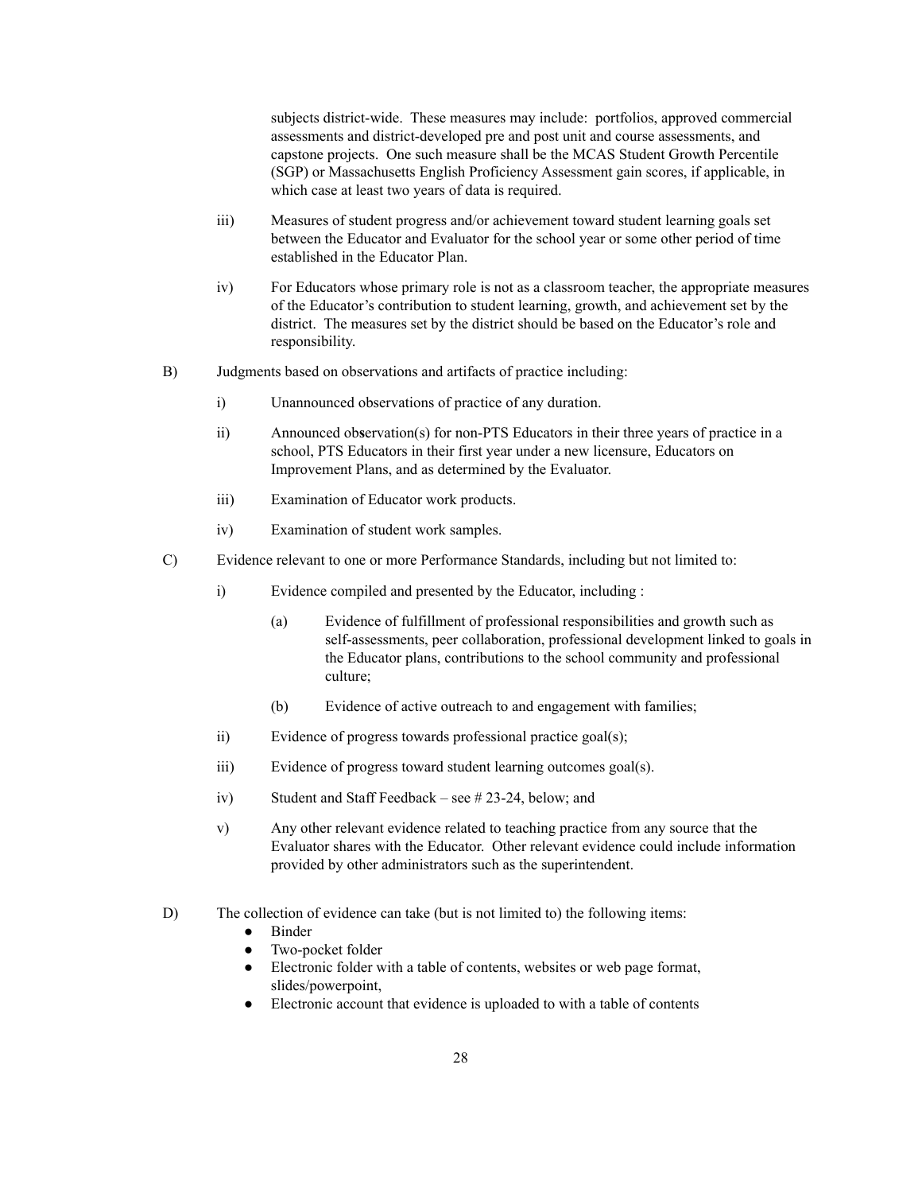subjects district-wide. These measures may include: portfolios, approved commercial assessments and district-developed pre and post unit and course assessments, and capstone projects. One such measure shall be the MCAS Student Growth Percentile (SGP) or Massachusetts English Proficiency Assessment gain scores, if applicable, in which case at least two years of data is required.

iii) Measures of student progress and/or achievement toward student learning goals set between the Educator and Evaluator for the school year or some other period of time established in the Educator Plan.

iv) For Educators whose primary role is not as a classroom teacher, the appropriate measures of the Educator's contribution to student learning, growth, and achievement set by the district. The measures set by the district should be based on the Educator's role and responsibility.

B) Judgments based on observations and artifacts of practice including:

i) Unannounced observations of practice of any duration.

ii) Announced observation(s) for non-PTS Educators in their three years of practice in a school, PTS Educators in their first year under a new licensure, Educators on Improvement Plans, and as determined by the Evaluator.

iii) Examination of Educator work products.

iv) Examination of student work samples.

C) Evidence relevant to one or more Performance Standards, including but not limited to:

i) Evidence compiled and presented by the Educator, including :

(a) Evidence of fulfillment of professional responsibilities and growth such as self-assessments, peer collaboration, professional development linked to goals in the Educator plans, contributions to the school community and professional culture;

(b) Evidence of active outreach to and engagement with families;

ii) Evidence of progress towards professional practice goal(s);

iii) Evidence of progress toward student learning outcomes goal(s).

iv) Student and Staff Feedback – see # 23-24, below; and

v) Any other relevant evidence related to teaching practice from any source that the Evaluator shares with the Educator. Other relevant evidence could include information provided by other administrators such as the superintendent.

D) The collection of evidence can take (but is not limited to) the following items:

- Binder
- Two-pocket folder
- Electronic folder with a table of contents, websites or web page format, slides/powerpoint,
- Electronic account that evidence is uploaded to with a table of contents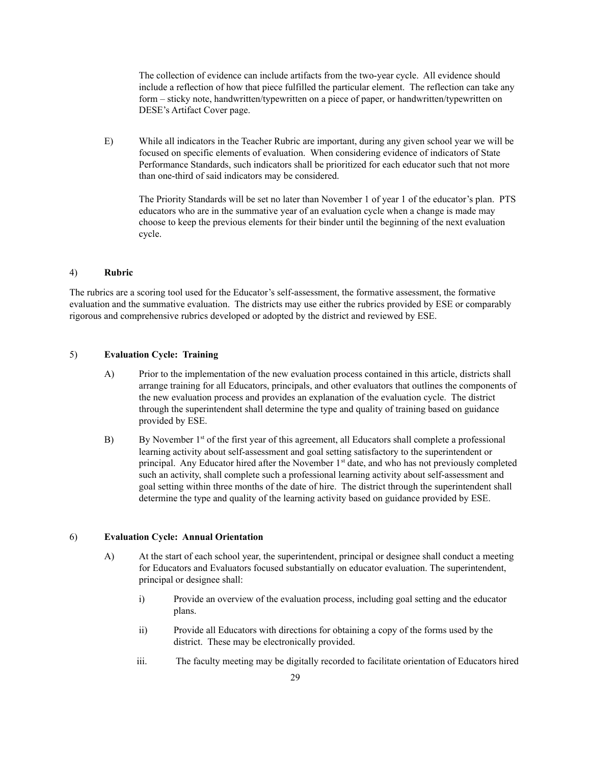The collection of evidence can include artifacts from the two-year cycle. All evidence should include a reflection of how that piece fulfilled the particular element. The reflection can take any form – sticky note, handwritten/typewritten on a piece of paper, or handwritten/typewritten on DESE's Artifact Cover page.

E) While all indicators in the Teacher Rubric are important, during any given school year we will be focused on specific elements of evaluation. When considering evidence of indicators of State Performance Standards, such indicators shall be prioritized for each educator such that not more than one-third of said indicators may be considered.

The Priority Standards will be set no later than November 1 of year 1 of the educator's plan. PTS educators who are in the summative year of an evaluation cycle when a change is made may choose to keep the previous elements for their binder until the beginning of the next evaluation cycle.

4) **Rubric**

The rubrics are a scoring tool used for the Educator's self-assessment, the formative assessment, the formative evaluation and the summative evaluation. The districts may use either the rubrics provided by ESE or comparably rigorous and comprehensive rubrics developed or adopted by the district and reviewed by ESE.

5) **Evaluation Cycle: Training**

A) Prior to the implementation of the new evaluation process contained in this article, districts shall arrange training for all Educators, principals, and other evaluators that outlines the components of the new evaluation process and provides an explanation of the evaluation cycle. The district through the superintendent shall determine the type and quality of training based on guidance provided by ESE.

B) By November 1st of the first year of this agreement, all Educators shall complete a professional learning activity about self-assessment and goal setting satisfactory to the superintendent or principal. Any Educator hired after the November 1st date, and who has not previously completed such an activity, shall complete such a professional learning activity about self-assessment and goal setting within three months of the date of hire. The district through the superintendent shall determine the type and quality of the learning activity based on guidance provided by ESE.

6) **Evaluation Cycle: Annual Orientation**

A) At the start of each school year, the superintendent, principal or designee shall conduct a meeting for Educators and Evaluators focused substantially on educator evaluation. The superintendent, principal or designee shall:

i) Provide an overview of the evaluation process, including goal setting and the educator plans.

ii) Provide all Educators with directions for obtaining a copy of the forms used by the district. These may be electronically provided.

iii. The faculty meeting may be digitally recorded to facilitate orientation of Educators hired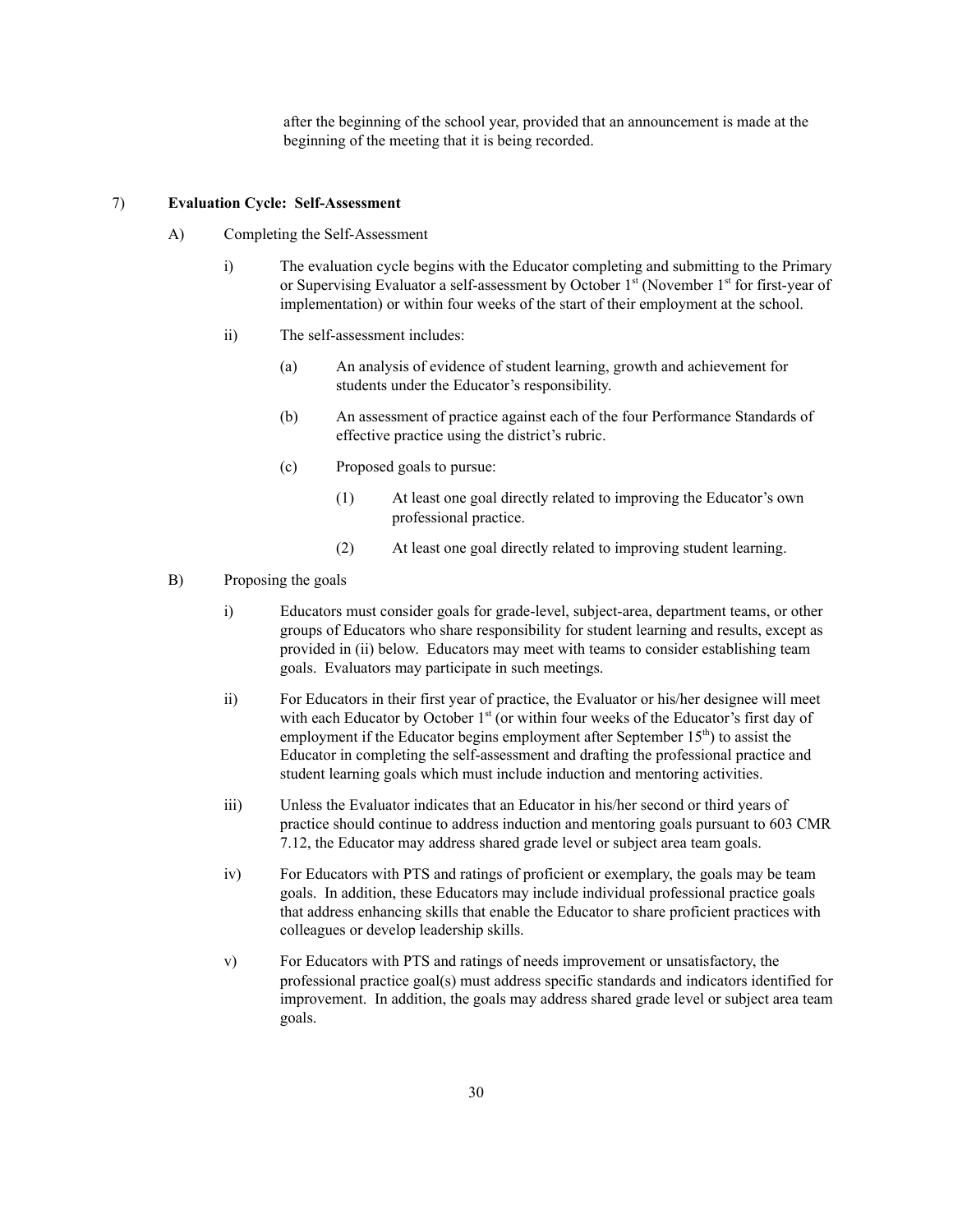after the beginning of the school year, provided that an announcement is made at the beginning of the meeting that it is being recorded.

7) **Evaluation Cycle: Self-Assessment**

A) Completing the Self-Assessment

i) The evaluation cycle begins with the Educator completing and submitting to the Primary or Supervising Evaluator a self-assessment by October 1st (November 1st for first-year of implementation) or within four weeks of the start of their employment at the school.

ii) The self-assessment includes:

(a) An analysis of evidence of student learning, growth and achievement for students under the Educator's responsibility.

(b) An assessment of practice against each of the four Performance Standards of effective practice using the district's rubric.

(c) Proposed goals to pursue:

(1) At least one goal directly related to improving the Educator's own professional practice.

(2) At least one goal directly related to improving student learning.

B) Proposing the goals

i) Educators must consider goals for grade-level, subject-area, department teams, or other groups of Educators who share responsibility for student learning and results, except as provided in (ii) below. Educators may meet with teams to consider establishing team goals. Evaluators may participate in such meetings.

ii) For Educators in their first year of practice, the Evaluator or his/her designee will meet with each Educator by October 1st (or within four weeks of the Educator's first day of employment if the Educator begins employment after September 15th) to assist the Educator in completing the self-assessment and drafting the professional practice and student learning goals which must include induction and mentoring activities.

iii) Unless the Evaluator indicates that an Educator in his/her second or third years of practice should continue to address induction and mentoring goals pursuant to 603 CMR 7.12, the Educator may address shared grade level or subject area team goals.

iv) For Educators with PTS and ratings of proficient or exemplary, the goals may be team goals. In addition, these Educators may include individual professional practice goals that address enhancing skills that enable the Educator to share proficient practices with colleagues or develop leadership skills.

v) For Educators with PTS and ratings of needs improvement or unsatisfactory, the professional practice goal(s) must address specific standards and indicators identified for improvement. In addition, the goals may address shared grade level or subject area team goals.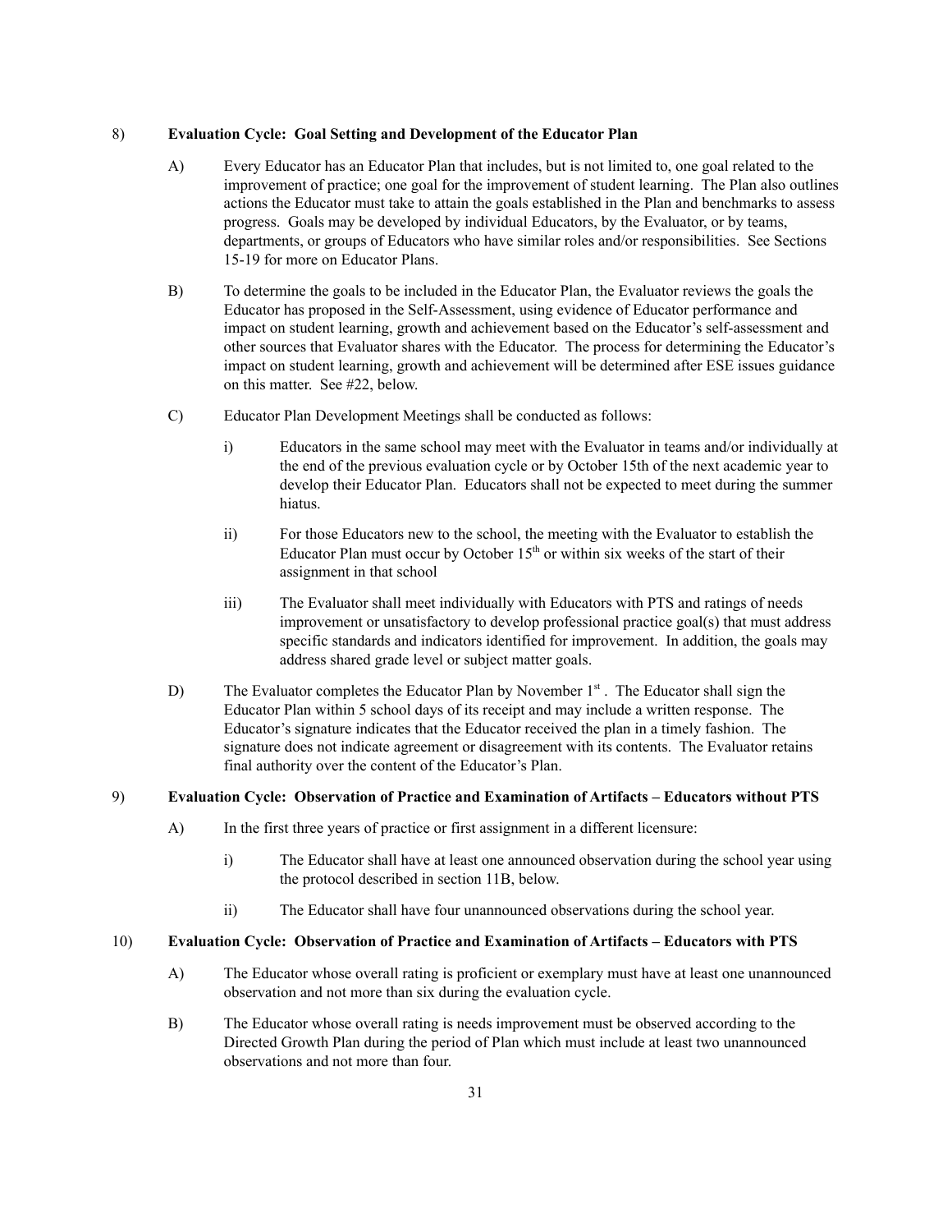8) **Evaluation Cycle: Goal Setting and Development of the Educator Plan**

A) Every Educator has an Educator Plan that includes, but is not limited to, one goal related to the improvement of practice; one goal for the improvement of student learning. The Plan also outlines actions the Educator must take to attain the goals established in the Plan and benchmarks to assess progress. Goals may be developed by individual Educators, by the Evaluator, or by teams, departments, or groups of Educators who have similar roles and/or responsibilities. See Sections 15-19 for more on Educator Plans.

B) To determine the goals to be included in the Educator Plan, the Evaluator reviews the goals the Educator has proposed in the Self-Assessment, using evidence of Educator performance and impact on student learning, growth and achievement based on the Educator's self-assessment and other sources that Evaluator shares with the Educator. The process for determining the Educator's impact on student learning, growth and achievement will be determined after ESE issues guidance on this matter. See #22, below.

C) Educator Plan Development Meetings shall be conducted as follows:

i) Educators in the same school may meet with the Evaluator in teams and/or individually at the end of the previous evaluation cycle or by October 15th of the next academic year to develop their Educator Plan. Educators shall not be expected to meet during the summer hiatus.

ii) For those Educators new to the school, the meeting with the Evaluator to establish the Educator Plan must occur by October 15th or within six weeks of the start of their assignment in that school

iii) The Evaluator shall meet individually with Educators with PTS and ratings of needs improvement or unsatisfactory to develop professional practice goal(s) that must address specific standards and indicators identified for improvement. In addition, the goals may address shared grade level or subject matter goals.

D) The Evaluator completes the Educator Plan by November 1st . The Educator shall sign the Educator Plan within 5 school days of its receipt and may include a written response. The Educator's signature indicates that the Educator received the plan in a timely fashion. The signature does not indicate agreement or disagreement with its contents. The Evaluator retains final authority over the content of the Educator's Plan.

9) **Evaluation Cycle: Observation of Practice and Examination of Artifacts – Educators without PTS**

A) In the first three years of practice or first assignment in a different licensure:

i) The Educator shall have at least one announced observation during the school year using the protocol described in section 11B, below.

ii) The Educator shall have four unannounced observations during the school year.

10) **Evaluation Cycle: Observation of Practice and Examination of Artifacts – Educators with PTS**

A) The Educator whose overall rating is proficient or exemplary must have at least one unannounced observation and not more than six during the evaluation cycle.

B) The Educator whose overall rating is needs improvement must be observed according to the Directed Growth Plan during the period of Plan which must include at least two unannounced observations and not more than four.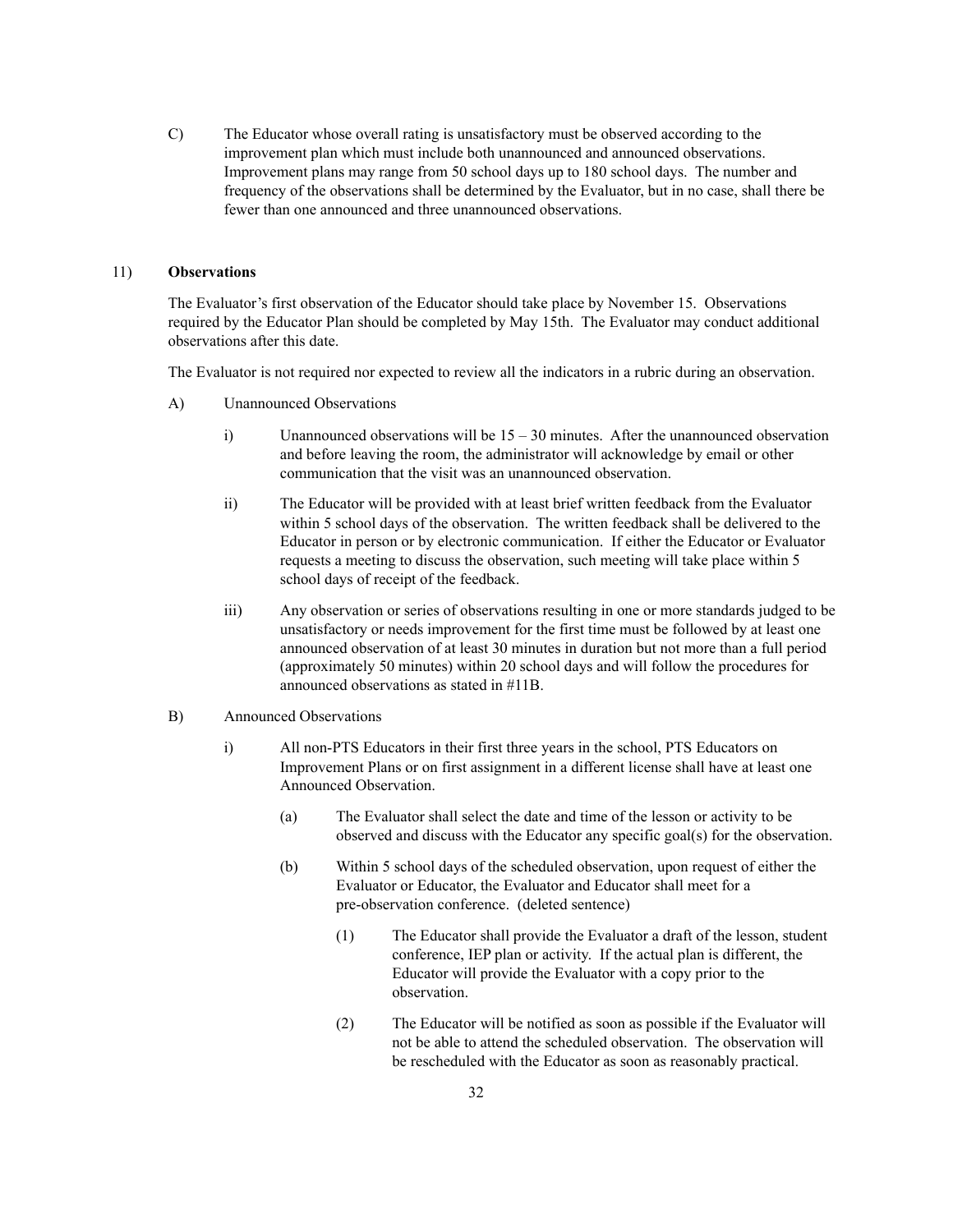C) The Educator whose overall rating is unsatisfactory must be observed according to the improvement plan which must include both unannounced and announced observations. Improvement plans may range from 50 school days up to 180 school days. The number and frequency of the observations shall be determined by the Evaluator, but in no case, shall there be fewer than one announced and three unannounced observations.

11) **Observations**

The Evaluator's first observation of the Educator should take place by November 15. Observations required by the Educator Plan should be completed by May 15th. The Evaluator may conduct additional observations after this date.

The Evaluator is not required nor expected to review all the indicators in a rubric during an observation.

A) Unannounced Observations

i) Unannounced observations will be 15 – 30 minutes. After the unannounced observation and before leaving the room, the administrator will acknowledge by email or other communication that the visit was an unannounced observation.

ii) The Educator will be provided with at least brief written feedback from the Evaluator within 5 school days of the observation. The written feedback shall be delivered to the Educator in person or by electronic communication. If either the Educator or Evaluator requests a meeting to discuss the observation, such meeting will take place within 5 school days of receipt of the feedback.

iii) Any observation or series of observations resulting in one or more standards judged to be unsatisfactory or needs improvement for the first time must be followed by at least one announced observation of at least 30 minutes in duration but not more than a full period (approximately 50 minutes) within 20 school days and will follow the procedures for announced observations as stated in #11B.

B) Announced Observations

i) All non-PTS Educators in their first three years in the school, PTS Educators on Improvement Plans or on first assignment in a different license shall have at least one Announced Observation.

(a) The Evaluator shall select the date and time of the lesson or activity to be observed and discuss with the Educator any specific goal(s) for the observation.

(b) Within 5 school days of the scheduled observation, upon request of either the Evaluator or Educator, the Evaluator and Educator shall meet for a pre-observation conference. (deleted sentence)

(1) The Educator shall provide the Evaluator a draft of the lesson, student conference, IEP plan or activity. If the actual plan is different, the Educator will provide the Evaluator with a copy prior to the observation.

(2) The Educator will be notified as soon as possible if the Evaluator will not be able to attend the scheduled observation. The observation will be rescheduled with the Educator as soon as reasonably practical.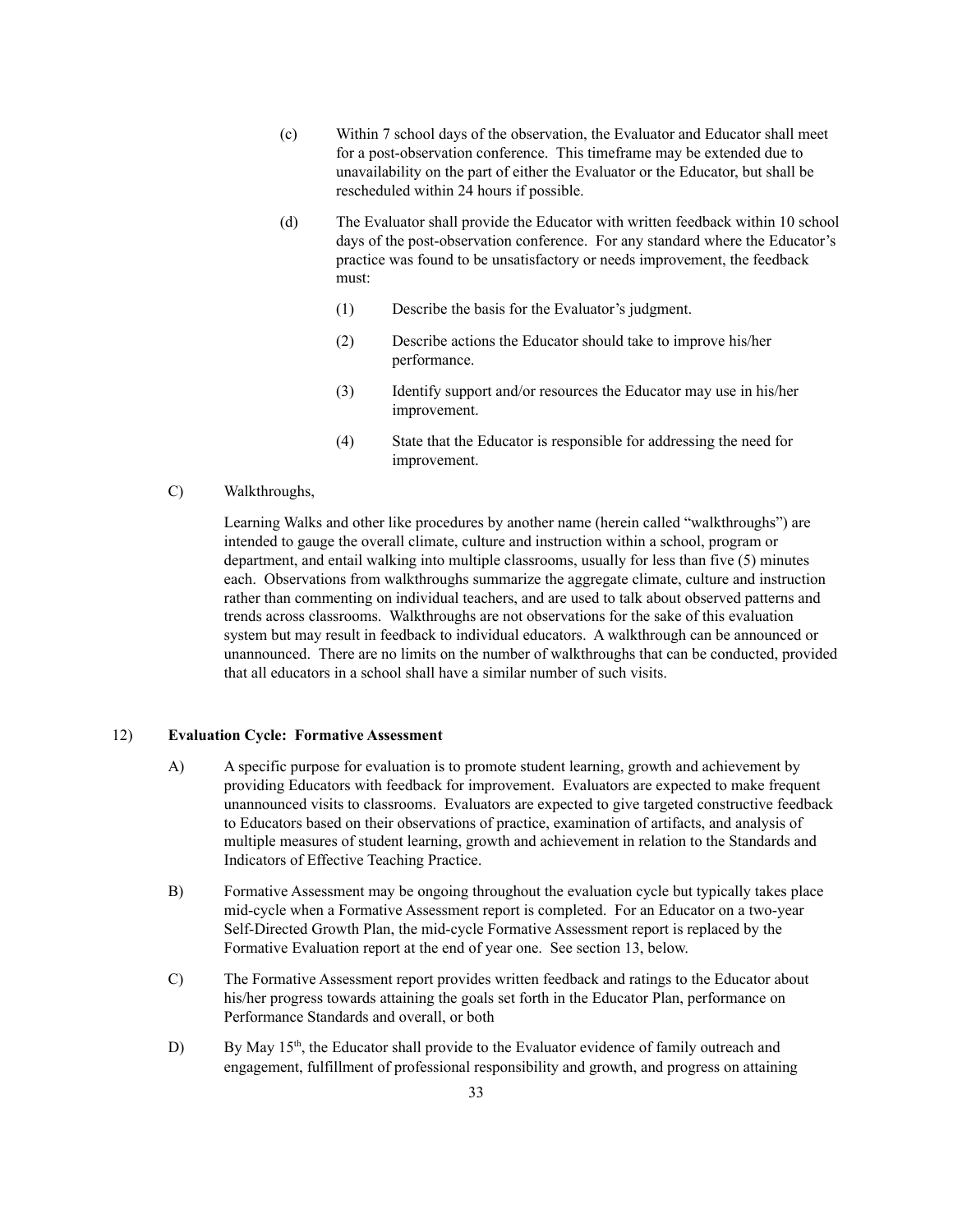(c) Within 7 school days of the observation, the Evaluator and Educator shall meet for a post-observation conference. This timeframe may be extended due to unavailability on the part of either the Evaluator or the Educator, but shall be rescheduled within 24 hours if possible.

(d) The Evaluator shall provide the Educator with written feedback within 10 school days of the post-observation conference. For any standard where the Educator's practice was found to be unsatisfactory or needs improvement, the feedback must:

(1) Describe the basis for the Evaluator's judgment.

(2) Describe actions the Educator should take to improve his/her performance.

(3) Identify support and/or resources the Educator may use in his/her improvement.

(4) State that the Educator is responsible for addressing the need for improvement.

C) Walkthroughs,

Learning Walks and other like procedures by another name (herein called "walkthroughs") are intended to gauge the overall climate, culture and instruction within a school, program or department, and entail walking into multiple classrooms, usually for less than five (5) minutes each. Observations from walkthroughs summarize the aggregate climate, culture and instruction rather than commenting on individual teachers, and are used to talk about observed patterns and trends across classrooms. Walkthroughs are not observations for the sake of this evaluation system but may result in feedback to individual educators. A walkthrough can be announced or unannounced. There are no limits on the number of walkthroughs that can be conducted, provided that all educators in a school shall have a similar number of such visits.

12) **Evaluation Cycle: Formative Assessment**

A) A specific purpose for evaluation is to promote student learning, growth and achievement by providing Educators with feedback for improvement. Evaluators are expected to make frequent unannounced visits to classrooms. Evaluators are expected to give targeted constructive feedback to Educators based on their observations of practice, examination of artifacts, and analysis of multiple measures of student learning, growth and achievement in relation to the Standards and Indicators of Effective Teaching Practice.

B) Formative Assessment may be ongoing throughout the evaluation cycle but typically takes place mid-cycle when a Formative Assessment report is completed. For an Educator on a two-year Self-Directed Growth Plan, the mid-cycle Formative Assessment report is replaced by the Formative Evaluation report at the end of year one. See section 13, below.

C) The Formative Assessment report provides written feedback and ratings to the Educator about his/her progress towards attaining the goals set forth in the Educator Plan, performance on Performance Standards and overall, or both

D) By May 15th, the Educator shall provide to the Evaluator evidence of family outreach and engagement, fulfillment of professional responsibility and growth, and progress on attaining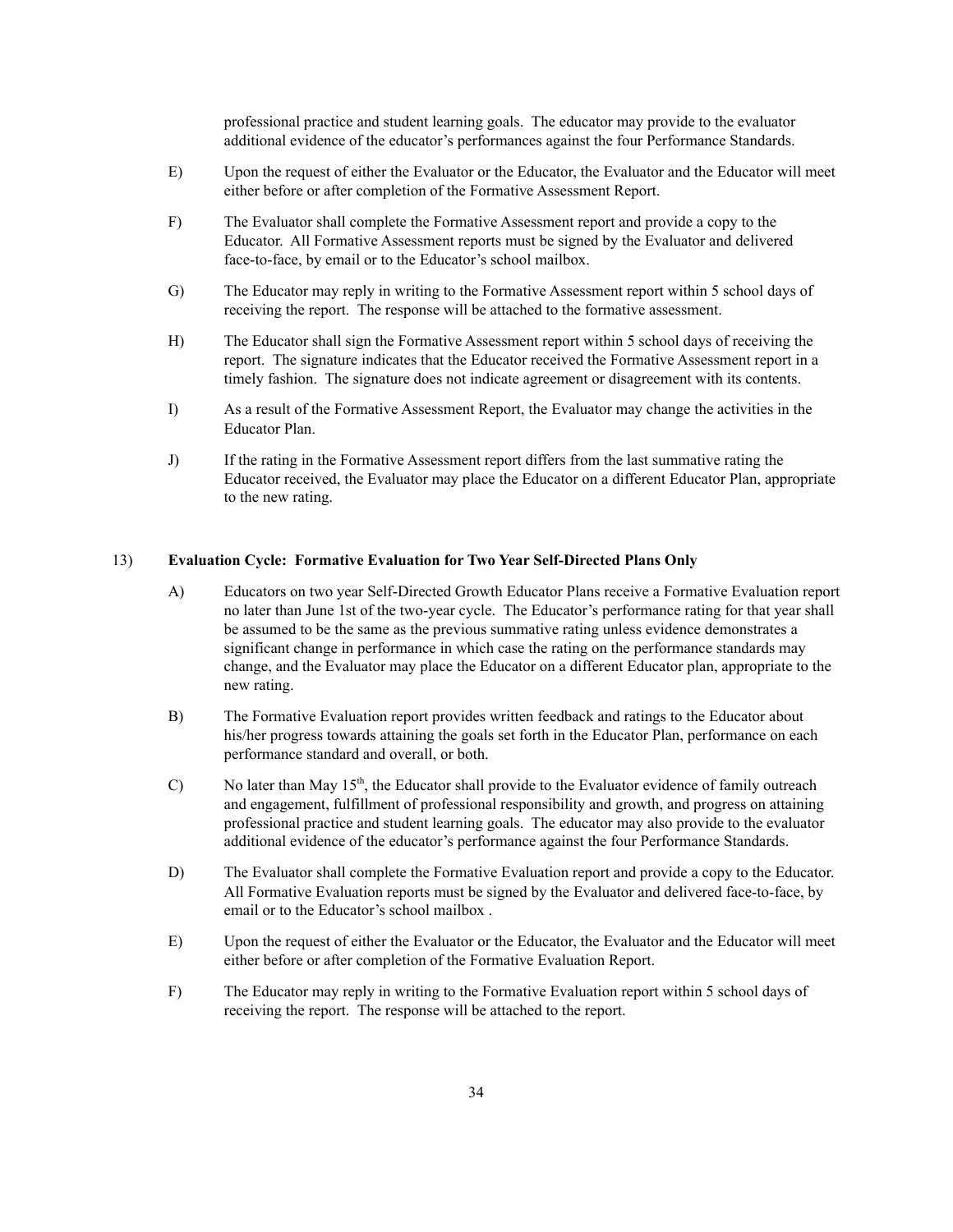professional practice and student learning goals. The educator may provide to the evaluator additional evidence of the educator's performances against the four Performance Standards.

E) Upon the request of either the Evaluator or the Educator, the Evaluator and the Educator will meet either before or after completion of the Formative Assessment Report.

F) The Evaluator shall complete the Formative Assessment report and provide a copy to the Educator. All Formative Assessment reports must be signed by the Evaluator and delivered face-to-face, by email or to the Educator's school mailbox.

G) The Educator may reply in writing to the Formative Assessment report within 5 school days of receiving the report. The response will be attached to the formative assessment.

H) The Educator shall sign the Formative Assessment report within 5 school days of receiving the report. The signature indicates that the Educator received the Formative Assessment report in a timely fashion. The signature does not indicate agreement or disagreement with its contents.

I) As a result of the Formative Assessment Report, the Evaluator may change the activities in the Educator Plan.

J) If the rating in the Formative Assessment report differs from the last summative rating the Educator received, the Evaluator may place the Educator on a different Educator Plan, appropriate to the new rating.

13) **Evaluation Cycle: Formative Evaluation for Two Year Self-Directed Plans Only**

A) Educators on two year Self-Directed Growth Educator Plans receive a Formative Evaluation report no later than June 1st of the two-year cycle. The Educator's performance rating for that year shall be assumed to be the same as the previous summative rating unless evidence demonstrates a significant change in performance in which case the rating on the performance standards may change, and the Evaluator may place the Educator on a different Educator plan, appropriate to the new rating.

B) The Formative Evaluation report provides written feedback and ratings to the Educator about his/her progress towards attaining the goals set forth in the Educator Plan, performance on each performance standard and overall, or both.

C) No later than May 15th, the Educator shall provide to the Evaluator evidence of family outreach and engagement, fulfillment of professional responsibility and growth, and progress on attaining professional practice and student learning goals. The educator may also provide to the evaluator additional evidence of the educator's performance against the four Performance Standards.

D) The Evaluator shall complete the Formative Evaluation report and provide a copy to the Educator. All Formative Evaluation reports must be signed by the Evaluator and delivered face-to-face, by email or to the Educator's school mailbox .

E) Upon the request of either the Evaluator or the Educator, the Evaluator and the Educator will meet either before or after completion of the Formative Evaluation Report.

F) The Educator may reply in writing to the Formative Evaluation report within 5 school days of receiving the report. The response will be attached to the report.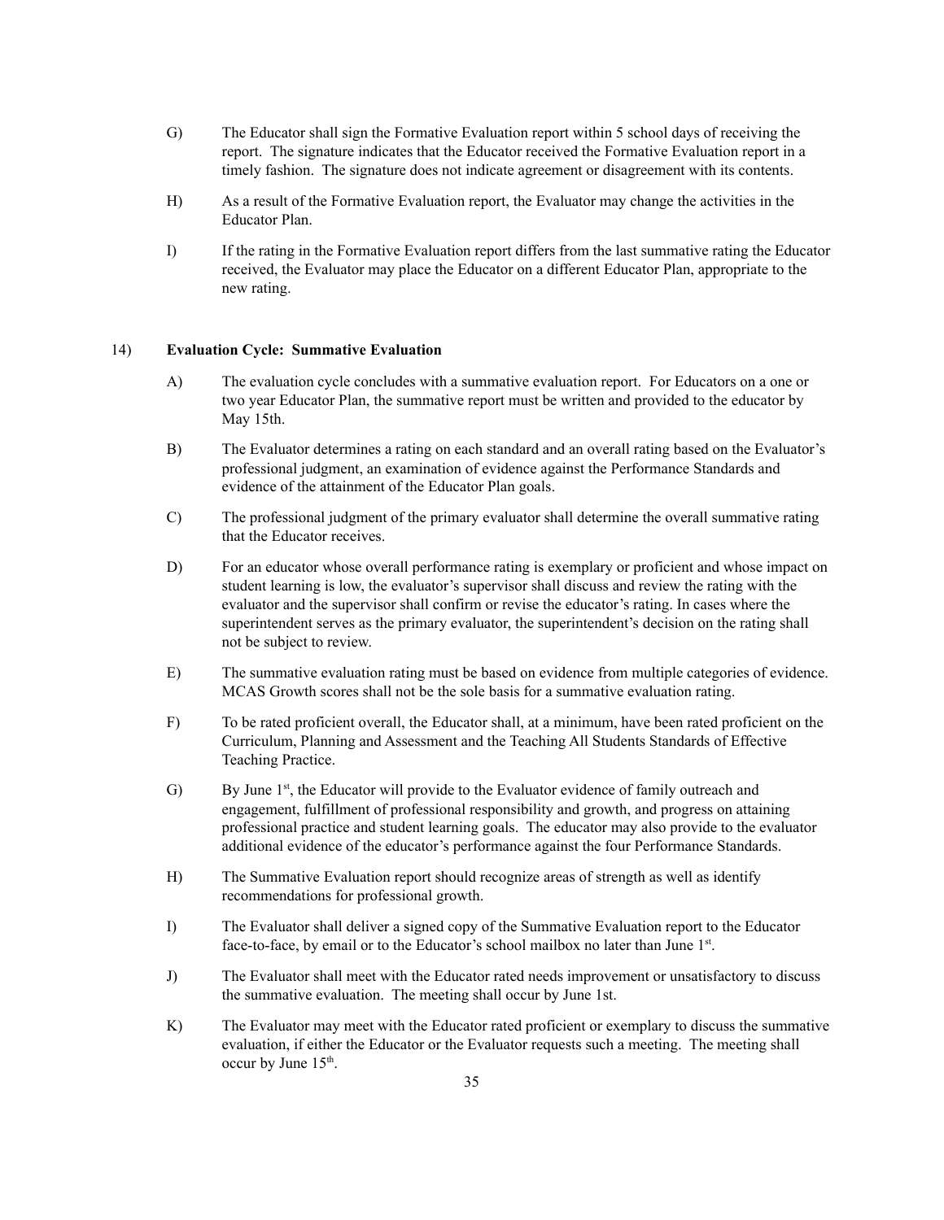G) The Educator shall sign the Formative Evaluation report within 5 school days of receiving the report. The signature indicates that the Educator received the Formative Evaluation report in a timely fashion. The signature does not indicate agreement or disagreement with its contents.

H) As a result of the Formative Evaluation report, the Evaluator may change the activities in the Educator Plan.

I) If the rating in the Formative Evaluation report differs from the last summative rating the Educator received, the Evaluator may place the Educator on a different Educator Plan, appropriate to the new rating.

14) **Evaluation Cycle: Summative Evaluation**

A) The evaluation cycle concludes with a summative evaluation report. For Educators on a one or two year Educator Plan, the summative report must be written and provided to the educator by May 15th.

B) The Evaluator determines a rating on each standard and an overall rating based on the Evaluator's professional judgment, an examination of evidence against the Performance Standards and evidence of the attainment of the Educator Plan goals.

C) The professional judgment of the primary evaluator shall determine the overall summative rating that the Educator receives.

D) For an educator whose overall performance rating is exemplary or proficient and whose impact on student learning is low, the evaluator's supervisor shall discuss and review the rating with the evaluator and the supervisor shall confirm or revise the educator's rating. In cases where the superintendent serves as the primary evaluator, the superintendent's decision on the rating shall not be subject to review.

E) The summative evaluation rating must be based on evidence from multiple categories of evidence. MCAS Growth scores shall not be the sole basis for a summative evaluation rating.

F) To be rated proficient overall, the Educator shall, at a minimum, have been rated proficient on the Curriculum, Planning and Assessment and the Teaching All Students Standards of Effective Teaching Practice.

G) By June 1st, the Educator will provide to the Evaluator evidence of family outreach and engagement, fulfillment of professional responsibility and growth, and progress on attaining professional practice and student learning goals. The educator may also provide to the evaluator additional evidence of the educator's performance against the four Performance Standards.

H) The Summative Evaluation report should recognize areas of strength as well as identify recommendations for professional growth.

I) The Evaluator shall deliver a signed copy of the Summative Evaluation report to the Educator face-to-face, by email or to the Educator's school mailbox no later than June 1st.

J) The Evaluator shall meet with the Educator rated needs improvement or unsatisfactory to discuss the summative evaluation. The meeting shall occur by June 1st.

K) The Evaluator may meet with the Educator rated proficient or exemplary to discuss the summative evaluation, if either the Educator or the Evaluator requests such a meeting. The meeting shall occur by June 15th.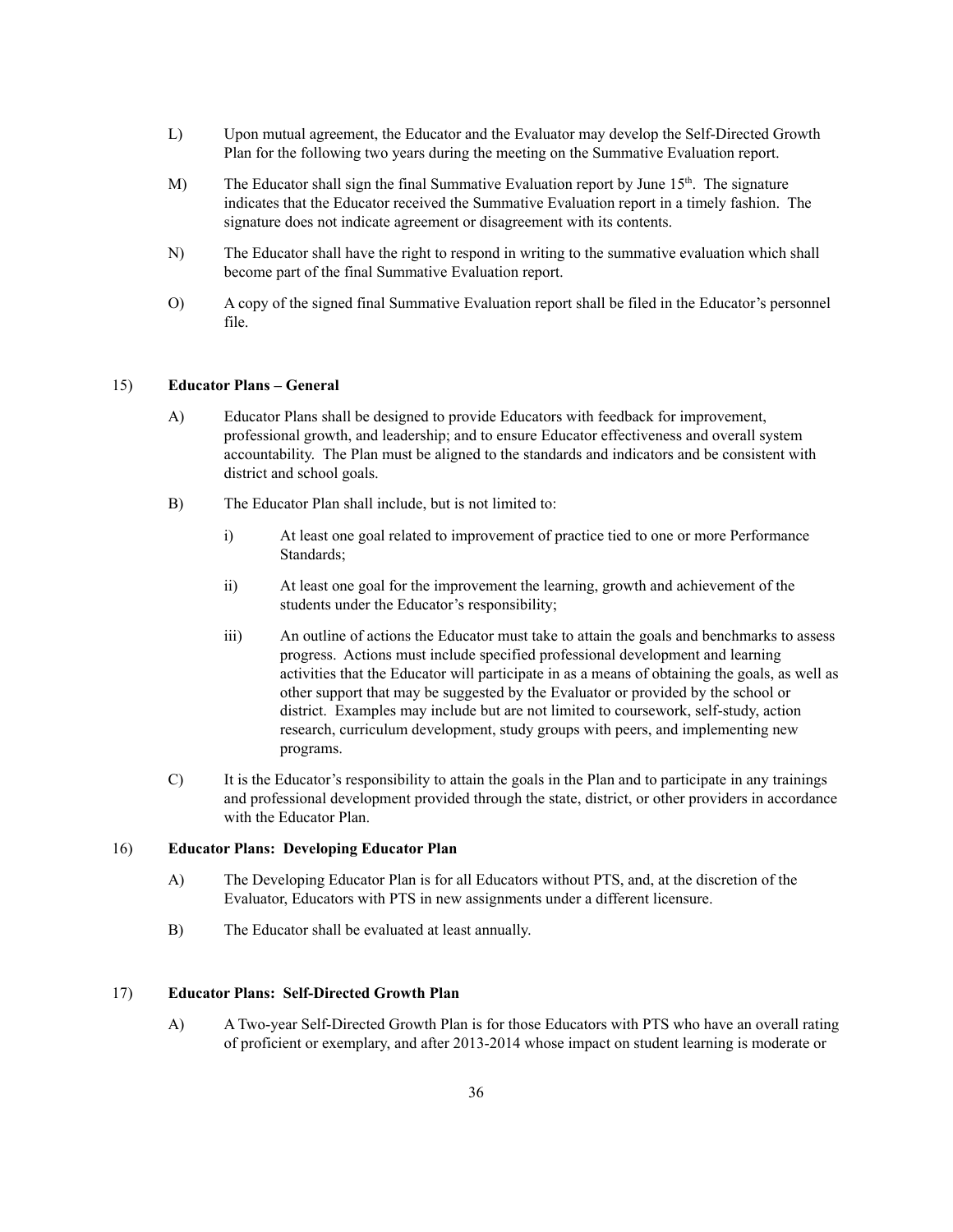L) Upon mutual agreement, the Educator and the Evaluator may develop the Self-Directed Growth Plan for the following two years during the meeting on the Summative Evaluation report.

M) The Educator shall sign the final Summative Evaluation report by June 15th. The signature indicates that the Educator received the Summative Evaluation report in a timely fashion. The signature does not indicate agreement or disagreement with its contents.

N) The Educator shall have the right to respond in writing to the summative evaluation which shall become part of the final Summative Evaluation report.

O) A copy of the signed final Summative Evaluation report shall be filed in the Educator's personnel file.

15) **Educator Plans – General**

A) Educator Plans shall be designed to provide Educators with feedback for improvement, professional growth, and leadership; and to ensure Educator effectiveness and overall system accountability. The Plan must be aligned to the standards and indicators and be consistent with district and school goals.

B) The Educator Plan shall include, but is not limited to:

i) At least one goal related to improvement of practice tied to one or more Performance Standards;

ii) At least one goal for the improvement the learning, growth and achievement of the students under the Educator's responsibility;

iii) An outline of actions the Educator must take to attain the goals and benchmarks to assess progress. Actions must include specified professional development and learning activities that the Educator will participate in as a means of obtaining the goals, as well as other support that may be suggested by the Evaluator or provided by the school or district. Examples may include but are not limited to coursework, self-study, action research, curriculum development, study groups with peers, and implementing new programs.

C) It is the Educator's responsibility to attain the goals in the Plan and to participate in any trainings and professional development provided through the state, district, or other providers in accordance with the Educator Plan.

16) **Educator Plans: Developing Educator Plan**

A) The Developing Educator Plan is for all Educators without PTS, and, at the discretion of the Evaluator, Educators with PTS in new assignments under a different licensure.

B) The Educator shall be evaluated at least annually.

17) **Educator Plans: Self-Directed Growth Plan**

A) A Two-year Self-Directed Growth Plan is for those Educators with PTS who have an overall rating of proficient or exemplary, and after 2013-2014 whose impact on student learning is moderate or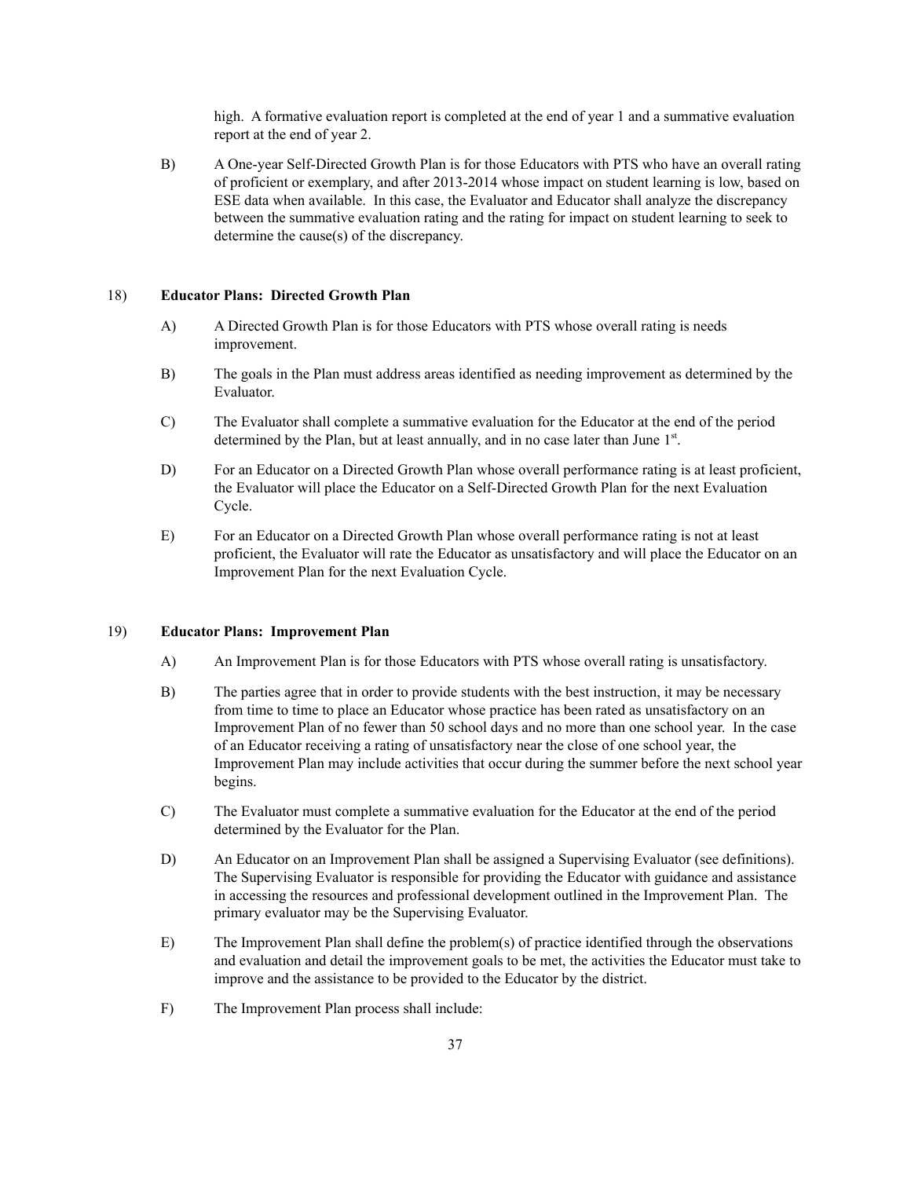high. A formative evaluation report is completed at the end of year 1 and a summative evaluation report at the end of year 2.

B) A One-year Self-Directed Growth Plan is for those Educators with PTS who have an overall rating of proficient or exemplary, and after 2013-2014 whose impact on student learning is low, based on ESE data when available. In this case, the Evaluator and Educator shall analyze the discrepancy between the summative evaluation rating and the rating for impact on student learning to seek to determine the cause(s) of the discrepancy.

18) **Educator Plans: Directed Growth Plan**

A) A Directed Growth Plan is for those Educators with PTS whose overall rating is needs improvement.

B) The goals in the Plan must address areas identified as needing improvement as determined by the Evaluator.

C) The Evaluator shall complete a summative evaluation for the Educator at the end of the period determined by the Plan, but at least annually, and in no case later than June 1st.

D) For an Educator on a Directed Growth Plan whose overall performance rating is at least proficient, the Evaluator will place the Educator on a Self-Directed Growth Plan for the next Evaluation Cycle.

E) For an Educator on a Directed Growth Plan whose overall performance rating is not at least proficient, the Evaluator will rate the Educator as unsatisfactory and will place the Educator on an Improvement Plan for the next Evaluation Cycle.

19) **Educator Plans: Improvement Plan**

A) An Improvement Plan is for those Educators with PTS whose overall rating is unsatisfactory.

B) The parties agree that in order to provide students with the best instruction, it may be necessary from time to time to place an Educator whose practice has been rated as unsatisfactory on an Improvement Plan of no fewer than 50 school days and no more than one school year. In the case of an Educator receiving a rating of unsatisfactory near the close of one school year, the Improvement Plan may include activities that occur during the summer before the next school year begins.

C) The Evaluator must complete a summative evaluation for the Educator at the end of the period determined by the Evaluator for the Plan.

D) An Educator on an Improvement Plan shall be assigned a Supervising Evaluator (see definitions). The Supervising Evaluator is responsible for providing the Educator with guidance and assistance in accessing the resources and professional development outlined in the Improvement Plan. The primary evaluator may be the Supervising Evaluator.

E) The Improvement Plan shall define the problem(s) of practice identified through the observations and evaluation and detail the improvement goals to be met, the activities the Educator must take to improve and the assistance to be provided to the Educator by the district.

F) The Improvement Plan process shall include: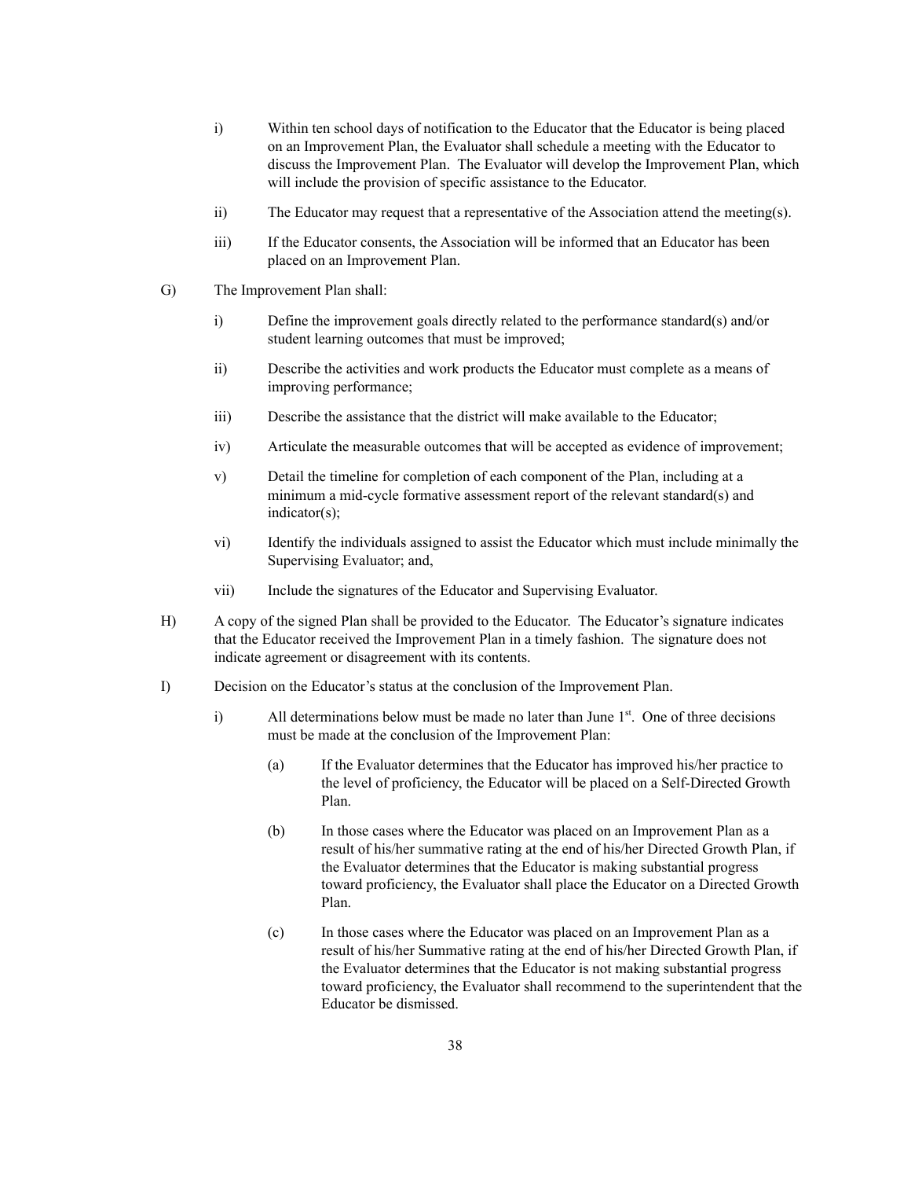i) Within ten school days of notification to the Educator that the Educator is being placed on an Improvement Plan, the Evaluator shall schedule a meeting with the Educator to discuss the Improvement Plan. The Evaluator will develop the Improvement Plan, which will include the provision of specific assistance to the Educator.

ii) The Educator may request that a representative of the Association attend the meeting(s).

iii) If the Educator consents, the Association will be informed that an Educator has been placed on an Improvement Plan.

G) The Improvement Plan shall:

i) Define the improvement goals directly related to the performance standard(s) and/or student learning outcomes that must be improved;

ii) Describe the activities and work products the Educator must complete as a means of improving performance;

iii) Describe the assistance that the district will make available to the Educator;

iv) Articulate the measurable outcomes that will be accepted as evidence of improvement;

v) Detail the timeline for completion of each component of the Plan, including at a minimum a mid-cycle formative assessment report of the relevant standard(s) and indicator(s);

vi) Identify the individuals assigned to assist the Educator which must include minimally the Supervising Evaluator; and,

vii) Include the signatures of the Educator and Supervising Evaluator.

H) A copy of the signed Plan shall be provided to the Educator. The Educator's signature indicates that the Educator received the Improvement Plan in a timely fashion. The signature does not indicate agreement or disagreement with its contents.

I) Decision on the Educator's status at the conclusion of the Improvement Plan.

i) All determinations below must be made no later than June 1st. One of three decisions must be made at the conclusion of the Improvement Plan:

(a) If the Evaluator determines that the Educator has improved his/her practice to the level of proficiency, the Educator will be placed on a Self-Directed Growth Plan.

(b) In those cases where the Educator was placed on an Improvement Plan as a result of his/her summative rating at the end of his/her Directed Growth Plan, if the Evaluator determines that the Educator is making substantial progress toward proficiency, the Evaluator shall place the Educator on a Directed Growth Plan.

(c) In those cases where the Educator was placed on an Improvement Plan as a result of his/her Summative rating at the end of his/her Directed Growth Plan, if the Evaluator determines that the Educator is not making substantial progress toward proficiency, the Evaluator shall recommend to the superintendent that the Educator be dismissed.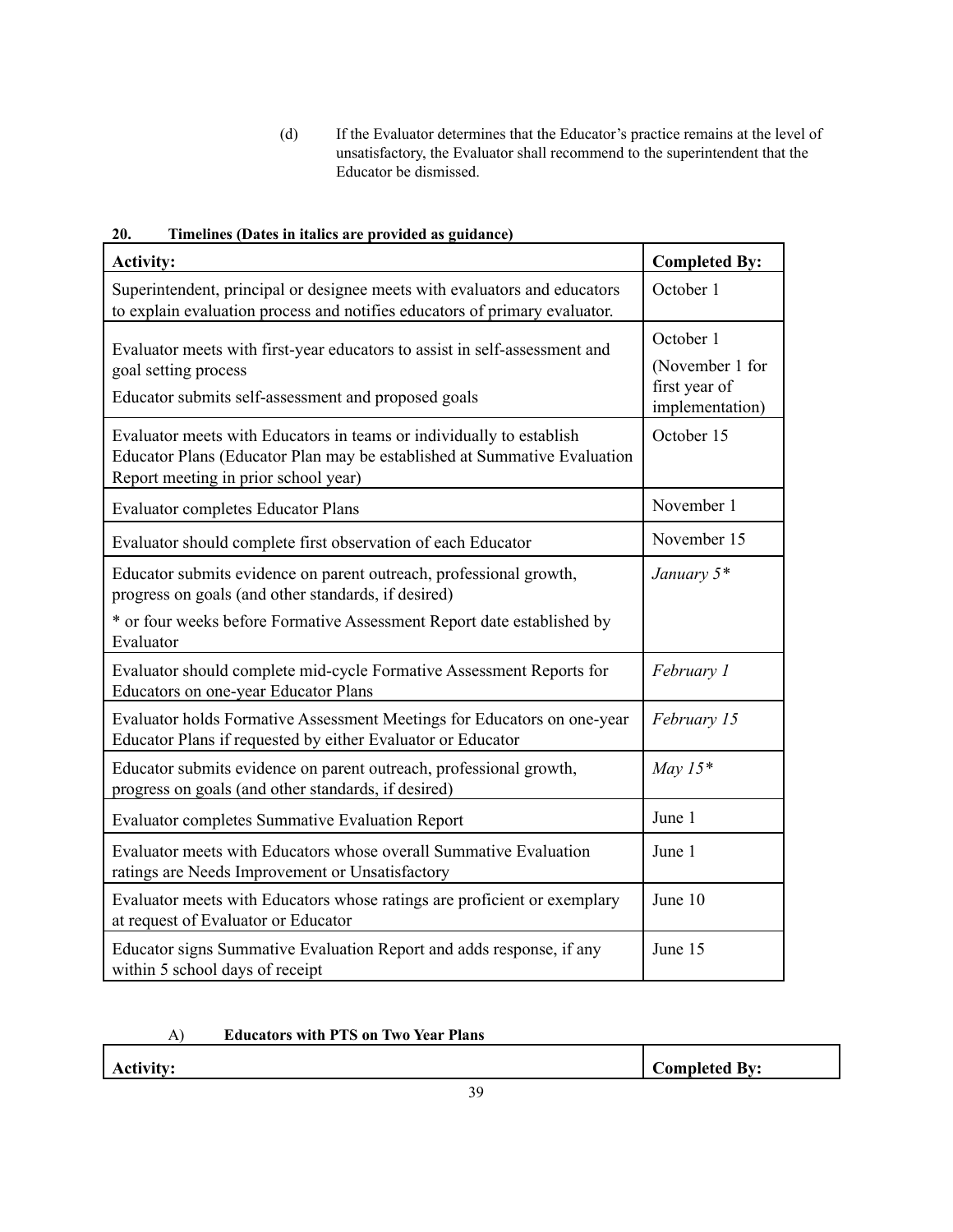(d) If the Evaluator determines that the Educator's practice remains at the level of unsatisfactory, the Evaluator shall recommend to the superintendent that the Educator be dismissed.

**20. Timelines (Dates in italics are provided as guidance)**

| **Activity:** | **Completed By:** |
|---|---|
| Superintendent, principal or designee meets with evaluators and educators to explain evaluation process and notifies educators of primary evaluator. | October 1 |
| Evaluator meets with first-year educators to assist in self-assessment and goal setting process<br>Educator submits self-assessment and proposed goals | October 1<br>(November 1 for first year of implementation) |
| Evaluator meets with Educators in teams or individually to establish Educator Plans (Educator Plan may be established at Summative Evaluation Report meeting in prior school year) | October 15 |
| Evaluator completes Educator Plans | November 1 |
| Evaluator should complete first observation of each Educator | November 15 |
| Educator submits evidence on parent outreach, professional growth, progress on goals (and other standards, if desired)<br>* or four weeks before Formative Assessment Report date established by Evaluator | *January 5** |
| Evaluator should complete mid-cycle Formative Assessment Reports for Educators on one-year Educator Plans | *February 1* |
| Evaluator holds Formative Assessment Meetings for Educators on one-year Educator Plans if requested by either Evaluator or Educator | *February 15* |
| Educator submits evidence on parent outreach, professional growth, progress on goals (and other standards, if desired) | *May 15** |
| Evaluator completes Summative Evaluation Report | June 1 |
| Evaluator meets with Educators whose overall Summative Evaluation ratings are Needs Improvement or Unsatisfactory | June 1 |
| Evaluator meets with Educators whose ratings are proficient or exemplary at request of Evaluator or Educator | June 10 |
| Educator signs Summative Evaluation Report and adds response, if any within 5 school days of receipt | June 15 |

A) **Educators with PTS on Two Year Plans**

| **Activity:** | **Completed By:** |
|---|---|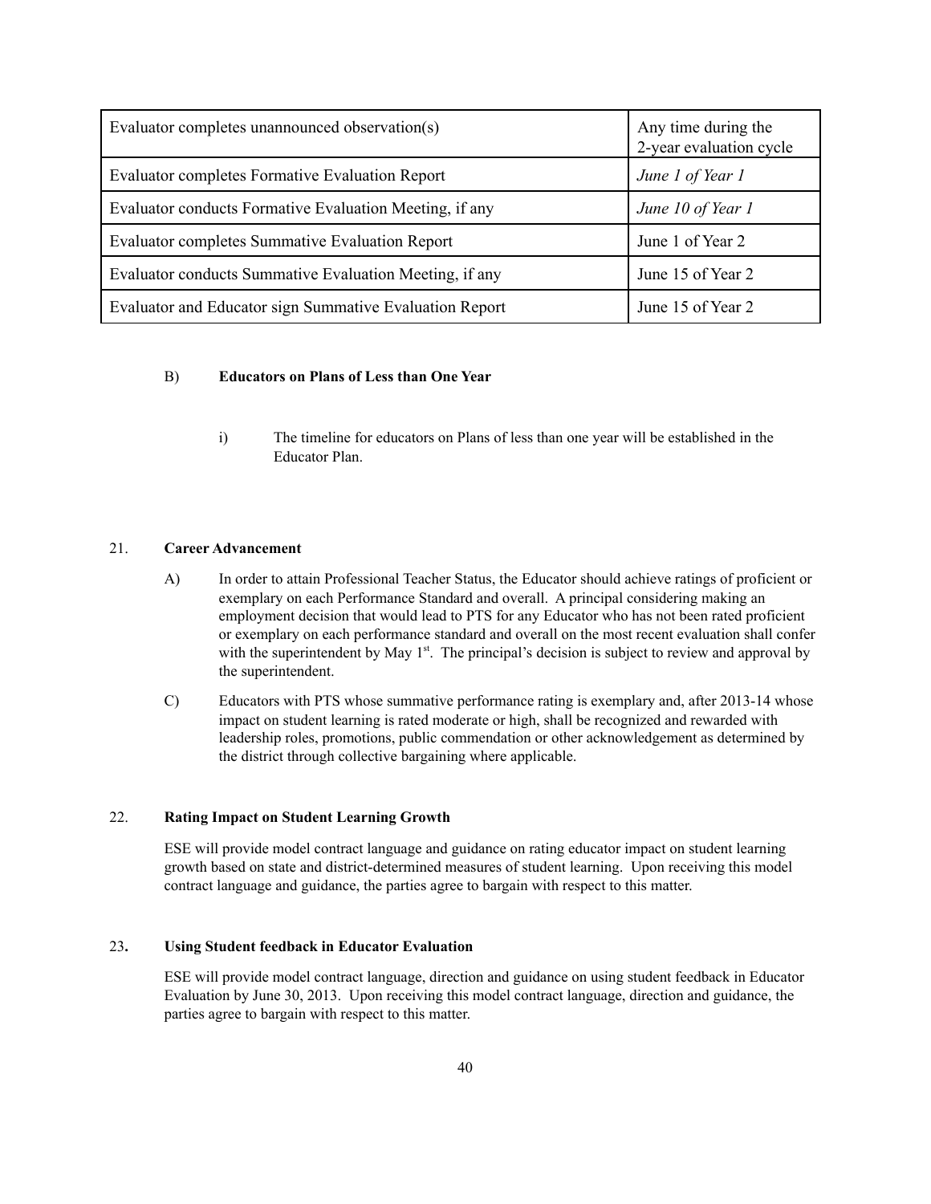| Evaluator completes unannounced observation(s) | Any time during the 2-year evaluation cycle |
|---|---|
| Evaluator completes Formative Evaluation Report | *June 1 of Year 1* |
| Evaluator conducts Formative Evaluation Meeting, if any | *June 10 of Year 1* |
| Evaluator completes Summative Evaluation Report | June 1 of Year 2 |
| Evaluator conducts Summative Evaluation Meeting, if any | June 15 of Year 2 |
| Evaluator and Educator sign Summative Evaluation Report | June 15 of Year 2 |

B) **Educators on Plans of Less than One Year**

i) The timeline for educators on Plans of less than one year will be established in the Educator Plan.

21. **Career Advancement**

A) In order to attain Professional Teacher Status, the Educator should achieve ratings of proficient or exemplary on each Performance Standard and overall. A principal considering making an employment decision that would lead to PTS for any Educator who has not been rated proficient or exemplary on each performance standard and overall on the most recent evaluation shall confer with the superintendent by May 1st. The principal's decision is subject to review and approval by the superintendent.

C) Educators with PTS whose summative performance rating is exemplary and, after 2013-14 whose impact on student learning is rated moderate or high, shall be recognized and rewarded with leadership roles, promotions, public commendation or other acknowledgement as determined by the district through collective bargaining where applicable.

22. **Rating Impact on Student Learning Growth**

ESE will provide model contract language and guidance on rating educator impact on student learning growth based on state and district-determined measures of student learning. Upon receiving this model contract language and guidance, the parties agree to bargain with respect to this matter.

23**.** **Using Student feedback in Educator Evaluation**

ESE will provide model contract language, direction and guidance on using student feedback in Educator Evaluation by June 30, 2013. Upon receiving this model contract language, direction and guidance, the parties agree to bargain with respect to this matter.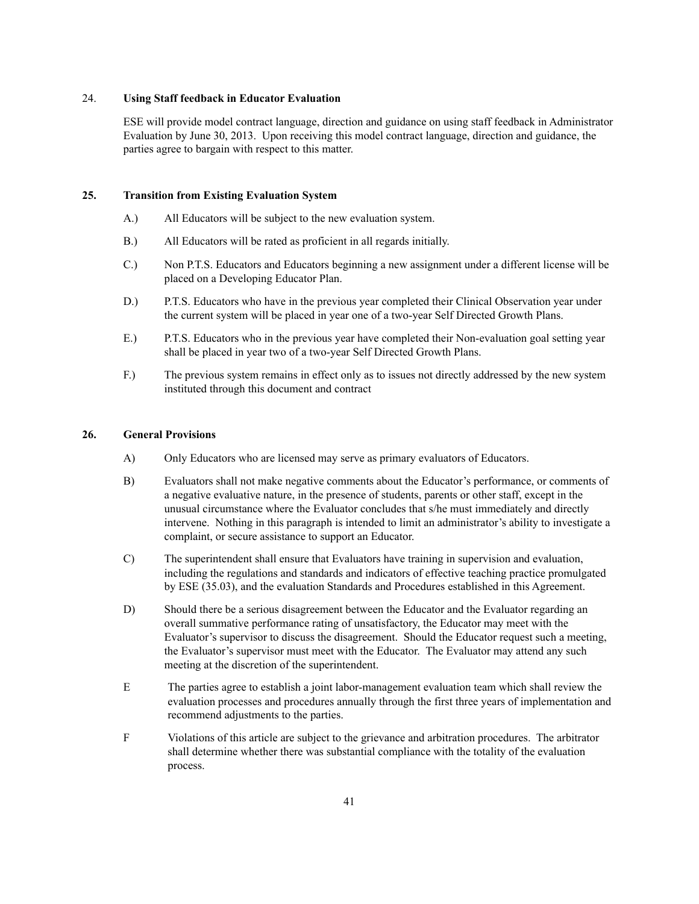24. **Using Staff feedback in Educator Evaluation**

ESE will provide model contract language, direction and guidance on using staff feedback in Administrator Evaluation by June 30, 2013. Upon receiving this model contract language, direction and guidance, the parties agree to bargain with respect to this matter.

**25. Transition from Existing Evaluation System**

A.) All Educators will be subject to the new evaluation system.

B.) All Educators will be rated as proficient in all regards initially.

C.) Non P.T.S. Educators and Educators beginning a new assignment under a different license will be placed on a Developing Educator Plan.

D.) P.T.S. Educators who have in the previous year completed their Clinical Observation year under the current system will be placed in year one of a two-year Self Directed Growth Plans.

E.) P.T.S. Educators who in the previous year have completed their Non-evaluation goal setting year shall be placed in year two of a two-year Self Directed Growth Plans.

F.) The previous system remains in effect only as to issues not directly addressed by the new system instituted through this document and contract

**26. General Provisions**

A) Only Educators who are licensed may serve as primary evaluators of Educators.

B) Evaluators shall not make negative comments about the Educator's performance, or comments of a negative evaluative nature, in the presence of students, parents or other staff, except in the unusual circumstance where the Evaluator concludes that s/he must immediately and directly intervene. Nothing in this paragraph is intended to limit an administrator's ability to investigate a complaint, or secure assistance to support an Educator.

C) The superintendent shall ensure that Evaluators have training in supervision and evaluation, including the regulations and standards and indicators of effective teaching practice promulgated by ESE (35.03), and the evaluation Standards and Procedures established in this Agreement.

D) Should there be a serious disagreement between the Educator and the Evaluator regarding an overall summative performance rating of unsatisfactory, the Educator may meet with the Evaluator's supervisor to discuss the disagreement. Should the Educator request such a meeting, the Evaluator's supervisor must meet with the Educator. The Evaluator may attend any such meeting at the discretion of the superintendent.

E The parties agree to establish a joint labor-management evaluation team which shall review the evaluation processes and procedures annually through the first three years of implementation and recommend adjustments to the parties.

F Violations of this article are subject to the grievance and arbitration procedures. The arbitrator shall determine whether there was substantial compliance with the totality of the evaluation process.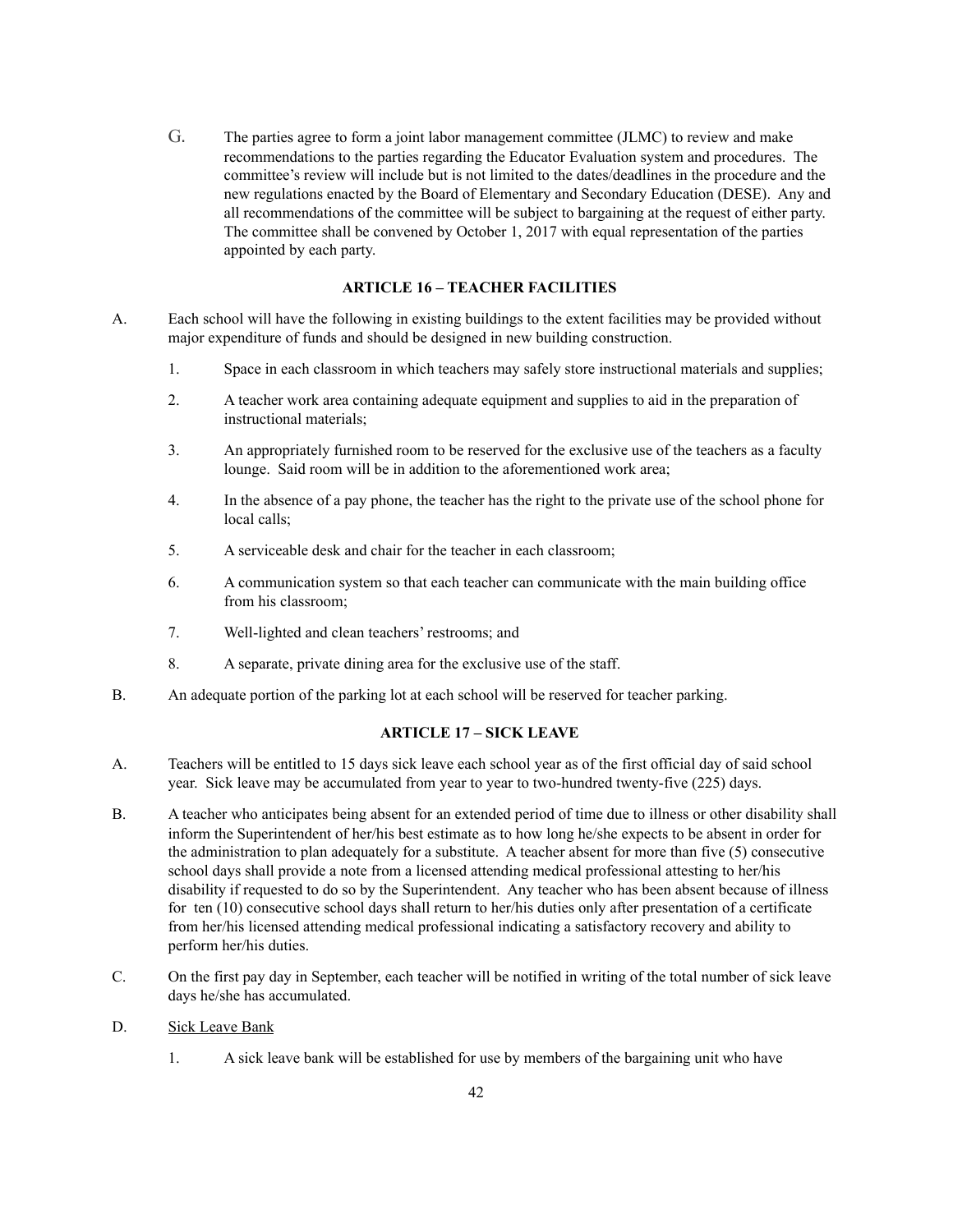G. The parties agree to form a joint labor management committee (JLMC) to review and make recommendations to the parties regarding the Educator Evaluation system and procedures. The committee's review will include but is not limited to the dates/deadlines in the procedure and the new regulations enacted by the Board of Elementary and Secondary Education (DESE). Any and all recommendations of the committee will be subject to bargaining at the request of either party. The committee shall be convened by October 1, 2017 with equal representation of the parties appointed by each party.

## ARTICLE 16 – TEACHER FACILITIES

A. Each school will have the following in existing buildings to the extent facilities may be provided without major expenditure of funds and should be designed in new building construction.

1. Space in each classroom in which teachers may safely store instructional materials and supplies;
2. A teacher work area containing adequate equipment and supplies to aid in the preparation of instructional materials;
3. An appropriately furnished room to be reserved for the exclusive use of the teachers as a faculty lounge. Said room will be in addition to the aforementioned work area;
4. In the absence of a pay phone, the teacher has the right to the private use of the school phone for local calls;
5. A serviceable desk and chair for the teacher in each classroom;
6. A communication system so that each teacher can communicate with the main building office from his classroom;
7. Well-lighted and clean teachers' restrooms; and
8. A separate, private dining area for the exclusive use of the staff.

B. An adequate portion of the parking lot at each school will be reserved for teacher parking.

## ARTICLE 17 – SICK LEAVE

A. Teachers will be entitled to 15 days sick leave each school year as of the first official day of said school year. Sick leave may be accumulated from year to year to two-hundred twenty-five (225) days.

B. A teacher who anticipates being absent for an extended period of time due to illness or other disability shall inform the Superintendent of her/his best estimate as to how long he/she expects to be absent in order for the administration to plan adequately for a substitute. A teacher absent for more than five (5) consecutive school days shall provide a note from a licensed attending medical professional attesting to her/his disability if requested to do so by the Superintendent. Any teacher who has been absent because of illness for ten (10) consecutive school days shall return to her/his duties only after presentation of a certificate from her/his licensed attending medical professional indicating a satisfactory recovery and ability to perform her/his duties.

C. On the first pay day in September, each teacher will be notified in writing of the total number of sick leave days he/she has accumulated.

D. <u>Sick Leave Bank</u>

1. A sick leave bank will be established for use by members of the bargaining unit who have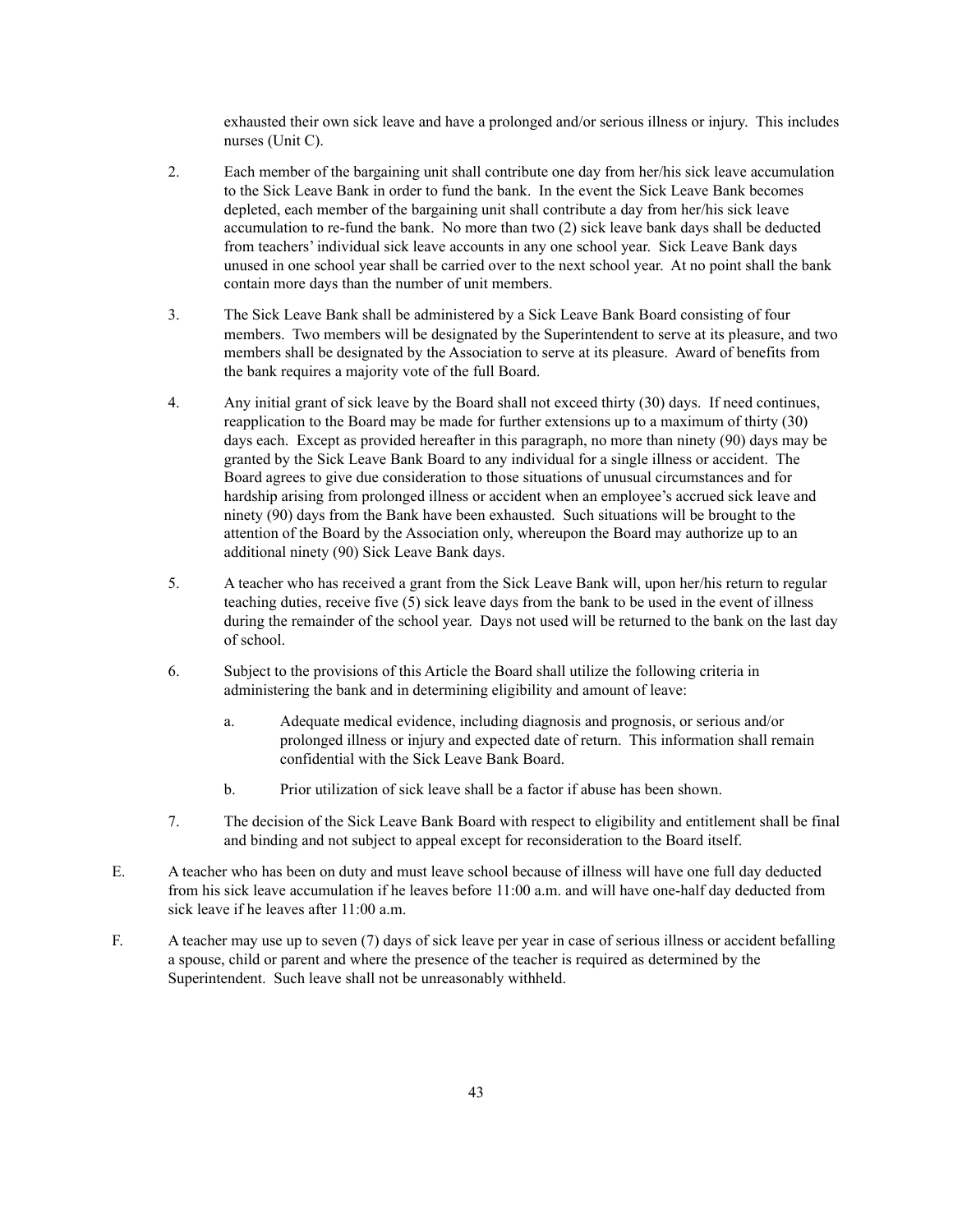exhausted their own sick leave and have a prolonged and/or serious illness or injury. This includes nurses (Unit C).

2. Each member of the bargaining unit shall contribute one day from her/his sick leave accumulation to the Sick Leave Bank in order to fund the bank. In the event the Sick Leave Bank becomes depleted, each member of the bargaining unit shall contribute a day from her/his sick leave accumulation to re-fund the bank. No more than two (2) sick leave bank days shall be deducted from teachers' individual sick leave accounts in any one school year. Sick Leave Bank days unused in one school year shall be carried over to the next school year. At no point shall the bank contain more days than the number of unit members.

3. The Sick Leave Bank shall be administered by a Sick Leave Bank Board consisting of four members. Two members will be designated by the Superintendent to serve at its pleasure, and two members shall be designated by the Association to serve at its pleasure. Award of benefits from the bank requires a majority vote of the full Board.

4. Any initial grant of sick leave by the Board shall not exceed thirty (30) days. If need continues, reapplication to the Board may be made for further extensions up to a maximum of thirty (30) days each. Except as provided hereafter in this paragraph, no more than ninety (90) days may be granted by the Sick Leave Bank Board to any individual for a single illness or accident. The Board agrees to give due consideration to those situations of unusual circumstances and for hardship arising from prolonged illness or accident when an employee's accrued sick leave and ninety (90) days from the Bank have been exhausted. Such situations will be brought to the attention of the Board by the Association only, whereupon the Board may authorize up to an additional ninety (90) Sick Leave Bank days.

5. A teacher who has received a grant from the Sick Leave Bank will, upon her/his return to regular teaching duties, receive five (5) sick leave days from the bank to be used in the event of illness during the remainder of the school year. Days not used will be returned to the bank on the last day of school.

6. Subject to the provisions of this Article the Board shall utilize the following criteria in administering the bank and in determining eligibility and amount of leave:

   a. Adequate medical evidence, including diagnosis and prognosis, or serious and/or prolonged illness or injury and expected date of return. This information shall remain confidential with the Sick Leave Bank Board.

   b. Prior utilization of sick leave shall be a factor if abuse has been shown.

7. The decision of the Sick Leave Bank Board with respect to eligibility and entitlement shall be final and binding and not subject to appeal except for reconsideration to the Board itself.

E. A teacher who has been on duty and must leave school because of illness will have one full day deducted from his sick leave accumulation if he leaves before 11:00 a.m. and will have one-half day deducted from sick leave if he leaves after 11:00 a.m.

F. A teacher may use up to seven (7) days of sick leave per year in case of serious illness or accident befalling a spouse, child or parent and where the presence of the teacher is required as determined by the Superintendent. Such leave shall not be unreasonably withheld.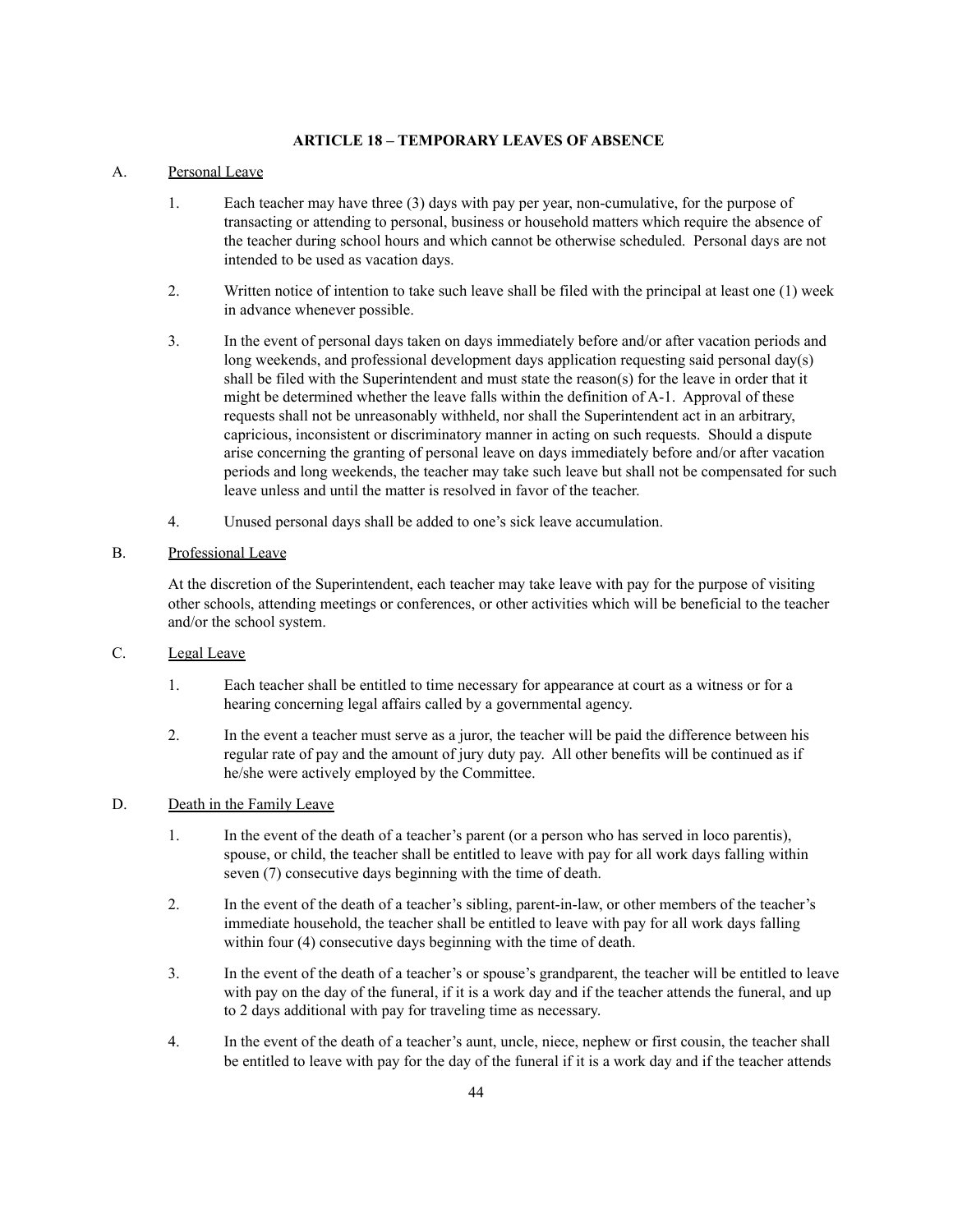## ARTICLE 18 – TEMPORARY LEAVES OF ABSENCE

A. Personal Leave

1. Each teacher may have three (3) days with pay per year, non-cumulative, for the purpose of transacting or attending to personal, business or household matters which require the absence of the teacher during school hours and which cannot be otherwise scheduled. Personal days are not intended to be used as vacation days.

2. Written notice of intention to take such leave shall be filed with the principal at least one (1) week in advance whenever possible.

3. In the event of personal days taken on days immediately before and/or after vacation periods and long weekends, and professional development days application requesting said personal day(s) shall be filed with the Superintendent and must state the reason(s) for the leave in order that it might be determined whether the leave falls within the definition of A-1. Approval of these requests shall not be unreasonably withheld, nor shall the Superintendent act in an arbitrary, capricious, inconsistent or discriminatory manner in acting on such requests. Should a dispute arise concerning the granting of personal leave on days immediately before and/or after vacation periods and long weekends, the teacher may take such leave but shall not be compensated for such leave unless and until the matter is resolved in favor of the teacher.

4. Unused personal days shall be added to one's sick leave accumulation.

B. Professional Leave

At the discretion of the Superintendent, each teacher may take leave with pay for the purpose of visiting other schools, attending meetings or conferences, or other activities which will be beneficial to the teacher and/or the school system.

C. Legal Leave

1. Each teacher shall be entitled to time necessary for appearance at court as a witness or for a hearing concerning legal affairs called by a governmental agency.

2. In the event a teacher must serve as a juror, the teacher will be paid the difference between his regular rate of pay and the amount of jury duty pay. All other benefits will be continued as if he/she were actively employed by the Committee.

D. Death in the Family Leave

1. In the event of the death of a teacher's parent (or a person who has served in loco parentis), spouse, or child, the teacher shall be entitled to leave with pay for all work days falling within seven (7) consecutive days beginning with the time of death.

2. In the event of the death of a teacher's sibling, parent-in-law, or other members of the teacher's immediate household, the teacher shall be entitled to leave with pay for all work days falling within four (4) consecutive days beginning with the time of death.

3. In the event of the death of a teacher's or spouse's grandparent, the teacher will be entitled to leave with pay on the day of the funeral, if it is a work day and if the teacher attends the funeral, and up to 2 days additional with pay for traveling time as necessary.

4. In the event of the death of a teacher's aunt, uncle, niece, nephew or first cousin, the teacher shall be entitled to leave with pay for the day of the funeral if it is a work day and if the teacher attends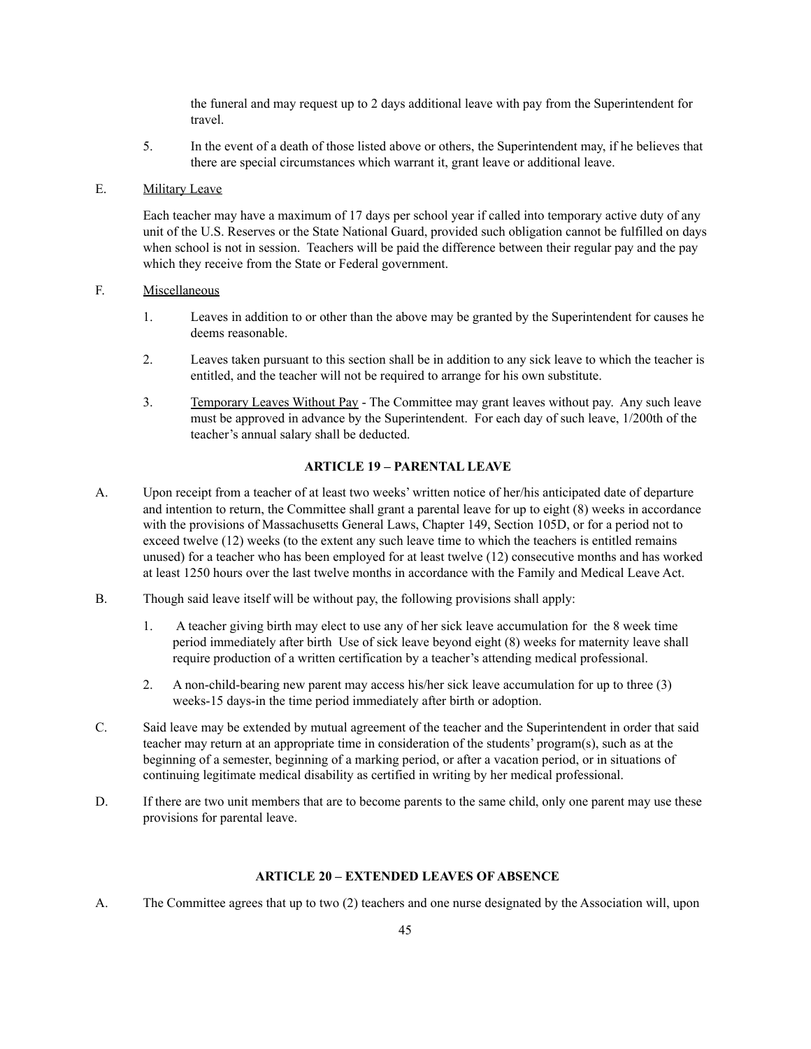the funeral and may request up to 2 days additional leave with pay from the Superintendent for travel.

5. In the event of a death of those listed above or others, the Superintendent may, if he believes that there are special circumstances which warrant it, grant leave or additional leave.

E. Military Leave

Each teacher may have a maximum of 17 days per school year if called into temporary active duty of any unit of the U.S. Reserves or the State National Guard, provided such obligation cannot be fulfilled on days when school is not in session. Teachers will be paid the difference between their regular pay and the pay which they receive from the State or Federal government.

F. Miscellaneous

1. Leaves in addition to or other than the above may be granted by the Superintendent for causes he deems reasonable.

2. Leaves taken pursuant to this section shall be in addition to any sick leave to which the teacher is entitled, and the teacher will not be required to arrange for his own substitute.

3. Temporary Leaves Without Pay - The Committee may grant leaves without pay. Any such leave must be approved in advance by the Superintendent. For each day of such leave, 1/200th of the teacher's annual salary shall be deducted.

## ARTICLE 19 – PARENTAL LEAVE

A. Upon receipt from a teacher of at least two weeks' written notice of her/his anticipated date of departure and intention to return, the Committee shall grant a parental leave for up to eight (8) weeks in accordance with the provisions of Massachusetts General Laws, Chapter 149, Section 105D, or for a period not to exceed twelve (12) weeks (to the extent any such leave time to which the teachers is entitled remains unused) for a teacher who has been employed for at least twelve (12) consecutive months and has worked at least 1250 hours over the last twelve months in accordance with the Family and Medical Leave Act.

B. Though said leave itself will be without pay, the following provisions shall apply:

1. A teacher giving birth may elect to use any of her sick leave accumulation for the 8 week time period immediately after birth Use of sick leave beyond eight (8) weeks for maternity leave shall require production of a written certification by a teacher's attending medical professional.

2. A non-child-bearing new parent may access his/her sick leave accumulation for up to three (3) weeks-15 days-in the time period immediately after birth or adoption.

C. Said leave may be extended by mutual agreement of the teacher and the Superintendent in order that said teacher may return at an appropriate time in consideration of the students' program(s), such as at the beginning of a semester, beginning of a marking period, or after a vacation period, or in situations of continuing legitimate medical disability as certified in writing by her medical professional.

D. If there are two unit members that are to become parents to the same child, only one parent may use these provisions for parental leave.

## ARTICLE 20 – EXTENDED LEAVES OF ABSENCE

A. The Committee agrees that up to two (2) teachers and one nurse designated by the Association will, upon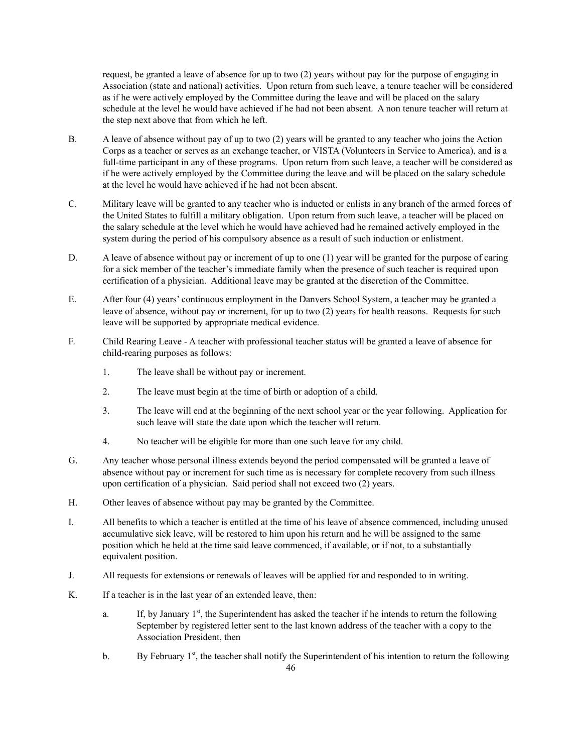request, be granted a leave of absence for up to two (2) years without pay for the purpose of engaging in Association (state and national) activities. Upon return from such leave, a tenure teacher will be considered as if he were actively employed by the Committee during the leave and will be placed on the salary schedule at the level he would have achieved if he had not been absent. A non tenure teacher will return at the step next above that from which he left.

B. A leave of absence without pay of up to two (2) years will be granted to any teacher who joins the Action Corps as a teacher or serves as an exchange teacher, or VISTA (Volunteers in Service to America), and is a full-time participant in any of these programs. Upon return from such leave, a teacher will be considered as if he were actively employed by the Committee during the leave and will be placed on the salary schedule at the level he would have achieved if he had not been absent.

C. Military leave will be granted to any teacher who is inducted or enlists in any branch of the armed forces of the United States to fulfill a military obligation. Upon return from such leave, a teacher will be placed on the salary schedule at the level which he would have achieved had he remained actively employed in the system during the period of his compulsory absence as a result of such induction or enlistment.

D. A leave of absence without pay or increment of up to one (1) year will be granted for the purpose of caring for a sick member of the teacher's immediate family when the presence of such teacher is required upon certification of a physician. Additional leave may be granted at the discretion of the Committee.

E. After four (4) years' continuous employment in the Danvers School System, a teacher may be granted a leave of absence, without pay or increment, for up to two (2) years for health reasons. Requests for such leave will be supported by appropriate medical evidence.

F. Child Rearing Leave - A teacher with professional teacher status will be granted a leave of absence for child-rearing purposes as follows:

1. The leave shall be without pay or increment.
2. The leave must begin at the time of birth or adoption of a child.
3. The leave will end at the beginning of the next school year or the year following. Application for such leave will state the date upon which the teacher will return.
4. No teacher will be eligible for more than one such leave for any child.

G. Any teacher whose personal illness extends beyond the period compensated will be granted a leave of absence without pay or increment for such time as is necessary for complete recovery from such illness upon certification of a physician. Said period shall not exceed two (2) years.

H. Other leaves of absence without pay may be granted by the Committee.

I. All benefits to which a teacher is entitled at the time of his leave of absence commenced, including unused accumulative sick leave, will be restored to him upon his return and he will be assigned to the same position which he held at the time said leave commenced, if available, or if not, to a substantially equivalent position.

J. All requests for extensions or renewals of leaves will be applied for and responded to in writing.

K. If a teacher is in the last year of an extended leave, then:

a. If, by January 1st, the Superintendent has asked the teacher if he intends to return the following September by registered letter sent to the last known address of the teacher with a copy to the Association President, then

b. By February 1st, the teacher shall notify the Superintendent of his intention to return the following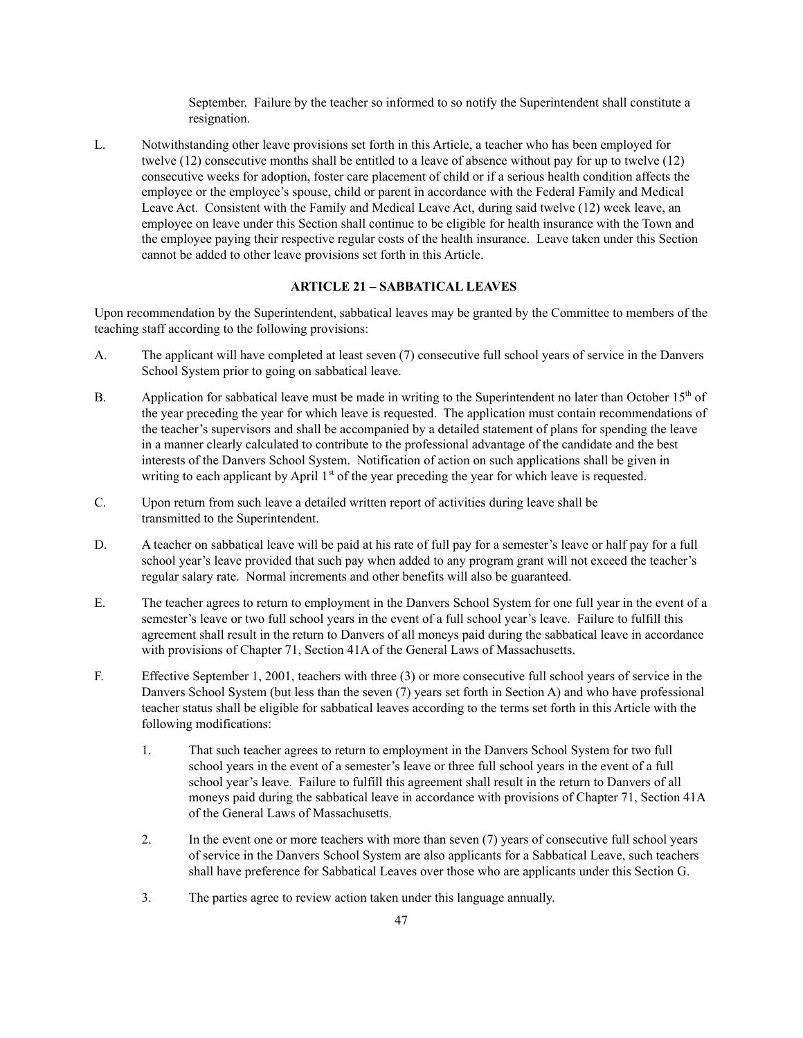September. Failure by the teacher so informed to so notify the Superintendent shall constitute a resignation.

L. Notwithstanding other leave provisions set forth in this Article, a teacher who has been employed for twelve (12) consecutive months shall be entitled to a leave of absence without pay for up to twelve (12) consecutive weeks for adoption, foster care placement of child or if a serious health condition affects the employee or the employee's spouse, child or parent in accordance with the Federal Family and Medical Leave Act. Consistent with the Family and Medical Leave Act, during said twelve (12) week leave, an employee on leave under this Section shall continue to be eligible for health insurance with the Town and the employee paying their respective regular costs of the health insurance. Leave taken under this Section cannot be added to other leave provisions set forth in this Article.

## ARTICLE 21 – SABBATICAL LEAVES

Upon recommendation by the Superintendent, sabbatical leaves may be granted by the Committee to members of the teaching staff according to the following provisions:

A. The applicant will have completed at least seven (7) consecutive full school years of service in the Danvers School System prior to going on sabbatical leave.

B. Application for sabbatical leave must be made in writing to the Superintendent no later than October 15th of the year preceding the year for which leave is requested. The application must contain recommendations of the teacher's supervisors and shall be accompanied by a detailed statement of plans for spending the leave in a manner clearly calculated to contribute to the professional advantage of the candidate and the best interests of the Danvers School System. Notification of action on such applications shall be given in writing to each applicant by April 1st of the year preceding the year for which leave is requested.

C. Upon return from such leave a detailed written report of activities during leave shall be transmitted to the Superintendent.

D. A teacher on sabbatical leave will be paid at his rate of full pay for a semester's leave or half pay for a full school year's leave provided that such pay when added to any program grant will not exceed the teacher's regular salary rate. Normal increments and other benefits will also be guaranteed.

E. The teacher agrees to return to employment in the Danvers School System for one full year in the event of a semester's leave or two full school years in the event of a full school year's leave. Failure to fulfill this agreement shall result in the return to Danvers of all moneys paid during the sabbatical leave in accordance with provisions of Chapter 71, Section 41A of the General Laws of Massachusetts.

F. Effective September 1, 2001, teachers with three (3) or more consecutive full school years of service in the Danvers School System (but less than the seven (7) years set forth in Section A) and who have professional teacher status shall be eligible for sabbatical leaves according to the terms set forth in this Article with the following modifications:

   1. That such teacher agrees to return to employment in the Danvers School System for two full school years in the event of a semester's leave or three full school years in the event of a full school year's leave. Failure to fulfill this agreement shall result in the return to Danvers of all moneys paid during the sabbatical leave in accordance with provisions of Chapter 71, Section 41A of the General Laws of Massachusetts.

   2. In the event one or more teachers with more than seven (7) years of consecutive full school years of service in the Danvers School System are also applicants for a Sabbatical Leave, such teachers shall have preference for Sabbatical Leaves over those who are applicants under this Section G.

   3. The parties agree to review action taken under this language annually.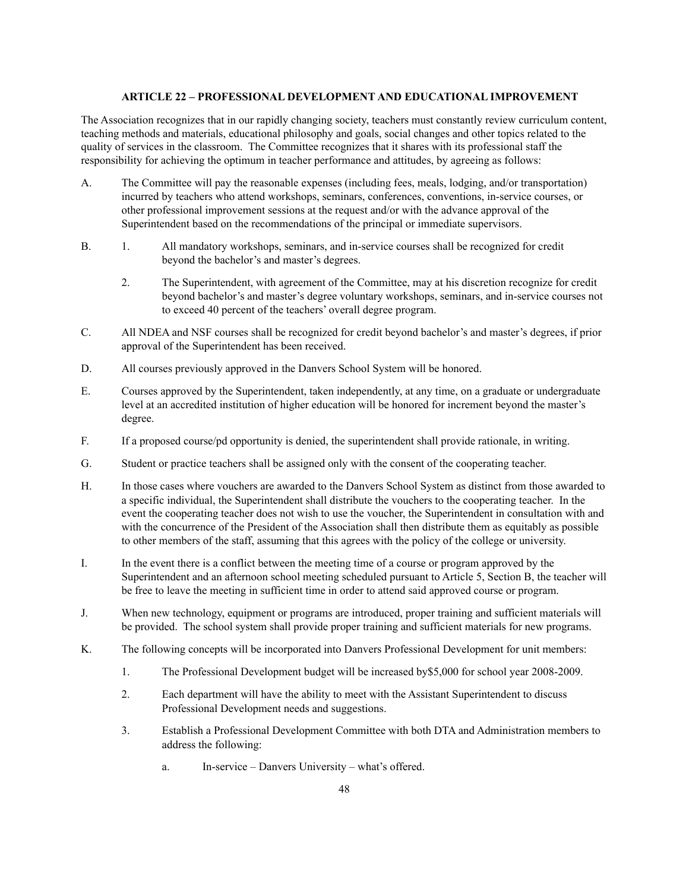## ARTICLE 22 – PROFESSIONAL DEVELOPMENT AND EDUCATIONAL IMPROVEMENT

The Association recognizes that in our rapidly changing society, teachers must constantly review curriculum content, teaching methods and materials, educational philosophy and goals, social changes and other topics related to the quality of services in the classroom. The Committee recognizes that it shares with its professional staff the responsibility for achieving the optimum in teacher performance and attitudes, by agreeing as follows:

A. The Committee will pay the reasonable expenses (including fees, meals, lodging, and/or transportation) incurred by teachers who attend workshops, seminars, conferences, conventions, in-service courses, or other professional improvement sessions at the request and/or with the advance approval of the Superintendent based on the recommendations of the principal or immediate supervisors.

B. 1. All mandatory workshops, seminars, and in-service courses shall be recognized for credit beyond the bachelor's and master's degrees.

   2. The Superintendent, with agreement of the Committee, may at his discretion recognize for credit beyond bachelor's and master's degree voluntary workshops, seminars, and in-service courses not to exceed 40 percent of the teachers' overall degree program.

C. All NDEA and NSF courses shall be recognized for credit beyond bachelor's and master's degrees, if prior approval of the Superintendent has been received.

D. All courses previously approved in the Danvers School System will be honored.

E. Courses approved by the Superintendent, taken independently, at any time, on a graduate or undergraduate level at an accredited institution of higher education will be honored for increment beyond the master's degree.

F. If a proposed course/pd opportunity is denied, the superintendent shall provide rationale, in writing.

G. Student or practice teachers shall be assigned only with the consent of the cooperating teacher.

H. In those cases where vouchers are awarded to the Danvers School System as distinct from those awarded to a specific individual, the Superintendent shall distribute the vouchers to the cooperating teacher. In the event the cooperating teacher does not wish to use the voucher, the Superintendent in consultation with and with the concurrence of the President of the Association shall then distribute them as equitably as possible to other members of the staff, assuming that this agrees with the policy of the college or university.

I. In the event there is a conflict between the meeting time of a course or program approved by the Superintendent and an afternoon school meeting scheduled pursuant to Article 5, Section B, the teacher will be free to leave the meeting in sufficient time in order to attend said approved course or program.

J. When new technology, equipment or programs are introduced, proper training and sufficient materials will be provided. The school system shall provide proper training and sufficient materials for new programs.

K. The following concepts will be incorporated into Danvers Professional Development for unit members:

   1. The Professional Development budget will be increased by$5,000 for school year 2008-2009.

   2. Each department will have the ability to meet with the Assistant Superintendent to discuss Professional Development needs and suggestions.

   3. Establish a Professional Development Committee with both DTA and Administration members to address the following:

      a. In-service – Danvers University – what's offered.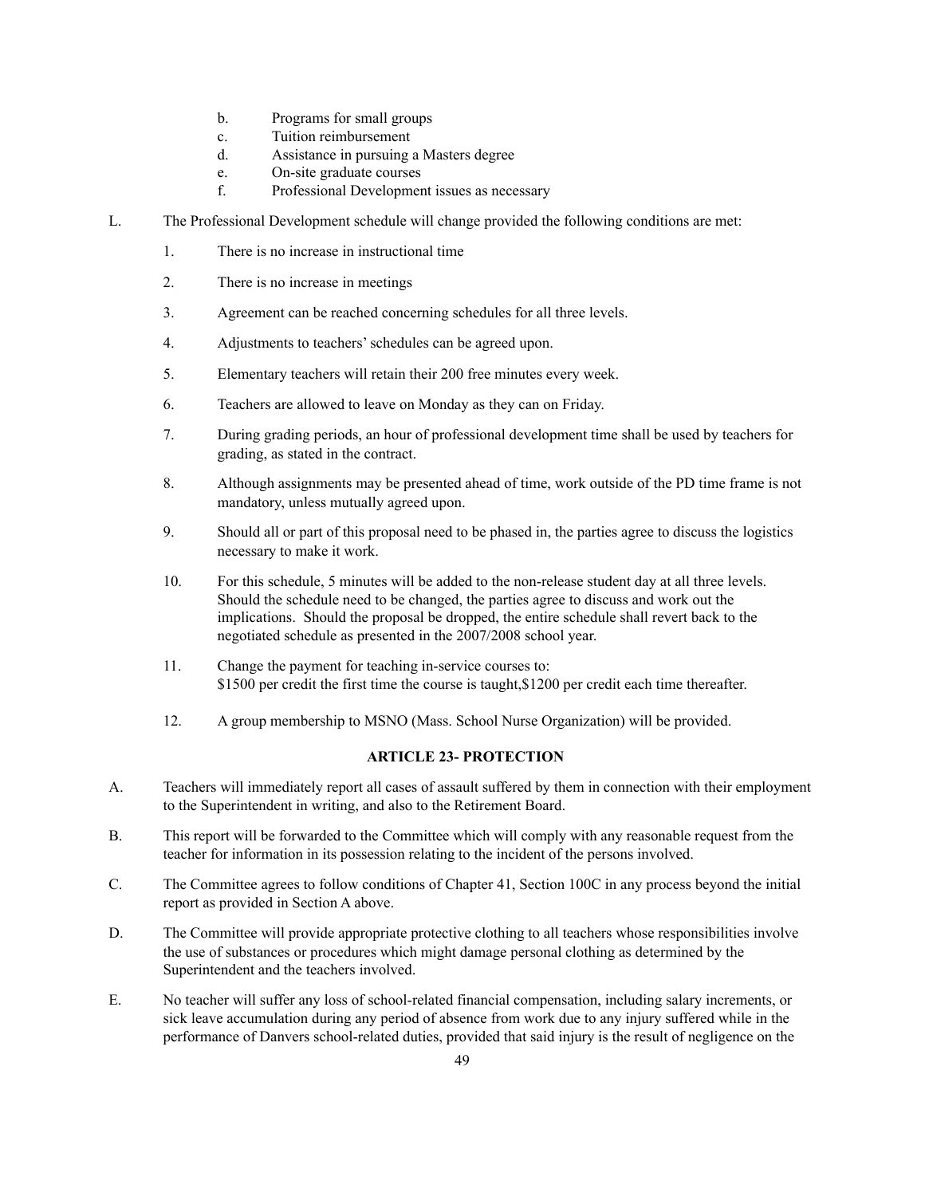b. Programs for small groups
  c. Tuition reimbursement
  d. Assistance in pursuing a Masters degree
  e. On-site graduate courses
  f. Professional Development issues as necessary

L. The Professional Development schedule will change provided the following conditions are met:

  1. There is no increase in instructional time
  2. There is no increase in meetings
  3. Agreement can be reached concerning schedules for all three levels.
  4. Adjustments to teachers' schedules can be agreed upon.
  5. Elementary teachers will retain their 200 free minutes every week.
  6. Teachers are allowed to leave on Monday as they can on Friday.
  7. During grading periods, an hour of professional development time shall be used by teachers for grading, as stated in the contract.
  8. Although assignments may be presented ahead of time, work outside of the PD time frame is not mandatory, unless mutually agreed upon.
  9. Should all or part of this proposal need to be phased in, the parties agree to discuss the logistics necessary to make it work.
  10. For this schedule, 5 minutes will be added to the non-release student day at all three levels. Should the schedule need to be changed, the parties agree to discuss and work out the implications. Should the proposal be dropped, the entire schedule shall revert back to the negotiated schedule as presented in the 2007/2008 school year.
  11. Change the payment for teaching in-service courses to: $1500 per credit the first time the course is taught,$1200 per credit each time thereafter.
  12. A group membership to MSNO (Mass. School Nurse Organization) will be provided.

**ARTICLE 23- PROTECTION**

A. Teachers will immediately report all cases of assault suffered by them in connection with their employment to the Superintendent in writing, and also to the Retirement Board.

B. This report will be forwarded to the Committee which will comply with any reasonable request from the teacher for information in its possession relating to the incident of the persons involved.

C. The Committee agrees to follow conditions of Chapter 41, Section 100C in any process beyond the initial report as provided in Section A above.

D. The Committee will provide appropriate protective clothing to all teachers whose responsibilities involve the use of substances or procedures which might damage personal clothing as determined by the Superintendent and the teachers involved.

E. No teacher will suffer any loss of school-related financial compensation, including salary increments, or sick leave accumulation during any period of absence from work due to any injury suffered while in the performance of Danvers school-related duties, provided that said injury is the result of negligence on the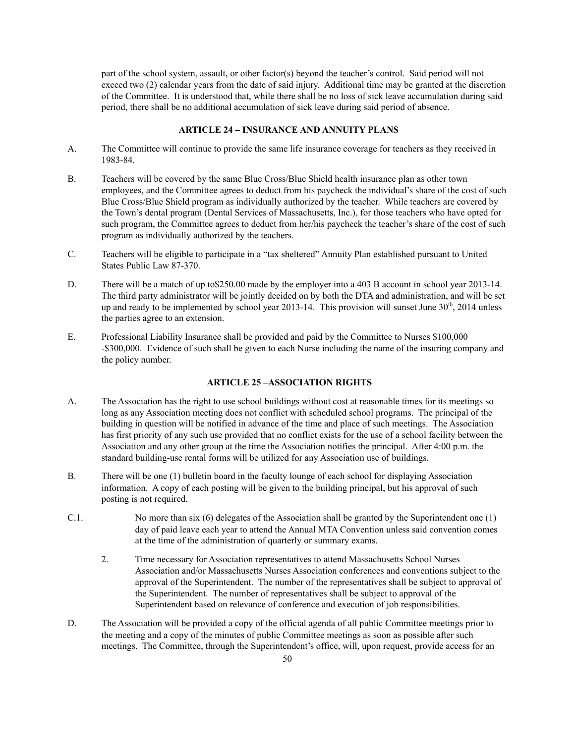part of the school system, assault, or other factor(s) beyond the teacher's control. Said period will not exceed two (2) calendar years from the date of said injury. Additional time may be granted at the discretion of the Committee. It is understood that, while there shall be no loss of sick leave accumulation during said period, there shall be no additional accumulation of sick leave during said period of absence.

## ARTICLE 24 – INSURANCE AND ANNUITY PLANS

A. The Committee will continue to provide the same life insurance coverage for teachers as they received in 1983-84.

B. Teachers will be covered by the same Blue Cross/Blue Shield health insurance plan as other town employees, and the Committee agrees to deduct from his paycheck the individual's share of the cost of such Blue Cross/Blue Shield program as individually authorized by the teacher. While teachers are covered by the Town's dental program (Dental Services of Massachusetts, Inc.), for those teachers who have opted for such program, the Committee agrees to deduct from her/his paycheck the teacher's share of the cost of such program as individually authorized by the teachers.

C. Teachers will be eligible to participate in a "tax sheltered" Annuity Plan established pursuant to United States Public Law 87-370.

D. There will be a match of up to$250.00 made by the employer into a 403 B account in school year 2013-14. The third party administrator will be jointly decided on by both the DTA and administration, and will be set up and ready to be implemented by school year 2013-14. This provision will sunset June 30th, 2014 unless the parties agree to an extension.

E. Professional Liability Insurance shall be provided and paid by the Committee to Nurses $100,000 -$300,000. Evidence of such shall be given to each Nurse including the name of the insuring company and the policy number.

## ARTICLE 25 –ASSOCIATION RIGHTS

A. The Association has the right to use school buildings without cost at reasonable times for its meetings so long as any Association meeting does not conflict with scheduled school programs. The principal of the building in question will be notified in advance of the time and place of such meetings. The Association has first priority of any such use provided that no conflict exists for the use of a school facility between the Association and any other group at the time the Association notifies the principal. After 4:00 p.m. the standard building-use rental forms will be utilized for any Association use of buildings.

B. There will be one (1) bulletin board in the faculty lounge of each school for displaying Association information. A copy of each posting will be given to the building principal, but his approval of such posting is not required.

C.1. No more than six (6) delegates of the Association shall be granted by the Superintendent one (1) day of paid leave each year to attend the Annual MTA Convention unless said convention comes at the time of the administration of quarterly or summary exams.

2. Time necessary for Association representatives to attend Massachusetts School Nurses Association and/or Massachusetts Nurses Association conferences and conventions subject to the approval of the Superintendent. The number of the representatives shall be subject to approval of the Superintendent. The number of representatives shall be subject to approval of the Superintendent based on relevance of conference and execution of job responsibilities.

D. The Association will be provided a copy of the official agenda of all public Committee meetings prior to the meeting and a copy of the minutes of public Committee meetings as soon as possible after such meetings. The Committee, through the Superintendent's office, will, upon request, provide access for an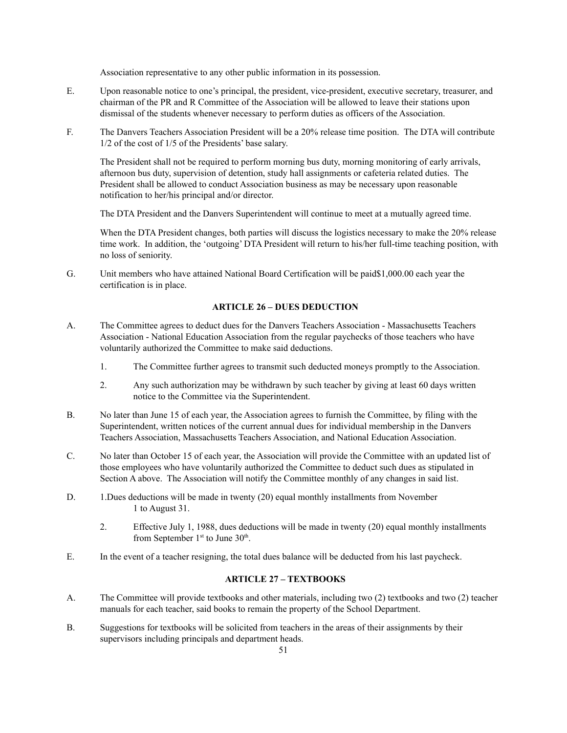Association representative to any other public information in its possession.

E. Upon reasonable notice to one's principal, the president, vice-president, executive secretary, treasurer, and chairman of the PR and R Committee of the Association will be allowed to leave their stations upon dismissal of the students whenever necessary to perform duties as officers of the Association.

F. The Danvers Teachers Association President will be a 20% release time position. The DTA will contribute 1/2 of the cost of 1/5 of the Presidents' base salary.

 The President shall not be required to perform morning bus duty, morning monitoring of early arrivals, afternoon bus duty, supervision of detention, study hall assignments or cafeteria related duties. The President shall be allowed to conduct Association business as may be necessary upon reasonable notification to her/his principal and/or director.

 The DTA President and the Danvers Superintendent will continue to meet at a mutually agreed time.

 When the DTA President changes, both parties will discuss the logistics necessary to make the 20% release time work. In addition, the 'outgoing' DTA President will return to his/her full-time teaching position, with no loss of seniority.

G. Unit members who have attained National Board Certification will be paid$1,000.00 each year the certification is in place.

### ARTICLE 26 – DUES DEDUCTION

A. The Committee agrees to deduct dues for the Danvers Teachers Association - Massachusetts Teachers Association - National Education Association from the regular paychecks of those teachers who have voluntarily authorized the Committee to make said deductions.

 1. The Committee further agrees to transmit such deducted moneys promptly to the Association.

 2. Any such authorization may be withdrawn by such teacher by giving at least 60 days written notice to the Committee via the Superintendent.

B. No later than June 15 of each year, the Association agrees to furnish the Committee, by filing with the Superintendent, written notices of the current annual dues for individual membership in the Danvers Teachers Association, Massachusetts Teachers Association, and National Education Association.

C. No later than October 15 of each year, the Association will provide the Committee with an updated list of those employees who have voluntarily authorized the Committee to deduct such dues as stipulated in Section A above. The Association will notify the Committee monthly of any changes in said list.

D. 1.Dues deductions will be made in twenty (20) equal monthly installments from November 1 to August 31.

 2. Effective July 1, 1988, dues deductions will be made in twenty (20) equal monthly installments from September 1st to June 30th.

E. In the event of a teacher resigning, the total dues balance will be deducted from his last paycheck.

### ARTICLE 27 – TEXTBOOKS

A. The Committee will provide textbooks and other materials, including two (2) textbooks and two (2) teacher manuals for each teacher, said books to remain the property of the School Department.

B. Suggestions for textbooks will be solicited from teachers in the areas of their assignments by their supervisors including principals and department heads.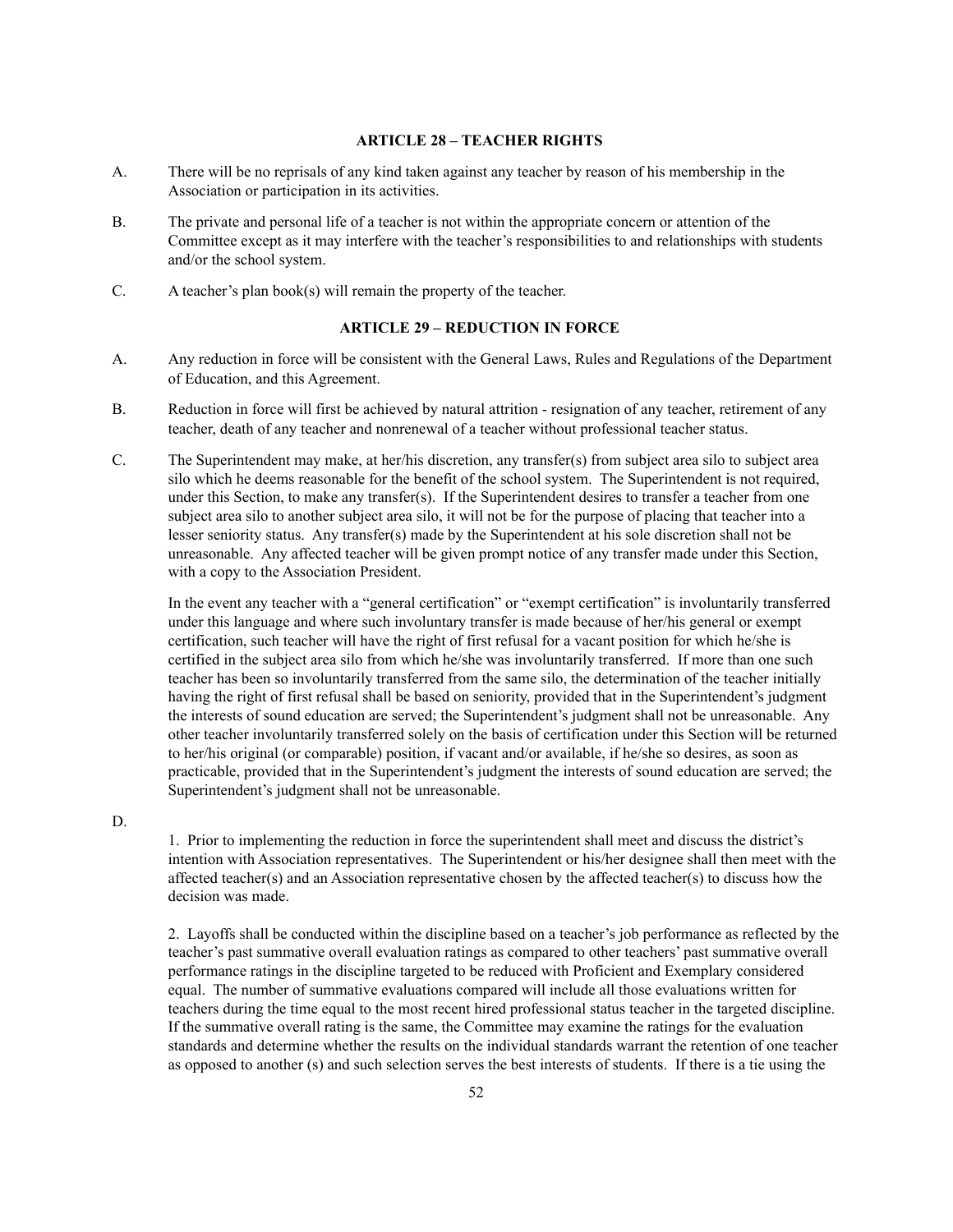## ARTICLE 28 – TEACHER RIGHTS

A. There will be no reprisals of any kind taken against any teacher by reason of his membership in the Association or participation in its activities.

B. The private and personal life of a teacher is not within the appropriate concern or attention of the Committee except as it may interfere with the teacher's responsibilities to and relationships with students and/or the school system.

C. A teacher's plan book(s) will remain the property of the teacher.

## ARTICLE 29 – REDUCTION IN FORCE

A. Any reduction in force will be consistent with the General Laws, Rules and Regulations of the Department of Education, and this Agreement.

B. Reduction in force will first be achieved by natural attrition - resignation of any teacher, retirement of any teacher, death of any teacher and nonrenewal of a teacher without professional teacher status.

C. The Superintendent may make, at her/his discretion, any transfer(s) from subject area silo to subject area silo which he deems reasonable for the benefit of the school system. The Superintendent is not required, under this Section, to make any transfer(s). If the Superintendent desires to transfer a teacher from one subject area silo to another subject area silo, it will not be for the purpose of placing that teacher into a lesser seniority status. Any transfer(s) made by the Superintendent at his sole discretion shall not be unreasonable. Any affected teacher will be given prompt notice of any transfer made under this Section, with a copy to the Association President.

In the event any teacher with a "general certification" or "exempt certification" is involuntarily transferred under this language and where such involuntary transfer is made because of her/his general or exempt certification, such teacher will have the right of first refusal for a vacant position for which he/she is certified in the subject area silo from which he/she was involuntarily transferred. If more than one such teacher has been so involuntarily transferred from the same silo, the determination of the teacher initially having the right of first refusal shall be based on seniority, provided that in the Superintendent's judgment the interests of sound education are served; the Superintendent's judgment shall not be unreasonable. Any other teacher involuntarily transferred solely on the basis of certification under this Section will be returned to her/his original (or comparable) position, if vacant and/or available, if he/she so desires, as soon as practicable, provided that in the Superintendent's judgment the interests of sound education are served; the Superintendent's judgment shall not be unreasonable.

D.

1. Prior to implementing the reduction in force the superintendent shall meet and discuss the district's intention with Association representatives. The Superintendent or his/her designee shall then meet with the affected teacher(s) and an Association representative chosen by the affected teacher(s) to discuss how the decision was made.

2. Layoffs shall be conducted within the discipline based on a teacher's job performance as reflected by the teacher's past summative overall evaluation ratings as compared to other teachers' past summative overall performance ratings in the discipline targeted to be reduced with Proficient and Exemplary considered equal. The number of summative evaluations compared will include all those evaluations written for teachers during the time equal to the most recent hired professional status teacher in the targeted discipline. If the summative overall rating is the same, the Committee may examine the ratings for the evaluation standards and determine whether the results on the individual standards warrant the retention of one teacher as opposed to another (s) and such selection serves the best interests of students. If there is a tie using the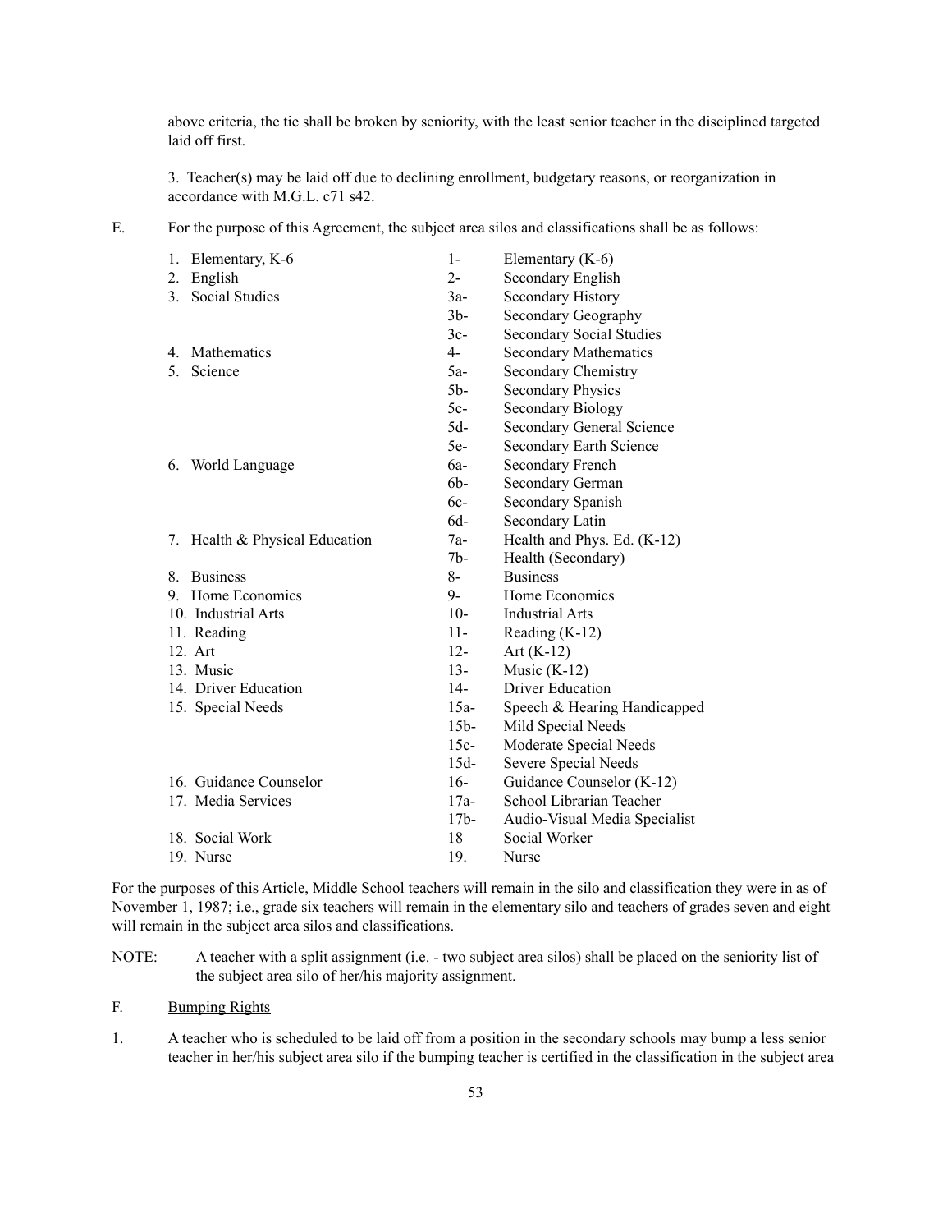above criteria, the tie shall be broken by seniority, with the least senior teacher in the disciplined targeted laid off first.

3. Teacher(s) may be laid off due to declining enrollment, budgetary reasons, or reorganization in accordance with M.G.L. c71 s42.

E. For the purpose of this Agreement, the subject area silos and classifications shall be as follows:

| Subject Area Silo | | Classification |
|---|---|---|
| 1. Elementary, K-6 | 1- | Elementary (K-6) |
| 2. English | 2- | Secondary English |
| 3. Social Studies | 3a- | Secondary History |
| | 3b- | Secondary Geography |
| | 3c- | Secondary Social Studies |
| 4. Mathematics | 4- | Secondary Mathematics |
| 5. Science | 5a- | Secondary Chemistry |
| | 5b- | Secondary Physics |
| | 5c- | Secondary Biology |
| | 5d- | Secondary General Science |
| | 5e- | Secondary Earth Science |
| 6. World Language | 6a- | Secondary French |
| | 6b- | Secondary German |
| | 6c- | Secondary Spanish |
| | 6d- | Secondary Latin |
| 7. Health & Physical Education | 7a- | Health and Phys. Ed. (K-12) |
| | 7b- | Health (Secondary) |
| 8. Business | 8- | Business |
| 9. Home Economics | 9- | Home Economics |
| 10. Industrial Arts | 10- | Industrial Arts |
| 11. Reading | 11- | Reading (K-12) |
| 12. Art | 12- | Art (K-12) |
| 13. Music | 13- | Music (K-12) |
| 14. Driver Education | 14- | Driver Education |
| 15. Special Needs | 15a- | Speech & Hearing Handicapped |
| | 15b- | Mild Special Needs |
| | 15c- | Moderate Special Needs |
| | 15d- | Severe Special Needs |
| 16. Guidance Counselor | 16- | Guidance Counselor (K-12) |
| 17. Media Services | 17a- | School Librarian Teacher |
| | 17b- | Audio-Visual Media Specialist |
| 18. Social Work | 18 | Social Worker |
| 19. Nurse | 19. | Nurse |

For the purposes of this Article, Middle School teachers will remain in the silo and classification they were in as of November 1, 1987; i.e., grade six teachers will remain in the elementary silo and teachers of grades seven and eight will remain in the subject area silos and classifications.

NOTE: A teacher with a split assignment (i.e. - two subject area silos) shall be placed on the seniority list of the subject area silo of her/his majority assignment.

F. <u>Bumping Rights</u>

1. A teacher who is scheduled to be laid off from a position in the secondary schools may bump a less senior teacher in her/his subject area silo if the bumping teacher is certified in the classification in the subject area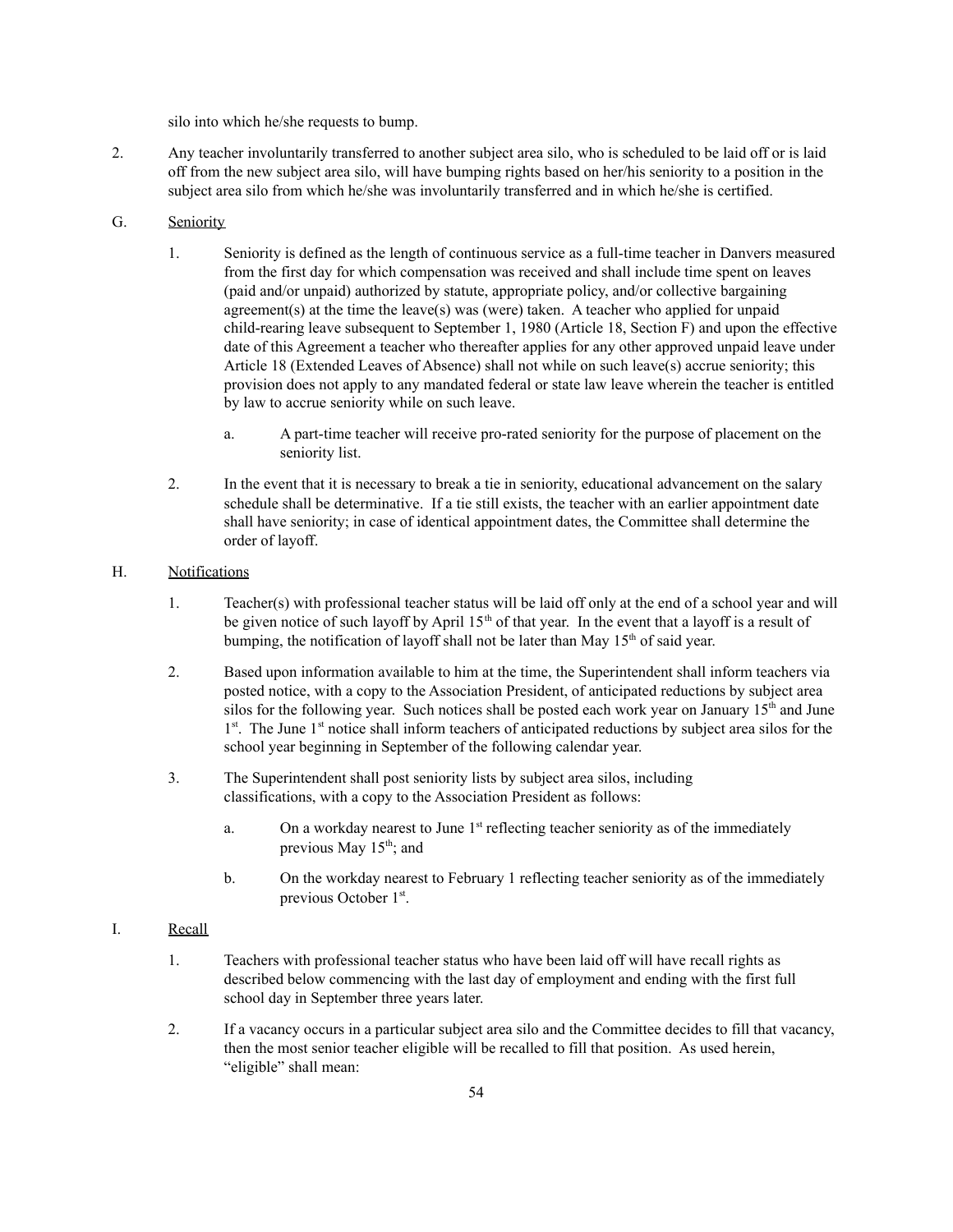silo into which he/she requests to bump.

2. Any teacher involuntarily transferred to another subject area silo, who is scheduled to be laid off or is laid off from the new subject area silo, will have bumping rights based on her/his seniority to a position in the subject area silo from which he/she was involuntarily transferred and in which he/she is certified.

G. Seniority

1. Seniority is defined as the length of continuous service as a full-time teacher in Danvers measured from the first day for which compensation was received and shall include time spent on leaves (paid and/or unpaid) authorized by statute, appropriate policy, and/or collective bargaining agreement(s) at the time the leave(s) was (were) taken. A teacher who applied for unpaid child-rearing leave subsequent to September 1, 1980 (Article 18, Section F) and upon the effective date of this Agreement a teacher who thereafter applies for any other approved unpaid leave under Article 18 (Extended Leaves of Absence) shall not while on such leave(s) accrue seniority; this provision does not apply to any mandated federal or state law leave wherein the teacher is entitled by law to accrue seniority while on such leave.

   a. A part-time teacher will receive pro-rated seniority for the purpose of placement on the seniority list.

2. In the event that it is necessary to break a tie in seniority, educational advancement on the salary schedule shall be determinative. If a tie still exists, the teacher with an earlier appointment date shall have seniority; in case of identical appointment dates, the Committee shall determine the order of layoff.

H. Notifications

1. Teacher(s) with professional teacher status will be laid off only at the end of a school year and will be given notice of such layoff by April 15th of that year. In the event that a layoff is a result of bumping, the notification of layoff shall not be later than May 15th of said year.

2. Based upon information available to him at the time, the Superintendent shall inform teachers via posted notice, with a copy to the Association President, of anticipated reductions by subject area silos for the following year. Such notices shall be posted each work year on January 15th and June 1st. The June 1st notice shall inform teachers of anticipated reductions by subject area silos for the school year beginning in September of the following calendar year.

3. The Superintendent shall post seniority lists by subject area silos, including classifications, with a copy to the Association President as follows:

   a. On a workday nearest to June 1st reflecting teacher seniority as of the immediately previous May 15th; and

   b. On the workday nearest to February 1 reflecting teacher seniority as of the immediately previous October 1st.

I. Recall

1. Teachers with professional teacher status who have been laid off will have recall rights as described below commencing with the last day of employment and ending with the first full school day in September three years later.

2. If a vacancy occurs in a particular subject area silo and the Committee decides to fill that vacancy, then the most senior teacher eligible will be recalled to fill that position. As used herein, "eligible" shall mean: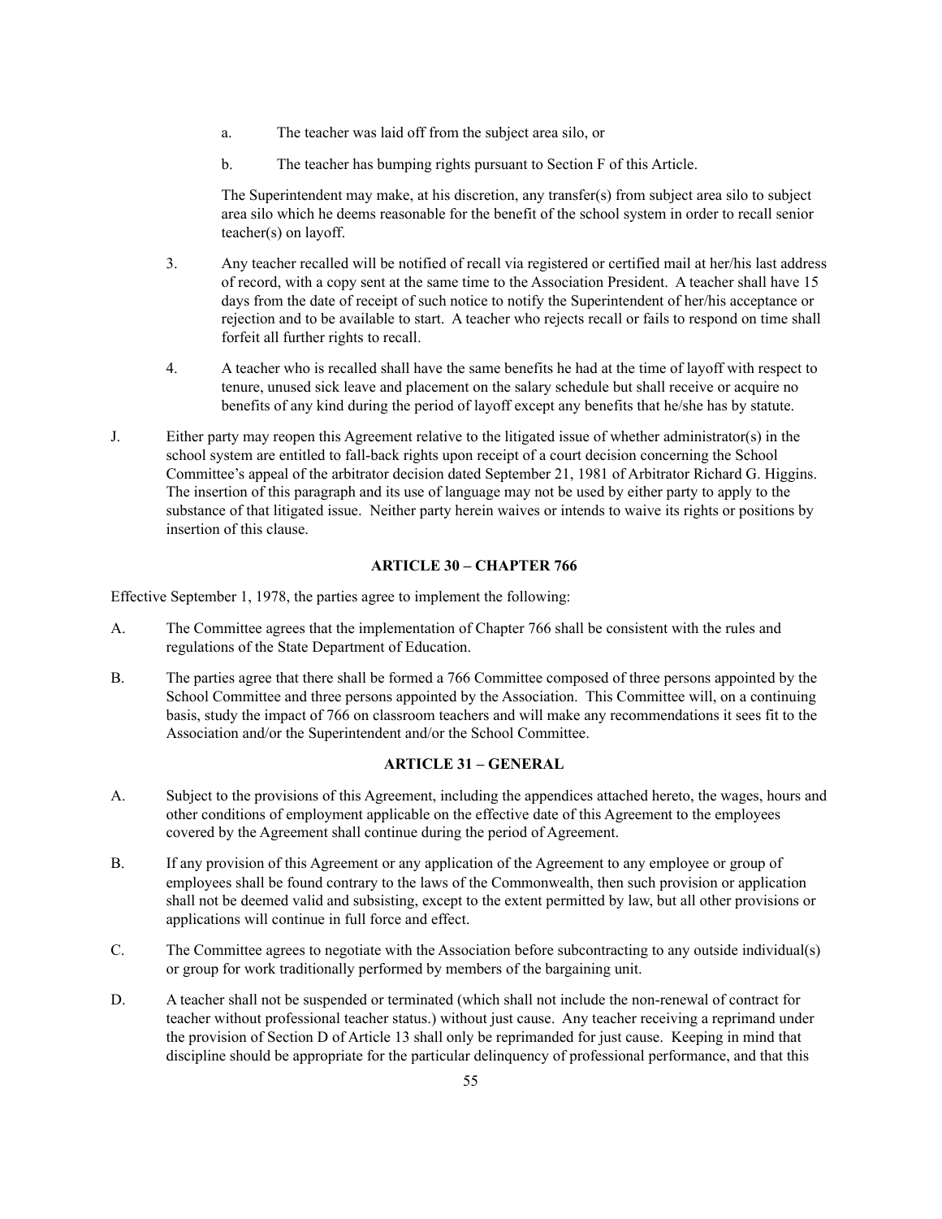a. The teacher was laid off from the subject area silo, or

b. The teacher has bumping rights pursuant to Section F of this Article.

The Superintendent may make, at his discretion, any transfer(s) from subject area silo to subject area silo which he deems reasonable for the benefit of the school system in order to recall senior teacher(s) on layoff.

3. Any teacher recalled will be notified of recall via registered or certified mail at her/his last address of record, with a copy sent at the same time to the Association President. A teacher shall have 15 days from the date of receipt of such notice to notify the Superintendent of her/his acceptance or rejection and to be available to start. A teacher who rejects recall or fails to respond on time shall forfeit all further rights to recall.

4. A teacher who is recalled shall have the same benefits he had at the time of layoff with respect to tenure, unused sick leave and placement on the salary schedule but shall receive or acquire no benefits of any kind during the period of layoff except any benefits that he/she has by statute.

J. Either party may reopen this Agreement relative to the litigated issue of whether administrator(s) in the school system are entitled to fall-back rights upon receipt of a court decision concerning the School Committee's appeal of the arbitrator decision dated September 21, 1981 of Arbitrator Richard G. Higgins. The insertion of this paragraph and its use of language may not be used by either party to apply to the substance of that litigated issue. Neither party herein waives or intends to waive its rights or positions by insertion of this clause.

### ARTICLE 30 – CHAPTER 766

Effective September 1, 1978, the parties agree to implement the following:

A. The Committee agrees that the implementation of Chapter 766 shall be consistent with the rules and regulations of the State Department of Education.

B. The parties agree that there shall be formed a 766 Committee composed of three persons appointed by the School Committee and three persons appointed by the Association. This Committee will, on a continuing basis, study the impact of 766 on classroom teachers and will make any recommendations it sees fit to the Association and/or the Superintendent and/or the School Committee.

### ARTICLE 31 – GENERAL

A. Subject to the provisions of this Agreement, including the appendices attached hereto, the wages, hours and other conditions of employment applicable on the effective date of this Agreement to the employees covered by the Agreement shall continue during the period of Agreement.

B. If any provision of this Agreement or any application of the Agreement to any employee or group of employees shall be found contrary to the laws of the Commonwealth, then such provision or application shall not be deemed valid and subsisting, except to the extent permitted by law, but all other provisions or applications will continue in full force and effect.

C. The Committee agrees to negotiate with the Association before subcontracting to any outside individual(s) or group for work traditionally performed by members of the bargaining unit.

D. A teacher shall not be suspended or terminated (which shall not include the non-renewal of contract for teacher without professional teacher status.) without just cause. Any teacher receiving a reprimand under the provision of Section D of Article 13 shall only be reprimanded for just cause. Keeping in mind that discipline should be appropriate for the particular delinquency of professional performance, and that this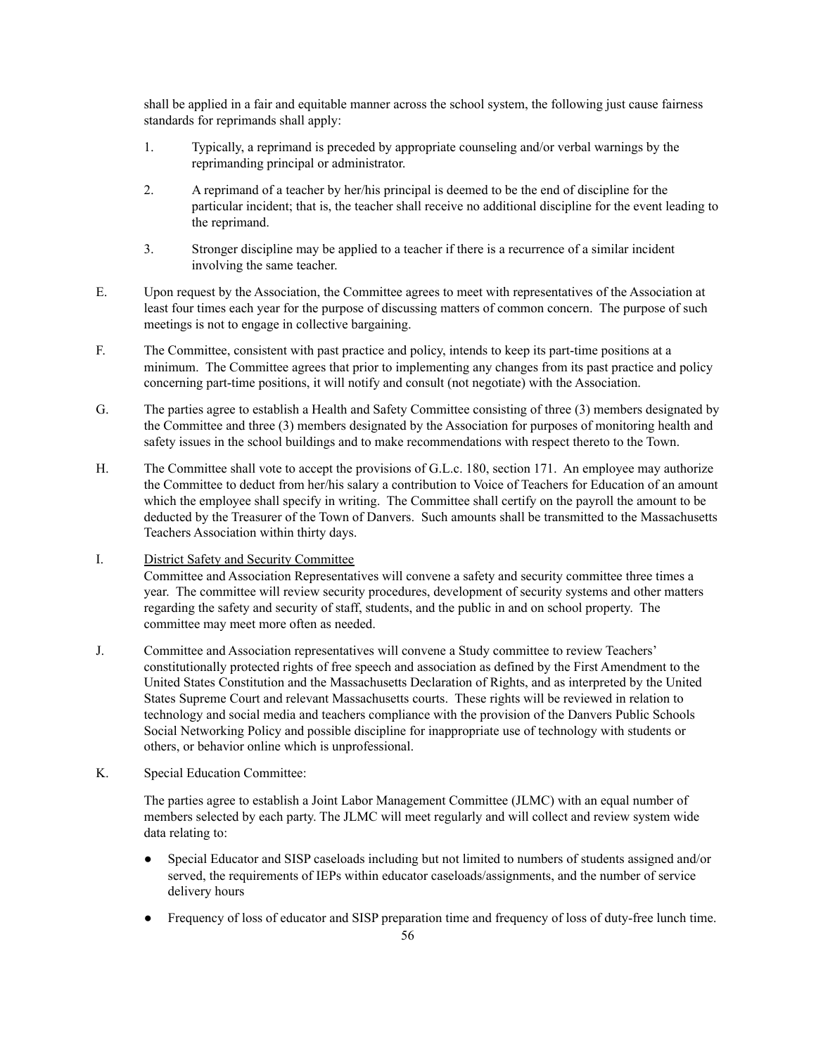shall be applied in a fair and equitable manner across the school system, the following just cause fairness standards for reprimands shall apply:

1. Typically, a reprimand is preceded by appropriate counseling and/or verbal warnings by the reprimanding principal or administrator.

2. A reprimand of a teacher by her/his principal is deemed to be the end of discipline for the particular incident; that is, the teacher shall receive no additional discipline for the event leading to the reprimand.

3. Stronger discipline may be applied to a teacher if there is a recurrence of a similar incident involving the same teacher.

E. Upon request by the Association, the Committee agrees to meet with representatives of the Association at least four times each year for the purpose of discussing matters of common concern. The purpose of such meetings is not to engage in collective bargaining.

F. The Committee, consistent with past practice and policy, intends to keep its part-time positions at a minimum. The Committee agrees that prior to implementing any changes from its past practice and policy concerning part-time positions, it will notify and consult (not negotiate) with the Association.

G. The parties agree to establish a Health and Safety Committee consisting of three (3) members designated by the Committee and three (3) members designated by the Association for purposes of monitoring health and safety issues in the school buildings and to make recommendations with respect thereto to the Town.

H. The Committee shall vote to accept the provisions of G.L.c. 180, section 171. An employee may authorize the Committee to deduct from her/his salary a contribution to Voice of Teachers for Education of an amount which the employee shall specify in writing. The Committee shall certify on the payroll the amount to be deducted by the Treasurer of the Town of Danvers. Such amounts shall be transmitted to the Massachusetts Teachers Association within thirty days.

I. District Safety and Security Committee
Committee and Association Representatives will convene a safety and security committee three times a year. The committee will review security procedures, development of security systems and other matters regarding the safety and security of staff, students, and the public in and on school property. The committee may meet more often as needed.

J. Committee and Association representatives will convene a Study committee to review Teachers' constitutionally protected rights of free speech and association as defined by the First Amendment to the United States Constitution and the Massachusetts Declaration of Rights, and as interpreted by the United States Supreme Court and relevant Massachusetts courts. These rights will be reviewed in relation to technology and social media and teachers compliance with the provision of the Danvers Public Schools Social Networking Policy and possible discipline for inappropriate use of technology with students or others, or behavior online which is unprofessional.

K. Special Education Committee:

The parties agree to establish a Joint Labor Management Committee (JLMC) with an equal number of members selected by each party. The JLMC will meet regularly and will collect and review system wide data relating to:

- Special Educator and SISP caseloads including but not limited to numbers of students assigned and/or served, the requirements of IEPs within educator caseloads/assignments, and the number of service delivery hours
- Frequency of loss of educator and SISP preparation time and frequency of loss of duty-free lunch time.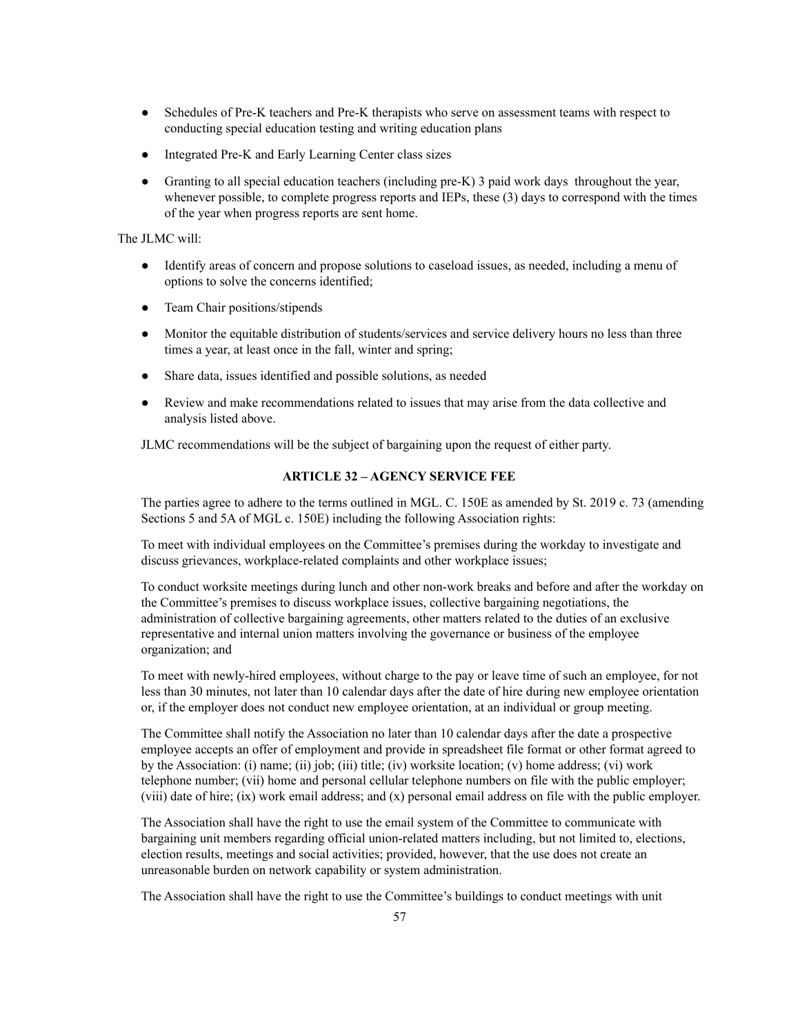- Schedules of Pre-K teachers and Pre-K therapists who serve on assessment teams with respect to conducting special education testing and writing education plans
- Integrated Pre-K and Early Learning Center class sizes
- Granting to all special education teachers (including pre-K) 3 paid work days throughout the year, whenever possible, to complete progress reports and IEPs, these (3) days to correspond with the times of the year when progress reports are sent home.

The JLMC will:

- Identify areas of concern and propose solutions to caseload issues, as needed, including a menu of options to solve the concerns identified;
- Team Chair positions/stipends
- Monitor the equitable distribution of students/services and service delivery hours no less than three times a year, at least once in the fall, winter and spring;
- Share data, issues identified and possible solutions, as needed
- Review and make recommendations related to issues that may arise from the data collective and analysis listed above.

JLMC recommendations will be the subject of bargaining upon the request of either party.

## ARTICLE 32 – AGENCY SERVICE FEE

The parties agree to adhere to the terms outlined in MGL. C. 150E as amended by St. 2019 c. 73 (amending Sections 5 and 5A of MGL c. 150E) including the following Association rights:

To meet with individual employees on the Committee's premises during the workday to investigate and discuss grievances, workplace-related complaints and other workplace issues;

To conduct worksite meetings during lunch and other non-work breaks and before and after the workday on the Committee's premises to discuss workplace issues, collective bargaining negotiations, the administration of collective bargaining agreements, other matters related to the duties of an exclusive representative and internal union matters involving the governance or business of the employee organization; and

To meet with newly-hired employees, without charge to the pay or leave time of such an employee, for not less than 30 minutes, not later than 10 calendar days after the date of hire during new employee orientation or, if the employer does not conduct new employee orientation, at an individual or group meeting.

The Committee shall notify the Association no later than 10 calendar days after the date a prospective employee accepts an offer of employment and provide in spreadsheet file format or other format agreed to by the Association: (i) name; (ii) job; (iii) title; (iv) worksite location; (v) home address; (vi) work telephone number; (vii) home and personal cellular telephone numbers on file with the public employer; (viii) date of hire; (ix) work email address; and (x) personal email address on file with the public employer.

The Association shall have the right to use the email system of the Committee to communicate with bargaining unit members regarding official union-related matters including, but not limited to, elections, election results, meetings and social activities; provided, however, that the use does not create an unreasonable burden on network capability or system administration.

The Association shall have the right to use the Committee's buildings to conduct meetings with unit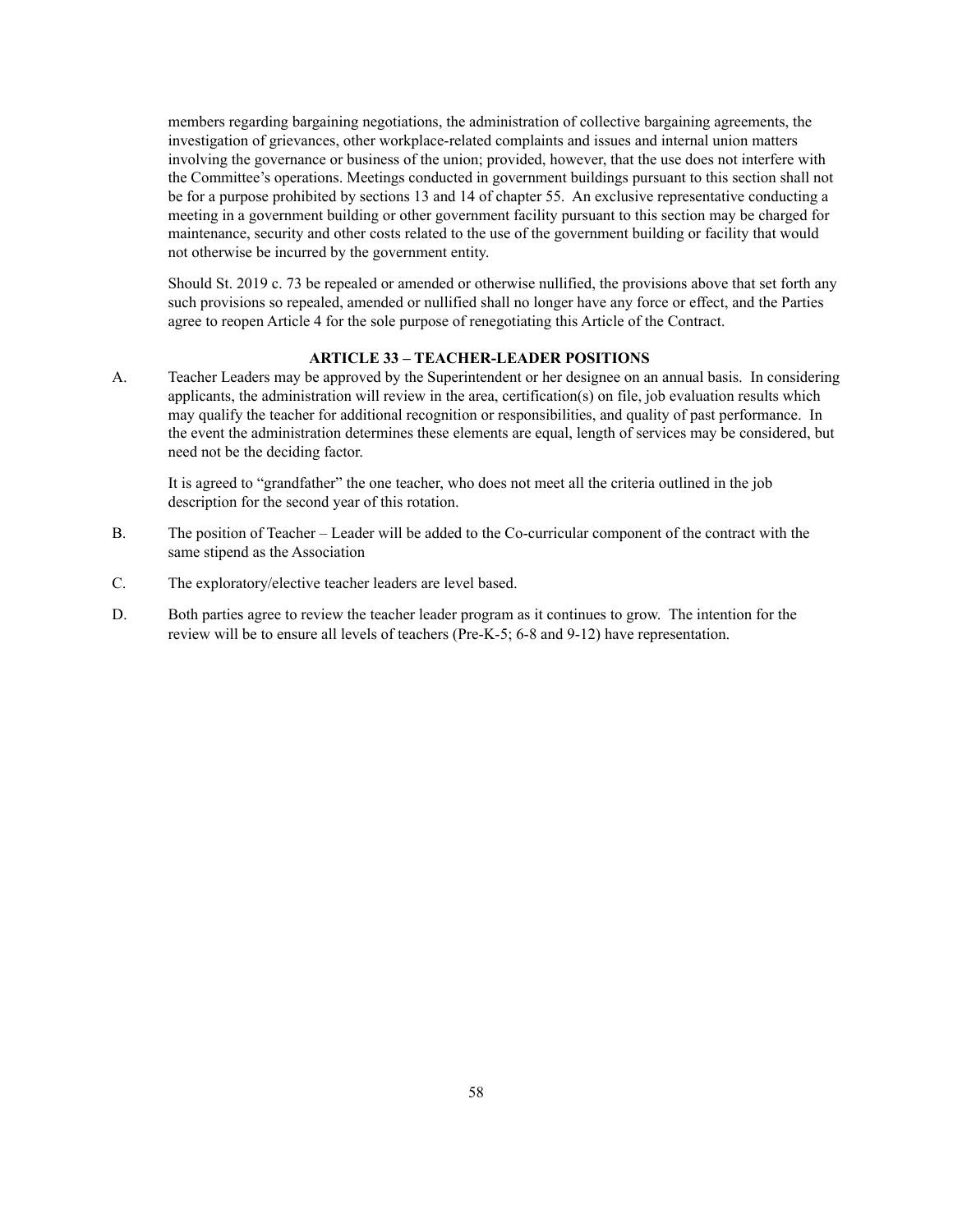members regarding bargaining negotiations, the administration of collective bargaining agreements, the investigation of grievances, other workplace-related complaints and issues and internal union matters involving the governance or business of the union; provided, however, that the use does not interfere with the Committee's operations. Meetings conducted in government buildings pursuant to this section shall not be for a purpose prohibited by sections 13 and 14 of chapter 55. An exclusive representative conducting a meeting in a government building or other government facility pursuant to this section may be charged for maintenance, security and other costs related to the use of the government building or facility that would not otherwise be incurred by the government entity.

Should St. 2019 c. 73 be repealed or amended or otherwise nullified, the provisions above that set forth any such provisions so repealed, amended or nullified shall no longer have any force or effect, and the Parties agree to reopen Article 4 for the sole purpose of renegotiating this Article of the Contract.

## ARTICLE 33 – TEACHER-LEADER POSITIONS

A. Teacher Leaders may be approved by the Superintendent or her designee on an annual basis. In considering applicants, the administration will review in the area, certification(s) on file, job evaluation results which may qualify the teacher for additional recognition or responsibilities, and quality of past performance. In the event the administration determines these elements are equal, length of services may be considered, but need not be the deciding factor.

It is agreed to "grandfather" the one teacher, who does not meet all the criteria outlined in the job description for the second year of this rotation.

B. The position of Teacher – Leader will be added to the Co-curricular component of the contract with the same stipend as the Association

C. The exploratory/elective teacher leaders are level based.

D. Both parties agree to review the teacher leader program as it continues to grow. The intention for the review will be to ensure all levels of teachers (Pre-K-5; 6-8 and 9-12) have representation.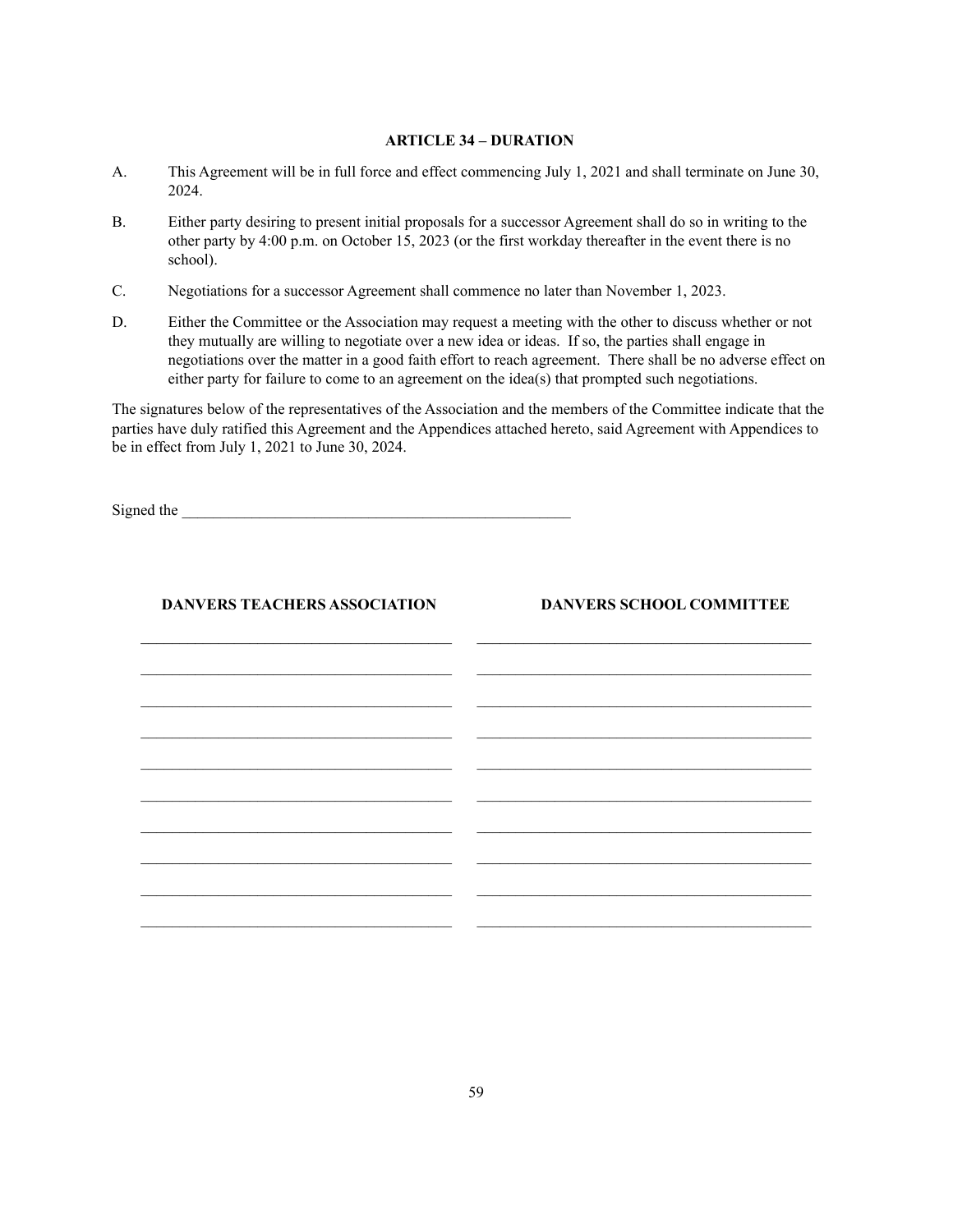## ARTICLE 34 – DURATION

A. This Agreement will be in full force and effect commencing July 1, 2021 and shall terminate on June 30, 2024.

B. Either party desiring to present initial proposals for a successor Agreement shall do so in writing to the other party by 4:00 p.m. on October 15, 2023 (or the first workday thereafter in the event there is no school).

C. Negotiations for a successor Agreement shall commence no later than November 1, 2023.

D. Either the Committee or the Association may request a meeting with the other to discuss whether or not they mutually are willing to negotiate over a new idea or ideas. If so, the parties shall engage in negotiations over the matter in a good faith effort to reach agreement. There shall be no adverse effect on either party for failure to come to an agreement on the idea(s) that prompted such negotiations.

The signatures below of the representatives of the Association and the members of the Committee indicate that the parties have duly ratified this Agreement and the Appendices attached hereto, said Agreement with Appendices to be in effect from July 1, 2021 to June 30, 2024.

Signed the ____________________________________________________

| **DANVERS TEACHERS ASSOCIATION** | **DANVERS SCHOOL COMMITTEE** |
|---|---|
| ______________________________ | ______________________________ |
| ______________________________ | ______________________________ |
| ______________________________ | ______________________________ |
| ______________________________ | ______________________________ |
| ______________________________ | ______________________________ |
| ______________________________ | ______________________________ |
| ______________________________ | ______________________________ |
| ______________________________ | ______________________________ |
| ______________________________ | ______________________________ |
| ______________________________ | ______________________________ |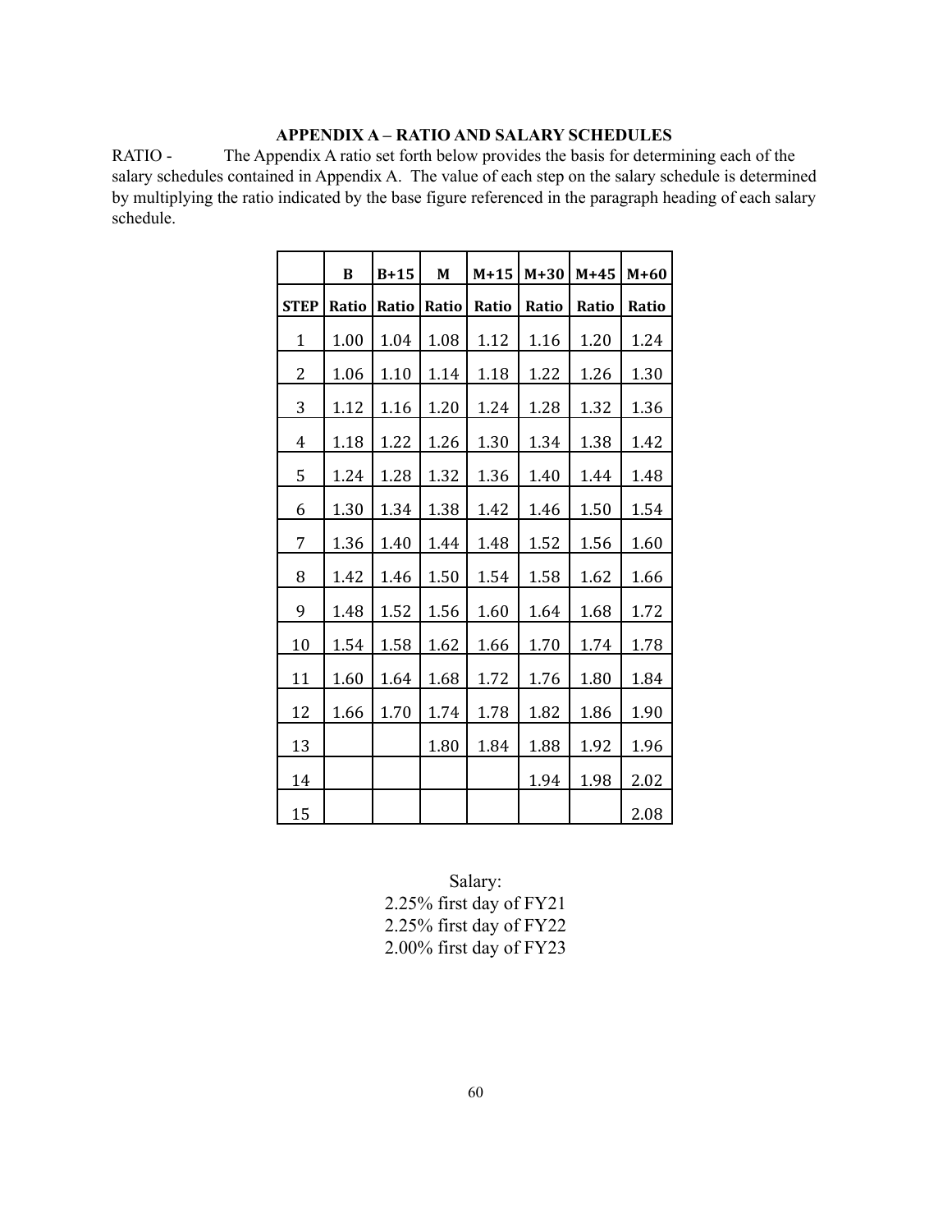## APPENDIX A – RATIO AND SALARY SCHEDULES

RATIO - The Appendix A ratio set forth below provides the basis for determining each of the salary schedules contained in Appendix A. The value of each step on the salary schedule is determined by multiplying the ratio indicated by the base figure referenced in the paragraph heading of each salary schedule.

| | B | B+15 | M | M+15 | M+30 | M+45 | M+60 |
|---|---|---|---|---|---|---|---|
| STEP | Ratio | Ratio | Ratio | Ratio | Ratio | Ratio | Ratio |
| 1 | 1.00 | 1.04 | 1.08 | 1.12 | 1.16 | 1.20 | 1.24 |
| 2 | 1.06 | 1.10 | 1.14 | 1.18 | 1.22 | 1.26 | 1.30 |
| 3 | 1.12 | 1.16 | 1.20 | 1.24 | 1.28 | 1.32 | 1.36 |
| 4 | 1.18 | 1.22 | 1.26 | 1.30 | 1.34 | 1.38 | 1.42 |
| 5 | 1.24 | 1.28 | 1.32 | 1.36 | 1.40 | 1.44 | 1.48 |
| 6 | 1.30 | 1.34 | 1.38 | 1.42 | 1.46 | 1.50 | 1.54 |
| 7 | 1.36 | 1.40 | 1.44 | 1.48 | 1.52 | 1.56 | 1.60 |
| 8 | 1.42 | 1.46 | 1.50 | 1.54 | 1.58 | 1.62 | 1.66 |
| 9 | 1.48 | 1.52 | 1.56 | 1.60 | 1.64 | 1.68 | 1.72 |
| 10 | 1.54 | 1.58 | 1.62 | 1.66 | 1.70 | 1.74 | 1.78 |
| 11 | 1.60 | 1.64 | 1.68 | 1.72 | 1.76 | 1.80 | 1.84 |
| 12 | 1.66 | 1.70 | 1.74 | 1.78 | 1.82 | 1.86 | 1.90 |
| 13 | | | 1.80 | 1.84 | 1.88 | 1.92 | 1.96 |
| 14 | | | | | 1.94 | 1.98 | 2.02 |
| 15 | | | | | | | 2.08 |

Salary:
2.25% first day of FY21
2.25% first day of FY22
2.00% first day of FY23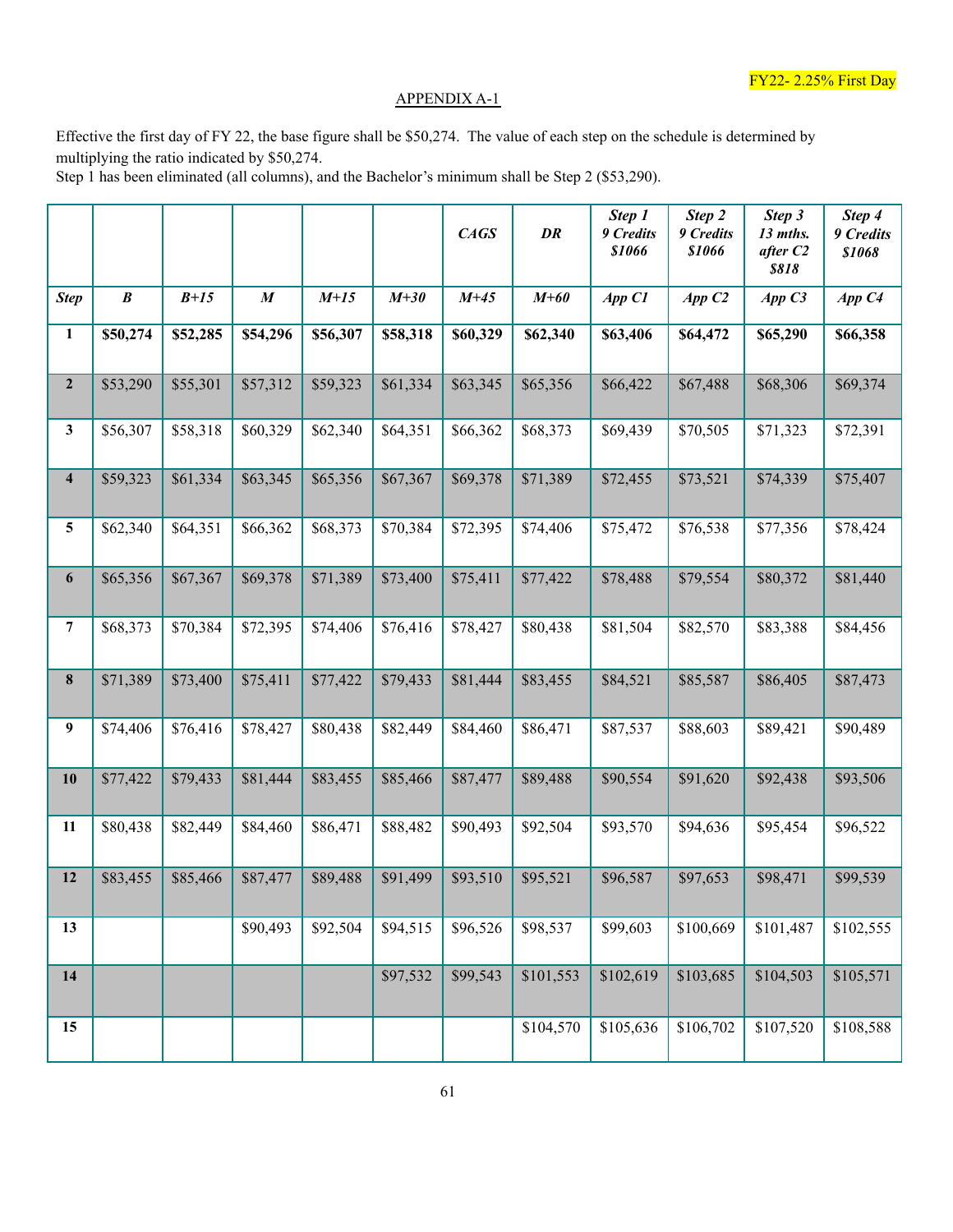FY22- 2.25% First Day

APPENDIX A-1

Effective the first day of FY 22, the base figure shall be $50,274. The value of each step on the schedule is determined by multiplying the ratio indicated by $50,274.
Step 1 has been eliminated (all columns), and the Bachelor's minimum shall be Step 2 ($53,290).

| | | | | | | ***CAGS*** | ***DR*** | ***Step 1 9 Credits $1066*** | ***Step 2 9 Credits $1066*** | ***Step 3 13 mths. after C2 $818*** | ***Step 4 9 Credits $1068*** |
|---|---|---|---|---|---|---|---|---|---|---|---|
| ***Step*** | ***B*** | ***B+15*** | ***M*** | ***M+15*** | ***M+30*** | ***M+45*** | ***M+60*** | ***App C1*** | ***App C2*** | ***App C3*** | ***App C4*** |
| **1** | **$50,274** | **$52,285** | **$54,296** | **$56,307** | **$58,318** | **$60,329** | **$62,340** | **$63,406** | **$64,472** | **$65,290** | **$66,358** |
| **2** | $53,290 | $55,301 | $57,312 | $59,323 | $61,334 | $63,345 | $65,356 | $66,422 | $67,488 | $68,306 | $69,374 |
| **3** | $56,307 | $58,318 | $60,329 | $62,340 | $64,351 | $66,362 | $68,373 | $69,439 | $70,505 | $71,323 | $72,391 |
| **4** | $59,323 | $61,334 | $63,345 | $65,356 | $67,367 | $69,378 | $71,389 | $72,455 | $73,521 | $74,339 | $75,407 |
| **5** | $62,340 | $64,351 | $66,362 | $68,373 | $70,384 | $72,395 | $74,406 | $75,472 | $76,538 | $77,356 | $78,424 |
| **6** | $65,356 | $67,367 | $69,378 | $71,389 | $73,400 | $75,411 | $77,422 | $78,488 | $79,554 | $80,372 | $81,440 |
| **7** | $68,373 | $70,384 | $72,395 | $74,406 | $76,416 | $78,427 | $80,438 | $81,504 | $82,570 | $83,388 | $84,456 |
| **8** | $71,389 | $73,400 | $75,411 | $77,422 | $79,433 | $81,444 | $83,455 | $84,521 | $85,587 | $86,405 | $87,473 |
| **9** | $74,406 | $76,416 | $78,427 | $80,438 | $82,449 | $84,460 | $86,471 | $87,537 | $88,603 | $89,421 | $90,489 |
| **10** | $77,422 | $79,433 | $81,444 | $83,455 | $85,466 | $87,477 | $89,488 | $90,554 | $91,620 | $92,438 | $93,506 |
| **11** | $80,438 | $82,449 | $84,460 | $86,471 | $88,482 | $90,493 | $92,504 | $93,570 | $94,636 | $95,454 | $96,522 |
| **12** | $83,455 | $85,466 | $87,477 | $89,488 | $91,499 | $93,510 | $95,521 | $96,587 | $97,653 | $98,471 | $99,539 |
| **13** | | | $90,493 | $92,504 | $94,515 | $96,526 | $98,537 | $99,603 | $100,669 | $101,487 | $102,555 |
| **14** | | | | | $97,532 | $99,543 | $101,553 | $102,619 | $103,685 | $104,503 | $105,571 |
| **15** | | | | | | | $104,570 | $105,636 | $106,702 | $107,520 | $108,588 |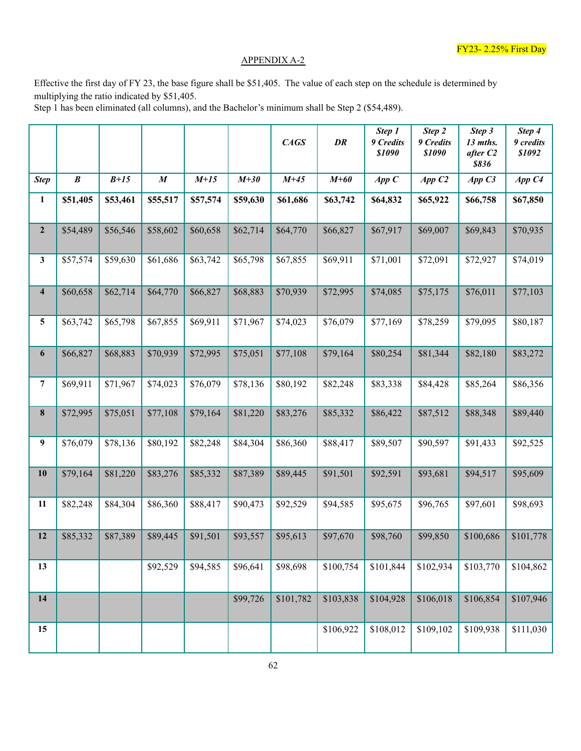FY23- 2.25% First Day

APPENDIX A-2

Effective the first day of FY 23, the base figure shall be $51,405. The value of each step on the schedule is determined by multiplying the ratio indicated by $51,405.
Step 1 has been eliminated (all columns), and the Bachelor's minimum shall be Step 2 ($54,489).

| | | | | | | *CAGS* | *DR* | *Step 1 9 Credits $1090* | *Step 2 9 Credits $1090* | *Step 3 13 mths. after C2 $836* | *Step 4 9 credits $1092* |
|---|---|---|---|---|---|---|---|---|---|---|---|
| ***Step*** | ***B*** | ***B+15*** | ***M*** | ***M+15*** | ***M+30*** | ***M+45*** | ***M+60*** | ***App C*** | ***App C2*** | ***App C3*** | ***App C4*** |
| **1** | **$51,405** | **$53,461** | **$55,517** | **$57,574** | **$59,630** | **$61,686** | **$63,742** | **$64,832** | **$65,922** | **$66,758** | **$67,850** |
| **2** | $54,489 | $56,546 | $58,602 | $60,658 | $62,714 | $64,770 | $66,827 | $67,917 | $69,007 | $69,843 | $70,935 |
| **3** | $57,574 | $59,630 | $61,686 | $63,742 | $65,798 | $67,855 | $69,911 | $71,001 | $72,091 | $72,927 | $74,019 |
| **4** | $60,658 | $62,714 | $64,770 | $66,827 | $68,883 | $70,939 | $72,995 | $74,085 | $75,175 | $76,011 | $77,103 |
| **5** | $63,742 | $65,798 | $67,855 | $69,911 | $71,967 | $74,023 | $76,079 | $77,169 | $78,259 | $79,095 | $80,187 |
| **6** | $66,827 | $68,883 | $70,939 | $72,995 | $75,051 | $77,108 | $79,164 | $80,254 | $81,344 | $82,180 | $83,272 |
| **7** | $69,911 | $71,967 | $74,023 | $76,079 | $78,136 | $80,192 | $82,248 | $83,338 | $84,428 | $85,264 | $86,356 |
| **8** | $72,995 | $75,051 | $77,108 | $79,164 | $81,220 | $83,276 | $85,332 | $86,422 | $87,512 | $88,348 | $89,440 |
| **9** | $76,079 | $78,136 | $80,192 | $82,248 | $84,304 | $86,360 | $88,417 | $89,507 | $90,597 | $91,433 | $92,525 |
| **10** | $79,164 | $81,220 | $83,276 | $85,332 | $87,389 | $89,445 | $91,501 | $92,591 | $93,681 | $94,517 | $95,609 |
| **11** | $82,248 | $84,304 | $86,360 | $88,417 | $90,473 | $92,529 | $94,585 | $95,675 | $96,765 | $97,601 | $98,693 |
| **12** | $85,332 | $87,389 | $89,445 | $91,501 | $93,557 | $95,613 | $97,670 | $98,760 | $99,850 | $100,686 | $101,778 |
| **13** | | | $92,529 | $94,585 | $96,641 | $98,698 | $100,754 | $101,844 | $102,934 | $103,770 | $104,862 |
| **14** | | | | | $99,726 | $101,782 | $103,838 | $104,928 | $106,018 | $106,854 | $107,946 |
| **15** | | | | | | | $106,922 | $108,012 | $109,102 | $109,938 | $111,030 |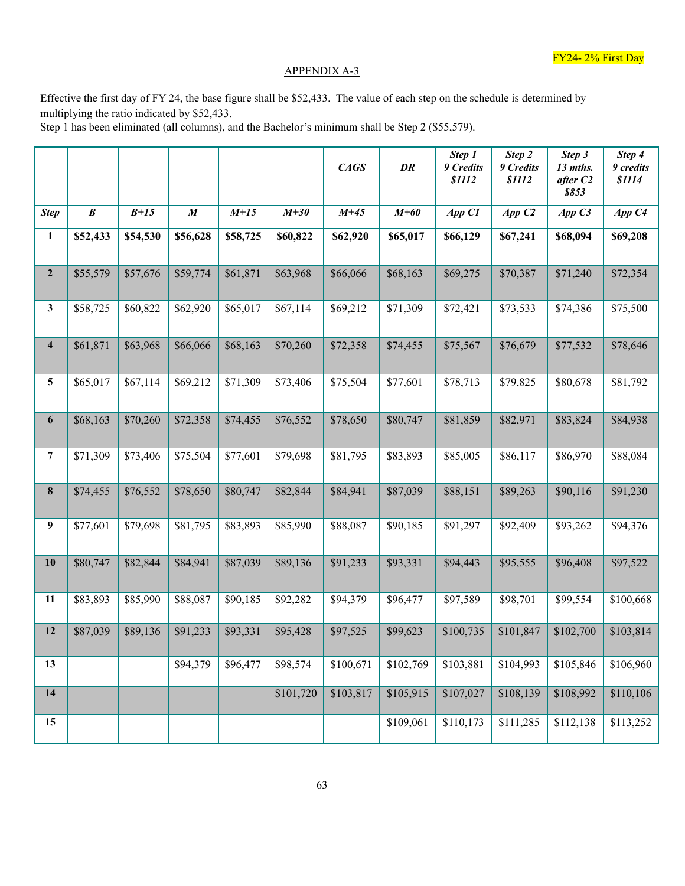FY24- 2% First Day

APPENDIX A-3

Effective the first day of FY 24, the base figure shall be $52,433. The value of each step on the schedule is determined by multiplying the ratio indicated by $52,433.
Step 1 has been eliminated (all columns), and the Bachelor's minimum shall be Step 2 ($55,579).

| | | | | | | ***CAGS*** | ***DR*** | ***Step 1 9 Credits $1112*** | ***Step 2 9 Credits $1112*** | ***Step 3 13 mths. after C2 $853*** | ***Step 4 9 credits $1114*** |
|---|---|---|---|---|---|---|---|---|---|---|---|
| ***Step*** | ***B*** | ***B+15*** | ***M*** | ***M+15*** | ***M+30*** | ***M+45*** | ***M+60*** | ***App C1*** | ***App C2*** | ***App C3*** | ***App C4*** |
| **1** | **$52,433** | **$54,530** | **$56,628** | **$58,725** | **$60,822** | **$62,920** | **$65,017** | **$66,129** | **$67,241** | **$68,094** | **$69,208** |
| **2** | $55,579 | $57,676 | $59,774 | $61,871 | $63,968 | $66,066 | $68,163 | $69,275 | $70,387 | $71,240 | $72,354 |
| **3** | $58,725 | $60,822 | $62,920 | $65,017 | $67,114 | $69,212 | $71,309 | $72,421 | $73,533 | $74,386 | $75,500 |
| **4** | $61,871 | $63,968 | $66,066 | $68,163 | $70,260 | $72,358 | $74,455 | $75,567 | $76,679 | $77,532 | $78,646 |
| **5** | $65,017 | $67,114 | $69,212 | $71,309 | $73,406 | $75,504 | $77,601 | $78,713 | $79,825 | $80,678 | $81,792 |
| **6** | $68,163 | $70,260 | $72,358 | $74,455 | $76,552 | $78,650 | $80,747 | $81,859 | $82,971 | $83,824 | $84,938 |
| **7** | $71,309 | $73,406 | $75,504 | $77,601 | $79,698 | $81,795 | $83,893 | $85,005 | $86,117 | $86,970 | $88,084 |
| **8** | $74,455 | $76,552 | $78,650 | $80,747 | $82,844 | $84,941 | $87,039 | $88,151 | $89,263 | $90,116 | $91,230 |
| **9** | $77,601 | $79,698 | $81,795 | $83,893 | $85,990 | $88,087 | $90,185 | $91,297 | $92,409 | $93,262 | $94,376 |
| **10** | $80,747 | $82,844 | $84,941 | $87,039 | $89,136 | $91,233 | $93,331 | $94,443 | $95,555 | $96,408 | $97,522 |
| **11** | $83,893 | $85,990 | $88,087 | $90,185 | $92,282 | $94,379 | $96,477 | $97,589 | $98,701 | $99,554 | $100,668 |
| **12** | $87,039 | $89,136 | $91,233 | $93,331 | $95,428 | $97,525 | $99,623 | $100,735 | $101,847 | $102,700 | $103,814 |
| **13** | | | $94,379 | $96,477 | $98,574 | $100,671 | $102,769 | $103,881 | $104,993 | $105,846 | $106,960 |
| **14** | | | | | $101,720 | $103,817 | $105,915 | $107,027 | $108,139 | $108,992 | $110,106 |
| **15** | | | | | | | $109,061 | $110,173 | $111,285 | $112,138 | $113,252 |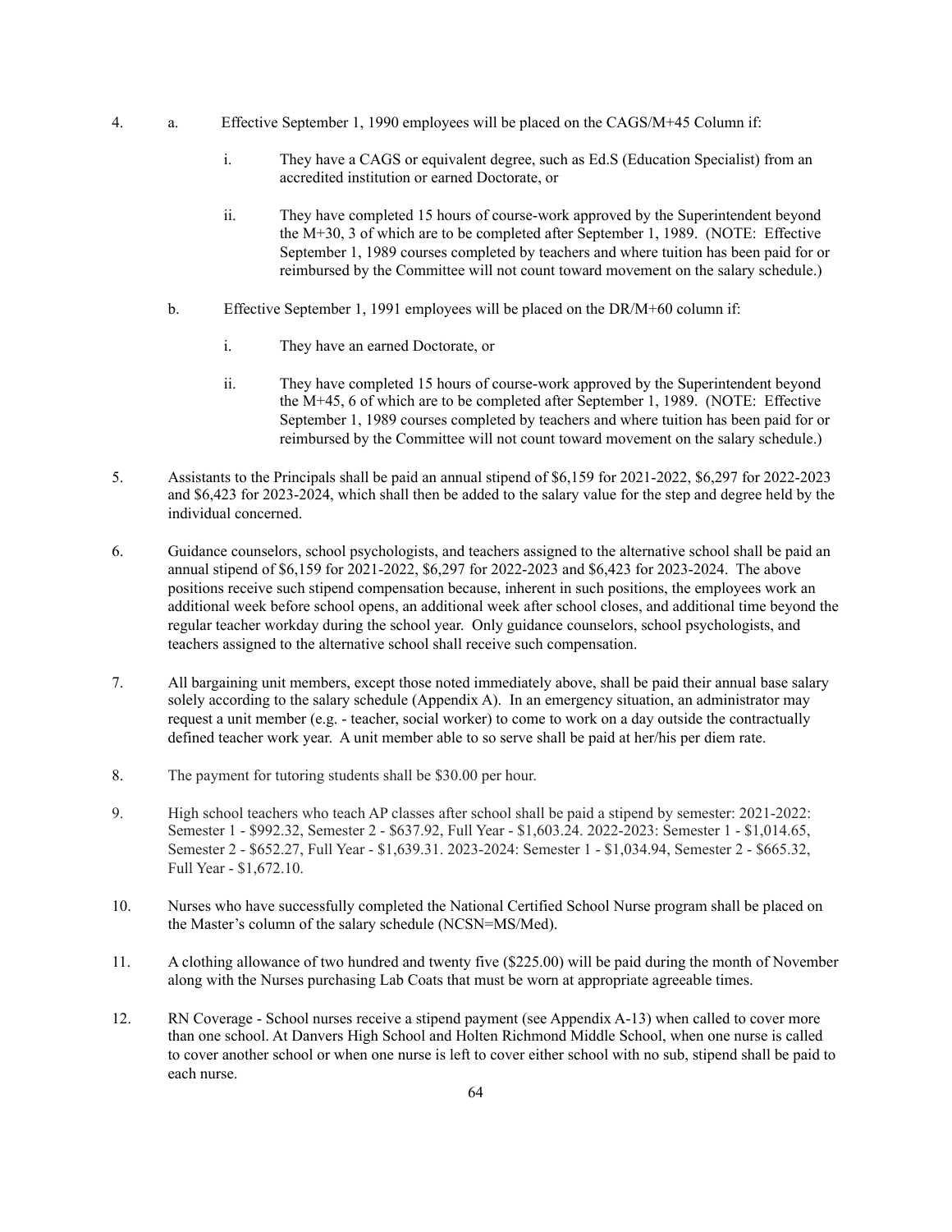4. a. Effective September 1, 1990 employees will be placed on the CAGS/M+45 Column if:

   i. They have a CAGS or equivalent degree, such as Ed.S (Education Specialist) from an accredited institution or earned Doctorate, or

   ii. They have completed 15 hours of course-work approved by the Superintendent beyond the M+30, 3 of which are to be completed after September 1, 1989. (NOTE: Effective September 1, 1989 courses completed by teachers and where tuition has been paid for or reimbursed by the Committee will not count toward movement on the salary schedule.)

   b. Effective September 1, 1991 employees will be placed on the DR/M+60 column if:

   i. They have an earned Doctorate, or

   ii. They have completed 15 hours of course-work approved by the Superintendent beyond the M+45, 6 of which are to be completed after September 1, 1989. (NOTE: Effective September 1, 1989 courses completed by teachers and where tuition has been paid for or reimbursed by the Committee will not count toward movement on the salary schedule.)

5. Assistants to the Principals shall be paid an annual stipend of $6,159 for 2021-2022, $6,297 for 2022-2023 and $6,423 for 2023-2024, which shall then be added to the salary value for the step and degree held by the individual concerned.

6. Guidance counselors, school psychologists, and teachers assigned to the alternative school shall be paid an annual stipend of $6,159 for 2021-2022, $6,297 for 2022-2023 and $6,423 for 2023-2024. The above positions receive such stipend compensation because, inherent in such positions, the employees work an additional week before school opens, an additional week after school closes, and additional time beyond the regular teacher workday during the school year. Only guidance counselors, school psychologists, and teachers assigned to the alternative school shall receive such compensation.

7. All bargaining unit members, except those noted immediately above, shall be paid their annual base salary solely according to the salary schedule (Appendix A). In an emergency situation, an administrator may request a unit member (e.g. - teacher, social worker) to come to work on a day outside the contractually defined teacher work year. A unit member able to so serve shall be paid at her/his per diem rate.

8. The payment for tutoring students shall be $30.00 per hour.

9. High school teachers who teach AP classes after school shall be paid a stipend by semester: 2021-2022: Semester 1 - $992.32, Semester 2 - $637.92, Full Year - $1,603.24. 2022-2023: Semester 1 - $1,014.65, Semester 2 - $652.27, Full Year - $1,639.31. 2023-2024: Semester 1 - $1,034.94, Semester 2 - $665.32, Full Year - $1,672.10.

10. Nurses who have successfully completed the National Certified School Nurse program shall be placed on the Master's column of the salary schedule (NCSN=MS/Med).

11. A clothing allowance of two hundred and twenty five ($225.00) will be paid during the month of November along with the Nurses purchasing Lab Coats that must be worn at appropriate agreeable times.

12. RN Coverage - School nurses receive a stipend payment (see Appendix A-13) when called to cover more than one school. At Danvers High School and Holten Richmond Middle School, when one nurse is called to cover another school or when one nurse is left to cover either school with no sub, stipend shall be paid to each nurse.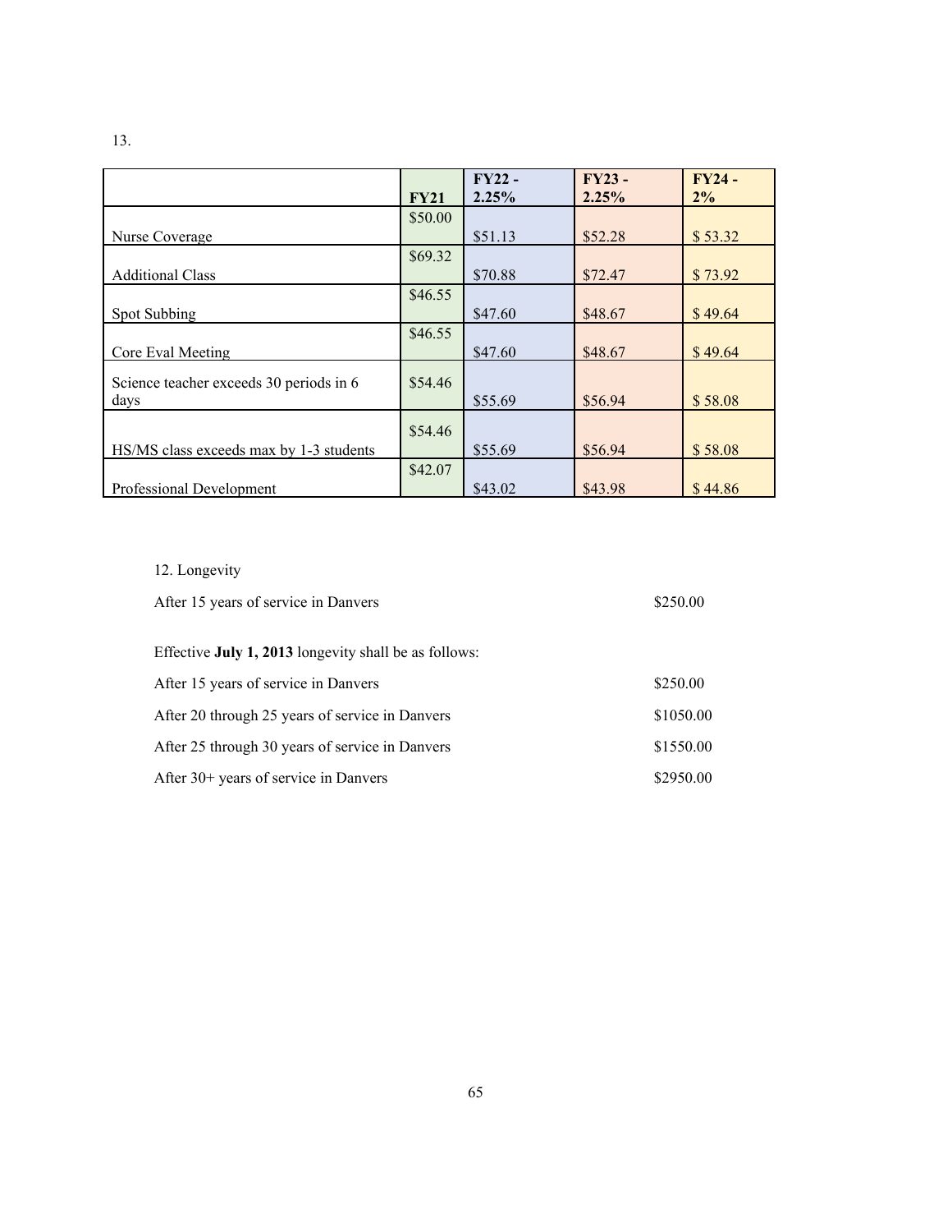13.

| | FY21 | FY22 - 2.25% | FY23 - 2.25% | FY24 - 2% |
|---|---|---|---|---|
| Nurse Coverage | $50.00 | $51.13 | $52.28 | $ 53.32 |
| Additional Class | $69.32 | $70.88 | $72.47 | $ 73.92 |
| Spot Subbing | $46.55 | $47.60 | $48.67 | $ 49.64 |
| Core Eval Meeting | $46.55 | $47.60 | $48.67 | $ 49.64 |
| Science teacher exceeds 30 periods in 6 days | $54.46 | $55.69 | $56.94 | $ 58.08 |
| HS/MS class exceeds max by 1-3 students | $54.46 | $55.69 | $56.94 | $ 58.08 |
| Professional Development | $42.07 | $43.02 | $43.98 | $ 44.86 |

12. Longevity

After 15 years of service in Danvers $250.00

Effective **July 1, 2013** longevity shall be as follows:

After 15 years of service in Danvers $250.00

After 20 through 25 years of service in Danvers $1050.00

After 25 through 30 years of service in Danvers $1550.00

After 30+ years of service in Danvers $2950.00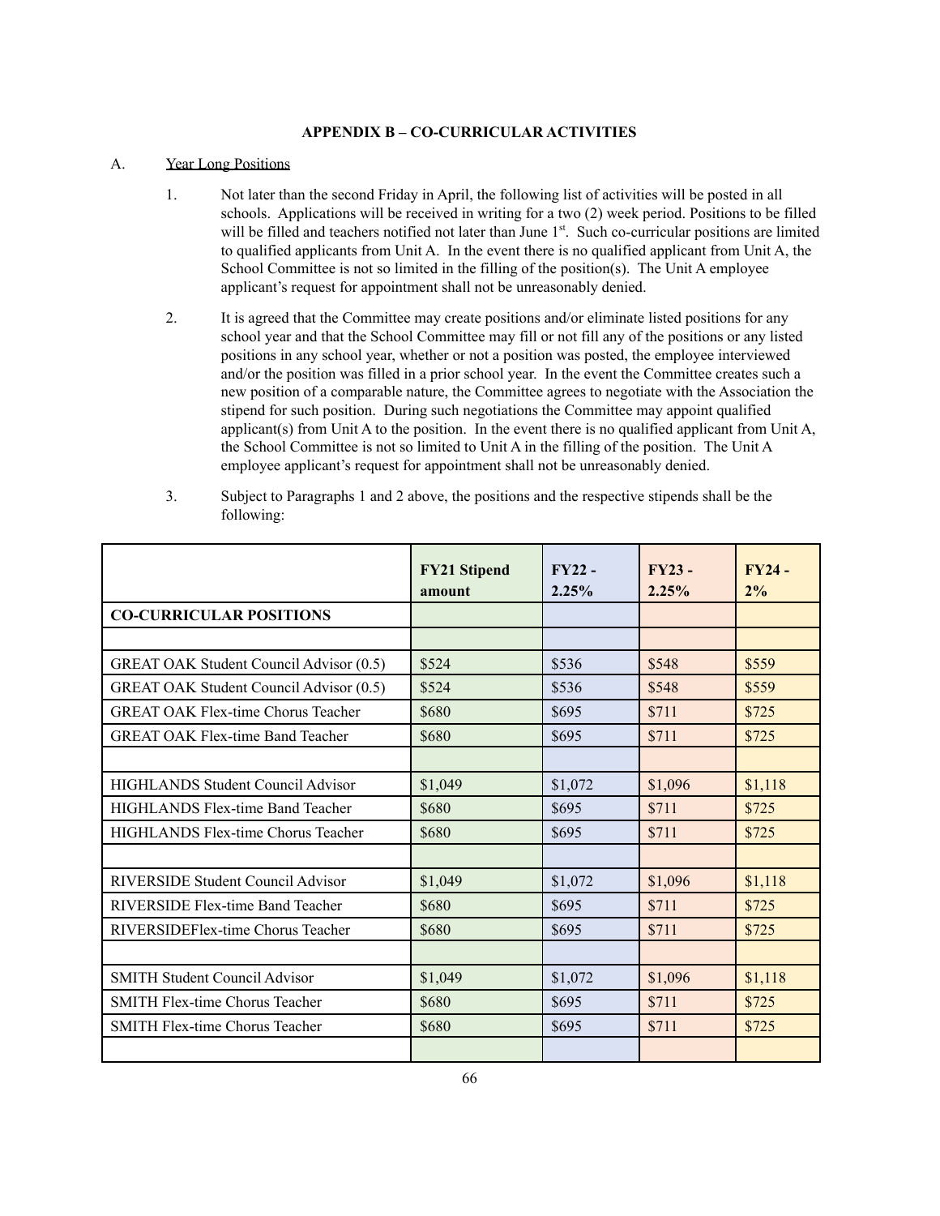**APPENDIX B – CO-CURRICULAR ACTIVITIES**

A. <u>Year Long Positions</u>

1. Not later than the second Friday in April, the following list of activities will be posted in all schools. Applications will be received in writing for a two (2) week period. Positions to be filled will be filled and teachers notified not later than June 1st. Such co-curricular positions are limited to qualified applicants from Unit A. In the event there is no qualified applicant from Unit A, the School Committee is not so limited in the filling of the position(s). The Unit A employee applicant's request for appointment shall not be unreasonably denied.

2. It is agreed that the Committee may create positions and/or eliminate listed positions for any school year and that the School Committee may fill or not fill any of the positions or any listed positions in any school year, whether or not a position was posted, the employee interviewed and/or the position was filled in a prior school year. In the event the Committee creates such a new position of a comparable nature, the Committee agrees to negotiate with the Association the stipend for such position. During such negotiations the Committee may appoint qualified applicant(s) from Unit A to the position. In the event there is no qualified applicant from Unit A, the School Committee is not so limited to Unit A in the filling of the position. The Unit A employee applicant's request for appointment shall not be unreasonably denied.

3. Subject to Paragraphs 1 and 2 above, the positions and the respective stipends shall be the following:

| | **FY21 Stipend amount** | **FY22 - 2.25%** | **FY23 - 2.25%** | **FY24 - 2%** |
|---|---|---|---|---|
| **CO-CURRICULAR POSITIONS** | | | | |
| | | | | |
| GREAT OAK Student Council Advisor (0.5) | $524 | $536 | $548 | $559 |
| GREAT OAK Student Council Advisor (0.5) | $524 | $536 | $548 | $559 |
| GREAT OAK Flex-time Chorus Teacher | $680 | $695 | $711 | $725 |
| GREAT OAK Flex-time Band Teacher | $680 | $695 | $711 | $725 |
| | | | | |
| HIGHLANDS Student Council Advisor | $1,049 | $1,072 | $1,096 | $1,118 |
| HIGHLANDS Flex-time Band Teacher | $680 | $695 | $711 | $725 |
| HIGHLANDS Flex-time Chorus Teacher | $680 | $695 | $711 | $725 |
| | | | | |
| RIVERSIDE Student Council Advisor | $1,049 | $1,072 | $1,096 | $1,118 |
| RIVERSIDE Flex-time Band Teacher | $680 | $695 | $711 | $725 |
| RIVERSIDEFlex-time Chorus Teacher | $680 | $695 | $711 | $725 |
| | | | | |
| SMITH Student Council Advisor | $1,049 | $1,072 | $1,096 | $1,118 |
| SMITH Flex-time Chorus Teacher | $680 | $695 | $711 | $725 |
| SMITH Flex-time Chorus Teacher | $680 | $695 | $711 | $725 |
| | | | | |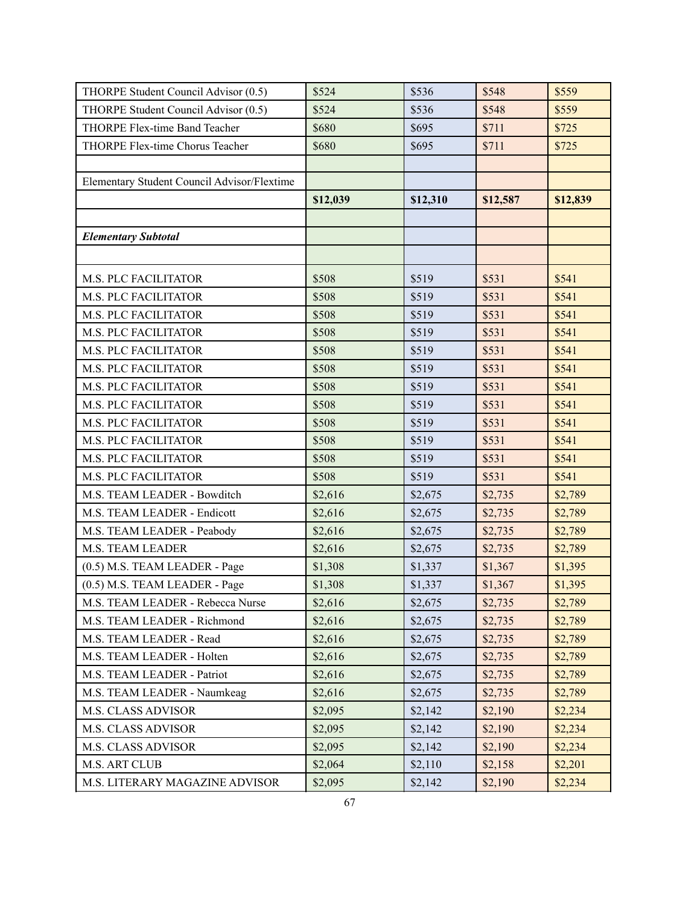| | | | | |
|---|---|---|---|---|
| THORPE Student Council Advisor (0.5) | $524 | $536 | $548 | $559 |
| THORPE Student Council Advisor (0.5) | $524 | $536 | $548 | $559 |
| THORPE Flex-time Band Teacher | $680 | $695 | $711 | $725 |
| THORPE Flex-time Chorus Teacher | $680 | $695 | $711 | $725 |
| | | | | |
| Elementary Student Council Advisor/Flextime | | | | |
| | **$12,039** | **$12,310** | **$12,587** | **$12,839** |
| | | | | |
| ***Elementary Subtotal*** | | | | |
| | | | | |
| M.S. PLC FACILITATOR | $508 | $519 | $531 | $541 |
| M.S. PLC FACILITATOR | $508 | $519 | $531 | $541 |
| M.S. PLC FACILITATOR | $508 | $519 | $531 | $541 |
| M.S. PLC FACILITATOR | $508 | $519 | $531 | $541 |
| M.S. PLC FACILITATOR | $508 | $519 | $531 | $541 |
| M.S. PLC FACILITATOR | $508 | $519 | $531 | $541 |
| M.S. PLC FACILITATOR | $508 | $519 | $531 | $541 |
| M.S. PLC FACILITATOR | $508 | $519 | $531 | $541 |
| M.S. PLC FACILITATOR | $508 | $519 | $531 | $541 |
| M.S. PLC FACILITATOR | $508 | $519 | $531 | $541 |
| M.S. PLC FACILITATOR | $508 | $519 | $531 | $541 |
| M.S. PLC FACILITATOR | $508 | $519 | $531 | $541 |
| M.S. TEAM LEADER - Bowditch | $2,616 | $2,675 | $2,735 | $2,789 |
| M.S. TEAM LEADER - Endicott | $2,616 | $2,675 | $2,735 | $2,789 |
| M.S. TEAM LEADER - Peabody | $2,616 | $2,675 | $2,735 | $2,789 |
| M.S. TEAM LEADER | $2,616 | $2,675 | $2,735 | $2,789 |
| (0.5) M.S. TEAM LEADER - Page | $1,308 | $1,337 | $1,367 | $1,395 |
| (0.5) M.S. TEAM LEADER - Page | $1,308 | $1,337 | $1,367 | $1,395 |
| M.S. TEAM LEADER - Rebecca Nurse | $2,616 | $2,675 | $2,735 | $2,789 |
| M.S. TEAM LEADER - Richmond | $2,616 | $2,675 | $2,735 | $2,789 |
| M.S. TEAM LEADER - Read | $2,616 | $2,675 | $2,735 | $2,789 |
| M.S. TEAM LEADER - Holten | $2,616 | $2,675 | $2,735 | $2,789 |
| M.S. TEAM LEADER - Patriot | $2,616 | $2,675 | $2,735 | $2,789 |
| M.S. TEAM LEADER - Naumkeag | $2,616 | $2,675 | $2,735 | $2,789 |
| M.S. CLASS ADVISOR | $2,095 | $2,142 | $2,190 | $2,234 |
| M.S. CLASS ADVISOR | $2,095 | $2,142 | $2,190 | $2,234 |
| M.S. CLASS ADVISOR | $2,095 | $2,142 | $2,190 | $2,234 |
| M.S. ART CLUB | $2,064 | $2,110 | $2,158 | $2,201 |
| M.S. LITERARY MAGAZINE ADVISOR | $2,095 | $2,142 | $2,190 | $2,234 |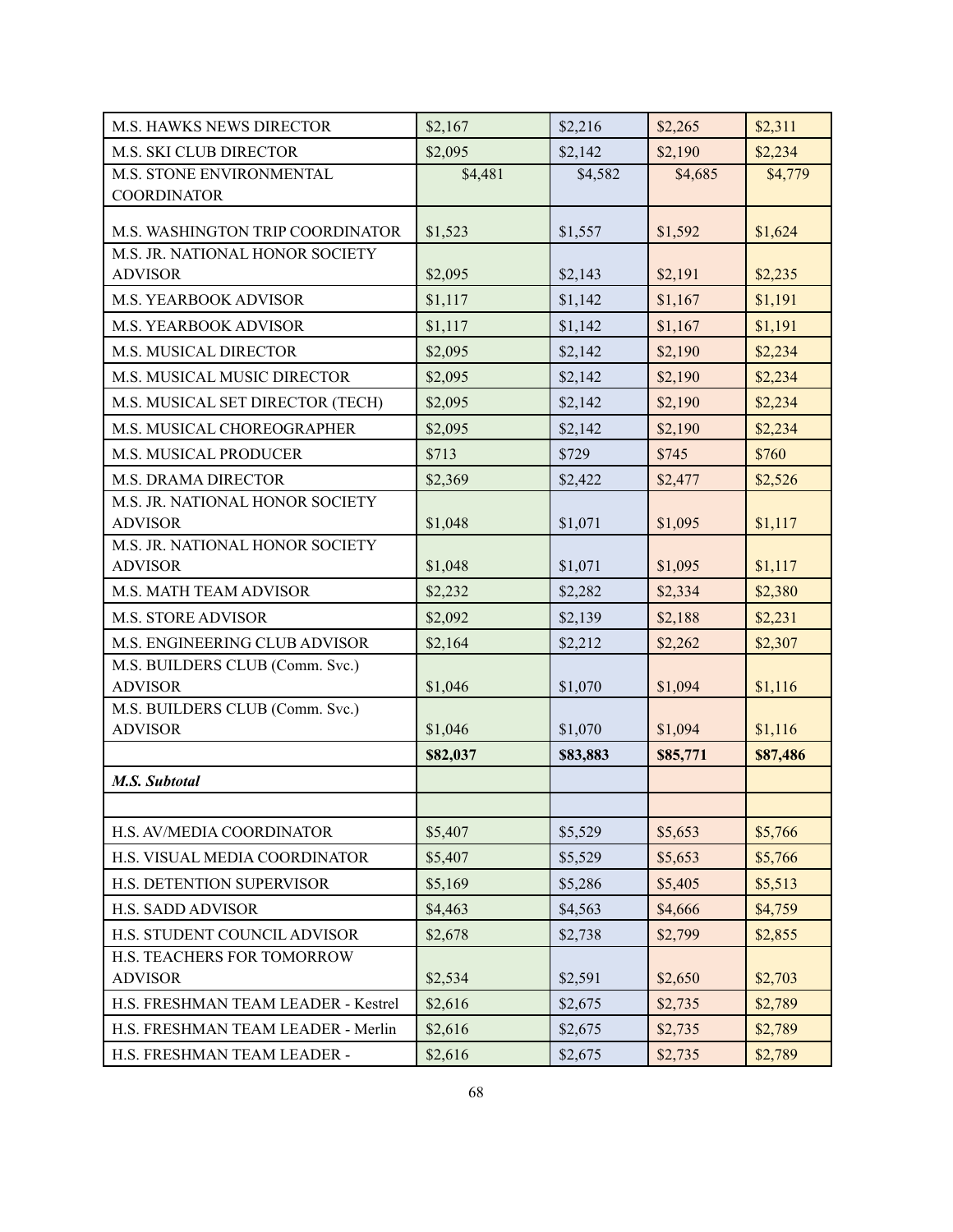| | | | | |
|---|---|---|---|---|
| M.S. HAWKS NEWS DIRECTOR | $2,167 | $2,216 | $2,265 | $2,311 |
| M.S. SKI CLUB DIRECTOR | $2,095 | $2,142 | $2,190 | $2,234 |
| M.S. STONE ENVIRONMENTAL COORDINATOR | $4,481 | $4,582 | $4,685 | $4,779 |
| M.S. WASHINGTON TRIP COORDINATOR | $1,523 | $1,557 | $1,592 | $1,624 |
| M.S. JR. NATIONAL HONOR SOCIETY ADVISOR | $2,095 | $2,143 | $2,191 | $2,235 |
| M.S. YEARBOOK ADVISOR | $1,117 | $1,142 | $1,167 | $1,191 |
| M.S. YEARBOOK ADVISOR | $1,117 | $1,142 | $1,167 | $1,191 |
| M.S. MUSICAL DIRECTOR | $2,095 | $2,142 | $2,190 | $2,234 |
| M.S. MUSICAL MUSIC DIRECTOR | $2,095 | $2,142 | $2,190 | $2,234 |
| M.S. MUSICAL SET DIRECTOR (TECH) | $2,095 | $2,142 | $2,190 | $2,234 |
| M.S. MUSICAL CHOREOGRAPHER | $2,095 | $2,142 | $2,190 | $2,234 |
| M.S. MUSICAL PRODUCER | $713 | $729 | $745 | $760 |
| M.S. DRAMA DIRECTOR | $2,369 | $2,422 | $2,477 | $2,526 |
| M.S. JR. NATIONAL HONOR SOCIETY ADVISOR | $1,048 | $1,071 | $1,095 | $1,117 |
| M.S. JR. NATIONAL HONOR SOCIETY ADVISOR | $1,048 | $1,071 | $1,095 | $1,117 |
| M.S. MATH TEAM ADVISOR | $2,232 | $2,282 | $2,334 | $2,380 |
| M.S. STORE ADVISOR | $2,092 | $2,139 | $2,188 | $2,231 |
| M.S. ENGINEERING CLUB ADVISOR | $2,164 | $2,212 | $2,262 | $2,307 |
| M.S. BUILDERS CLUB (Comm. Svc.) ADVISOR | $1,046 | $1,070 | $1,094 | $1,116 |
| M.S. BUILDERS CLUB (Comm. Svc.) ADVISOR | $1,046 | $1,070 | $1,094 | $1,116 |
| | **$82,037** | **$83,883** | **$85,771** | **$87,486** |
| ***M.S. Subtotal*** | | | | |
| | | | | |
| H.S. AV/MEDIA COORDINATOR | $5,407 | $5,529 | $5,653 | $5,766 |
| H.S. VISUAL MEDIA COORDINATOR | $5,407 | $5,529 | $5,653 | $5,766 |
| H.S. DETENTION SUPERVISOR | $5,169 | $5,286 | $5,405 | $5,513 |
| H.S. SADD ADVISOR | $4,463 | $4,563 | $4,666 | $4,759 |
| H.S. STUDENT COUNCIL ADVISOR | $2,678 | $2,738 | $2,799 | $2,855 |
| H.S. TEACHERS FOR TOMORROW ADVISOR | $2,534 | $2,591 | $2,650 | $2,703 |
| H.S. FRESHMAN TEAM LEADER - Kestrel | $2,616 | $2,675 | $2,735 | $2,789 |
| H.S. FRESHMAN TEAM LEADER - Merlin | $2,616 | $2,675 | $2,735 | $2,789 |
| H.S. FRESHMAN TEAM LEADER - | $2,616 | $2,675 | $2,735 | $2,789 |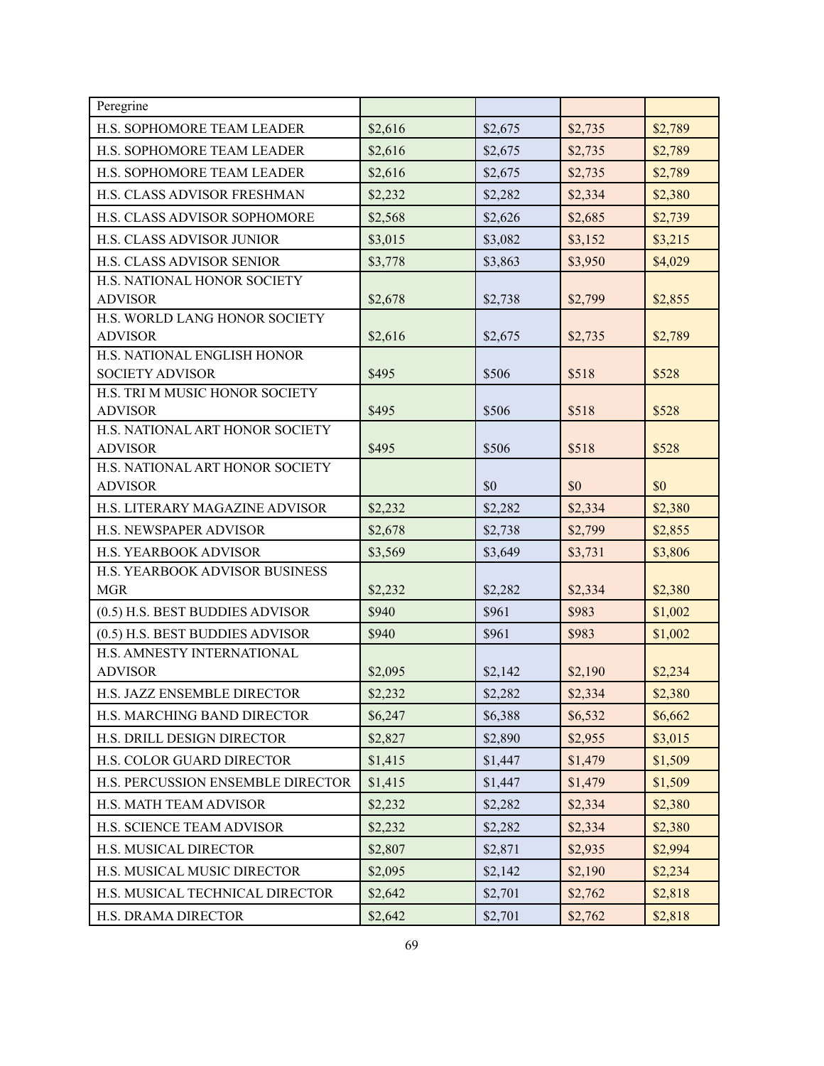| Peregrine | | | | |
|---|---|---|---|---|
| H.S. SOPHOMORE TEAM LEADER | $2,616 | $2,675 | $2,735 | $2,789 |
| H.S. SOPHOMORE TEAM LEADER | $2,616 | $2,675 | $2,735 | $2,789 |
| H.S. SOPHOMORE TEAM LEADER | $2,616 | $2,675 | $2,735 | $2,789 |
| H.S. CLASS ADVISOR FRESHMAN | $2,232 | $2,282 | $2,334 | $2,380 |
| H.S. CLASS ADVISOR SOPHOMORE | $2,568 | $2,626 | $2,685 | $2,739 |
| H.S. CLASS ADVISOR JUNIOR | $3,015 | $3,082 | $3,152 | $3,215 |
| H.S. CLASS ADVISOR SENIOR | $3,778 | $3,863 | $3,950 | $4,029 |
| H.S. NATIONAL HONOR SOCIETY ADVISOR | $2,678 | $2,738 | $2,799 | $2,855 |
| H.S. WORLD LANG HONOR SOCIETY ADVISOR | $2,616 | $2,675 | $2,735 | $2,789 |
| H.S. NATIONAL ENGLISH HONOR SOCIETY ADVISOR | $495 | $506 | $518 | $528 |
| H.S. TRI M MUSIC HONOR SOCIETY ADVISOR | $495 | $506 | $518 | $528 |
| H.S. NATIONAL ART HONOR SOCIETY ADVISOR | $495 | $506 | $518 | $528 |
| H.S. NATIONAL ART HONOR SOCIETY ADVISOR | | $0 | $0 | $0 |
| H.S. LITERARY MAGAZINE ADVISOR | $2,232 | $2,282 | $2,334 | $2,380 |
| H.S. NEWSPAPER ADVISOR | $2,678 | $2,738 | $2,799 | $2,855 |
| H.S. YEARBOOK ADVISOR | $3,569 | $3,649 | $3,731 | $3,806 |
| H.S. YEARBOOK ADVISOR BUSINESS MGR | $2,232 | $2,282 | $2,334 | $2,380 |
| (0.5) H.S. BEST BUDDIES ADVISOR | $940 | $961 | $983 | $1,002 |
| (0.5) H.S. BEST BUDDIES ADVISOR | $940 | $961 | $983 | $1,002 |
| H.S. AMNESTY INTERNATIONAL ADVISOR | $2,095 | $2,142 | $2,190 | $2,234 |
| H.S. JAZZ ENSEMBLE DIRECTOR | $2,232 | $2,282 | $2,334 | $2,380 |
| H.S. MARCHING BAND DIRECTOR | $6,247 | $6,388 | $6,532 | $6,662 |
| H.S. DRILL DESIGN DIRECTOR | $2,827 | $2,890 | $2,955 | $3,015 |
| H.S. COLOR GUARD DIRECTOR | $1,415 | $1,447 | $1,479 | $1,509 |
| H.S. PERCUSSION ENSEMBLE DIRECTOR | $1,415 | $1,447 | $1,479 | $1,509 |
| H.S. MATH TEAM ADVISOR | $2,232 | $2,282 | $2,334 | $2,380 |
| H.S. SCIENCE TEAM ADVISOR | $2,232 | $2,282 | $2,334 | $2,380 |
| H.S. MUSICAL DIRECTOR | $2,807 | $2,871 | $2,935 | $2,994 |
| H.S. MUSICAL MUSIC DIRECTOR | $2,095 | $2,142 | $2,190 | $2,234 |
| H.S. MUSICAL TECHNICAL DIRECTOR | $2,642 | $2,701 | $2,762 | $2,818 |
| H.S. DRAMA DIRECTOR | $2,642 | $2,701 | $2,762 | $2,818 |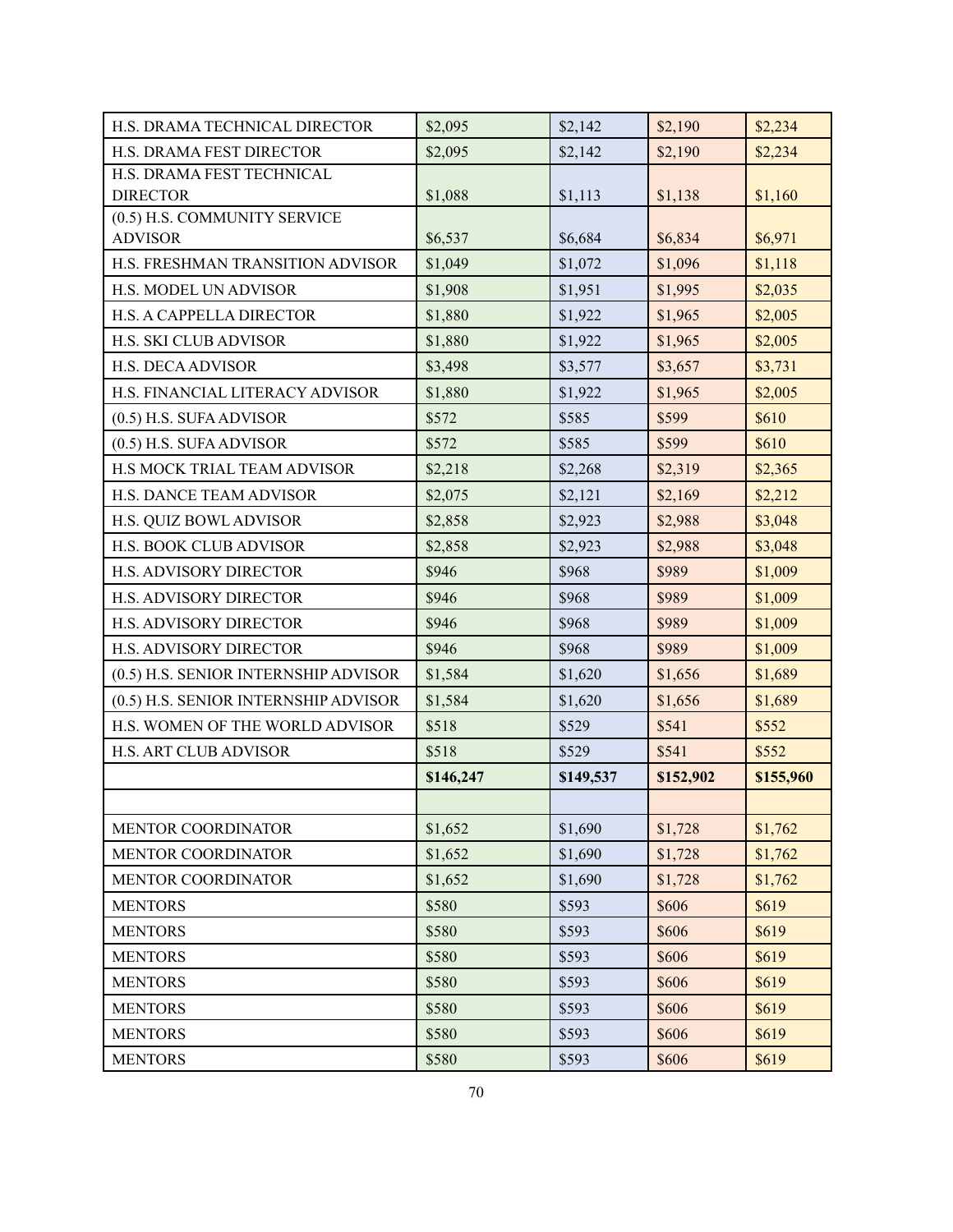| | | | | |
|---|---|---|---|---|
| H.S. DRAMA TECHNICAL DIRECTOR | $2,095 | $2,142 | $2,190 | $2,234 |
| H.S. DRAMA FEST DIRECTOR | $2,095 | $2,142 | $2,190 | $2,234 |
| H.S. DRAMA FEST TECHNICAL DIRECTOR | $1,088 | $1,113 | $1,138 | $1,160 |
| (0.5) H.S. COMMUNITY SERVICE ADVISOR | $6,537 | $6,684 | $6,834 | $6,971 |
| H.S. FRESHMAN TRANSITION ADVISOR | $1,049 | $1,072 | $1,096 | $1,118 |
| H.S. MODEL UN ADVISOR | $1,908 | $1,951 | $1,995 | $2,035 |
| H.S. A CAPPELLA DIRECTOR | $1,880 | $1,922 | $1,965 | $2,005 |
| H.S. SKI CLUB ADVISOR | $1,880 | $1,922 | $1,965 | $2,005 |
| H.S. DECA ADVISOR | $3,498 | $3,577 | $3,657 | $3,731 |
| H.S. FINANCIAL LITERACY ADVISOR | $1,880 | $1,922 | $1,965 | $2,005 |
| (0.5) H.S. SUFA ADVISOR | $572 | $585 | $599 | $610 |
| (0.5) H.S. SUFA ADVISOR | $572 | $585 | $599 | $610 |
| H.S MOCK TRIAL TEAM ADVISOR | $2,218 | $2,268 | $2,319 | $2,365 |
| H.S. DANCE TEAM ADVISOR | $2,075 | $2,121 | $2,169 | $2,212 |
| H.S. QUIZ BOWL ADVISOR | $2,858 | $2,923 | $2,988 | $3,048 |
| H.S. BOOK CLUB ADVISOR | $2,858 | $2,923 | $2,988 | $3,048 |
| H.S. ADVISORY DIRECTOR | $946 | $968 | $989 | $1,009 |
| H.S. ADVISORY DIRECTOR | $946 | $968 | $989 | $1,009 |
| H.S. ADVISORY DIRECTOR | $946 | $968 | $989 | $1,009 |
| H.S. ADVISORY DIRECTOR | $946 | $968 | $989 | $1,009 |
| (0.5) H.S. SENIOR INTERNSHIP ADVISOR | $1,584 | $1,620 | $1,656 | $1,689 |
| (0.5) H.S. SENIOR INTERNSHIP ADVISOR | $1,584 | $1,620 | $1,656 | $1,689 |
| H.S. WOMEN OF THE WORLD ADVISOR | $518 | $529 | $541 | $552 |
| H.S. ART CLUB ADVISOR | $518 | $529 | $541 | $552 |
| | **$146,247** | **$149,537** | **$152,902** | **$155,960** |
| | | | | |
| MENTOR COORDINATOR | $1,652 | $1,690 | $1,728 | $1,762 |
| MENTOR COORDINATOR | $1,652 | $1,690 | $1,728 | $1,762 |
| MENTOR COORDINATOR | $1,652 | $1,690 | $1,728 | $1,762 |
| MENTORS | $580 | $593 | $606 | $619 |
| MENTORS | $580 | $593 | $606 | $619 |
| MENTORS | $580 | $593 | $606 | $619 |
| MENTORS | $580 | $593 | $606 | $619 |
| MENTORS | $580 | $593 | $606 | $619 |
| MENTORS | $580 | $593 | $606 | $619 |
| MENTORS | $580 | $593 | $606 | $619 |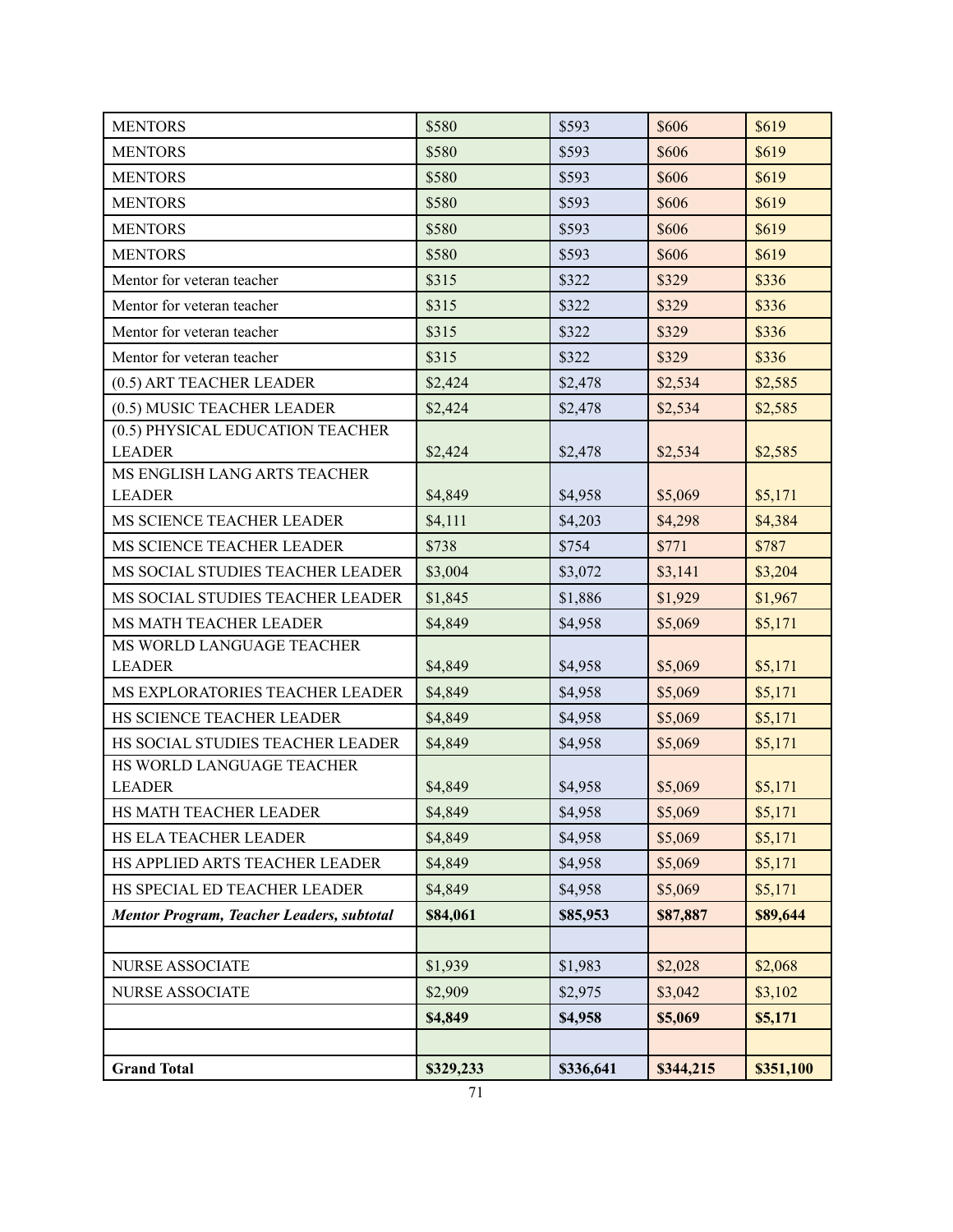| MENTORS | $580 | $593 | $606 | $619 |
|---|---|---|---|---|
| MENTORS | $580 | $593 | $606 | $619 |
| MENTORS | $580 | $593 | $606 | $619 |
| MENTORS | $580 | $593 | $606 | $619 |
| MENTORS | $580 | $593 | $606 | $619 |
| MENTORS | $580 | $593 | $606 | $619 |
| Mentor for veteran teacher | $315 | $322 | $329 | $336 |
| Mentor for veteran teacher | $315 | $322 | $329 | $336 |
| Mentor for veteran teacher | $315 | $322 | $329 | $336 |
| Mentor for veteran teacher | $315 | $322 | $329 | $336 |
| (0.5) ART TEACHER LEADER | $2,424 | $2,478 | $2,534 | $2,585 |
| (0.5) MUSIC TEACHER LEADER | $2,424 | $2,478 | $2,534 | $2,585 |
| (0.5) PHYSICAL EDUCATION TEACHER LEADER | $2,424 | $2,478 | $2,534 | $2,585 |
| MS ENGLISH LANG ARTS TEACHER LEADER | $4,849 | $4,958 | $5,069 | $5,171 |
| MS SCIENCE TEACHER LEADER | $4,111 | $4,203 | $4,298 | $4,384 |
| MS SCIENCE TEACHER LEADER | $738 | $754 | $771 | $787 |
| MS SOCIAL STUDIES TEACHER LEADER | $3,004 | $3,072 | $3,141 | $3,204 |
| MS SOCIAL STUDIES TEACHER LEADER | $1,845 | $1,886 | $1,929 | $1,967 |
| MS MATH TEACHER LEADER | $4,849 | $4,958 | $5,069 | $5,171 |
| MS WORLD LANGUAGE TEACHER LEADER | $4,849 | $4,958 | $5,069 | $5,171 |
| MS EXPLORATORIES TEACHER LEADER | $4,849 | $4,958 | $5,069 | $5,171 |
| HS SCIENCE TEACHER LEADER | $4,849 | $4,958 | $5,069 | $5,171 |
| HS SOCIAL STUDIES TEACHER LEADER | $4,849 | $4,958 | $5,069 | $5,171 |
| HS WORLD LANGUAGE TEACHER LEADER | $4,849 | $4,958 | $5,069 | $5,171 |
| HS MATH TEACHER LEADER | $4,849 | $4,958 | $5,069 | $5,171 |
| HS ELA TEACHER LEADER | $4,849 | $4,958 | $5,069 | $5,171 |
| HS APPLIED ARTS TEACHER LEADER | $4,849 | $4,958 | $5,069 | $5,171 |
| HS SPECIAL ED TEACHER LEADER | $4,849 | $4,958 | $5,069 | $5,171 |
| ***Mentor Program, Teacher Leaders, subtotal*** | **$84,061** | **$85,953** | **$87,887** | **$89,644** |
| | | | | |
| NURSE ASSOCIATE | $1,939 | $1,983 | $2,028 | $2,068 |
| NURSE ASSOCIATE | $2,909 | $2,975 | $3,042 | $3,102 |
| | **$4,849** | **$4,958** | **$5,069** | **$5,171** |
| | | | | |
| **Grand Total** | **$329,233** | **$336,641** | **$344,215** | **$351,100** |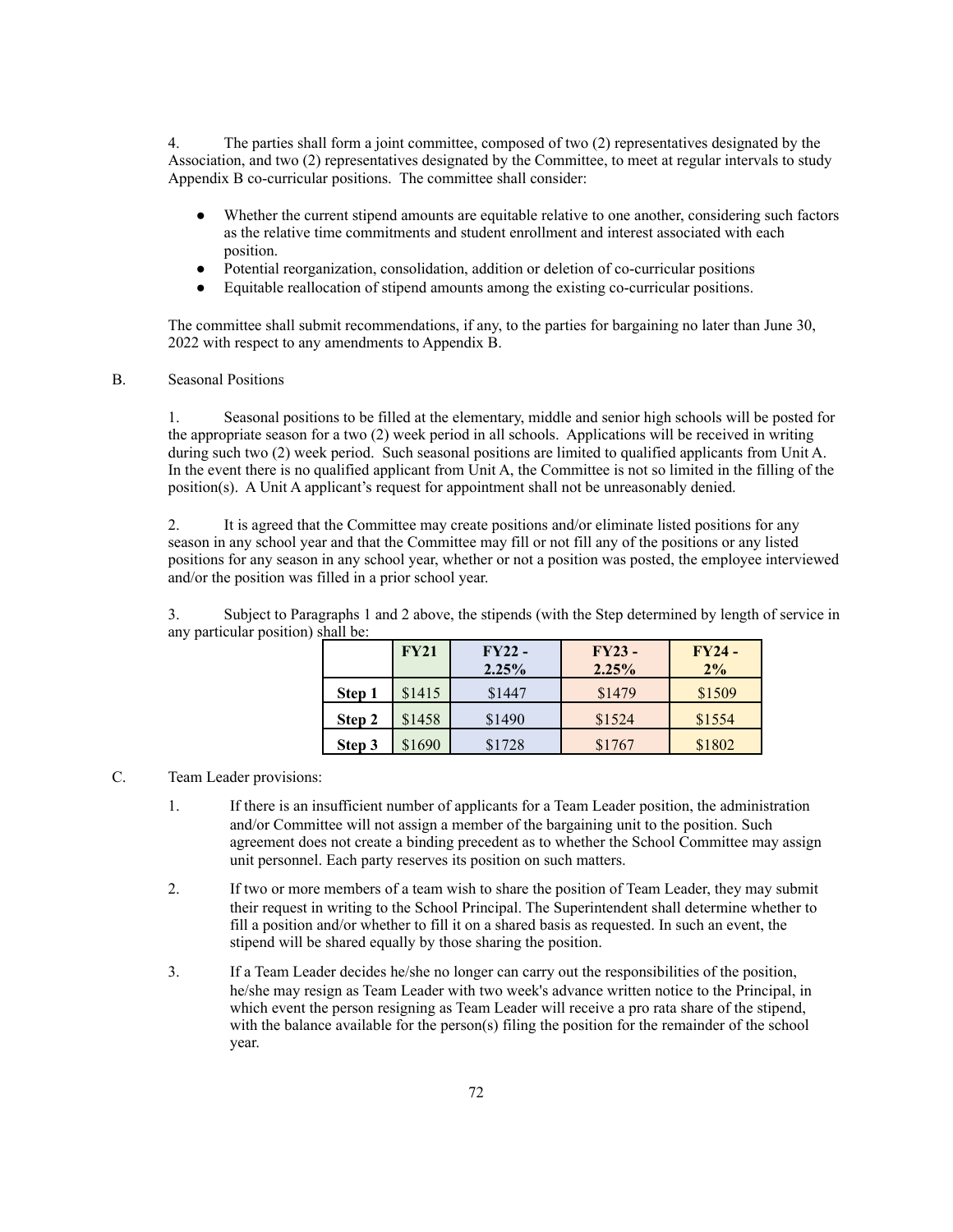4. The parties shall form a joint committee, composed of two (2) representatives designated by the Association, and two (2) representatives designated by the Committee, to meet at regular intervals to study Appendix B co-curricular positions. The committee shall consider:

- Whether the current stipend amounts are equitable relative to one another, considering such factors as the relative time commitments and student enrollment and interest associated with each position.
- Potential reorganization, consolidation, addition or deletion of co-curricular positions
- Equitable reallocation of stipend amounts among the existing co-curricular positions.

The committee shall submit recommendations, if any, to the parties for bargaining no later than June 30, 2022 with respect to any amendments to Appendix B.

B. Seasonal Positions

1. Seasonal positions to be filled at the elementary, middle and senior high schools will be posted for the appropriate season for a two (2) week period in all schools. Applications will be received in writing during such two (2) week period. Such seasonal positions are limited to qualified applicants from Unit A. In the event there is no qualified applicant from Unit A, the Committee is not so limited in the filling of the position(s). A Unit A applicant's request for appointment shall not be unreasonably denied.

2. It is agreed that the Committee may create positions and/or eliminate listed positions for any season in any school year and that the Committee may fill or not fill any of the positions or any listed positions for any season in any school year, whether or not a position was posted, the employee interviewed and/or the position was filled in a prior school year.

3. Subject to Paragraphs 1 and 2 above, the stipends (with the Step determined by length of service in any particular position) shall be:

| | FY21 | FY22 - 2.25% | FY23 - 2.25% | FY24 - 2% |
|---|---|---|---|---|
| **Step 1** | $1415 | $1447 | $1479 | $1509 |
| **Step 2** | $1458 | $1490 | $1524 | $1554 |
| **Step 3** | $1690 | $1728 | $1767 | $1802 |

C. Team Leader provisions:

1. If there is an insufficient number of applicants for a Team Leader position, the administration and/or Committee will not assign a member of the bargaining unit to the position. Such agreement does not create a binding precedent as to whether the School Committee may assign unit personnel. Each party reserves its position on such matters.

2. If two or more members of a team wish to share the position of Team Leader, they may submit their request in writing to the School Principal. The Superintendent shall determine whether to fill a position and/or whether to fill it on a shared basis as requested. In such an event, the stipend will be shared equally by those sharing the position.

3. If a Team Leader decides he/she no longer can carry out the responsibilities of the position, he/she may resign as Team Leader with two week's advance written notice to the Principal, in which event the person resigning as Team Leader will receive a pro rata share of the stipend, with the balance available for the person(s) filing the position for the remainder of the school year.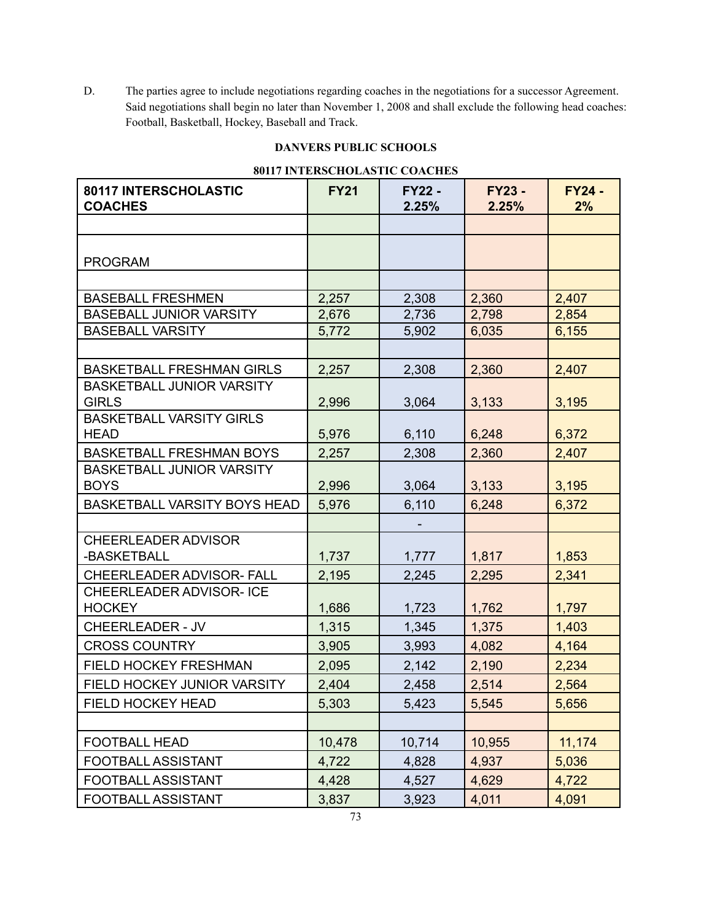D. The parties agree to include negotiations regarding coaches in the negotiations for a successor Agreement. Said negotiations shall begin no later than November 1, 2008 and shall exclude the following head coaches: Football, Basketball, Hockey, Baseball and Track.

**DANVERS PUBLIC SCHOOLS**

**80117 INTERSCHOLASTIC COACHES**

| **80117 INTERSCHOLASTIC COACHES** | **FY21** | **FY22 - 2.25%** | **FY23 - 2.25%** | **FY24 - 2%** |
|---|---|---|---|---|
| | | | | |
| PROGRAM | | | | |
| | | | | |
| BASEBALL FRESHMEN | 2,257 | 2,308 | 2,360 | 2,407 |
| BASEBALL JUNIOR VARSITY | 2,676 | 2,736 | 2,798 | 2,854 |
| BASEBALL VARSITY | 5,772 | 5,902 | 6,035 | 6,155 |
| | | | | |
| BASKETBALL FRESHMAN GIRLS | 2,257 | 2,308 | 2,360 | 2,407 |
| BASKETBALL JUNIOR VARSITY GIRLS | 2,996 | 3,064 | 3,133 | 3,195 |
| BASKETBALL VARSITY GIRLS HEAD | 5,976 | 6,110 | 6,248 | 6,372 |
| BASKETBALL FRESHMAN BOYS | 2,257 | 2,308 | 2,360 | 2,407 |
| BASKETBALL JUNIOR VARSITY BOYS | 2,996 | 3,064 | 3,133 | 3,195 |
| BASKETBALL VARSITY BOYS HEAD | 5,976 | 6,110 | 6,248 | 6,372 |
| | | - | | |
| CHEERLEADER ADVISOR -BASKETBALL | 1,737 | 1,777 | 1,817 | 1,853 |
| CHEERLEADER ADVISOR- FALL | 2,195 | 2,245 | 2,295 | 2,341 |
| CHEERLEADER ADVISOR- ICE HOCKEY | 1,686 | 1,723 | 1,762 | 1,797 |
| CHEERLEADER - JV | 1,315 | 1,345 | 1,375 | 1,403 |
| CROSS COUNTRY | 3,905 | 3,993 | 4,082 | 4,164 |
| FIELD HOCKEY FRESHMAN | 2,095 | 2,142 | 2,190 | 2,234 |
| FIELD HOCKEY JUNIOR VARSITY | 2,404 | 2,458 | 2,514 | 2,564 |
| FIELD HOCKEY HEAD | 5,303 | 5,423 | 5,545 | 5,656 |
| | | | | |
| FOOTBALL HEAD | 10,478 | 10,714 | 10,955 | 11,174 |
| FOOTBALL ASSISTANT | 4,722 | 4,828 | 4,937 | 5,036 |
| FOOTBALL ASSISTANT | 4,428 | 4,527 | 4,629 | 4,722 |
| FOOTBALL ASSISTANT | 3,837 | 3,923 | 4,011 | 4,091 |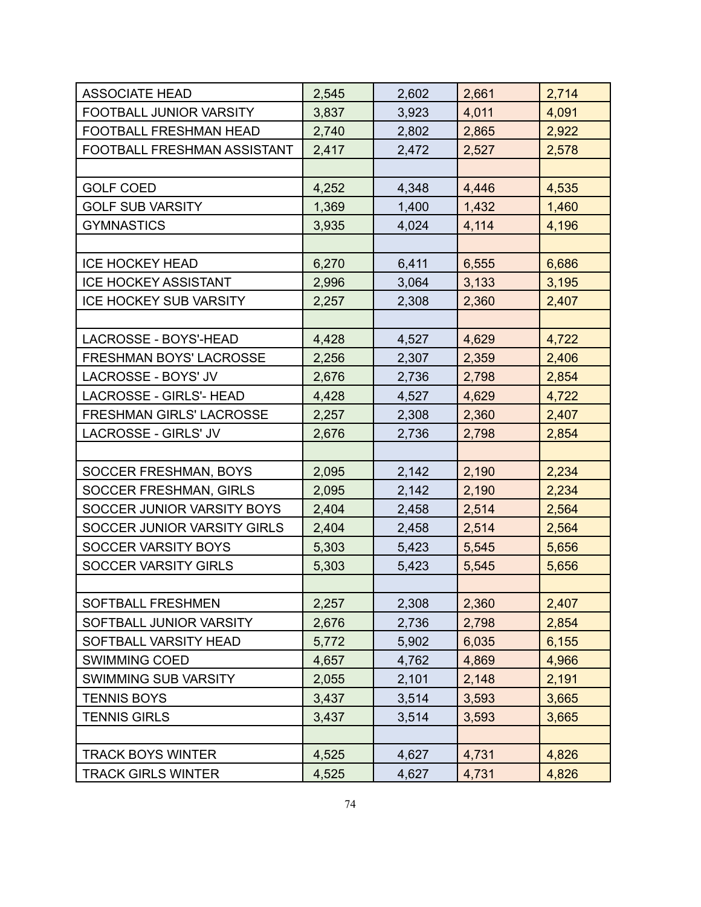| | | | | |
|---|---|---|---|---|
| ASSOCIATE HEAD | 2,545 | 2,602 | 2,661 | 2,714 |
| FOOTBALL JUNIOR VARSITY | 3,837 | 3,923 | 4,011 | 4,091 |
| FOOTBALL FRESHMAN HEAD | 2,740 | 2,802 | 2,865 | 2,922 |
| FOOTBALL FRESHMAN ASSISTANT | 2,417 | 2,472 | 2,527 | 2,578 |
| | | | | |
| GOLF COED | 4,252 | 4,348 | 4,446 | 4,535 |
| GOLF SUB VARSITY | 1,369 | 1,400 | 1,432 | 1,460 |
| GYMNASTICS | 3,935 | 4,024 | 4,114 | 4,196 |
| | | | | |
| ICE HOCKEY HEAD | 6,270 | 6,411 | 6,555 | 6,686 |
| ICE HOCKEY ASSISTANT | 2,996 | 3,064 | 3,133 | 3,195 |
| ICE HOCKEY SUB VARSITY | 2,257 | 2,308 | 2,360 | 2,407 |
| | | | | |
| LACROSSE - BOYS'-HEAD | 4,428 | 4,527 | 4,629 | 4,722 |
| FRESHMAN BOYS' LACROSSE | 2,256 | 2,307 | 2,359 | 2,406 |
| LACROSSE - BOYS' JV | 2,676 | 2,736 | 2,798 | 2,854 |
| LACROSSE - GIRLS'- HEAD | 4,428 | 4,527 | 4,629 | 4,722 |
| FRESHMAN GIRLS' LACROSSE | 2,257 | 2,308 | 2,360 | 2,407 |
| LACROSSE - GIRLS' JV | 2,676 | 2,736 | 2,798 | 2,854 |
| | | | | |
| SOCCER FRESHMAN, BOYS | 2,095 | 2,142 | 2,190 | 2,234 |
| SOCCER FRESHMAN, GIRLS | 2,095 | 2,142 | 2,190 | 2,234 |
| SOCCER JUNIOR VARSITY BOYS | 2,404 | 2,458 | 2,514 | 2,564 |
| SOCCER JUNIOR VARSITY GIRLS | 2,404 | 2,458 | 2,514 | 2,564 |
| SOCCER VARSITY BOYS | 5,303 | 5,423 | 5,545 | 5,656 |
| SOCCER VARSITY GIRLS | 5,303 | 5,423 | 5,545 | 5,656 |
| | | | | |
| SOFTBALL FRESHMEN | 2,257 | 2,308 | 2,360 | 2,407 |
| SOFTBALL JUNIOR VARSITY | 2,676 | 2,736 | 2,798 | 2,854 |
| SOFTBALL VARSITY HEAD | 5,772 | 5,902 | 6,035 | 6,155 |
| SWIMMING COED | 4,657 | 4,762 | 4,869 | 4,966 |
| SWIMMING SUB VARSITY | 2,055 | 2,101 | 2,148 | 2,191 |
| TENNIS BOYS | 3,437 | 3,514 | 3,593 | 3,665 |
| TENNIS GIRLS | 3,437 | 3,514 | 3,593 | 3,665 |
| | | | | |
| TRACK BOYS WINTER | 4,525 | 4,627 | 4,731 | 4,826 |
| TRACK GIRLS WINTER | 4,525 | 4,627 | 4,731 | 4,826 |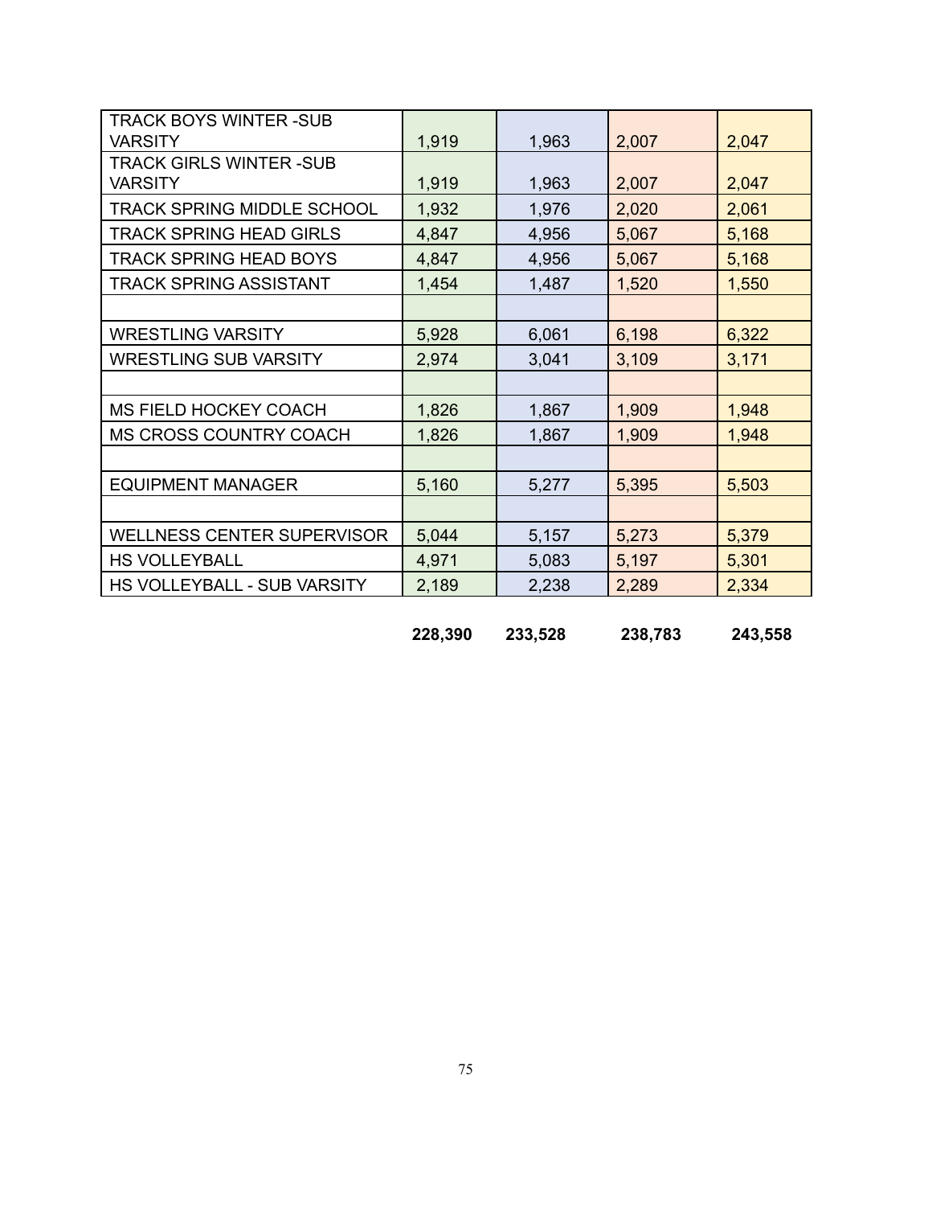| | | | | |
|---|---|---|---|---|
| TRACK BOYS WINTER -SUB VARSITY | 1,919 | 1,963 | 2,007 | 2,047 |
| TRACK GIRLS WINTER -SUB VARSITY | 1,919 | 1,963 | 2,007 | 2,047 |
| TRACK SPRING MIDDLE SCHOOL | 1,932 | 1,976 | 2,020 | 2,061 |
| TRACK SPRING HEAD GIRLS | 4,847 | 4,956 | 5,067 | 5,168 |
| TRACK SPRING HEAD BOYS | 4,847 | 4,956 | 5,067 | 5,168 |
| TRACK SPRING ASSISTANT | 1,454 | 1,487 | 1,520 | 1,550 |
| | | | | |
| WRESTLING VARSITY | 5,928 | 6,061 | 6,198 | 6,322 |
| WRESTLING SUB VARSITY | 2,974 | 3,041 | 3,109 | 3,171 |
| | | | | |
| MS FIELD HOCKEY COACH | 1,826 | 1,867 | 1,909 | 1,948 |
| MS CROSS COUNTRY COACH | 1,826 | 1,867 | 1,909 | 1,948 |
| | | | | |
| EQUIPMENT MANAGER | 5,160 | 5,277 | 5,395 | 5,503 |
| | | | | |
| WELLNESS CENTER SUPERVISOR | 5,044 | 5,157 | 5,273 | 5,379 |
| HS VOLLEYBALL | 4,971 | 5,083 | 5,197 | 5,301 |
| HS VOLLEYBALL - SUB VARSITY | 2,189 | 2,238 | 2,289 | 2,334 |
| | **228,390** | **233,528** | **238,783** | **243,558** |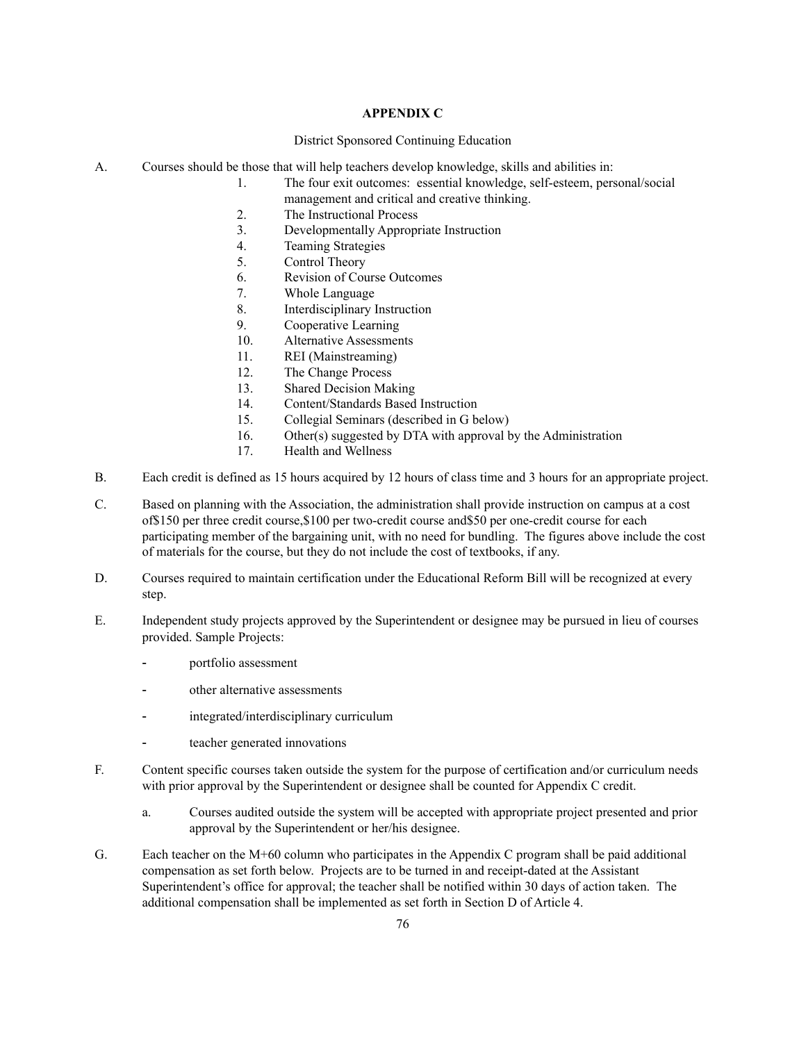# APPENDIX C

District Sponsored Continuing Education

A. Courses should be those that will help teachers develop knowledge, skills and abilities in:

1. The four exit outcomes: essential knowledge, self-esteem, personal/social management and critical and creative thinking.
2. The Instructional Process
3. Developmentally Appropriate Instruction
4. Teaming Strategies
5. Control Theory
6. Revision of Course Outcomes
7. Whole Language
8. Interdisciplinary Instruction
9. Cooperative Learning
10. Alternative Assessments
11. REI (Mainstreaming)
12. The Change Process
13. Shared Decision Making
14. Content/Standards Based Instruction
15. Collegial Seminars (described in G below)
16. Other(s) suggested by DTA with approval by the Administration
17. Health and Wellness

B. Each credit is defined as 15 hours acquired by 12 hours of class time and 3 hours for an appropriate project.

C. Based on planning with the Association, the administration shall provide instruction on campus at a cost of$150 per three credit course,$100 per two-credit course and$50 per one-credit course for each participating member of the bargaining unit, with no need for bundling. The figures above include the cost of materials for the course, but they do not include the cost of textbooks, if any.

D. Courses required to maintain certification under the Educational Reform Bill will be recognized at every step.

E. Independent study projects approved by the Superintendent or designee may be pursued in lieu of courses provided. Sample Projects:

- portfolio assessment
- other alternative assessments
- integrated/interdisciplinary curriculum
- teacher generated innovations

F. Content specific courses taken outside the system for the purpose of certification and/or curriculum needs with prior approval by the Superintendent or designee shall be counted for Appendix C credit.

a. Courses audited outside the system will be accepted with appropriate project presented and prior approval by the Superintendent or her/his designee.

G. Each teacher on the M+60 column who participates in the Appendix C program shall be paid additional compensation as set forth below. Projects are to be turned in and receipt-dated at the Assistant Superintendent's office for approval; the teacher shall be notified within 30 days of action taken. The additional compensation shall be implemented as set forth in Section D of Article 4.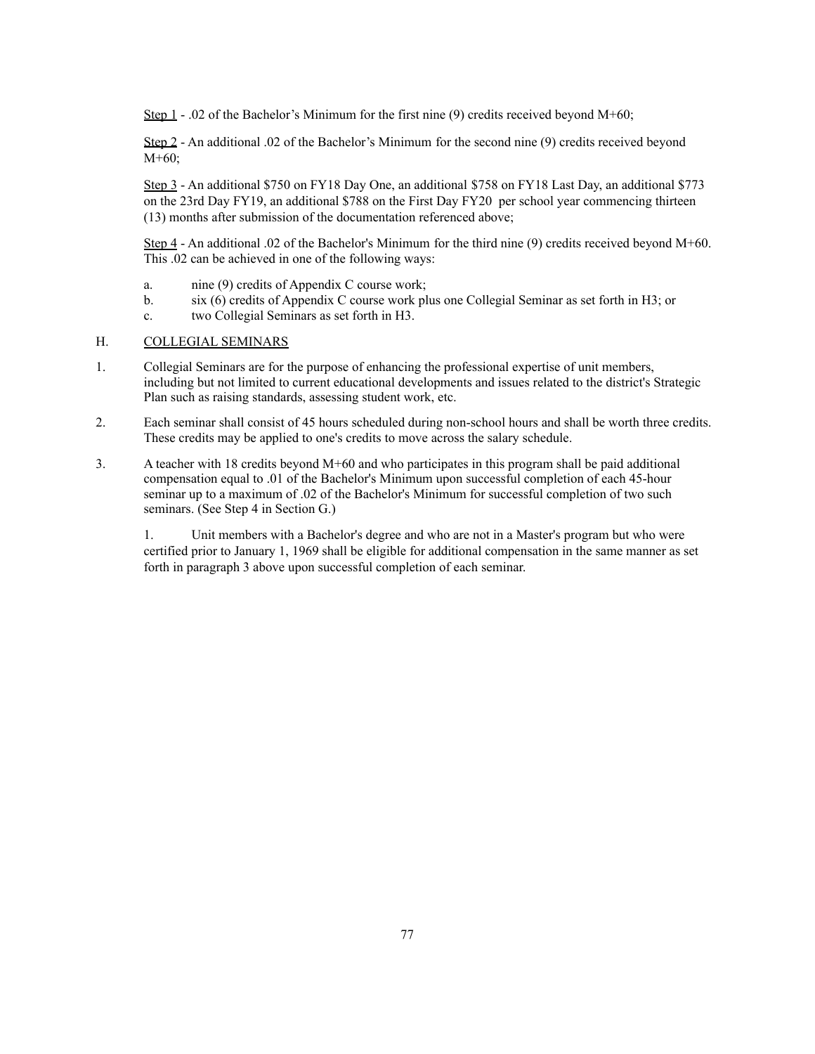<u>Step 1</u> - .02 of the Bachelor's Minimum for the first nine (9) credits received beyond M+60;

<u>Step 2</u> - An additional .02 of the Bachelor's Minimum for the second nine (9) credits received beyond M+60;

<u>Step 3</u> - An additional $750 on FY18 Day One, an additional $758 on FY18 Last Day, an additional $773 on the 23rd Day FY19, an additional $788 on the First Day FY20 per school year commencing thirteen (13) months after submission of the documentation referenced above;

<u>Step 4</u> - An additional .02 of the Bachelor's Minimum for the third nine (9) credits received beyond M+60. This .02 can be achieved in one of the following ways:

a. nine (9) credits of Appendix C course work;
b. six (6) credits of Appendix C course work plus one Collegial Seminar as set forth in H3; or
c. two Collegial Seminars as set forth in H3.

H. <u>COLLEGIAL SEMINARS</u>

1. Collegial Seminars are for the purpose of enhancing the professional expertise of unit members, including but not limited to current educational developments and issues related to the district's Strategic Plan such as raising standards, assessing student work, etc.

2. Each seminar shall consist of 45 hours scheduled during non-school hours and shall be worth three credits. These credits may be applied to one's credits to move across the salary schedule.

3. A teacher with 18 credits beyond M+60 and who participates in this program shall be paid additional compensation equal to .01 of the Bachelor's Minimum upon successful completion of each 45-hour seminar up to a maximum of .02 of the Bachelor's Minimum for successful completion of two such seminars. (See Step 4 in Section G.)

   1. Unit members with a Bachelor's degree and who are not in a Master's program but who were certified prior to January 1, 1969 shall be eligible for additional compensation in the same manner as set forth in paragraph 3 above upon successful completion of each seminar.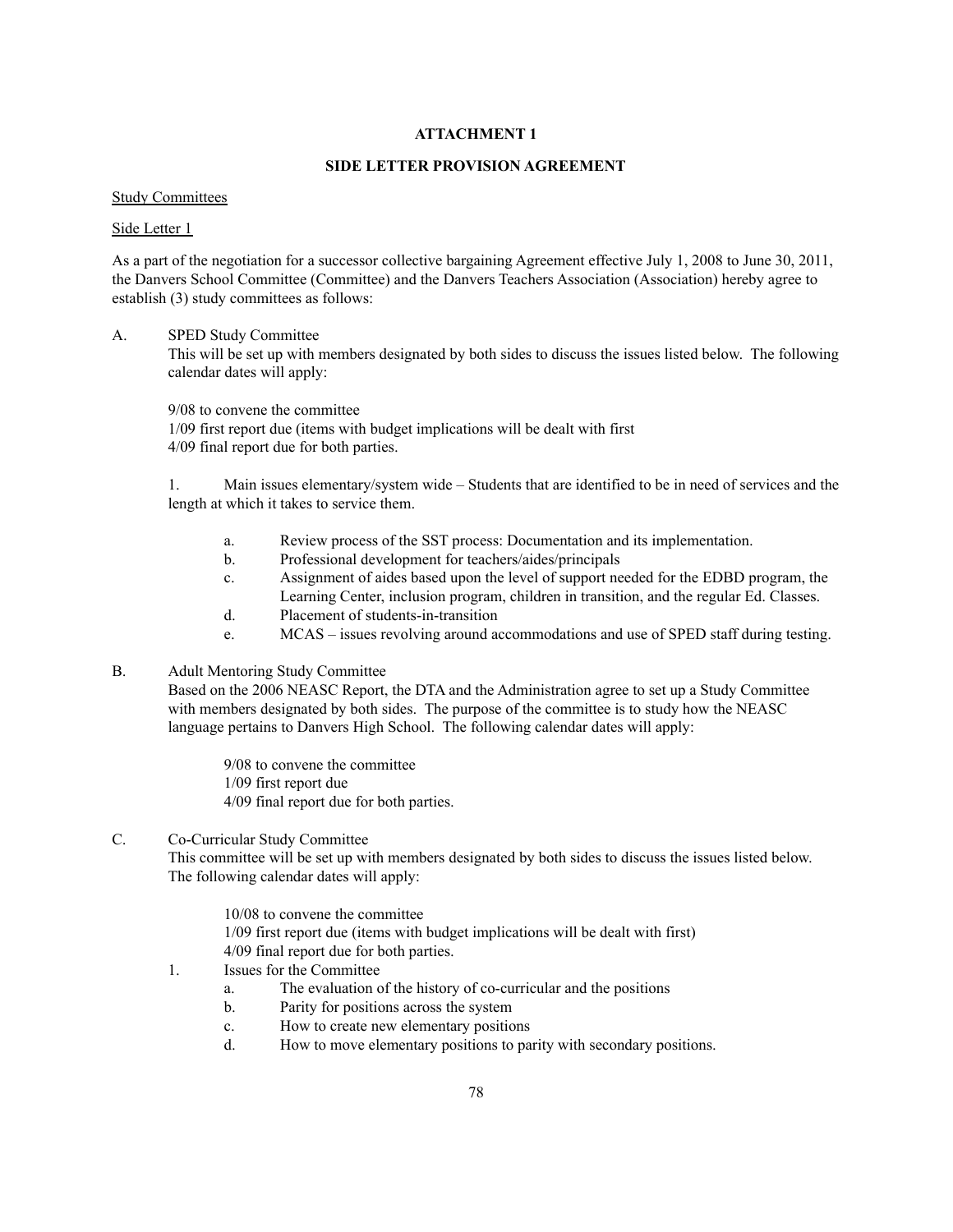**ATTACHMENT 1**

**SIDE LETTER PROVISION AGREEMENT**

Study Committees

Side Letter 1

As a part of the negotiation for a successor collective bargaining Agreement effective July 1, 2008 to June 30, 2011, the Danvers School Committee (Committee) and the Danvers Teachers Association (Association) hereby agree to establish (3) study committees as follows:

A. SPED Study Committee
This will be set up with members designated by both sides to discuss the issues listed below. The following calendar dates will apply:

9/08 to convene the committee
1/09 first report due (items with budget implications will be dealt with first
4/09 final report due for both parties.

1. Main issues elementary/system wide – Students that are identified to be in need of services and the length at which it takes to service them.

   a. Review process of the SST process: Documentation and its implementation.
   b. Professional development for teachers/aides/principals
   c. Assignment of aides based upon the level of support needed for the EDBD program, the Learning Center, inclusion program, children in transition, and the regular Ed. Classes.
   d. Placement of students-in-transition
   e. MCAS – issues revolving around accommodations and use of SPED staff during testing.

B. Adult Mentoring Study Committee
Based on the 2006 NEASC Report, the DTA and the Administration agree to set up a Study Committee with members designated by both sides. The purpose of the committee is to study how the NEASC language pertains to Danvers High School. The following calendar dates will apply:

9/08 to convene the committee
1/09 first report due
4/09 final report due for both parties.

C. Co-Curricular Study Committee
This committee will be set up with members designated by both sides to discuss the issues listed below. The following calendar dates will apply:

10/08 to convene the committee
1/09 first report due (items with budget implications will be dealt with first)
4/09 final report due for both parties.

1. Issues for the Committee
   a. The evaluation of the history of co-curricular and the positions
   b. Parity for positions across the system
   c. How to create new elementary positions
   d. How to move elementary positions to parity with secondary positions.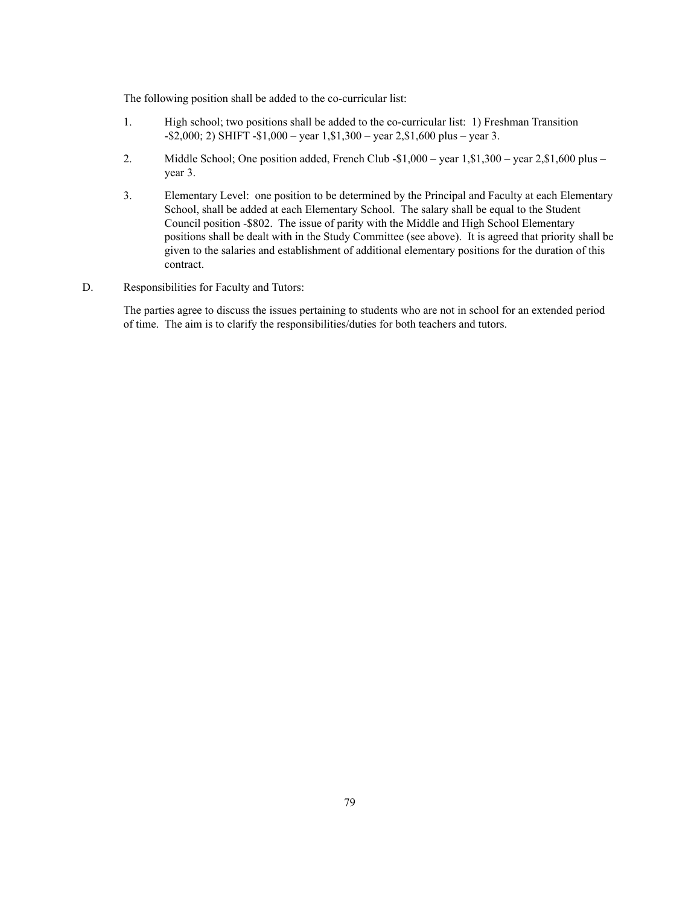The following position shall be added to the co-curricular list:

1. High school; two positions shall be added to the co-curricular list: 1) Freshman Transition -$2,000; 2) SHIFT -$1,000 – year 1,$1,300 – year 2,$1,600 plus – year 3.

2. Middle School; One position added, French Club -$1,000 – year 1,$1,300 – year 2,$1,600 plus – year 3.

3. Elementary Level: one position to be determined by the Principal and Faculty at each Elementary School, shall be added at each Elementary School. The salary shall be equal to the Student Council position -$802. The issue of parity with the Middle and High School Elementary positions shall be dealt with in the Study Committee (see above). It is agreed that priority shall be given to the salaries and establishment of additional elementary positions for the duration of this contract.

D. Responsibilities for Faculty and Tutors:

The parties agree to discuss the issues pertaining to students who are not in school for an extended period of time. The aim is to clarify the responsibilities/duties for both teachers and tutors.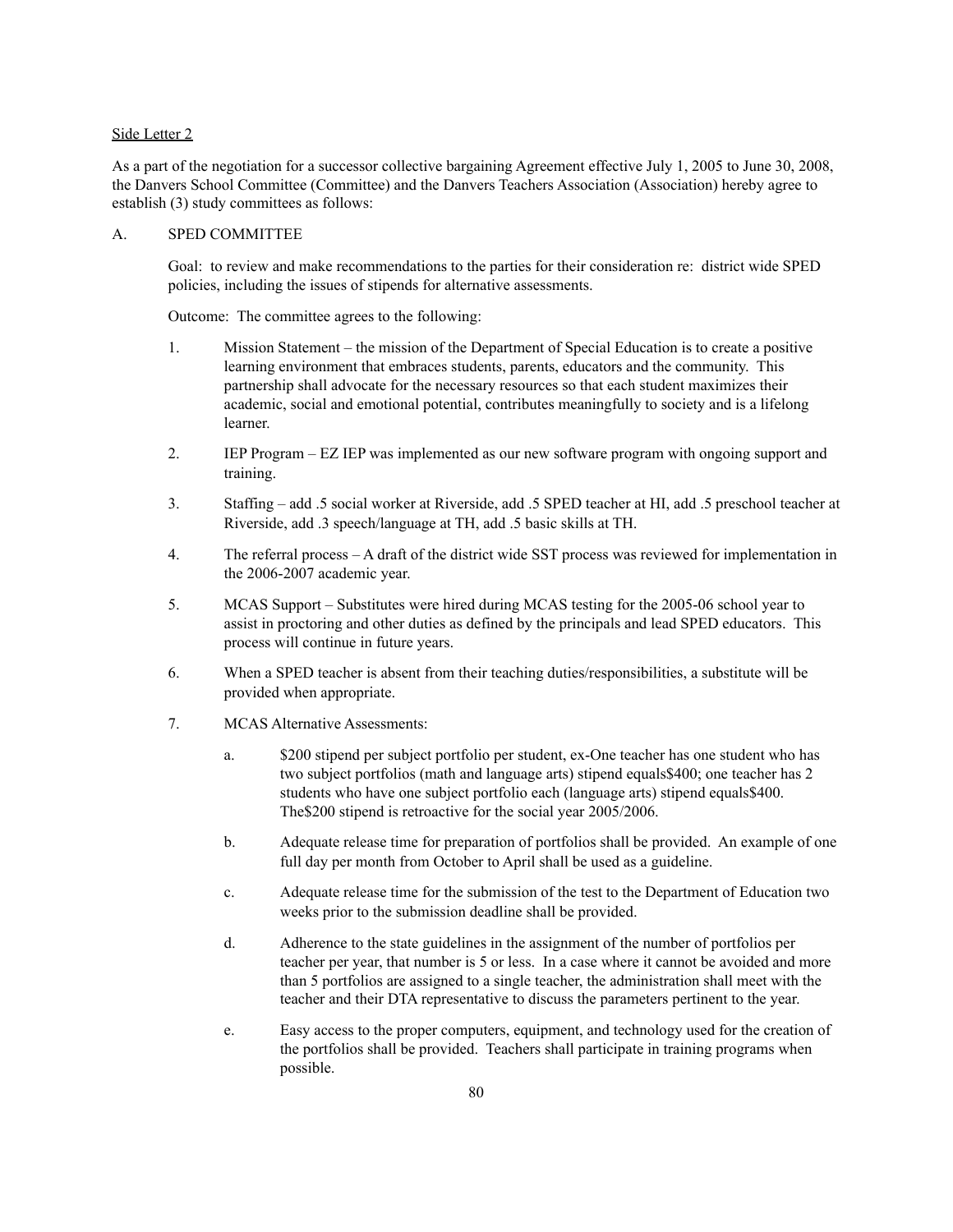Side Letter 2

As a part of the negotiation for a successor collective bargaining Agreement effective July 1, 2005 to June 30, 2008, the Danvers School Committee (Committee) and the Danvers Teachers Association (Association) hereby agree to establish (3) study committees as follows:

A. SPED COMMITTEE

Goal: to review and make recommendations to the parties for their consideration re: district wide SPED policies, including the issues of stipends for alternative assessments.

Outcome: The committee agrees to the following:

1. Mission Statement – the mission of the Department of Special Education is to create a positive learning environment that embraces students, parents, educators and the community. This partnership shall advocate for the necessary resources so that each student maximizes their academic, social and emotional potential, contributes meaningfully to society and is a lifelong learner.

2. IEP Program – EZ IEP was implemented as our new software program with ongoing support and training.

3. Staffing – add .5 social worker at Riverside, add .5 SPED teacher at HI, add .5 preschool teacher at Riverside, add .3 speech/language at TH, add .5 basic skills at TH.

4. The referral process – A draft of the district wide SST process was reviewed for implementation in the 2006-2007 academic year.

5. MCAS Support – Substitutes were hired during MCAS testing for the 2005-06 school year to assist in proctoring and other duties as defined by the principals and lead SPED educators. This process will continue in future years.

6. When a SPED teacher is absent from their teaching duties/responsibilities, a substitute will be provided when appropriate.

7. MCAS Alternative Assessments:

   a. $200 stipend per subject portfolio per student, ex-One teacher has one student who has two subject portfolios (math and language arts) stipend equals$400; one teacher has 2 students who have one subject portfolio each (language arts) stipend equals$400. The$200 stipend is retroactive for the social year 2005/2006.

   b. Adequate release time for preparation of portfolios shall be provided. An example of one full day per month from October to April shall be used as a guideline.

   c. Adequate release time for the submission of the test to the Department of Education two weeks prior to the submission deadline shall be provided.

   d. Adherence to the state guidelines in the assignment of the number of portfolios per teacher per year, that number is 5 or less. In a case where it cannot be avoided and more than 5 portfolios are assigned to a single teacher, the administration shall meet with the teacher and their DTA representative to discuss the parameters pertinent to the year.

   e. Easy access to the proper computers, equipment, and technology used for the creation of the portfolios shall be provided. Teachers shall participate in training programs when possible.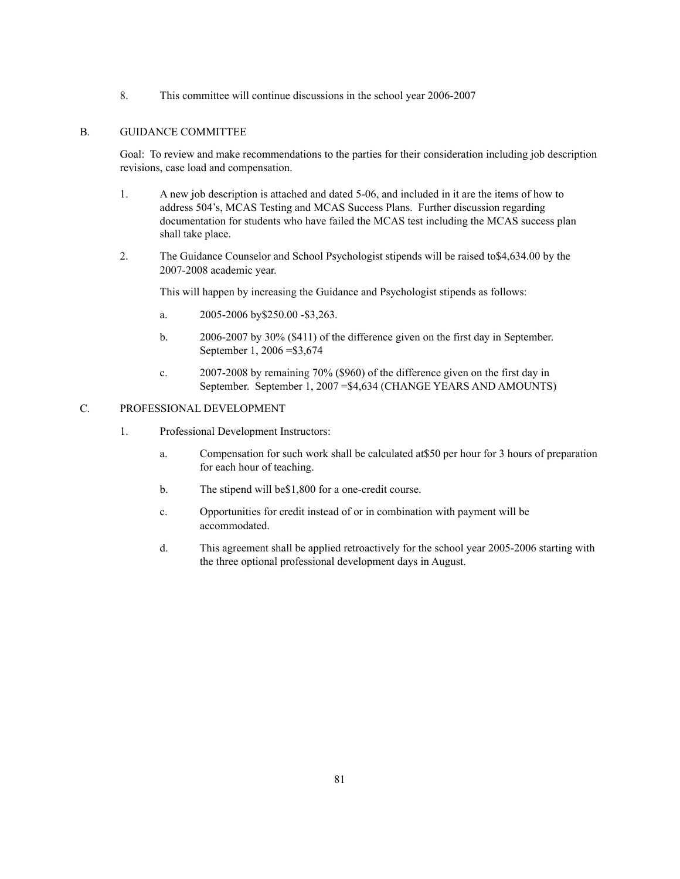8. This committee will continue discussions in the school year 2006-2007

B. GUIDANCE COMMITTEE

Goal: To review and make recommendations to the parties for their consideration including job description revisions, case load and compensation.

1. A new job description is attached and dated 5-06, and included in it are the items of how to address 504's, MCAS Testing and MCAS Success Plans. Further discussion regarding documentation for students who have failed the MCAS test including the MCAS success plan shall take place.

2. The Guidance Counselor and School Psychologist stipends will be raised to$4,634.00 by the 2007-2008 academic year.

   This will happen by increasing the Guidance and Psychologist stipends as follows:

   a. 2005-2006 by$250.00 -$3,263.

   b. 2006-2007 by 30% ($411) of the difference given on the first day in September. September 1, 2006 =$3,674

   c. 2007-2008 by remaining 70% ($960) of the difference given on the first day in September. September 1, 2007 =$4,634 (CHANGE YEARS AND AMOUNTS)

C. PROFESSIONAL DEVELOPMENT

1. Professional Development Instructors:

   a. Compensation for such work shall be calculated at$50 per hour for 3 hours of preparation for each hour of teaching.

   b. The stipend will be$1,800 for a one-credit course.

   c. Opportunities for credit instead of or in combination with payment will be accommodated.

   d. This agreement shall be applied retroactively for the school year 2005-2006 starting with the three optional professional development days in August.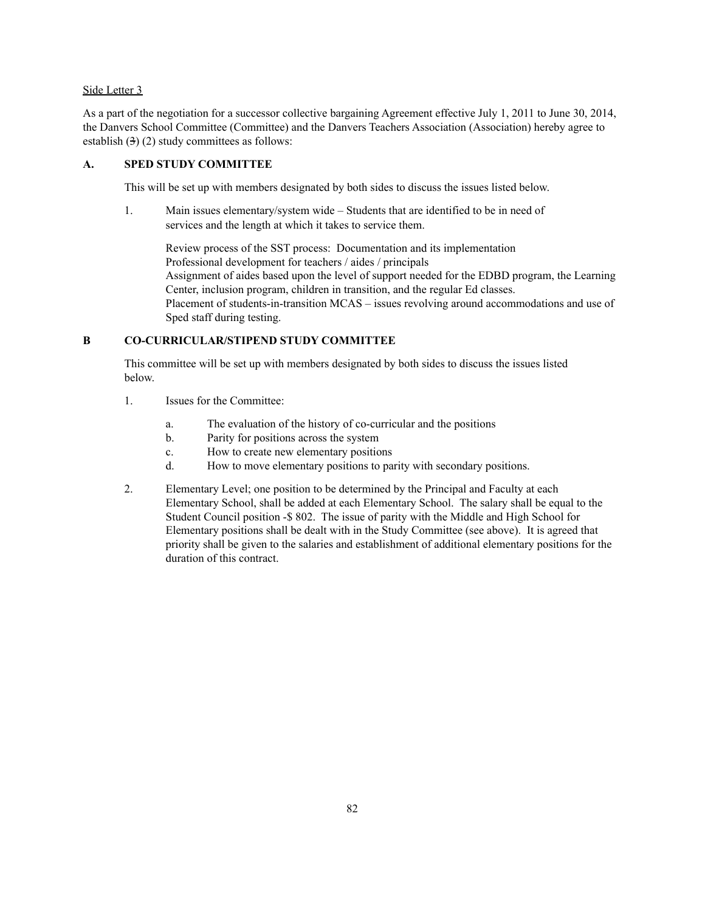Side Letter 3

As a part of the negotiation for a successor collective bargaining Agreement effective July 1, 2011 to June 30, 2014, the Danvers School Committee (Committee) and the Danvers Teachers Association (Association) hereby agree to establish (~~3~~) (2) study committees as follows:

**A. SPED STUDY COMMITTEE**

This will be set up with members designated by both sides to discuss the issues listed below.

1. Main issues elementary/system wide – Students that are identified to be in need of services and the length at which it takes to service them.

   Review process of the SST process: Documentation and its implementation
   Professional development for teachers / aides / principals
   Assignment of aides based upon the level of support needed for the EDBD program, the Learning Center, inclusion program, children in transition, and the regular Ed classes.
   Placement of students-in-transition MCAS – issues revolving around accommodations and use of Sped staff during testing.

**B CO-CURRICULAR/STIPEND STUDY COMMITTEE**

This committee will be set up with members designated by both sides to discuss the issues listed below.

1. Issues for the Committee:

   a. The evaluation of the history of co-curricular and the positions
   b. Parity for positions across the system
   c. How to create new elementary positions
   d. How to move elementary positions to parity with secondary positions.

2. Elementary Level; one position to be determined by the Principal and Faculty at each Elementary School, shall be added at each Elementary School. The salary shall be equal to the Student Council position -$ 802. The issue of parity with the Middle and High School for Elementary positions shall be dealt with in the Study Committee (see above). It is agreed that priority shall be given to the salaries and establishment of additional elementary positions for the duration of this contract.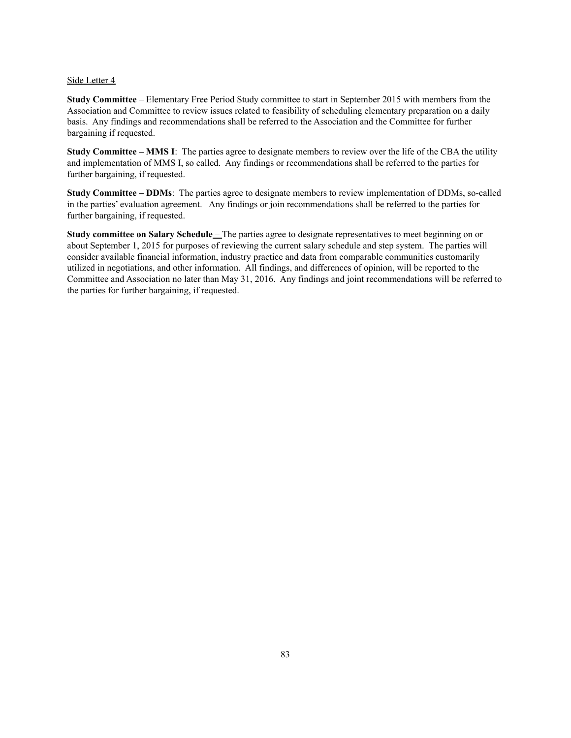<u>Side Letter 4</u>

**Study Committee** – Elementary Free Period Study committee to start in September 2015 with members from the Association and Committee to review issues related to feasibility of scheduling elementary preparation on a daily basis. Any findings and recommendations shall be referred to the Association and the Committee for further bargaining if requested.

**Study Committee – MMS I**: The parties agree to designate members to review over the life of the CBA the utility and implementation of MMS I, so called. Any findings or recommendations shall be referred to the parties for further bargaining, if requested.

**Study Committee – DDMs**: The parties agree to designate members to review implementation of DDMs, so-called in the parties' evaluation agreement. Any findings or join recommendations shall be referred to the parties for further bargaining, if requested.

**Study committee on Salary Schedule** – The parties agree to designate representatives to meet beginning on or about September 1, 2015 for purposes of reviewing the current salary schedule and step system. The parties will consider available financial information, industry practice and data from comparable communities customarily utilized in negotiations, and other information. All findings, and differences of opinion, will be reported to the Committee and Association no later than May 31, 2016. Any findings and joint recommendations will be referred to the parties for further bargaining, if requested.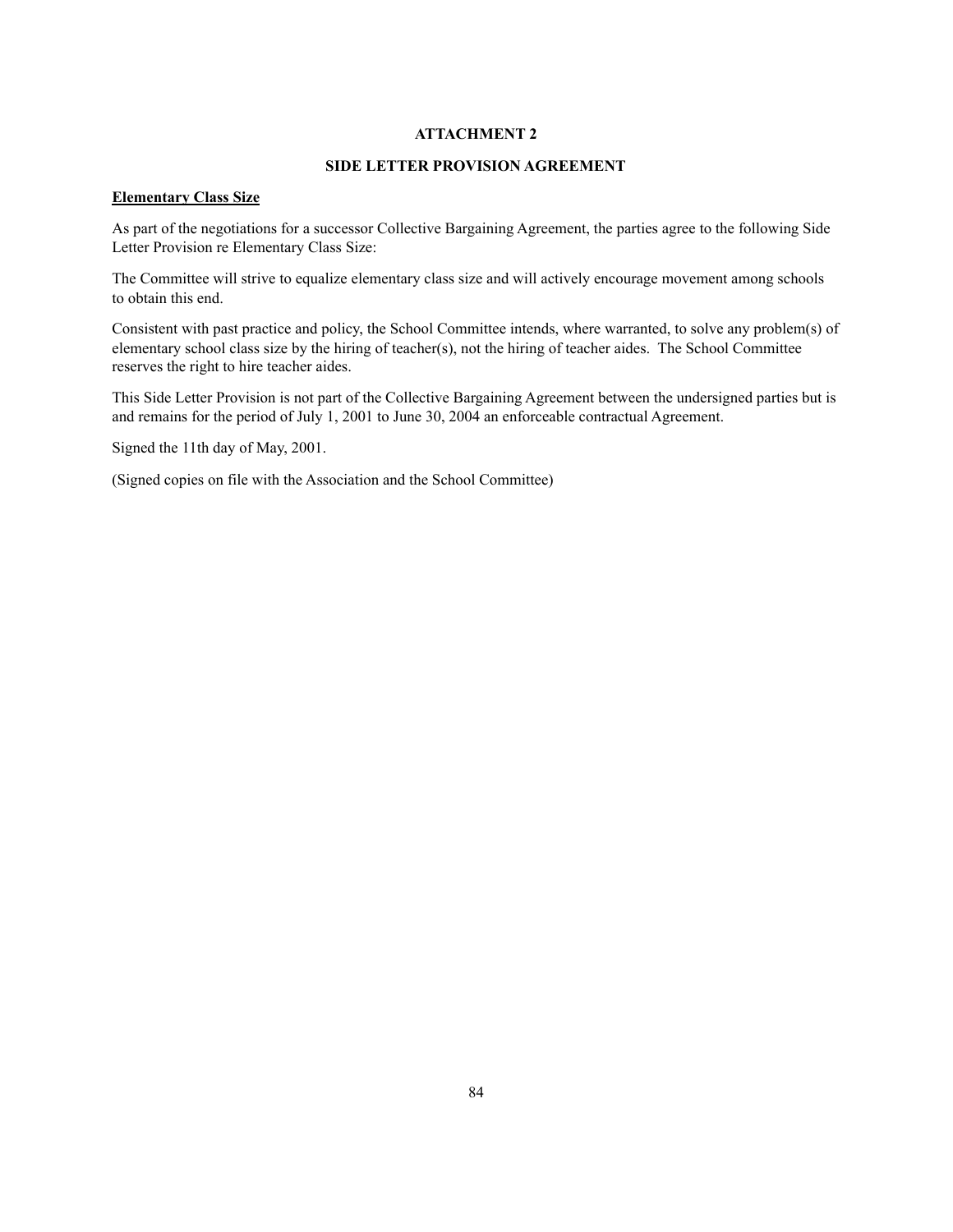# ATTACHMENT 2

## SIDE LETTER PROVISION AGREEMENT

**<u>Elementary Class Size</u>**

As part of the negotiations for a successor Collective Bargaining Agreement, the parties agree to the following Side Letter Provision re Elementary Class Size:

The Committee will strive to equalize elementary class size and will actively encourage movement among schools to obtain this end.

Consistent with past practice and policy, the School Committee intends, where warranted, to solve any problem(s) of elementary school class size by the hiring of teacher(s), not the hiring of teacher aides. The School Committee reserves the right to hire teacher aides.

This Side Letter Provision is not part of the Collective Bargaining Agreement between the undersigned parties but is and remains for the period of July 1, 2001 to June 30, 2004 an enforceable contractual Agreement.

Signed the 11th day of May, 2001.

(Signed copies on file with the Association and the School Committee)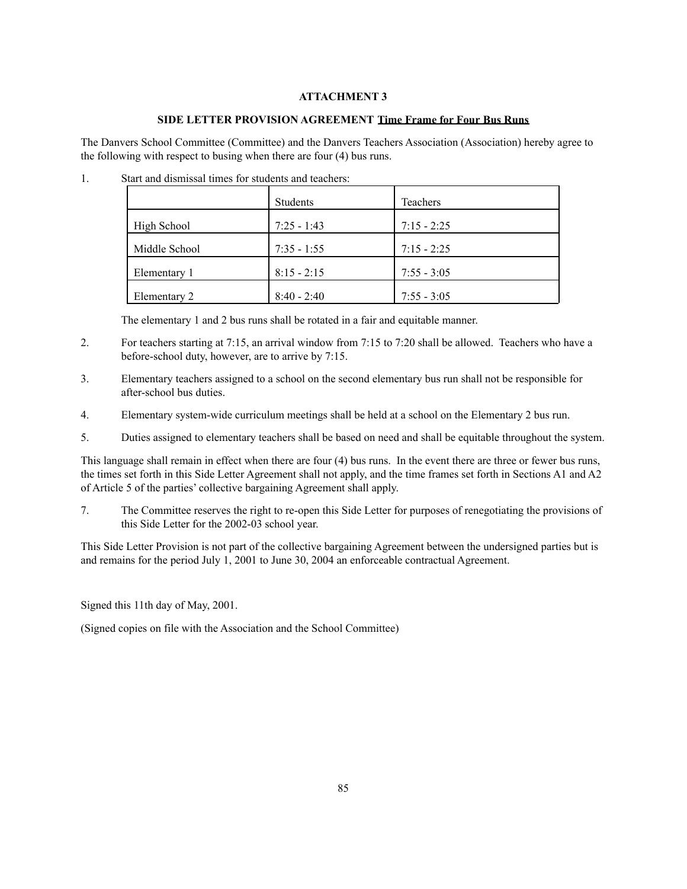**ATTACHMENT 3**

**SIDE LETTER PROVISION AGREEMENT <u>Time Frame for Four Bus Runs</u>**

The Danvers School Committee (Committee) and the Danvers Teachers Association (Association) hereby agree to the following with respect to busing when there are four (4) bus runs.

1. Start and dismissal times for students and teachers:

| | Students | Teachers |
|---|---|---|
| High School | 7:25 - 1:43 | 7:15 - 2:25 |
| Middle School | 7:35 - 1:55 | 7:15 - 2:25 |
| Elementary 1 | 8:15 - 2:15 | 7:55 - 3:05 |
| Elementary 2 | 8:40 - 2:40 | 7:55 - 3:05 |

The elementary 1 and 2 bus runs shall be rotated in a fair and equitable manner.

2. For teachers starting at 7:15, an arrival window from 7:15 to 7:20 shall be allowed. Teachers who have a before-school duty, however, are to arrive by 7:15.

3. Elementary teachers assigned to a school on the second elementary bus run shall not be responsible for after-school bus duties.

4. Elementary system-wide curriculum meetings shall be held at a school on the Elementary 2 bus run.

5. Duties assigned to elementary teachers shall be based on need and shall be equitable throughout the system.

This language shall remain in effect when there are four (4) bus runs. In the event there are three or fewer bus runs, the times set forth in this Side Letter Agreement shall not apply, and the time frames set forth in Sections A1 and A2 of Article 5 of the parties' collective bargaining Agreement shall apply.

7. The Committee reserves the right to re-open this Side Letter for purposes of renegotiating the provisions of this Side Letter for the 2002-03 school year.

This Side Letter Provision is not part of the collective bargaining Agreement between the undersigned parties but is and remains for the period July 1, 2001 to June 30, 2004 an enforceable contractual Agreement.

Signed this 11th day of May, 2001.

(Signed copies on file with the Association and the School Committee)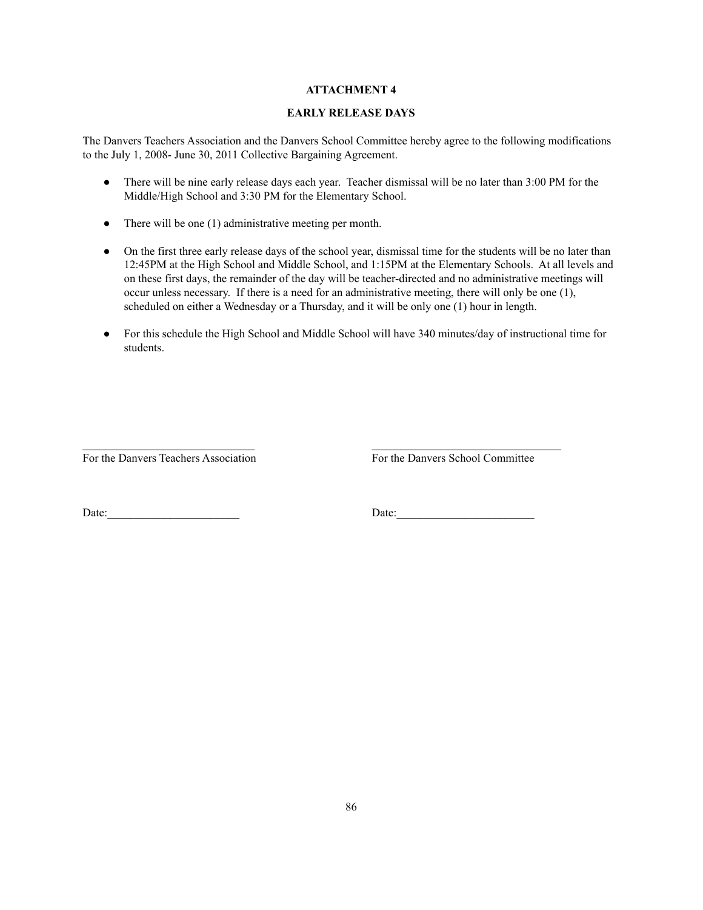## ATTACHMENT 4

## EARLY RELEASE DAYS

The Danvers Teachers Association and the Danvers School Committee hereby agree to the following modifications to the July 1, 2008- June 30, 2011 Collective Bargaining Agreement.

- There will be nine early release days each year. Teacher dismissal will be no later than 3:00 PM for the Middle/High School and 3:30 PM for the Elementary School.
- There will be one (1) administrative meeting per month.
- On the first three early release days of the school year, dismissal time for the students will be no later than 12:45PM at the High School and Middle School, and 1:15PM at the Elementary Schools. At all levels and on these first days, the remainder of the day will be teacher-directed and no administrative meetings will occur unless necessary. If there is a need for an administrative meeting, there will only be one (1), scheduled on either a Wednesday or a Thursday, and it will be only one (1) hour in length.
- For this schedule the High School and Middle School will have 340 minutes/day of instructional time for students.

______________________________ For the Danvers Teachers Association

______________________________ For the Danvers School Committee

Date:_______________________

Date:_______________________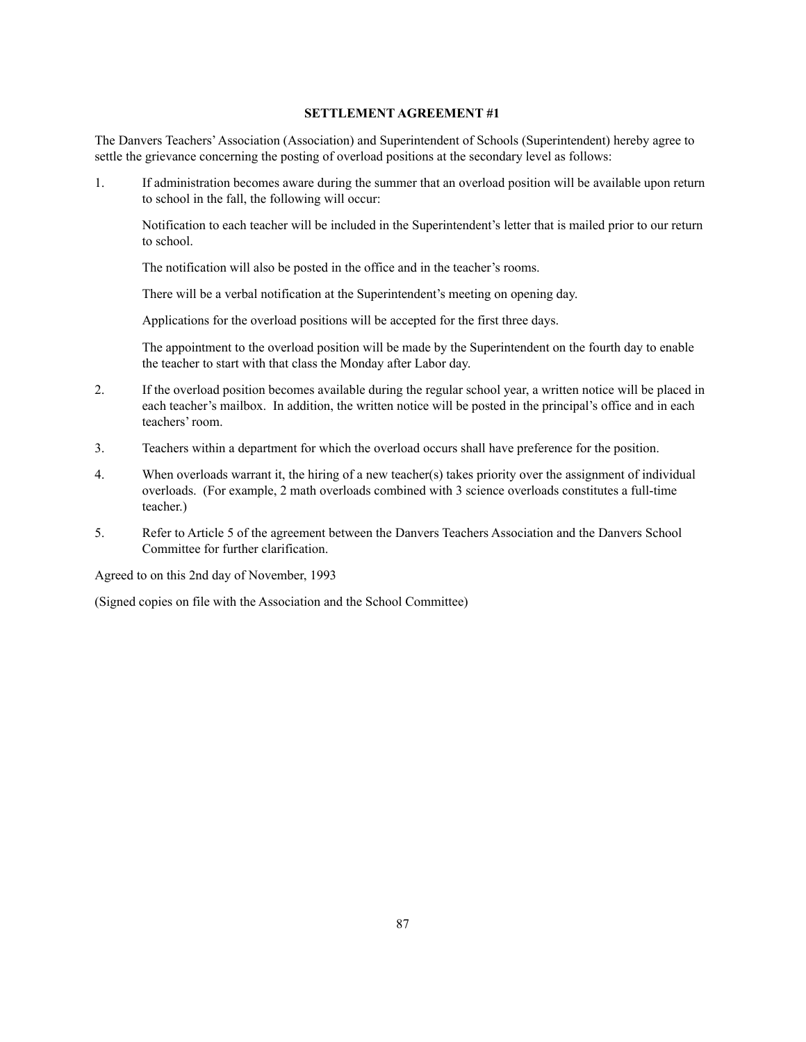**SETTLEMENT AGREEMENT #1**

The Danvers Teachers' Association (Association) and Superintendent of Schools (Superintendent) hereby agree to settle the grievance concerning the posting of overload positions at the secondary level as follows:

1. If administration becomes aware during the summer that an overload position will be available upon return to school in the fall, the following will occur:

   Notification to each teacher will be included in the Superintendent's letter that is mailed prior to our return to school.

   The notification will also be posted in the office and in the teacher's rooms.

   There will be a verbal notification at the Superintendent's meeting on opening day.

   Applications for the overload positions will be accepted for the first three days.

   The appointment to the overload position will be made by the Superintendent on the fourth day to enable the teacher to start with that class the Monday after Labor day.

2. If the overload position becomes available during the regular school year, a written notice will be placed in each teacher's mailbox. In addition, the written notice will be posted in the principal's office and in each teachers' room.

3. Teachers within a department for which the overload occurs shall have preference for the position.

4. When overloads warrant it, the hiring of a new teacher(s) takes priority over the assignment of individual overloads. (For example, 2 math overloads combined with 3 science overloads constitutes a full-time teacher.)

5. Refer to Article 5 of the agreement between the Danvers Teachers Association and the Danvers School Committee for further clarification.

Agreed to on this 2nd day of November, 1993

(Signed copies on file with the Association and the School Committee)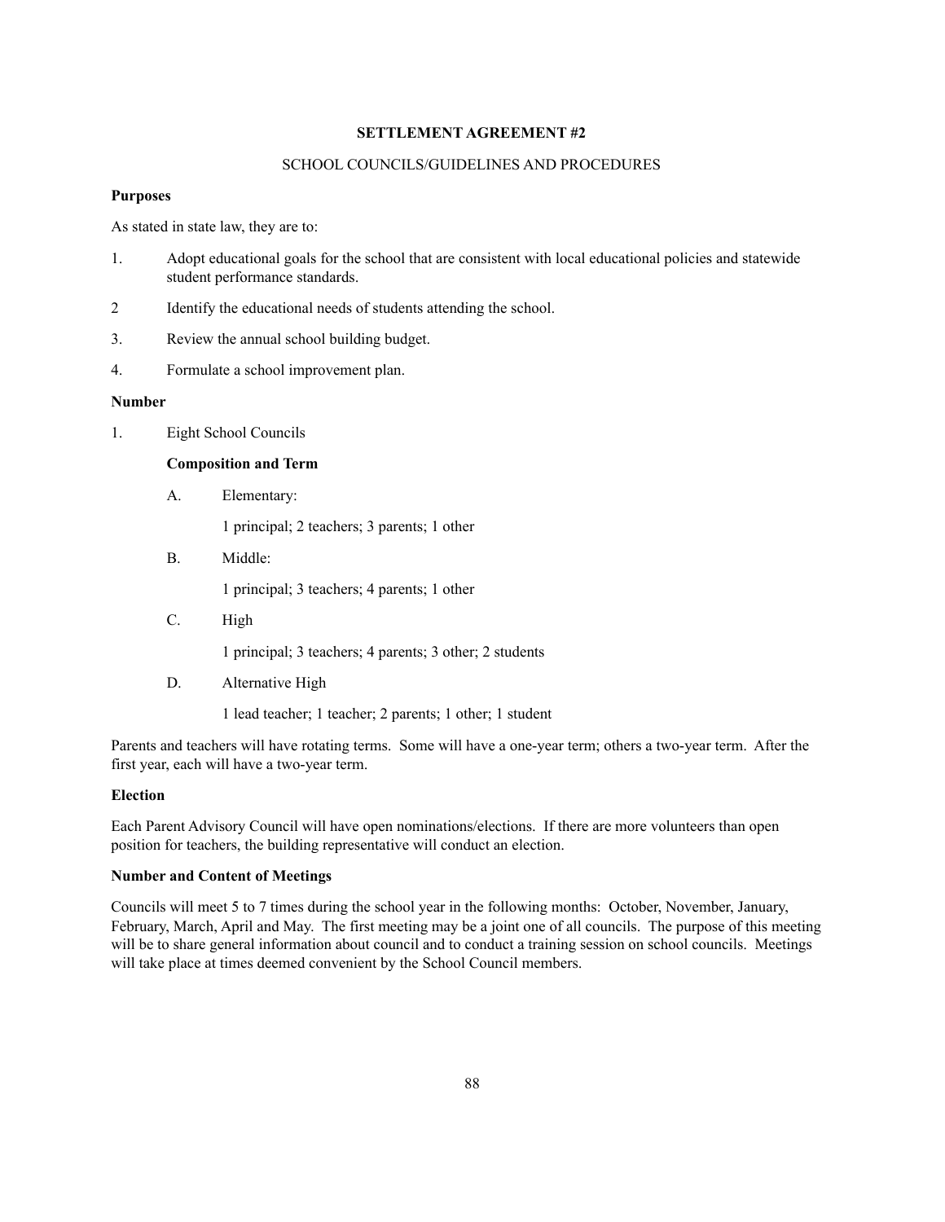**SETTLEMENT AGREEMENT #2**

SCHOOL COUNCILS/GUIDELINES AND PROCEDURES

**Purposes**

As stated in state law, they are to:

1. Adopt educational goals for the school that are consistent with local educational policies and statewide student performance standards.
2. Identify the educational needs of students attending the school.
3. Review the annual school building budget.
4. Formulate a school improvement plan.

**Number**

1. Eight School Councils

   **Composition and Term**

   A. Elementary:

      1 principal; 2 teachers; 3 parents; 1 other

   B. Middle:

      1 principal; 3 teachers; 4 parents; 1 other

   C. High

      1 principal; 3 teachers; 4 parents; 3 other; 2 students

   D. Alternative High

      1 lead teacher; 1 teacher; 2 parents; 1 other; 1 student

Parents and teachers will have rotating terms. Some will have a one-year term; others a two-year term. After the first year, each will have a two-year term.

**Election**

Each Parent Advisory Council will have open nominations/elections. If there are more volunteers than open position for teachers, the building representative will conduct an election.

**Number and Content of Meetings**

Councils will meet 5 to 7 times during the school year in the following months: October, November, January, February, March, April and May. The first meeting may be a joint one of all councils. The purpose of this meeting will be to share general information about council and to conduct a training session on school councils. Meetings will take place at times deemed convenient by the School Council members.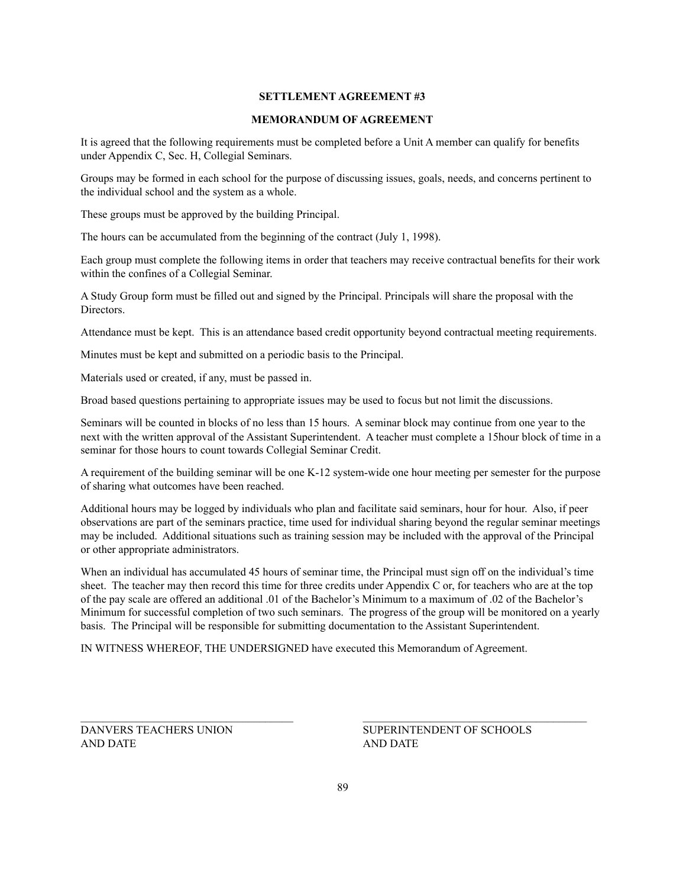**SETTLEMENT AGREEMENT #3**

**MEMORANDUM OF AGREEMENT**

It is agreed that the following requirements must be completed before a Unit A member can qualify for benefits under Appendix C, Sec. H, Collegial Seminars.

Groups may be formed in each school for the purpose of discussing issues, goals, needs, and concerns pertinent to the individual school and the system as a whole.

These groups must be approved by the building Principal.

The hours can be accumulated from the beginning of the contract (July 1, 1998).

Each group must complete the following items in order that teachers may receive contractual benefits for their work within the confines of a Collegial Seminar.

A Study Group form must be filled out and signed by the Principal. Principals will share the proposal with the Directors.

Attendance must be kept. This is an attendance based credit opportunity beyond contractual meeting requirements.

Minutes must be kept and submitted on a periodic basis to the Principal.

Materials used or created, if any, must be passed in.

Broad based questions pertaining to appropriate issues may be used to focus but not limit the discussions.

Seminars will be counted in blocks of no less than 15 hours. A seminar block may continue from one year to the next with the written approval of the Assistant Superintendent. A teacher must complete a 15hour block of time in a seminar for those hours to count towards Collegial Seminar Credit.

A requirement of the building seminar will be one K-12 system-wide one hour meeting per semester for the purpose of sharing what outcomes have been reached.

Additional hours may be logged by individuals who plan and facilitate said seminars, hour for hour. Also, if peer observations are part of the seminars practice, time used for individual sharing beyond the regular seminar meetings may be included. Additional situations such as training session may be included with the approval of the Principal or other appropriate administrators.

When an individual has accumulated 45 hours of seminar time, the Principal must sign off on the individual's time sheet. The teacher may then record this time for three credits under Appendix C or, for teachers who are at the top of the pay scale are offered an additional .01 of the Bachelor's Minimum to a maximum of .02 of the Bachelor's Minimum for successful completion of two such seminars. The progress of the group will be monitored on a yearly basis. The Principal will be responsible for submitting documentation to the Assistant Superintendent.

IN WITNESS WHEREOF, THE UNDERSIGNED have executed this Memorandum of Agreement.

| | |
|---|---|
| \_\_\_\_\_\_\_\_\_\_\_\_\_\_\_\_\_\_\_\_\_\_\_\_\_\_\_\_\_\_\_\_\_\_\_\_ | \_\_\_\_\_\_\_\_\_\_\_\_\_\_\_\_\_\_\_\_\_\_\_\_\_\_\_\_\_\_\_\_\_\_\_\_ |
| DANVERS TEACHERS UNION AND DATE | SUPERINTENDENT OF SCHOOLS AND DATE |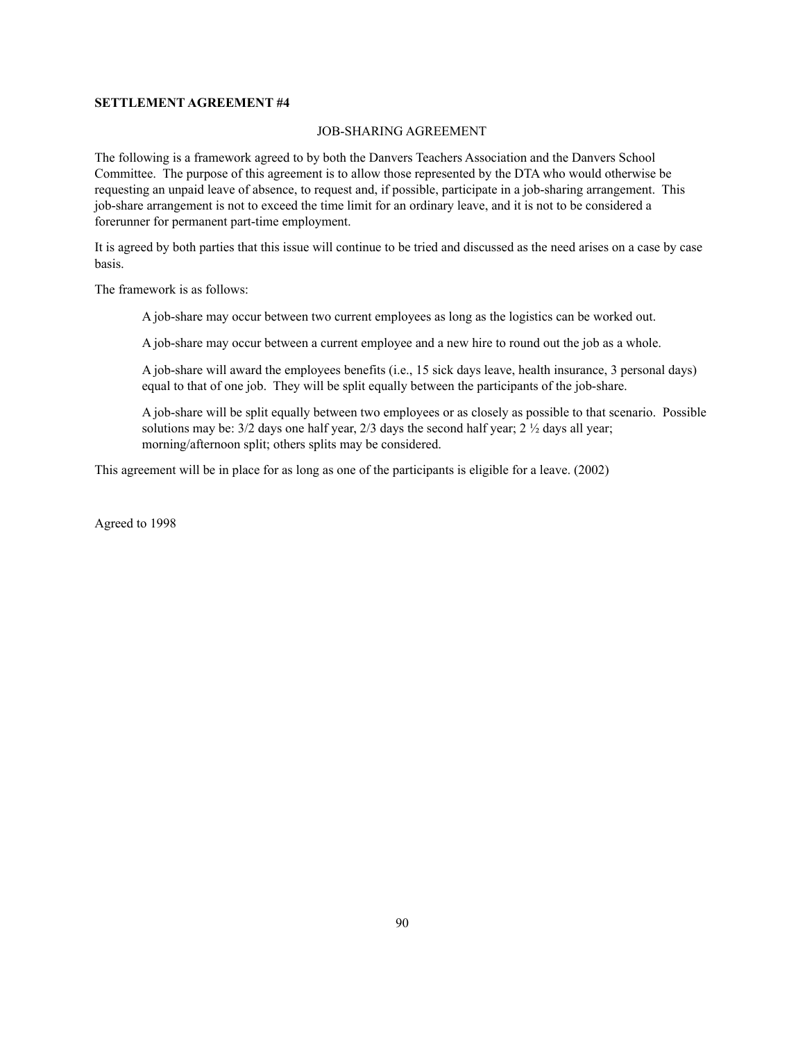**SETTLEMENT AGREEMENT #4**

JOB-SHARING AGREEMENT

The following is a framework agreed to by both the Danvers Teachers Association and the Danvers School Committee. The purpose of this agreement is to allow those represented by the DTA who would otherwise be requesting an unpaid leave of absence, to request and, if possible, participate in a job-sharing arrangement. This job-share arrangement is not to exceed the time limit for an ordinary leave, and it is not to be considered a forerunner for permanent part-time employment.

It is agreed by both parties that this issue will continue to be tried and discussed as the need arises on a case by case basis.

The framework is as follows:

> A job-share may occur between two current employees as long as the logistics can be worked out.
>
> A job-share may occur between a current employee and a new hire to round out the job as a whole.
>
> A job-share will award the employees benefits (i.e., 15 sick days leave, health insurance, 3 personal days) equal to that of one job. They will be split equally between the participants of the job-share.
>
> A job-share will be split equally between two employees or as closely as possible to that scenario. Possible solutions may be: 3/2 days one half year, 2/3 days the second half year; 2 ½ days all year; morning/afternoon split; others splits may be considered.

This agreement will be in place for as long as one of the participants is eligible for a leave. (2002)

Agreed to 1998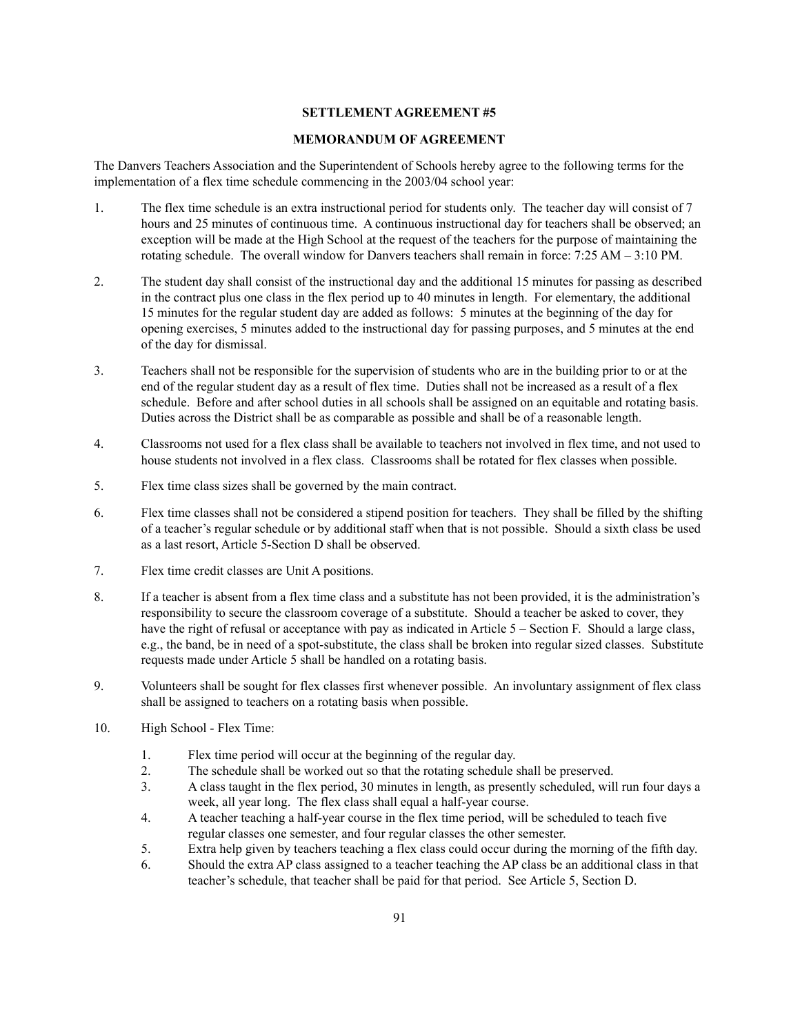## SETTLEMENT AGREEMENT #5

## MEMORANDUM OF AGREEMENT

The Danvers Teachers Association and the Superintendent of Schools hereby agree to the following terms for the implementation of a flex time schedule commencing in the 2003/04 school year:

1. The flex time schedule is an extra instructional period for students only. The teacher day will consist of 7 hours and 25 minutes of continuous time. A continuous instructional day for teachers shall be observed; an exception will be made at the High School at the request of the teachers for the purpose of maintaining the rotating schedule. The overall window for Danvers teachers shall remain in force: 7:25 AM – 3:10 PM.

2. The student day shall consist of the instructional day and the additional 15 minutes for passing as described in the contract plus one class in the flex period up to 40 minutes in length. For elementary, the additional 15 minutes for the regular student day are added as follows: 5 minutes at the beginning of the day for opening exercises, 5 minutes added to the instructional day for passing purposes, and 5 minutes at the end of the day for dismissal.

3. Teachers shall not be responsible for the supervision of students who are in the building prior to or at the end of the regular student day as a result of flex time. Duties shall not be increased as a result of a flex schedule. Before and after school duties in all schools shall be assigned on an equitable and rotating basis. Duties across the District shall be as comparable as possible and shall be of a reasonable length.

4. Classrooms not used for a flex class shall be available to teachers not involved in flex time, and not used to house students not involved in a flex class. Classrooms shall be rotated for flex classes when possible.

5. Flex time class sizes shall be governed by the main contract.

6. Flex time classes shall not be considered a stipend position for teachers. They shall be filled by the shifting of a teacher's regular schedule or by additional staff when that is not possible. Should a sixth class be used as a last resort, Article 5-Section D shall be observed.

7. Flex time credit classes are Unit A positions.

8. If a teacher is absent from a flex time class and a substitute has not been provided, it is the administration's responsibility to secure the classroom coverage of a substitute. Should a teacher be asked to cover, they have the right of refusal or acceptance with pay as indicated in Article 5 – Section F. Should a large class, e.g., the band, be in need of a spot-substitute, the class shall be broken into regular sized classes. Substitute requests made under Article 5 shall be handled on a rotating basis.

9. Volunteers shall be sought for flex classes first whenever possible. An involuntary assignment of flex class shall be assigned to teachers on a rotating basis when possible.

10. High School - Flex Time:

    1. Flex time period will occur at the beginning of the regular day.
    2. The schedule shall be worked out so that the rotating schedule shall be preserved.
    3. A class taught in the flex period, 30 minutes in length, as presently scheduled, will run four days a week, all year long. The flex class shall equal a half-year course.
    4. A teacher teaching a half-year course in the flex time period, will be scheduled to teach five regular classes one semester, and four regular classes the other semester.
    5. Extra help given by teachers teaching a flex class could occur during the morning of the fifth day.
    6. Should the extra AP class assigned to a teacher teaching the AP class be an additional class in that teacher's schedule, that teacher shall be paid for that period. See Article 5, Section D.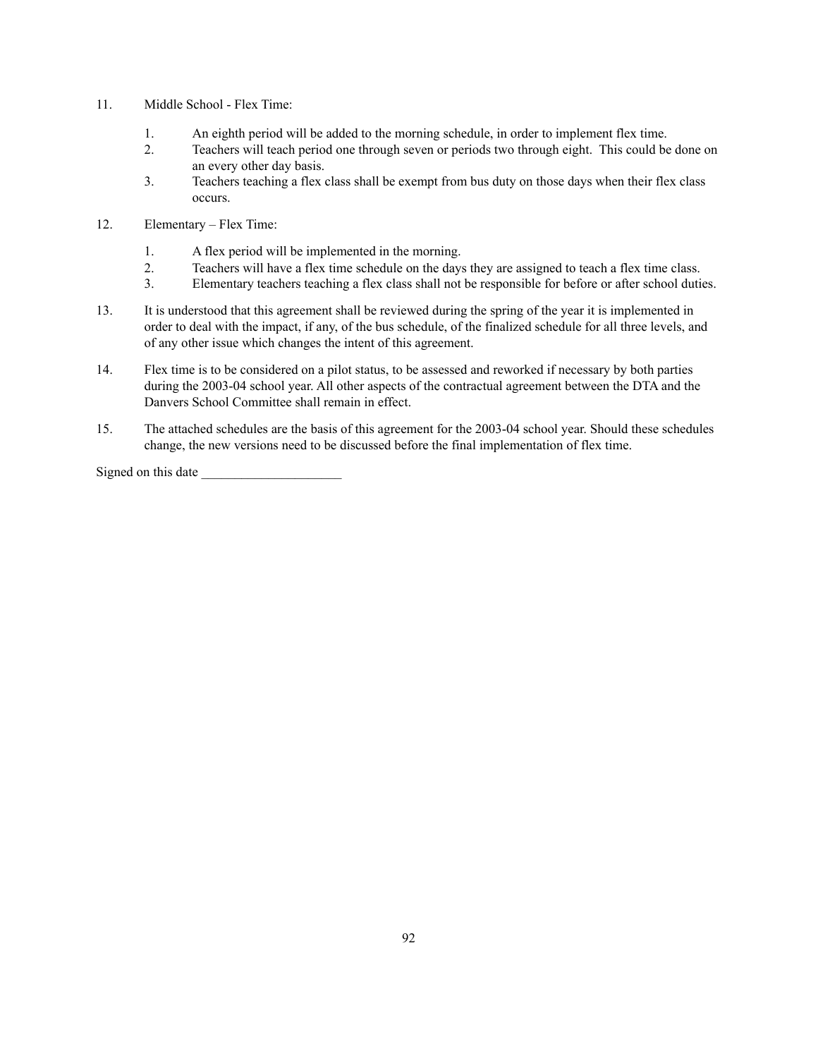11. Middle School - Flex Time:

    1. An eighth period will be added to the morning schedule, in order to implement flex time.
    2. Teachers will teach period one through seven or periods two through eight. This could be done on an every other day basis.
    3. Teachers teaching a flex class shall be exempt from bus duty on those days when their flex class occurs.

12. Elementary – Flex Time:

    1. A flex period will be implemented in the morning.
    2. Teachers will have a flex time schedule on the days they are assigned to teach a flex time class.
    3. Elementary teachers teaching a flex class shall not be responsible for before or after school duties.

13. It is understood that this agreement shall be reviewed during the spring of the year it is implemented in order to deal with the impact, if any, of the bus schedule, of the finalized schedule for all three levels, and of any other issue which changes the intent of this agreement.

14. Flex time is to be considered on a pilot status, to be assessed and reworked if necessary by both parties during the 2003-04 school year. All other aspects of the contractual agreement between the DTA and the Danvers School Committee shall remain in effect.

15. The attached schedules are the basis of this agreement for the 2003-04 school year. Should these schedules change, the new versions need to be discussed before the final implementation of flex time.

Signed on this date _____________________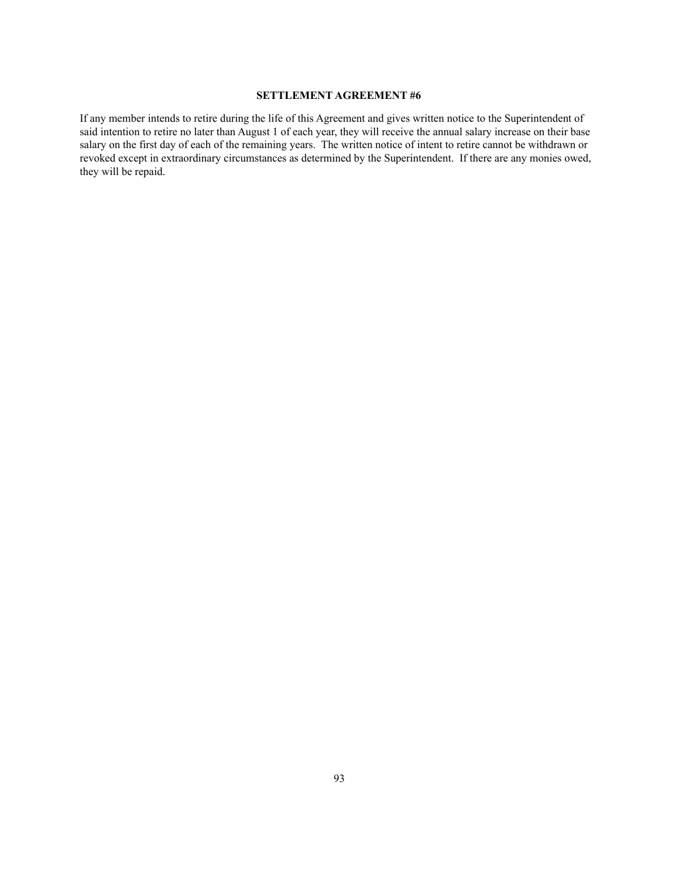## SETTLEMENT AGREEMENT #6

If any member intends to retire during the life of this Agreement and gives written notice to the Superintendent of said intention to retire no later than August 1 of each year, they will receive the annual salary increase on their base salary on the first day of each of the remaining years. The written notice of intent to retire cannot be withdrawn or revoked except in extraordinary circumstances as determined by the Superintendent. If there are any monies owed, they will be repaid.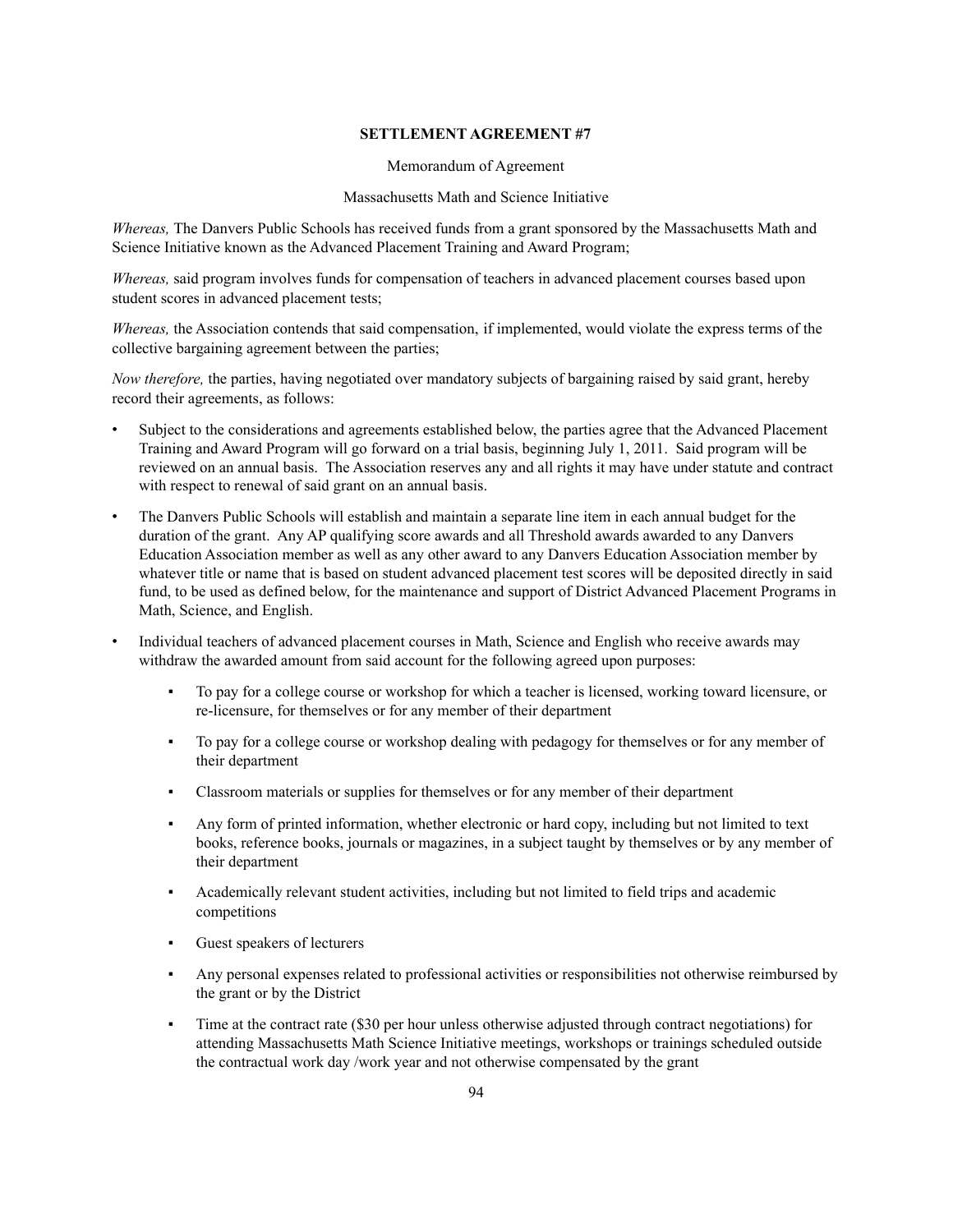**SETTLEMENT AGREEMENT #7**

Memorandum of Agreement

Massachusetts Math and Science Initiative

*Whereas,* The Danvers Public Schools has received funds from a grant sponsored by the Massachusetts Math and Science Initiative known as the Advanced Placement Training and Award Program;

*Whereas,* said program involves funds for compensation of teachers in advanced placement courses based upon student scores in advanced placement tests;

*Whereas,* the Association contends that said compensation, if implemented, would violate the express terms of the collective bargaining agreement between the parties;

*Now therefore,* the parties, having negotiated over mandatory subjects of bargaining raised by said grant, hereby record their agreements, as follows:

- Subject to the considerations and agreements established below, the parties agree that the Advanced Placement Training and Award Program will go forward on a trial basis, beginning July 1, 2011. Said program will be reviewed on an annual basis. The Association reserves any and all rights it may have under statute and contract with respect to renewal of said grant on an annual basis.
- The Danvers Public Schools will establish and maintain a separate line item in each annual budget for the duration of the grant. Any AP qualifying score awards and all Threshold awards awarded to any Danvers Education Association member as well as any other award to any Danvers Education Association member by whatever title or name that is based on student advanced placement test scores will be deposited directly in said fund, to be used as defined below, for the maintenance and support of District Advanced Placement Programs in Math, Science, and English.
- Individual teachers of advanced placement courses in Math, Science and English who receive awards may withdraw the awarded amount from said account for the following agreed upon purposes:
    - To pay for a college course or workshop for which a teacher is licensed, working toward licensure, or re-licensure, for themselves or for any member of their department
    - To pay for a college course or workshop dealing with pedagogy for themselves or for any member of their department
    - Classroom materials or supplies for themselves or for any member of their department
    - Any form of printed information, whether electronic or hard copy, including but not limited to text books, reference books, journals or magazines, in a subject taught by themselves or by any member of their department
    - Academically relevant student activities, including but not limited to field trips and academic competitions
    - Guest speakers of lecturers
    - Any personal expenses related to professional activities or responsibilities not otherwise reimbursed by the grant or by the District
    - Time at the contract rate ($30 per hour unless otherwise adjusted through contract negotiations) for attending Massachusetts Math Science Initiative meetings, workshops or trainings scheduled outside the contractual work day /work year and not otherwise compensated by the grant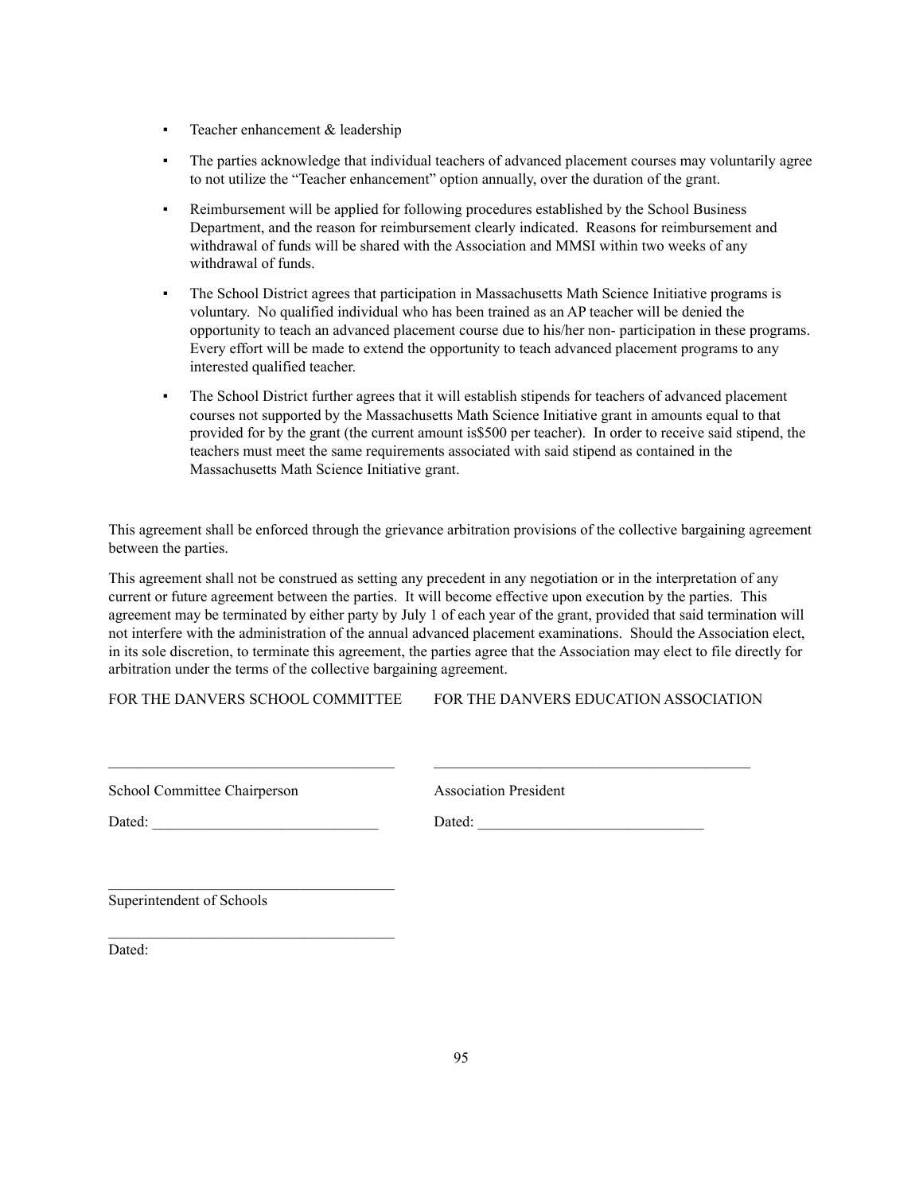- Teacher enhancement & leadership
- The parties acknowledge that individual teachers of advanced placement courses may voluntarily agree to not utilize the "Teacher enhancement" option annually, over the duration of the grant.
- Reimbursement will be applied for following procedures established by the School Business Department, and the reason for reimbursement clearly indicated. Reasons for reimbursement and withdrawal of funds will be shared with the Association and MMSI within two weeks of any withdrawal of funds.
- The School District agrees that participation in Massachusetts Math Science Initiative programs is voluntary. No qualified individual who has been trained as an AP teacher will be denied the opportunity to teach an advanced placement course due to his/her non- participation in these programs. Every effort will be made to extend the opportunity to teach advanced placement programs to any interested qualified teacher.
- The School District further agrees that it will establish stipends for teachers of advanced placement courses not supported by the Massachusetts Math Science Initiative grant in amounts equal to that provided for by the grant (the current amount is$500 per teacher). In order to receive said stipend, the teachers must meet the same requirements associated with said stipend as contained in the Massachusetts Math Science Initiative grant.

This agreement shall be enforced through the grievance arbitration provisions of the collective bargaining agreement between the parties.

This agreement shall not be construed as setting any precedent in any negotiation or in the interpretation of any current or future agreement between the parties. It will become effective upon execution by the parties. This agreement may be terminated by either party by July 1 of each year of the grant, provided that said termination will not interfere with the administration of the annual advanced placement examinations. Should the Association elect, in its sole discretion, to terminate this agreement, the parties agree that the Association may elect to file directly for arbitration under the terms of the collective bargaining agreement.

FOR THE DANVERS SCHOOL COMMITTEE          FOR THE DANVERS EDUCATION ASSOCIATION

______________________________________          ______________________________________

School Committee Chairperson          Association President

Dated: ______________________________          Dated: ______________________________

______________________________________

Superintendent of Schools

______________________________________

Dated: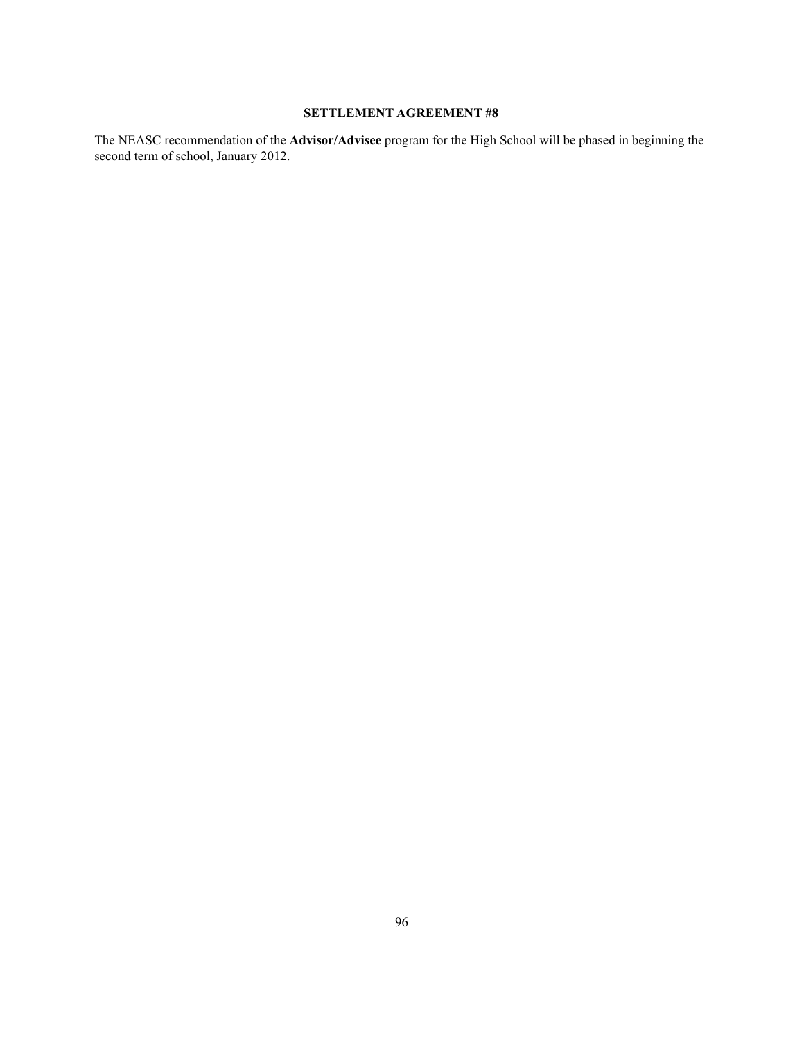## SETTLEMENT AGREEMENT #8

The NEASC recommendation of the **Advisor/Advisee** program for the High School will be phased in beginning the second term of school, January 2012.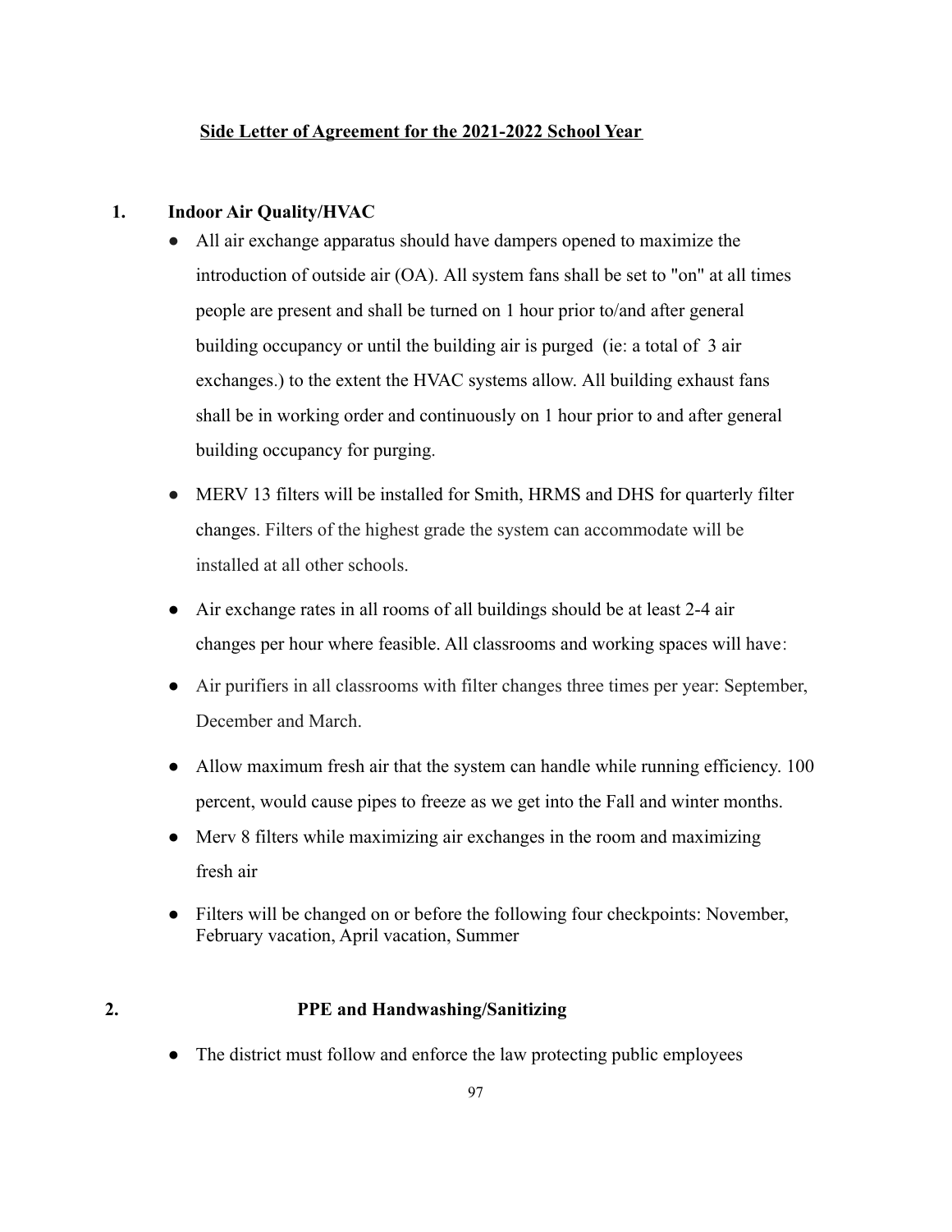## Side Letter of Agreement for the 2021-2022 School Year

### 1. Indoor Air Quality/HVAC

- All air exchange apparatus should have dampers opened to maximize the introduction of outside air (OA). All system fans shall be set to "on" at all times people are present and shall be turned on 1 hour prior to/and after general building occupancy or until the building air is purged (ie: a total of 3 air exchanges.) to the extent the HVAC systems allow. All building exhaust fans shall be in working order and continuously on 1 hour prior to and after general building occupancy for purging.
- MERV 13 filters will be installed for Smith, HRMS and DHS for quarterly filter changes. Filters of the highest grade the system can accommodate will be installed at all other schools.
- Air exchange rates in all rooms of all buildings should be at least 2-4 air changes per hour where feasible. All classrooms and working spaces will have:
- Air purifiers in all classrooms with filter changes three times per year: September, December and March.
- Allow maximum fresh air that the system can handle while running efficiency. 100 percent, would cause pipes to freeze as we get into the Fall and winter months.
- Merv 8 filters while maximizing air exchanges in the room and maximizing fresh air
- Filters will be changed on or before the following four checkpoints: November, February vacation, April vacation, Summer

### 2. PPE and Handwashing/Sanitizing

- The district must follow and enforce the law protecting public employees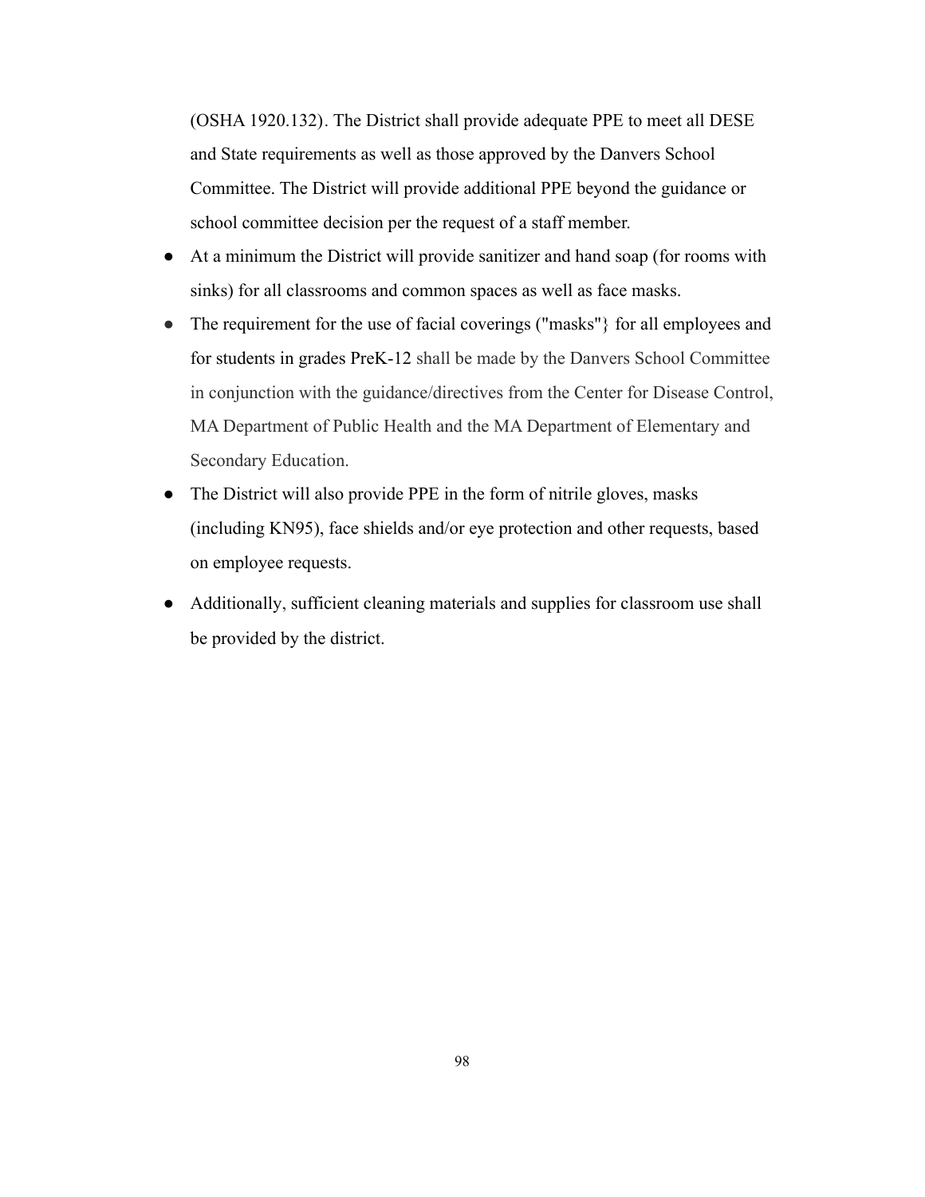(OSHA 1920.132). The District shall provide adequate PPE to meet all DESE and State requirements as well as those approved by the Danvers School Committee. The District will provide additional PPE beyond the guidance or school committee decision per the request of a staff member.

- At a minimum the District will provide sanitizer and hand soap (for rooms with sinks) for all classrooms and common spaces as well as face masks.
- The requirement for the use of facial coverings ("masks"} for all employees and for students in grades PreK-12 shall be made by the Danvers School Committee in conjunction with the guidance/directives from the Center for Disease Control, MA Department of Public Health and the MA Department of Elementary and Secondary Education.
- The District will also provide PPE in the form of nitrile gloves, masks (including KN95), face shields and/or eye protection and other requests, based on employee requests.
- Additionally, sufficient cleaning materials and supplies for classroom use shall be provided by the district.